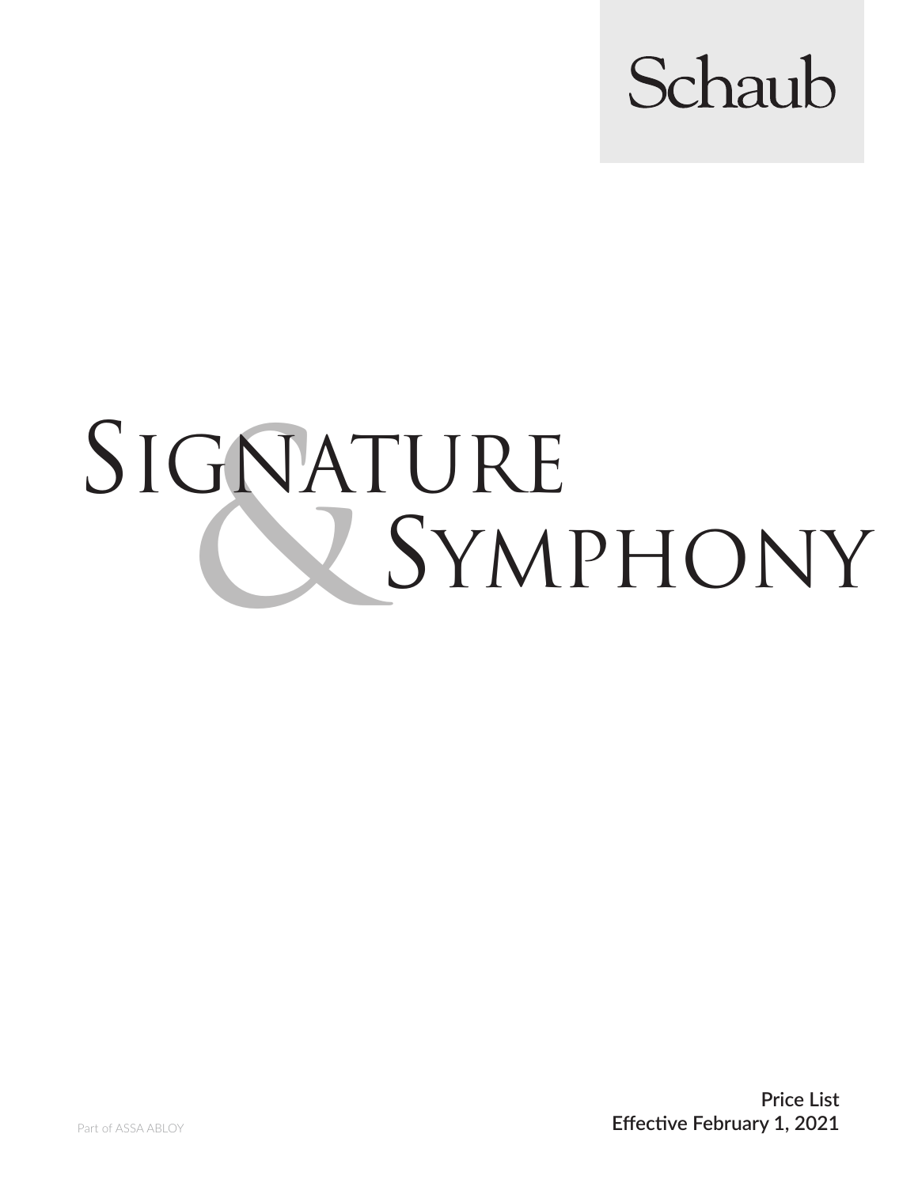Schaub

# Signature & Symphony

**Price List**
**Effective February 1, 2021**

Part of ASSA ABLOY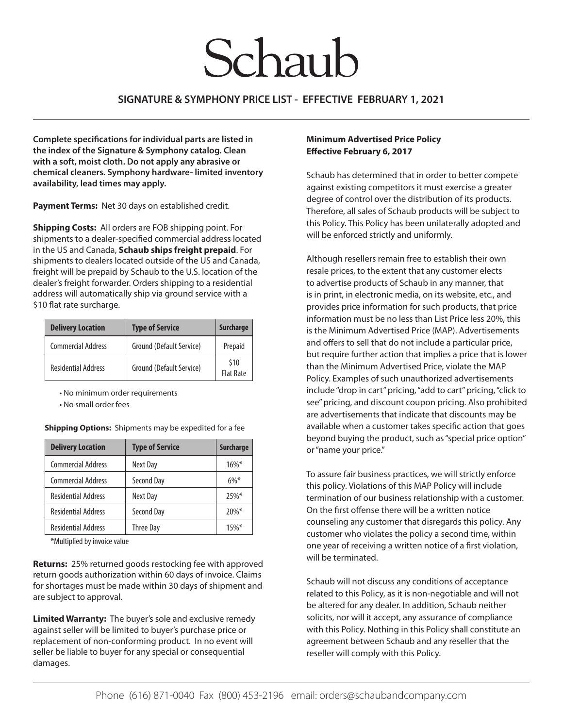# Schaub

## SIGNATURE & SYMPHONY PRICE LIST - EFFECTIVE FEBRUARY 1, 2021

**Complete specifications for individual parts are listed in the index of the Signature & Symphony catalog. Clean with a soft, moist cloth. Do not apply any abrasive or chemical cleaners. Symphony hardware- limited inventory availability, lead times may apply.**

**Payment Terms:** Net 30 days on established credit.

**Shipping Costs:** All orders are FOB shipping point. For shipments to a dealer-specified commercial address located in the US and Canada, **Schaub ships freight prepaid**. For shipments to dealers located outside of the US and Canada, freight will be prepaid by Schaub to the U.S. location of the dealer's freight forwarder. Orders shipping to a residential address will automatically ship via ground service with a $10 flat rate surcharge.

| Delivery Location | Type of Service | Surcharge |
|---|---|---|
| Commercial Address | Ground (Default Service) | Prepaid |
| Residential Address | Ground (Default Service) | $10 Flat Rate |

- No minimum order requirements
- No small order fees

**Shipping Options:** Shipments may be expedited for a fee

| Delivery Location | Type of Service | Surcharge |
|---|---|---|
| Commercial Address | Next Day | 16%* |
| Commercial Address | Second Day | 6%* |
| Residential Address | Next Day | 25%* |
| Residential Address | Second Day | 20%* |
| Residential Address | Three Day | 15%* |

*Multiplied by invoice value

**Returns:** 25% returned goods restocking fee with approved return goods authorization within 60 days of invoice. Claims for shortages must be made within 30 days of shipment and are subject to approval.

**Limited Warranty:** The buyer's sole and exclusive remedy against seller will be limited to buyer's purchase price or replacement of non-conforming product. In no event will seller be liable to buyer for any special or consequential damages.

**Minimum Advertised Price Policy**
**Effective February 6, 2017**

Schaub has determined that in order to better compete against existing competitors it must exercise a greater degree of control over the distribution of its products. Therefore, all sales of Schaub products will be subject to this Policy. This Policy has been unilaterally adopted and will be enforced strictly and uniformly.

Although resellers remain free to establish their own resale prices, to the extent that any customer elects to advertise products of Schaub in any manner, that is in print, in electronic media, on its website, etc., and provides price information for such products, that price information must be no less than List Price less 20%, this is the Minimum Advertised Price (MAP). Advertisements and offers to sell that do not include a particular price, but require further action that implies a price that is lower than the Minimum Advertised Price, violate the MAP Policy. Examples of such unauthorized advertisements include "drop in cart" pricing, "add to cart" pricing, "click to see" pricing, and discount coupon pricing. Also prohibited are advertisements that indicate that discounts may be available when a customer takes specific action that goes beyond buying the product, such as "special price option" or "name your price."

To assure fair business practices, we will strictly enforce this policy. Violations of this MAP Policy will include termination of our business relationship with a customer. On the first offense there will be a written notice counseling any customer that disregards this policy. Any customer who violates the policy a second time, within one year of receiving a written notice of a first violation, will be terminated.

Schaub will not discuss any conditions of acceptance related to this Policy, as it is non-negotiable and will not be altered for any dealer. In addition, Schaub neither solicits, nor will it accept, any assurance of compliance with this Policy. Nothing in this Policy shall constitute an agreement between Schaub and any reseller that the reseller will comply with this Policy.

Phone (616) 871-0040 Fax (800) 453-2196 email: orders@schaubandcompany.com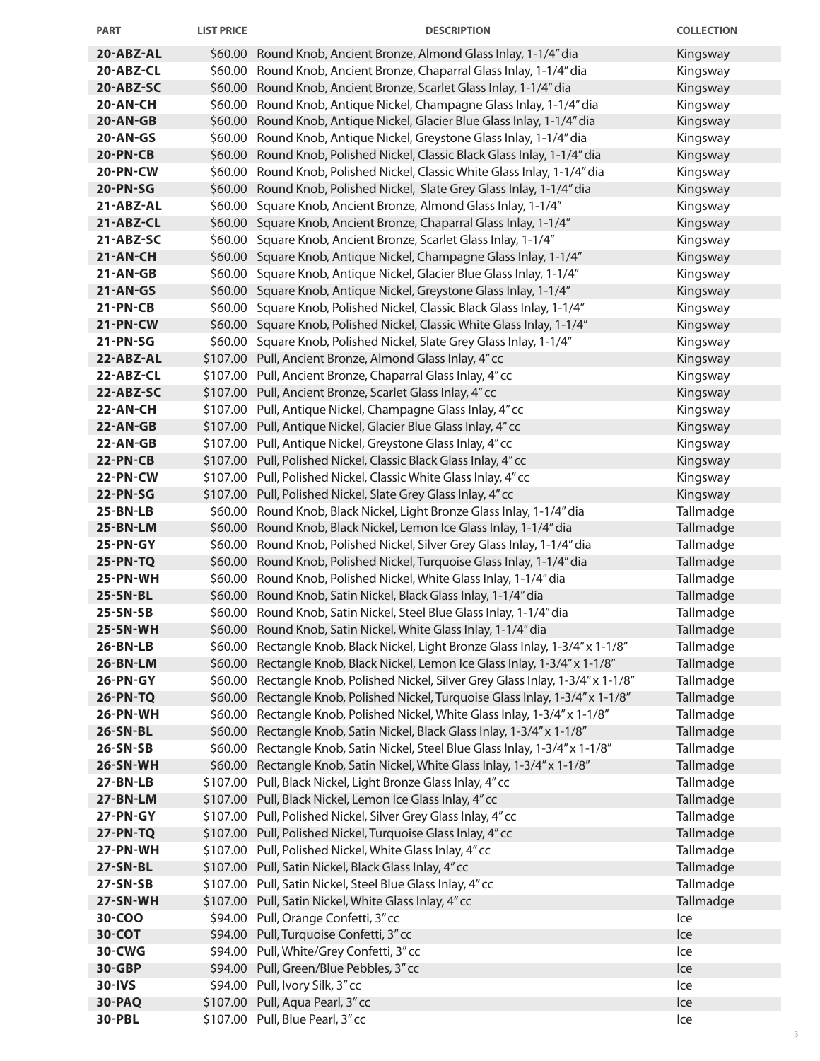| PART | LIST PRICE | DESCRIPTION | COLLECTION |
|---|---|---|---|
| **20-ABZ-AL** | $60.00 | Round Knob, Ancient Bronze, Almond Glass Inlay, 1-1/4" dia | Kingsway |
| **20-ABZ-CL** | $60.00 | Round Knob, Ancient Bronze, Chaparral Glass Inlay, 1-1/4" dia | Kingsway |
| **20-ABZ-SC** | $60.00 | Round Knob, Ancient Bronze, Scarlet Glass Inlay, 1-1/4" dia | Kingsway |
| **20-AN-CH** | $60.00 | Round Knob, Antique Nickel, Champagne Glass Inlay, 1-1/4" dia | Kingsway |
| **20-AN-GB** | $60.00 | Round Knob, Antique Nickel, Glacier Blue Glass Inlay, 1-1/4" dia | Kingsway |
| **20-AN-GS** | $60.00 | Round Knob, Antique Nickel, Greystone Glass Inlay, 1-1/4" dia | Kingsway |
| **20-PN-CB** | $60.00 | Round Knob, Polished Nickel, Classic Black Glass Inlay, 1-1/4" dia | Kingsway |
| **20-PN-CW** | $60.00 | Round Knob, Polished Nickel, Classic White Glass Inlay, 1-1/4" dia | Kingsway |
| **20-PN-SG** | $60.00 | Round Knob, Polished Nickel, Slate Grey Glass Inlay, 1-1/4" dia | Kingsway |
| **21-ABZ-AL** | $60.00 | Square Knob, Ancient Bronze, Almond Glass Inlay, 1-1/4" | Kingsway |
| **21-ABZ-CL** | $60.00 | Square Knob, Ancient Bronze, Chaparral Glass Inlay, 1-1/4" | Kingsway |
| **21-ABZ-SC** | $60.00 | Square Knob, Ancient Bronze, Scarlet Glass Inlay, 1-1/4" | Kingsway |
| **21-AN-CH** | $60.00 | Square Knob, Antique Nickel, Champagne Glass Inlay, 1-1/4" | Kingsway |
| **21-AN-GB** | $60.00 | Square Knob, Antique Nickel, Glacier Blue Glass Inlay, 1-1/4" | Kingsway |
| **21-AN-GS** | $60.00 | Square Knob, Antique Nickel, Greystone Glass Inlay, 1-1/4" | Kingsway |
| **21-PN-CB** | $60.00 | Square Knob, Polished Nickel, Classic Black Glass Inlay, 1-1/4" | Kingsway |
| **21-PN-CW** | $60.00 | Square Knob, Polished Nickel, Classic White Glass Inlay, 1-1/4" | Kingsway |
| **21-PN-SG** | $60.00 | Square Knob, Polished Nickel, Slate Grey Glass Inlay, 1-1/4" | Kingsway |
| **22-ABZ-AL** | $107.00 | Pull, Ancient Bronze, Almond Glass Inlay, 4" cc | Kingsway |
| **22-ABZ-CL** | $107.00 | Pull, Ancient Bronze, Chaparral Glass Inlay, 4" cc | Kingsway |
| **22-ABZ-SC** | $107.00 | Pull, Ancient Bronze, Scarlet Glass Inlay, 4" cc | Kingsway |
| **22-AN-CH** | $107.00 | Pull, Antique Nickel, Champagne Glass Inlay, 4" cc | Kingsway |
| **22-AN-GB** | $107.00 | Pull, Antique Nickel, Glacier Blue Glass Inlay, 4" cc | Kingsway |
| **22-AN-GB** | $107.00 | Pull, Antique Nickel, Greystone Glass Inlay, 4" cc | Kingsway |
| **22-PN-CB** | $107.00 | Pull, Polished Nickel, Classic Black Glass Inlay, 4" cc | Kingsway |
| **22-PN-CW** | $107.00 | Pull, Polished Nickel, Classic White Glass Inlay, 4" cc | Kingsway |
| **22-PN-SG** | $107.00 | Pull, Polished Nickel, Slate Grey Glass Inlay, 4" cc | Kingsway |
| **25-BN-LB** | $60.00 | Round Knob, Black Nickel, Light Bronze Glass Inlay, 1-1/4" dia | Tallmadge |
| **25-BN-LM** | $60.00 | Round Knob, Black Nickel, Lemon Ice Glass Inlay, 1-1/4" dia | Tallmadge |
| **25-PN-GY** | $60.00 | Round Knob, Polished Nickel, Silver Grey Glass Inlay, 1-1/4" dia | Tallmadge |
| **25-PN-TQ** | $60.00 | Round Knob, Polished Nickel, Turquoise Glass Inlay, 1-1/4" dia | Tallmadge |
| **25-PN-WH** | $60.00 | Round Knob, Polished Nickel, White Glass Inlay, 1-1/4" dia | Tallmadge |
| **25-SN-BL** | $60.00 | Round Knob, Satin Nickel, Black Glass Inlay, 1-1/4" dia | Tallmadge |
| **25-SN-SB** | $60.00 | Round Knob, Satin Nickel, Steel Blue Glass Inlay, 1-1/4" dia | Tallmadge |
| **25-SN-WH** | $60.00 | Round Knob, Satin Nickel, White Glass Inlay, 1-1/4" dia | Tallmadge |
| **26-BN-LB** | $60.00 | Rectangle Knob, Black Nickel, Light Bronze Glass Inlay, 1-3/4" x 1-1/8" | Tallmadge |
| **26-BN-LM** | $60.00 | Rectangle Knob, Black Nickel, Lemon Ice Glass Inlay, 1-3/4" x 1-1/8" | Tallmadge |
| **26-PN-GY** | $60.00 | Rectangle Knob, Polished Nickel, Silver Grey Glass Inlay, 1-3/4" x 1-1/8" | Tallmadge |
| **26-PN-TQ** | $60.00 | Rectangle Knob, Polished Nickel, Turquoise Glass Inlay, 1-3/4" x 1-1/8" | Tallmadge |
| **26-PN-WH** | $60.00 | Rectangle Knob, Polished Nickel, White Glass Inlay, 1-3/4" x 1-1/8" | Tallmadge |
| **26-SN-BL** | $60.00 | Rectangle Knob, Satin Nickel, Black Glass Inlay, 1-3/4" x 1-1/8" | Tallmadge |
| **26-SN-SB** | $60.00 | Rectangle Knob, Satin Nickel, Steel Blue Glass Inlay, 1-3/4" x 1-1/8" | Tallmadge |
| **26-SN-WH** | $60.00 | Rectangle Knob, Satin Nickel, White Glass Inlay, 1-3/4" x 1-1/8" | Tallmadge |
| **27-BN-LB** | $107.00 | Pull, Black Nickel, Light Bronze Glass Inlay, 4" cc | Tallmadge |
| **27-BN-LM** | $107.00 | Pull, Black Nickel, Lemon Ice Glass Inlay, 4" cc | Tallmadge |
| **27-PN-GY** | $107.00 | Pull, Polished Nickel, Silver Grey Glass Inlay, 4" cc | Tallmadge |
| **27-PN-TQ** | $107.00 | Pull, Polished Nickel, Turquoise Glass Inlay, 4" cc | Tallmadge |
| **27-PN-WH** | $107.00 | Pull, Polished Nickel, White Glass Inlay, 4" cc | Tallmadge |
| **27-SN-BL** | $107.00 | Pull, Satin Nickel, Black Glass Inlay, 4" cc | Tallmadge |
| **27-SN-SB** | $107.00 | Pull, Satin Nickel, Steel Blue Glass Inlay, 4" cc | Tallmadge |
| **27-SN-WH** | $107.00 | Pull, Satin Nickel, White Glass Inlay, 4" cc | Tallmadge |
| **30-COO** | $94.00 | Pull, Orange Confetti, 3" cc | Ice |
| **30-COT** | $94.00 | Pull, Turquoise Confetti, 3" cc | Ice |
| **30-CWG** | $94.00 | Pull, White/Grey Confetti, 3" cc | Ice |
| **30-GBP** | $94.00 | Pull, Green/Blue Pebbles, 3" cc | Ice |
| **30-IVS** | $94.00 | Pull, Ivory Silk, 3" cc | Ice |
| **30-PAQ** | $107.00 | Pull, Aqua Pearl, 3" cc | Ice |
| **30-PBL** | $107.00 | Pull, Blue Pearl, 3" cc | Ice |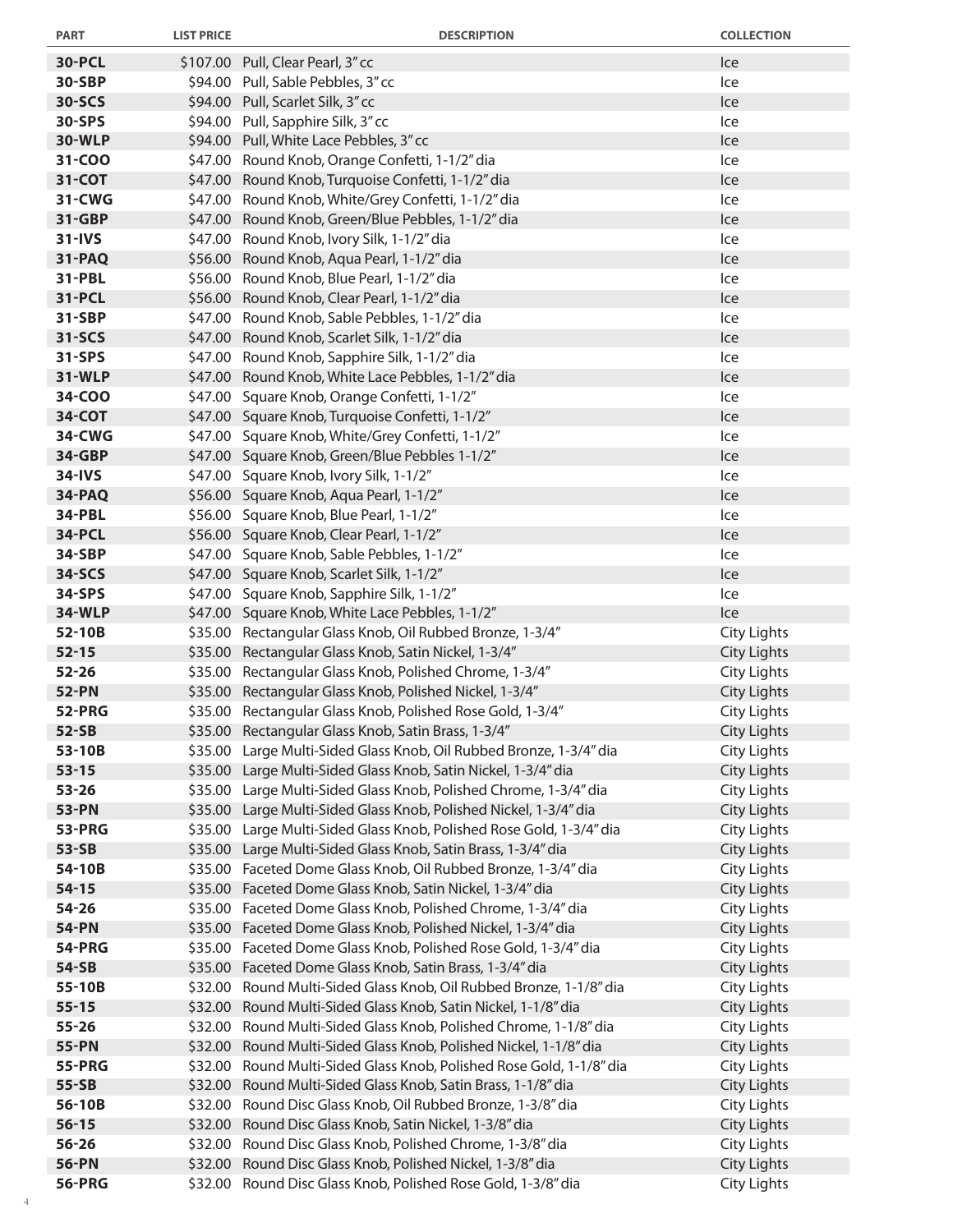| PART | LIST PRICE | DESCRIPTION | COLLECTION |
| --- | --- | --- | --- |
| **30-PCL** | $107.00 | Pull, Clear Pearl, 3" cc | Ice |
| **30-SBP** | $94.00 | Pull, Sable Pebbles, 3" cc | Ice |
| **30-SCS** | $94.00 | Pull, Scarlet Silk, 3" cc | Ice |
| **30-SPS** | $94.00 | Pull, Sapphire Silk, 3" cc | Ice |
| **30-WLP** | $94.00 | Pull, White Lace Pebbles, 3" cc | Ice |
| **31-COO** | $47.00 | Round Knob, Orange Confetti, 1-1/2" dia | Ice |
| **31-COT** | $47.00 | Round Knob, Turquoise Confetti, 1-1/2" dia | Ice |
| **31-CWG** | $47.00 | Round Knob, White/Grey Confetti, 1-1/2" dia | Ice |
| **31-GBP** | $47.00 | Round Knob, Green/Blue Pebbles, 1-1/2" dia | Ice |
| **31-IVS** | $47.00 | Round Knob, Ivory Silk, 1-1/2" dia | Ice |
| **31-PAQ** | $56.00 | Round Knob, Aqua Pearl, 1-1/2" dia | Ice |
| **31-PBL** | $56.00 | Round Knob, Blue Pearl, 1-1/2" dia | Ice |
| **31-PCL** | $56.00 | Round Knob, Clear Pearl, 1-1/2" dia | Ice |
| **31-SBP** | $47.00 | Round Knob, Sable Pebbles, 1-1/2" dia | Ice |
| **31-SCS** | $47.00 | Round Knob, Scarlet Silk, 1-1/2" dia | Ice |
| **31-SPS** | $47.00 | Round Knob, Sapphire Silk, 1-1/2" dia | Ice |
| **31-WLP** | $47.00 | Round Knob, White Lace Pebbles, 1-1/2" dia | Ice |
| **34-COO** | $47.00 | Square Knob, Orange Confetti, 1-1/2" | Ice |
| **34-COT** | $47.00 | Square Knob, Turquoise Confetti, 1-1/2" | Ice |
| **34-CWG** | $47.00 | Square Knob, White/Grey Confetti, 1-1/2" | Ice |
| **34-GBP** | $47.00 | Square Knob, Green/Blue Pebbles 1-1/2" | Ice |
| **34-IVS** | $47.00 | Square Knob, Ivory Silk, 1-1/2" | Ice |
| **34-PAQ** | $56.00 | Square Knob, Aqua Pearl, 1-1/2" | Ice |
| **34-PBL** | $56.00 | Square Knob, Blue Pearl, 1-1/2" | Ice |
| **34-PCL** | $56.00 | Square Knob, Clear Pearl, 1-1/2" | Ice |
| **34-SBP** | $47.00 | Square Knob, Sable Pebbles, 1-1/2" | Ice |
| **34-SCS** | $47.00 | Square Knob, Scarlet Silk, 1-1/2" | Ice |
| **34-SPS** | $47.00 | Square Knob, Sapphire Silk, 1-1/2" | Ice |
| **34-WLP** | $47.00 | Square Knob, White Lace Pebbles, 1-1/2" | Ice |
| **52-10B** | $35.00 | Rectangular Glass Knob, Oil Rubbed Bronze, 1-3/4" | City Lights |
| **52-15** | $35.00 | Rectangular Glass Knob, Satin Nickel, 1-3/4" | City Lights |
| **52-26** | $35.00 | Rectangular Glass Knob, Polished Chrome, 1-3/4" | City Lights |
| **52-PN** | $35.00 | Rectangular Glass Knob, Polished Nickel, 1-3/4" | City Lights |
| **52-PRG** | $35.00 | Rectangular Glass Knob, Polished Rose Gold, 1-3/4" | City Lights |
| **52-SB** | $35.00 | Rectangular Glass Knob, Satin Brass, 1-3/4" | City Lights |
| **53-10B** | $35.00 | Large Multi-Sided Glass Knob, Oil Rubbed Bronze, 1-3/4" dia | City Lights |
| **53-15** | $35.00 | Large Multi-Sided Glass Knob, Satin Nickel, 1-3/4" dia | City Lights |
| **53-26** | $35.00 | Large Multi-Sided Glass Knob, Polished Chrome, 1-3/4" dia | City Lights |
| **53-PN** | $35.00 | Large Multi-Sided Glass Knob, Polished Nickel, 1-3/4" dia | City Lights |
| **53-PRG** | $35.00 | Large Multi-Sided Glass Knob, Polished Rose Gold, 1-3/4" dia | City Lights |
| **53-SB** | $35.00 | Large Multi-Sided Glass Knob, Satin Brass, 1-3/4" dia | City Lights |
| **54-10B** | $35.00 | Faceted Dome Glass Knob, Oil Rubbed Bronze, 1-3/4" dia | City Lights |
| **54-15** | $35.00 | Faceted Dome Glass Knob, Satin Nickel, 1-3/4" dia | City Lights |
| **54-26** | $35.00 | Faceted Dome Glass Knob, Polished Chrome, 1-3/4" dia | City Lights |
| **54-PN** | $35.00 | Faceted Dome Glass Knob, Polished Nickel, 1-3/4" dia | City Lights |
| **54-PRG** | $35.00 | Faceted Dome Glass Knob, Polished Rose Gold, 1-3/4" dia | City Lights |
| **54-SB** | $35.00 | Faceted Dome Glass Knob, Satin Brass, 1-3/4" dia | City Lights |
| **55-10B** | $32.00 | Round Multi-Sided Glass Knob, Oil Rubbed Bronze, 1-1/8" dia | City Lights |
| **55-15** | $32.00 | Round Multi-Sided Glass Knob, Satin Nickel, 1-1/8" dia | City Lights |
| **55-26** | $32.00 | Round Multi-Sided Glass Knob, Polished Chrome, 1-1/8" dia | City Lights |
| **55-PN** | $32.00 | Round Multi-Sided Glass Knob, Polished Nickel, 1-1/8" dia | City Lights |
| **55-PRG** | $32.00 | Round Multi-Sided Glass Knob, Polished Rose Gold, 1-1/8" dia | City Lights |
| **55-SB** | $32.00 | Round Multi-Sided Glass Knob, Satin Brass, 1-1/8" dia | City Lights |
| **56-10B** | $32.00 | Round Disc Glass Knob, Oil Rubbed Bronze, 1-3/8" dia | City Lights |
| **56-15** | $32.00 | Round Disc Glass Knob, Satin Nickel, 1-3/8" dia | City Lights |
| **56-26** | $32.00 | Round Disc Glass Knob, Polished Chrome, 1-3/8" dia | City Lights |
| **56-PN** | $32.00 | Round Disc Glass Knob, Polished Nickel, 1-3/8" dia | City Lights |
| **56-PRG** | $32.00 | Round Disc Glass Knob, Polished Rose Gold, 1-3/8" dia | City Lights |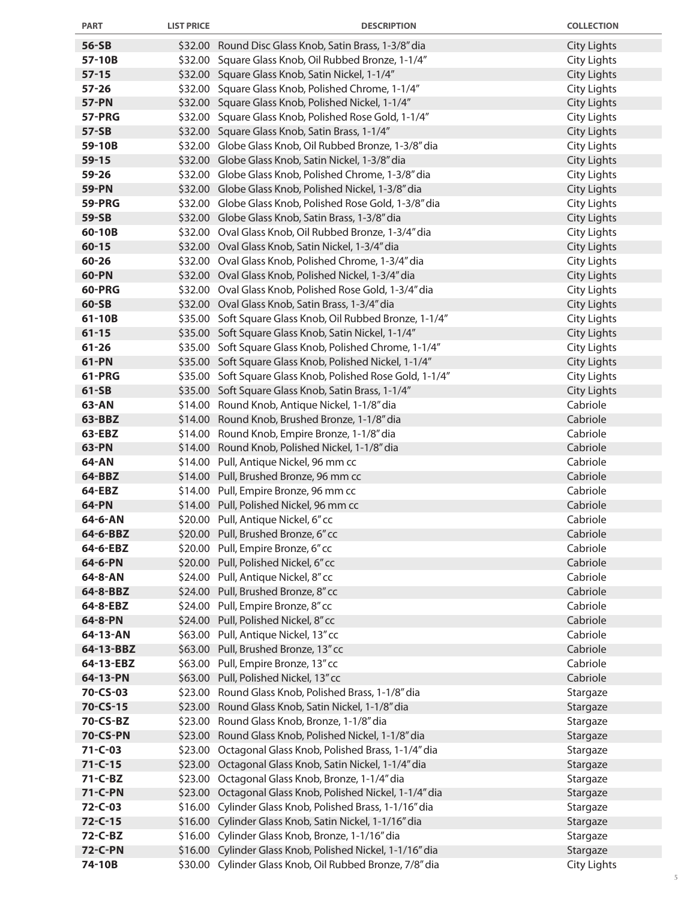| PART | LIST PRICE | DESCRIPTION | COLLECTION |
|---|---|---|---|
| **56-SB** | $32.00 | Round Disc Glass Knob, Satin Brass, 1-3/8" dia | City Lights |
| **57-10B** | $32.00 | Square Glass Knob, Oil Rubbed Bronze, 1-1/4" | City Lights |
| **57-15** | $32.00 | Square Glass Knob, Satin Nickel, 1-1/4" | City Lights |
| **57-26** | $32.00 | Square Glass Knob, Polished Chrome, 1-1/4" | City Lights |
| **57-PN** | $32.00 | Square Glass Knob, Polished Nickel, 1-1/4" | City Lights |
| **57-PRG** | $32.00 | Square Glass Knob, Polished Rose Gold, 1-1/4" | City Lights |
| **57-SB** | $32.00 | Square Glass Knob, Satin Brass, 1-1/4" | City Lights |
| **59-10B** | $32.00 | Globe Glass Knob, Oil Rubbed Bronze, 1-3/8" dia | City Lights |
| **59-15** | $32.00 | Globe Glass Knob, Satin Nickel, 1-3/8" dia | City Lights |
| **59-26** | $32.00 | Globe Glass Knob, Polished Chrome, 1-3/8" dia | City Lights |
| **59-PN** | $32.00 | Globe Glass Knob, Polished Nickel, 1-3/8" dia | City Lights |
| **59-PRG** | $32.00 | Globe Glass Knob, Polished Rose Gold, 1-3/8" dia | City Lights |
| **59-SB** | $32.00 | Globe Glass Knob, Satin Brass, 1-3/8" dia | City Lights |
| **60-10B** | $32.00 | Oval Glass Knob, Oil Rubbed Bronze, 1-3/4" dia | City Lights |
| **60-15** | $32.00 | Oval Glass Knob, Satin Nickel, 1-3/4" dia | City Lights |
| **60-26** | $32.00 | Oval Glass Knob, Polished Chrome, 1-3/4" dia | City Lights |
| **60-PN** | $32.00 | Oval Glass Knob, Polished Nickel, 1-3/4" dia | City Lights |
| **60-PRG** | $32.00 | Oval Glass Knob, Polished Rose Gold, 1-3/4" dia | City Lights |
| **60-SB** | $32.00 | Oval Glass Knob, Satin Brass, 1-3/4" dia | City Lights |
| **61-10B** | $35.00 | Soft Square Glass Knob, Oil Rubbed Bronze, 1-1/4" | City Lights |
| **61-15** | $35.00 | Soft Square Glass Knob, Satin Nickel, 1-1/4" | City Lights |
| **61-26** | $35.00 | Soft Square Glass Knob, Polished Chrome, 1-1/4" | City Lights |
| **61-PN** | $35.00 | Soft Square Glass Knob, Polished Nickel, 1-1/4" | City Lights |
| **61-PRG** | $35.00 | Soft Square Glass Knob, Polished Rose Gold, 1-1/4" | City Lights |
| **61-SB** | $35.00 | Soft Square Glass Knob, Satin Brass, 1-1/4" | City Lights |
| **63-AN** | $14.00 | Round Knob, Antique Nickel, 1-1/8" dia | Cabriole |
| **63-BBZ** | $14.00 | Round Knob, Brushed Bronze, 1-1/8" dia | Cabriole |
| **63-EBZ** | $14.00 | Round Knob, Empire Bronze, 1-1/8" dia | Cabriole |
| **63-PN** | $14.00 | Round Knob, Polished Nickel, 1-1/8" dia | Cabriole |
| **64-AN** | $14.00 | Pull, Antique Nickel, 96 mm cc | Cabriole |
| **64-BBZ** | $14.00 | Pull, Brushed Bronze, 96 mm cc | Cabriole |
| **64-EBZ** | $14.00 | Pull, Empire Bronze, 96 mm cc | Cabriole |
| **64-PN** | $14.00 | Pull, Polished Nickel, 96 mm cc | Cabriole |
| **64-6-AN** | $20.00 | Pull, Antique Nickel, 6" cc | Cabriole |
| **64-6-BBZ** | $20.00 | Pull, Brushed Bronze, 6" cc | Cabriole |
| **64-6-EBZ** | $20.00 | Pull, Empire Bronze, 6" cc | Cabriole |
| **64-6-PN** | $20.00 | Pull, Polished Nickel, 6" cc | Cabriole |
| **64-8-AN** | $24.00 | Pull, Antique Nickel, 8" cc | Cabriole |
| **64-8-BBZ** | $24.00 | Pull, Brushed Bronze, 8" cc | Cabriole |
| **64-8-EBZ** | $24.00 | Pull, Empire Bronze, 8" cc | Cabriole |
| **64-8-PN** | $24.00 | Pull, Polished Nickel, 8" cc | Cabriole |
| **64-13-AN** | $63.00 | Pull, Antique Nickel, 13" cc | Cabriole |
| **64-13-BBZ** | $63.00 | Pull, Brushed Bronze, 13" cc | Cabriole |
| **64-13-EBZ** | $63.00 | Pull, Empire Bronze, 13" cc | Cabriole |
| **64-13-PN** | $63.00 | Pull, Polished Nickel, 13" cc | Cabriole |
| **70-CS-03** | $23.00 | Round Glass Knob, Polished Brass, 1-1/8" dia | Stargaze |
| **70-CS-15** | $23.00 | Round Glass Knob, Satin Nickel, 1-1/8" dia | Stargaze |
| **70-CS-BZ** | $23.00 | Round Glass Knob, Bronze, 1-1/8" dia | Stargaze |
| **70-CS-PN** | $23.00 | Round Glass Knob, Polished Nickel, 1-1/8" dia | Stargaze |
| **71-C-03** | $23.00 | Octagonal Glass Knob, Polished Brass, 1-1/4" dia | Stargaze |
| **71-C-15** | $23.00 | Octagonal Glass Knob, Satin Nickel, 1-1/4" dia | Stargaze |
| **71-C-BZ** | $23.00 | Octagonal Glass Knob, Bronze, 1-1/4" dia | Stargaze |
| **71-C-PN** | $23.00 | Octagonal Glass Knob, Polished Nickel, 1-1/4" dia | Stargaze |
| **72-C-03** | $16.00 | Cylinder Glass Knob, Polished Brass, 1-1/16" dia | Stargaze |
| **72-C-15** | $16.00 | Cylinder Glass Knob, Satin Nickel, 1-1/16" dia | Stargaze |
| **72-C-BZ** | $16.00 | Cylinder Glass Knob, Bronze, 1-1/16" dia | Stargaze |
| **72-C-PN** | $16.00 | Cylinder Glass Knob, Polished Nickel, 1-1/16" dia | Stargaze |
| **74-10B** | $30.00 | Cylinder Glass Knob, Oil Rubbed Bronze, 7/8" dia | City Lights |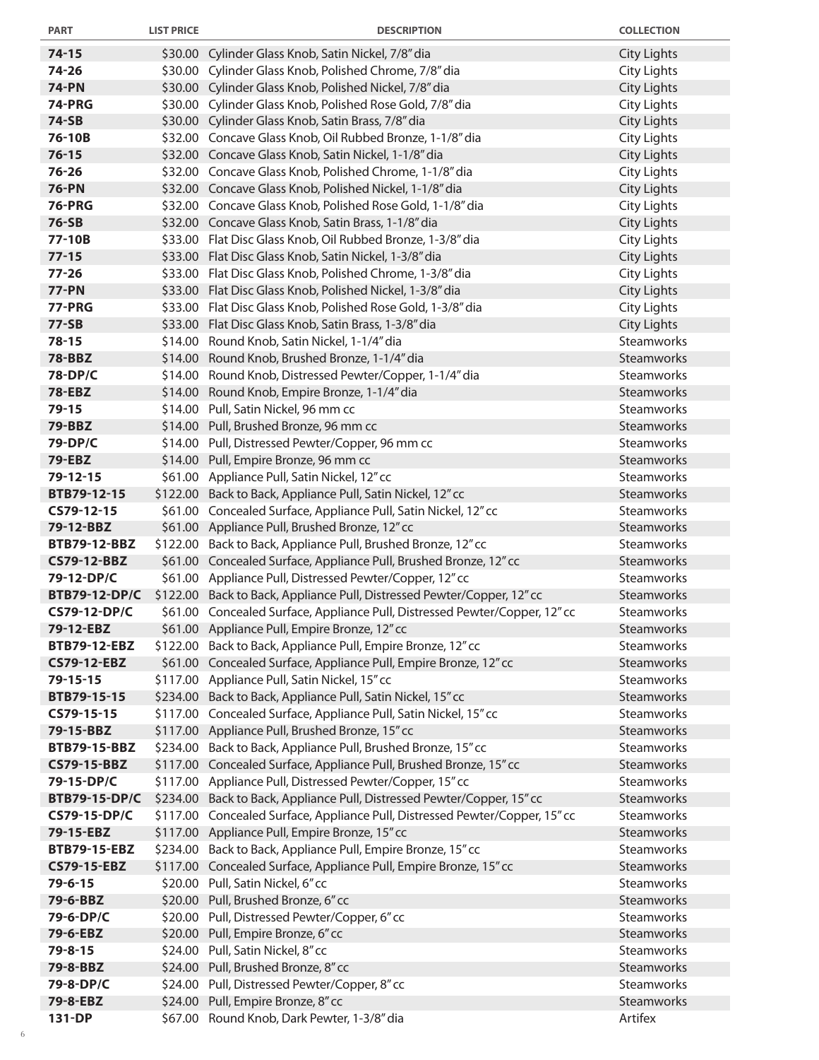| PART | LIST PRICE | DESCRIPTION | COLLECTION |
|---|---|---|---|
| **74-15** | $30.00 | Cylinder Glass Knob, Satin Nickel, 7/8" dia | City Lights |
| **74-26** | $30.00 | Cylinder Glass Knob, Polished Chrome, 7/8" dia | City Lights |
| **74-PN** | $30.00 | Cylinder Glass Knob, Polished Nickel, 7/8" dia | City Lights |
| **74-PRG** | $30.00 | Cylinder Glass Knob, Polished Rose Gold, 7/8" dia | City Lights |
| **74-SB** | $30.00 | Cylinder Glass Knob, Satin Brass, 7/8" dia | City Lights |
| **76-10B** | $32.00 | Concave Glass Knob, Oil Rubbed Bronze, 1-1/8" dia | City Lights |
| **76-15** | $32.00 | Concave Glass Knob, Satin Nickel, 1-1/8" dia | City Lights |
| **76-26** | $32.00 | Concave Glass Knob, Polished Chrome, 1-1/8" dia | City Lights |
| **76-PN** | $32.00 | Concave Glass Knob, Polished Nickel, 1-1/8" dia | City Lights |
| **76-PRG** | $32.00 | Concave Glass Knob, Polished Rose Gold, 1-1/8" dia | City Lights |
| **76-SB** | $32.00 | Concave Glass Knob, Satin Brass, 1-1/8" dia | City Lights |
| **77-10B** | $33.00 | Flat Disc Glass Knob, Oil Rubbed Bronze, 1-3/8" dia | City Lights |
| **77-15** | $33.00 | Flat Disc Glass Knob, Satin Nickel, 1-3/8" dia | City Lights |
| **77-26** | $33.00 | Flat Disc Glass Knob, Polished Chrome, 1-3/8" dia | City Lights |
| **77-PN** | $33.00 | Flat Disc Glass Knob, Polished Nickel, 1-3/8" dia | City Lights |
| **77-PRG** | $33.00 | Flat Disc Glass Knob, Polished Rose Gold, 1-3/8" dia | City Lights |
| **77-SB** | $33.00 | Flat Disc Glass Knob, Satin Brass, 1-3/8" dia | City Lights |
| **78-15** | $14.00 | Round Knob, Satin Nickel, 1-1/4" dia | Steamworks |
| **78-BBZ** | $14.00 | Round Knob, Brushed Bronze, 1-1/4" dia | Steamworks |
| **78-DP/C** | $14.00 | Round Knob, Distressed Pewter/Copper, 1-1/4" dia | Steamworks |
| **78-EBZ** | $14.00 | Round Knob, Empire Bronze, 1-1/4" dia | Steamworks |
| **79-15** | $14.00 | Pull, Satin Nickel, 96 mm cc | Steamworks |
| **79-BBZ** | $14.00 | Pull, Brushed Bronze, 96 mm cc | Steamworks |
| **79-DP/C** | $14.00 | Pull, Distressed Pewter/Copper, 96 mm cc | Steamworks |
| **79-EBZ** | $14.00 | Pull, Empire Bronze, 96 mm cc | Steamworks |
| **79-12-15** | $61.00 | Appliance Pull, Satin Nickel, 12" cc | Steamworks |
| **BTB79-12-15** | $122.00 | Back to Back, Appliance Pull, Satin Nickel, 12" cc | Steamworks |
| **CS79-12-15** | $61.00 | Concealed Surface, Appliance Pull, Satin Nickel, 12" cc | Steamworks |
| **79-12-BBZ** | $61.00 | Appliance Pull, Brushed Bronze, 12" cc | Steamworks |
| **BTB79-12-BBZ** | $122.00 | Back to Back, Appliance Pull, Brushed Bronze, 12" cc | Steamworks |
| **CS79-12-BBZ** | $61.00 | Concealed Surface, Appliance Pull, Brushed Bronze, 12" cc | Steamworks |
| **79-12-DP/C** | $61.00 | Appliance Pull, Distressed Pewter/Copper, 12" cc | Steamworks |
| **BTB79-12-DP/C** | $122.00 | Back to Back, Appliance Pull, Distressed Pewter/Copper, 12" cc | Steamworks |
| **CS79-12-DP/C** | $61.00 | Concealed Surface, Appliance Pull, Distressed Pewter/Copper, 12" cc | Steamworks |
| **79-12-EBZ** | $61.00 | Appliance Pull, Empire Bronze, 12" cc | Steamworks |
| **BTB79-12-EBZ** | $122.00 | Back to Back, Appliance Pull, Empire Bronze, 12" cc | Steamworks |
| **CS79-12-EBZ** | $61.00 | Concealed Surface, Appliance Pull, Empire Bronze, 12" cc | Steamworks |
| **79-15-15** | $117.00 | Appliance Pull, Satin Nickel, 15" cc | Steamworks |
| **BTB79-15-15** | $234.00 | Back to Back, Appliance Pull, Satin Nickel, 15" cc | Steamworks |
| **CS79-15-15** | $117.00 | Concealed Surface, Appliance Pull, Satin Nickel, 15" cc | Steamworks |
| **79-15-BBZ** | $117.00 | Appliance Pull, Brushed Bronze, 15" cc | Steamworks |
| **BTB79-15-BBZ** | $234.00 | Back to Back, Appliance Pull, Brushed Bronze, 15" cc | Steamworks |
| **CS79-15-BBZ** | $117.00 | Concealed Surface, Appliance Pull, Brushed Bronze, 15" cc | Steamworks |
| **79-15-DP/C** | $117.00 | Appliance Pull, Distressed Pewter/Copper, 15" cc | Steamworks |
| **BTB79-15-DP/C** | $234.00 | Back to Back, Appliance Pull, Distressed Pewter/Copper, 15" cc | Steamworks |
| **CS79-15-DP/C** | $117.00 | Concealed Surface, Appliance Pull, Distressed Pewter/Copper, 15" cc | Steamworks |
| **79-15-EBZ** | $117.00 | Appliance Pull, Empire Bronze, 15" cc | Steamworks |
| **BTB79-15-EBZ** | $234.00 | Back to Back, Appliance Pull, Empire Bronze, 15" cc | Steamworks |
| **CS79-15-EBZ** | $117.00 | Concealed Surface, Appliance Pull, Empire Bronze, 15" cc | Steamworks |
| **79-6-15** | $20.00 | Pull, Satin Nickel, 6" cc | Steamworks |
| **79-6-BBZ** | $20.00 | Pull, Brushed Bronze, 6" cc | Steamworks |
| **79-6-DP/C** | $20.00 | Pull, Distressed Pewter/Copper, 6" cc | Steamworks |
| **79-6-EBZ** | $20.00 | Pull, Empire Bronze, 6" cc | Steamworks |
| **79-8-15** | $24.00 | Pull, Satin Nickel, 8" cc | Steamworks |
| **79-8-BBZ** | $24.00 | Pull, Brushed Bronze, 8" cc | Steamworks |
| **79-8-DP/C** | $24.00 | Pull, Distressed Pewter/Copper, 8" cc | Steamworks |
| **79-8-EBZ** | $24.00 | Pull, Empire Bronze, 8" cc | Steamworks |
| **131-DP** | $67.00 | Round Knob, Dark Pewter, 1-3/8" dia | Artifex |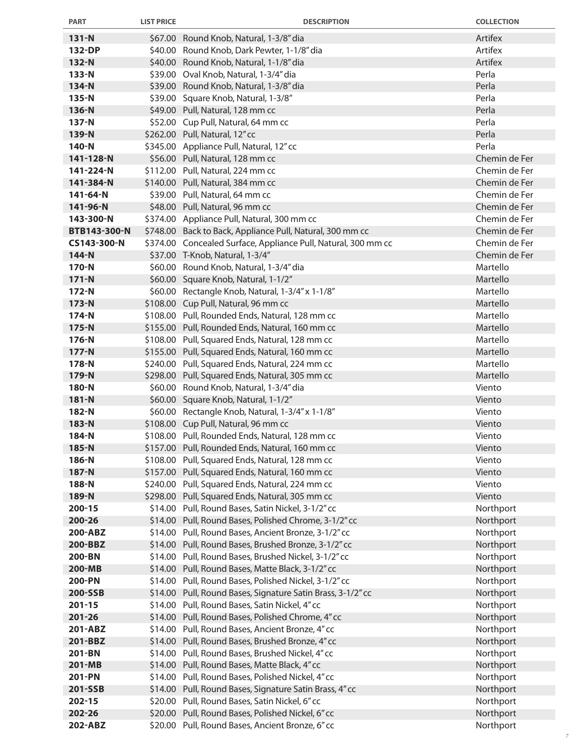| PART | LIST PRICE | DESCRIPTION | COLLECTION |
|---|---|---|---|
| **131-N** | $67.00 | Round Knob, Natural, 1-3/8" dia | Artifex |
| **132-DP** | $40.00 | Round Knob, Dark Pewter, 1-1/8" dia | Artifex |
| **132-N** | $40.00 | Round Knob, Natural, 1-1/8" dia | Artifex |
| **133-N** | $39.00 | Oval Knob, Natural, 1-3/4" dia | Perla |
| **134-N** | $39.00 | Round Knob, Natural, 1-3/8" dia | Perla |
| **135-N** | $39.00 | Square Knob, Natural, 1-3/8" | Perla |
| **136-N** | $49.00 | Pull, Natural, 128 mm cc | Perla |
| **137-N** | $52.00 | Cup Pull, Natural, 64 mm cc | Perla |
| **139-N** | $262.00 | Pull, Natural, 12" cc | Perla |
| **140-N** | $345.00 | Appliance Pull, Natural, 12" cc | Perla |
| **141-128-N** | $56.00 | Pull, Natural, 128 mm cc | Chemin de Fer |
| **141-224-N** | $112.00 | Pull, Natural, 224 mm cc | Chemin de Fer |
| **141-384-N** | $140.00 | Pull, Natural, 384 mm cc | Chemin de Fer |
| **141-64-N** | $39.00 | Pull, Natural, 64 mm cc | Chemin de Fer |
| **141-96-N** | $48.00 | Pull, Natural, 96 mm cc | Chemin de Fer |
| **143-300-N** | $374.00 | Appliance Pull, Natural, 300 mm cc | Chemin de Fer |
| **BTB143-300-N** | $748.00 | Back to Back, Appliance Pull, Natural, 300 mm cc | Chemin de Fer |
| **CS143-300-N** | $374.00 | Concealed Surface, Appliance Pull, Natural, 300 mm cc | Chemin de Fer |
| **144-N** | $37.00 | T-Knob, Natural, 1-3/4" | Chemin de Fer |
| **170-N** | $60.00 | Round Knob, Natural, 1-3/4" dia | Martello |
| **171-N** | $60.00 | Square Knob, Natural, 1-1/2" | Martello |
| **172-N** | $60.00 | Rectangle Knob, Natural, 1-3/4" x 1-1/8" | Martello |
| **173-N** | $108.00 | Cup Pull, Natural, 96 mm cc | Martello |
| **174-N** | $108.00 | Pull, Rounded Ends, Natural, 128 mm cc | Martello |
| **175-N** | $155.00 | Pull, Rounded Ends, Natural, 160 mm cc | Martello |
| **176-N** | $108.00 | Pull, Squared Ends, Natural, 128 mm cc | Martello |
| **177-N** | $155.00 | Pull, Squared Ends, Natural, 160 mm cc | Martello |
| **178-N** | $240.00 | Pull, Squared Ends, Natural, 224 mm cc | Martello |
| **179-N** | $298.00 | Pull, Squared Ends, Natural, 305 mm cc | Martello |
| **180-N** | $60.00 | Round Knob, Natural, 1-3/4" dia | Viento |
| **181-N** | $60.00 | Square Knob, Natural, 1-1/2" | Viento |
| **182-N** | $60.00 | Rectangle Knob, Natural, 1-3/4" x 1-1/8" | Viento |
| **183-N** | $108.00 | Cup Pull, Natural, 96 mm cc | Viento |
| **184-N** | $108.00 | Pull, Rounded Ends, Natural, 128 mm cc | Viento |
| **185-N** | $157.00 | Pull, Rounded Ends, Natural, 160 mm cc | Viento |
| **186-N** | $108.00 | Pull, Squared Ends, Natural, 128 mm cc | Viento |
| **187-N** | $157.00 | Pull, Squared Ends, Natural, 160 mm cc | Viento |
| **188-N** | $240.00 | Pull, Squared Ends, Natural, 224 mm cc | Viento |
| **189-N** | $298.00 | Pull, Squared Ends, Natural, 305 mm cc | Viento |
| **200-15** | $14.00 | Pull, Round Bases, Satin Nickel, 3-1/2" cc | Northport |
| **200-26** | $14.00 | Pull, Round Bases, Polished Chrome, 3-1/2" cc | Northport |
| **200-ABZ** | $14.00 | Pull, Round Bases, Ancient Bronze, 3-1/2" cc | Northport |
| **200-BBZ** | $14.00 | Pull, Round Bases, Brushed Bronze, 3-1/2" cc | Northport |
| **200-BN** | $14.00 | Pull, Round Bases, Brushed Nickel, 3-1/2" cc | Northport |
| **200-MB** | $14.00 | Pull, Round Bases, Matte Black, 3-1/2" cc | Northport |
| **200-PN** | $14.00 | Pull, Round Bases, Polished Nickel, 3-1/2" cc | Northport |
| **200-SSB** | $14.00 | Pull, Round Bases, Signature Satin Brass, 3-1/2" cc | Northport |
| **201-15** | $14.00 | Pull, Round Bases, Satin Nickel, 4" cc | Northport |
| **201-26** | $14.00 | Pull, Round Bases, Polished Chrome, 4" cc | Northport |
| **201-ABZ** | $14.00 | Pull, Round Bases, Ancient Bronze, 4" cc | Northport |
| **201-BBZ** | $14.00 | Pull, Round Bases, Brushed Bronze, 4" cc | Northport |
| **201-BN** | $14.00 | Pull, Round Bases, Brushed Nickel, 4" cc | Northport |
| **201-MB** | $14.00 | Pull, Round Bases, Matte Black, 4" cc | Northport |
| **201-PN** | $14.00 | Pull, Round Bases, Polished Nickel, 4" cc | Northport |
| **201-SSB** | $14.00 | Pull, Round Bases, Signature Satin Brass, 4" cc | Northport |
| **202-15** | $20.00 | Pull, Round Bases, Satin Nickel, 6" cc | Northport |
| **202-26** | $20.00 | Pull, Round Bases, Polished Nickel, 6" cc | Northport |
| **202-ABZ** | $20.00 | Pull, Round Bases, Ancient Bronze, 6" cc | Northport |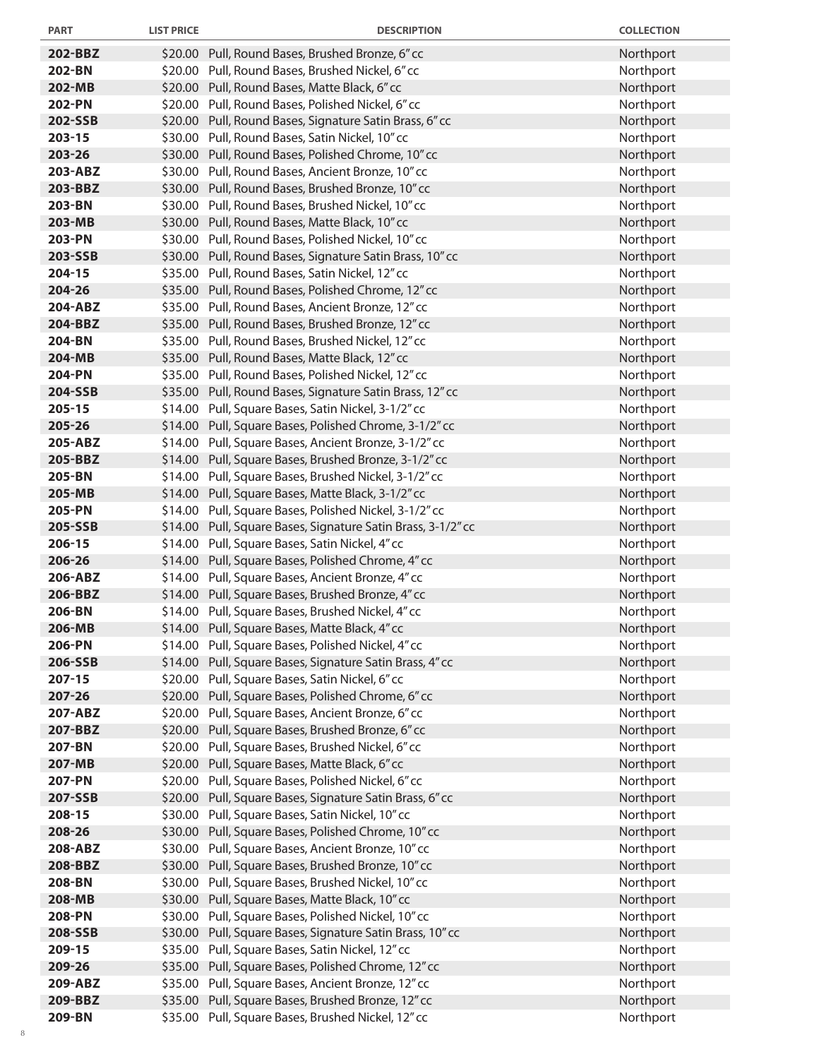| PART | LIST PRICE | DESCRIPTION | COLLECTION |
|---|---|---|---|
| **202-BBZ** | $20.00 | Pull, Round Bases, Brushed Bronze, 6" cc | Northport |
| **202-BN** | $20.00 | Pull, Round Bases, Brushed Nickel, 6" cc | Northport |
| **202-MB** | $20.00 | Pull, Round Bases, Matte Black, 6" cc | Northport |
| **202-PN** | $20.00 | Pull, Round Bases, Polished Nickel, 6" cc | Northport |
| **202-SSB** | $20.00 | Pull, Round Bases, Signature Satin Brass, 6" cc | Northport |
| **203-15** | $30.00 | Pull, Round Bases, Satin Nickel, 10" cc | Northport |
| **203-26** | $30.00 | Pull, Round Bases, Polished Chrome, 10" cc | Northport |
| **203-ABZ** | $30.00 | Pull, Round Bases, Ancient Bronze, 10" cc | Northport |
| **203-BBZ** | $30.00 | Pull, Round Bases, Brushed Bronze, 10" cc | Northport |
| **203-BN** | $30.00 | Pull, Round Bases, Brushed Nickel, 10" cc | Northport |
| **203-MB** | $30.00 | Pull, Round Bases, Matte Black, 10" cc | Northport |
| **203-PN** | $30.00 | Pull, Round Bases, Polished Nickel, 10" cc | Northport |
| **203-SSB** | $30.00 | Pull, Round Bases, Signature Satin Brass, 10" cc | Northport |
| **204-15** | $35.00 | Pull, Round Bases, Satin Nickel, 12" cc | Northport |
| **204-26** | $35.00 | Pull, Round Bases, Polished Chrome, 12" cc | Northport |
| **204-ABZ** | $35.00 | Pull, Round Bases, Ancient Bronze, 12" cc | Northport |
| **204-BBZ** | $35.00 | Pull, Round Bases, Brushed Bronze, 12" cc | Northport |
| **204-BN** | $35.00 | Pull, Round Bases, Brushed Nickel, 12" cc | Northport |
| **204-MB** | $35.00 | Pull, Round Bases, Matte Black, 12" cc | Northport |
| **204-PN** | $35.00 | Pull, Round Bases, Polished Nickel, 12" cc | Northport |
| **204-SSB** | $35.00 | Pull, Round Bases, Signature Satin Brass, 12" cc | Northport |
| **205-15** | $14.00 | Pull, Square Bases, Satin Nickel, 3-1/2" cc | Northport |
| **205-26** | $14.00 | Pull, Square Bases, Polished Chrome, 3-1/2" cc | Northport |
| **205-ABZ** | $14.00 | Pull, Square Bases, Ancient Bronze, 3-1/2" cc | Northport |
| **205-BBZ** | $14.00 | Pull, Square Bases, Brushed Bronze, 3-1/2" cc | Northport |
| **205-BN** | $14.00 | Pull, Square Bases, Brushed Nickel, 3-1/2" cc | Northport |
| **205-MB** | $14.00 | Pull, Square Bases, Matte Black, 3-1/2" cc | Northport |
| **205-PN** | $14.00 | Pull, Square Bases, Polished Nickel, 3-1/2" cc | Northport |
| **205-SSB** | $14.00 | Pull, Square Bases, Signature Satin Brass, 3-1/2" cc | Northport |
| **206-15** | $14.00 | Pull, Square Bases, Satin Nickel, 4" cc | Northport |
| **206-26** | $14.00 | Pull, Square Bases, Polished Chrome, 4" cc | Northport |
| **206-ABZ** | $14.00 | Pull, Square Bases, Ancient Bronze, 4" cc | Northport |
| **206-BBZ** | $14.00 | Pull, Square Bases, Brushed Bronze, 4" cc | Northport |
| **206-BN** | $14.00 | Pull, Square Bases, Brushed Nickel, 4" cc | Northport |
| **206-MB** | $14.00 | Pull, Square Bases, Matte Black, 4" cc | Northport |
| **206-PN** | $14.00 | Pull, Square Bases, Polished Nickel, 4" cc | Northport |
| **206-SSB** | $14.00 | Pull, Square Bases, Signature Satin Brass, 4" cc | Northport |
| **207-15** | $20.00 | Pull, Square Bases, Satin Nickel, 6" cc | Northport |
| **207-26** | $20.00 | Pull, Square Bases, Polished Chrome, 6" cc | Northport |
| **207-ABZ** | $20.00 | Pull, Square Bases, Ancient Bronze, 6" cc | Northport |
| **207-BBZ** | $20.00 | Pull, Square Bases, Brushed Bronze, 6" cc | Northport |
| **207-BN** | $20.00 | Pull, Square Bases, Brushed Nickel, 6" cc | Northport |
| **207-MB** | $20.00 | Pull, Square Bases, Matte Black, 6" cc | Northport |
| **207-PN** | $20.00 | Pull, Square Bases, Polished Nickel, 6" cc | Northport |
| **207-SSB** | $20.00 | Pull, Square Bases, Signature Satin Brass, 6" cc | Northport |
| **208-15** | $30.00 | Pull, Square Bases, Satin Nickel, 10" cc | Northport |
| **208-26** | $30.00 | Pull, Square Bases, Polished Chrome, 10" cc | Northport |
| **208-ABZ** | $30.00 | Pull, Square Bases, Ancient Bronze, 10" cc | Northport |
| **208-BBZ** | $30.00 | Pull, Square Bases, Brushed Bronze, 10" cc | Northport |
| **208-BN** | $30.00 | Pull, Square Bases, Brushed Nickel, 10" cc | Northport |
| **208-MB** | $30.00 | Pull, Square Bases, Matte Black, 10" cc | Northport |
| **208-PN** | $30.00 | Pull, Square Bases, Polished Nickel, 10" cc | Northport |
| **208-SSB** | $30.00 | Pull, Square Bases, Signature Satin Brass, 10" cc | Northport |
| **209-15** | $35.00 | Pull, Square Bases, Satin Nickel, 12" cc | Northport |
| **209-26** | $35.00 | Pull, Square Bases, Polished Chrome, 12" cc | Northport |
| **209-ABZ** | $35.00 | Pull, Square Bases, Ancient Bronze, 12" cc | Northport |
| **209-BBZ** | $35.00 | Pull, Square Bases, Brushed Bronze, 12" cc | Northport |
| **209-BN** | $35.00 | Pull, Square Bases, Brushed Nickel, 12" cc | Northport |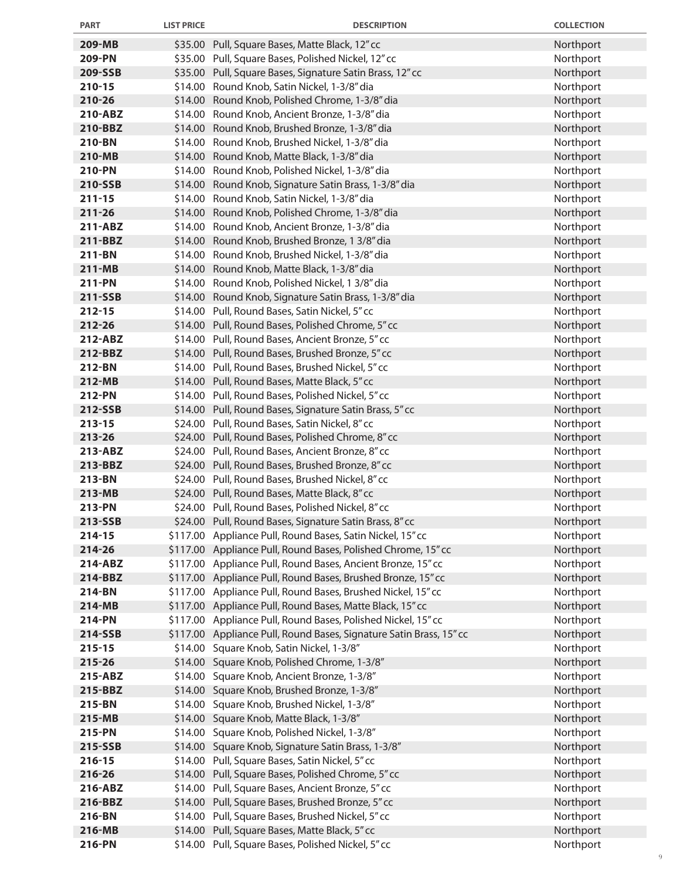| PART | LIST PRICE | DESCRIPTION | COLLECTION |
|---|---|---|---|
| **209-MB** | $35.00 | Pull, Square Bases, Matte Black, 12" cc | Northport |
| **209-PN** | $35.00 | Pull, Square Bases, Polished Nickel, 12" cc | Northport |
| **209-SSB** | $35.00 | Pull, Square Bases, Signature Satin Brass, 12" cc | Northport |
| **210-15** | $14.00 | Round Knob, Satin Nickel, 1-3/8" dia | Northport |
| **210-26** | $14.00 | Round Knob, Polished Chrome, 1-3/8" dia | Northport |
| **210-ABZ** | $14.00 | Round Knob, Ancient Bronze, 1-3/8" dia | Northport |
| **210-BBZ** | $14.00 | Round Knob, Brushed Bronze, 1-3/8" dia | Northport |
| **210-BN** | $14.00 | Round Knob, Brushed Nickel, 1-3/8" dia | Northport |
| **210-MB** | $14.00 | Round Knob, Matte Black, 1-3/8" dia | Northport |
| **210-PN** | $14.00 | Round Knob, Polished Nickel, 1-3/8" dia | Northport |
| **210-SSB** | $14.00 | Round Knob, Signature Satin Brass, 1-3/8" dia | Northport |
| **211-15** | $14.00 | Round Knob, Satin Nickel, 1-3/8" dia | Northport |
| **211-26** | $14.00 | Round Knob, Polished Chrome, 1-3/8" dia | Northport |
| **211-ABZ** | $14.00 | Round Knob, Ancient Bronze, 1-3/8" dia | Northport |
| **211-BBZ** | $14.00 | Round Knob, Brushed Bronze, 1 3/8" dia | Northport |
| **211-BN** | $14.00 | Round Knob, Brushed Nickel, 1-3/8" dia | Northport |
| **211-MB** | $14.00 | Round Knob, Matte Black, 1-3/8" dia | Northport |
| **211-PN** | $14.00 | Round Knob, Polished Nickel, 1 3/8" dia | Northport |
| **211-SSB** | $14.00 | Round Knob, Signature Satin Brass, 1-3/8" dia | Northport |
| **212-15** | $14.00 | Pull, Round Bases, Satin Nickel, 5" cc | Northport |
| **212-26** | $14.00 | Pull, Round Bases, Polished Chrome, 5" cc | Northport |
| **212-ABZ** | $14.00 | Pull, Round Bases, Ancient Bronze, 5" cc | Northport |
| **212-BBZ** | $14.00 | Pull, Round Bases, Brushed Bronze, 5" cc | Northport |
| **212-BN** | $14.00 | Pull, Round Bases, Brushed Nickel, 5" cc | Northport |
| **212-MB** | $14.00 | Pull, Round Bases, Matte Black, 5" cc | Northport |
| **212-PN** | $14.00 | Pull, Round Bases, Polished Nickel, 5" cc | Northport |
| **212-SSB** | $14.00 | Pull, Round Bases, Signature Satin Brass, 5" cc | Northport |
| **213-15** | $24.00 | Pull, Round Bases, Satin Nickel, 8" cc | Northport |
| **213-26** | $24.00 | Pull, Round Bases, Polished Chrome, 8" cc | Northport |
| **213-ABZ** | $24.00 | Pull, Round Bases, Ancient Bronze, 8" cc | Northport |
| **213-BBZ** | $24.00 | Pull, Round Bases, Brushed Bronze, 8" cc | Northport |
| **213-BN** | $24.00 | Pull, Round Bases, Brushed Nickel, 8" cc | Northport |
| **213-MB** | $24.00 | Pull, Round Bases, Matte Black, 8" cc | Northport |
| **213-PN** | $24.00 | Pull, Round Bases, Polished Nickel, 8" cc | Northport |
| **213-SSB** | $24.00 | Pull, Round Bases, Signature Satin Brass, 8" cc | Northport |
| **214-15** | $117.00 | Appliance Pull, Round Bases, Satin Nickel, 15" cc | Northport |
| **214-26** | $117.00 | Appliance Pull, Round Bases, Polished Chrome, 15" cc | Northport |
| **214-ABZ** | $117.00 | Appliance Pull, Round Bases, Ancient Bronze, 15" cc | Northport |
| **214-BBZ** | $117.00 | Appliance Pull, Round Bases, Brushed Bronze, 15" cc | Northport |
| **214-BN** | $117.00 | Appliance Pull, Round Bases, Brushed Nickel, 15" cc | Northport |
| **214-MB** | $117.00 | Appliance Pull, Round Bases, Matte Black, 15" cc | Northport |
| **214-PN** | $117.00 | Appliance Pull, Round Bases, Polished Nickel, 15" cc | Northport |
| **214-SSB** | $117.00 | Appliance Pull, Round Bases, Signature Satin Brass, 15" cc | Northport |
| **215-15** | $14.00 | Square Knob, Satin Nickel, 1-3/8" | Northport |
| **215-26** | $14.00 | Square Knob, Polished Chrome, 1-3/8" | Northport |
| **215-ABZ** | $14.00 | Square Knob, Ancient Bronze, 1-3/8" | Northport |
| **215-BBZ** | $14.00 | Square Knob, Brushed Bronze, 1-3/8" | Northport |
| **215-BN** | $14.00 | Square Knob, Brushed Nickel, 1-3/8" | Northport |
| **215-MB** | $14.00 | Square Knob, Matte Black, 1-3/8" | Northport |
| **215-PN** | $14.00 | Square Knob, Polished Nickel, 1-3/8" | Northport |
| **215-SSB** | $14.00 | Square Knob, Signature Satin Brass, 1-3/8" | Northport |
| **216-15** | $14.00 | Pull, Square Bases, Satin Nickel, 5" cc | Northport |
| **216-26** | $14.00 | Pull, Square Bases, Polished Chrome, 5" cc | Northport |
| **216-ABZ** | $14.00 | Pull, Square Bases, Ancient Bronze, 5" cc | Northport |
| **216-BBZ** | $14.00 | Pull, Square Bases, Brushed Bronze, 5" cc | Northport |
| **216-BN** | $14.00 | Pull, Square Bases, Brushed Nickel, 5" cc | Northport |
| **216-MB** | $14.00 | Pull, Square Bases, Matte Black, 5" cc | Northport |
| **216-PN** | $14.00 | Pull, Square Bases, Polished Nickel, 5" cc | Northport |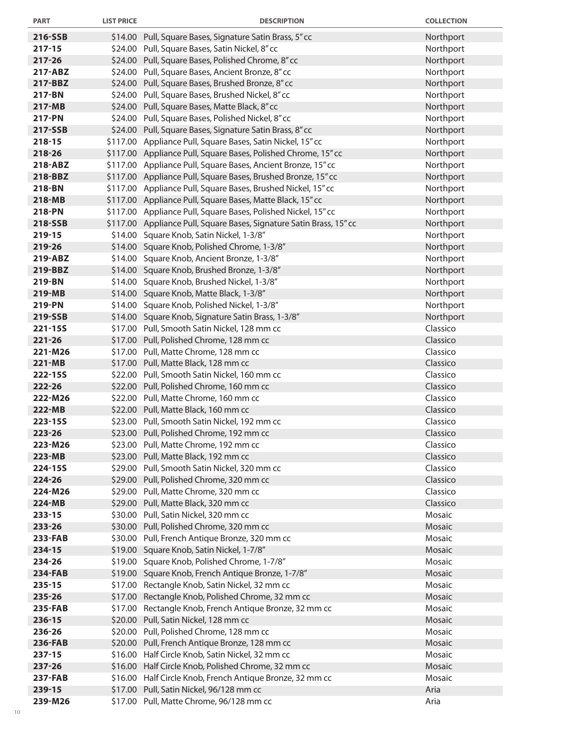| PART | LIST PRICE | DESCRIPTION | COLLECTION |
|---|---|---|---|
| 216-SSB | $14.00 | Pull, Square Bases, Signature Satin Brass, 5" cc | Northport |
| 217-15 | $24.00 | Pull, Square Bases, Satin Nickel, 8" cc | Northport |
| 217-26 | $24.00 | Pull, Square Bases, Polished Chrome, 8" cc | Northport |
| 217-ABZ | $24.00 | Pull, Square Bases, Ancient Bronze, 8" cc | Northport |
| 217-BBZ | $24.00 | Pull, Square Bases, Brushed Bronze, 8" cc | Northport |
| 217-BN | $24.00 | Pull, Square Bases, Brushed Nickel, 8" cc | Northport |
| 217-MB | $24.00 | Pull, Square Bases, Matte Black, 8" cc | Northport |
| 217-PN | $24.00 | Pull, Square Bases, Polished Nickel, 8" cc | Northport |
| 217-SSB | $24.00 | Pull, Square Bases, Signature Satin Brass, 8" cc | Northport |
| 218-15 | $117.00 | Appliance Pull, Square Bases, Satin Nickel, 15" cc | Northport |
| 218-26 | $117.00 | Appliance Pull, Square Bases, Polished Chrome, 15" cc | Northport |
| 218-ABZ | $117.00 | Appliance Pull, Square Bases, Ancient Bronze, 15" cc | Northport |
| 218-BBZ | $117.00 | Appliance Pull, Square Bases, Brushed Bronze, 15" cc | Northport |
| 218-BN | $117.00 | Appliance Pull, Square Bases, Brushed Nickel, 15" cc | Northport |
| 218-MB | $117.00 | Appliance Pull, Square Bases, Matte Black, 15" cc | Northport |
| 218-PN | $117.00 | Appliance Pull, Square Bases, Polished Nickel, 15" cc | Northport |
| 218-SSB | $117.00 | Appliance Pull, Square Bases, Signature Satin Brass, 15" cc | Northport |
| 219-15 | $14.00 | Square Knob, Satin Nickel, 1-3/8" | Northport |
| 219-26 | $14.00 | Square Knob, Polished Chrome, 1-3/8" | Northport |
| 219-ABZ | $14.00 | Square Knob, Ancient Bronze, 1-3/8" | Northport |
| 219-BBZ | $14.00 | Square Knob, Brushed Bronze, 1-3/8" | Northport |
| 219-BN | $14.00 | Square Knob, Brushed Nickel, 1-3/8" | Northport |
| 219-MB | $14.00 | Square Knob, Matte Black, 1-3/8" | Northport |
| 219-PN | $14.00 | Square Knob, Polished Nickel, 1-3/8" | Northport |
| 219-SSB | $14.00 | Square Knob, Signature Satin Brass, 1-3/8" | Northport |
| 221-15S | $17.00 | Pull, Smooth Satin Nickel, 128 mm cc | Classico |
| 221-26 | $17.00 | Pull, Polished Chrome, 128 mm cc | Classico |
| 221-M26 | $17.00 | Pull, Matte Chrome, 128 mm cc | Classico |
| 221-MB | $17.00 | Pull, Matte Black, 128 mm cc | Classico |
| 222-15S | $22.00 | Pull, Smooth Satin Nickel, 160 mm cc | Classico |
| 222-26 | $22.00 | Pull, Polished Chrome, 160 mm cc | Classico |
| 222-M26 | $22.00 | Pull, Matte Chrome, 160 mm cc | Classico |
| 222-MB | $22.00 | Pull, Matte Black, 160 mm cc | Classico |
| 223-15S | $23.00 | Pull, Smooth Satin Nickel, 192 mm cc | Classico |
| 223-26 | $23.00 | Pull, Polished Chrome, 192 mm cc | Classico |
| 223-M26 | $23.00 | Pull, Matte Chrome, 192 mm cc | Classico |
| 223-MB | $23.00 | Pull, Matte Black, 192 mm cc | Classico |
| 224-15S | $29.00 | Pull, Smooth Satin Nickel, 320 mm cc | Classico |
| 224-26 | $29.00 | Pull, Polished Chrome, 320 mm cc | Classico |
| 224-M26 | $29.00 | Pull, Matte Chrome, 320 mm cc | Classico |
| 224-MB | $29.00 | Pull, Matte Black, 320 mm cc | Classico |
| 233-15 | $30.00 | Pull, Satin Nickel, 320 mm cc | Mosaic |
| 233-26 | $30.00 | Pull, Polished Chrome, 320 mm cc | Mosaic |
| 233-FAB | $30.00 | Pull, French Antique Bronze, 320 mm cc | Mosaic |
| 234-15 | $19.00 | Square Knob, Satin Nickel, 1-7/8" | Mosaic |
| 234-26 | $19.00 | Square Knob, Polished Chrome, 1-7/8" | Mosaic |
| 234-FAB | $19.00 | Square Knob, French Antique Bronze, 1-7/8" | Mosaic |
| 235-15 | $17.00 | Rectangle Knob, Satin Nickel, 32 mm cc | Mosaic |
| 235-26 | $17.00 | Rectangle Knob, Polished Chrome, 32 mm cc | Mosaic |
| 235-FAB | $17.00 | Rectangle Knob, French Antique Bronze, 32 mm cc | Mosaic |
| 236-15 | $20.00 | Pull, Satin Nickel, 128 mm cc | Mosaic |
| 236-26 | $20.00 | Pull, Polished Chrome, 128 mm cc | Mosaic |
| 236-FAB | $20.00 | Pull, French Antique Bronze, 128 mm cc | Mosaic |
| 237-15 | $16.00 | Half Circle Knob, Satin Nickel, 32 mm cc | Mosaic |
| 237-26 | $16.00 | Half Circle Knob, Polished Chrome, 32 mm cc | Mosaic |
| 237-FAB | $16.00 | Half Circle Knob, French Antique Bronze, 32 mm cc | Mosaic |
| 239-15 | $17.00 | Pull, Satin Nickel, 96/128 mm cc | Aria |
| 239-M26 | $17.00 | Pull, Matte Chrome, 96/128 mm cc | Aria |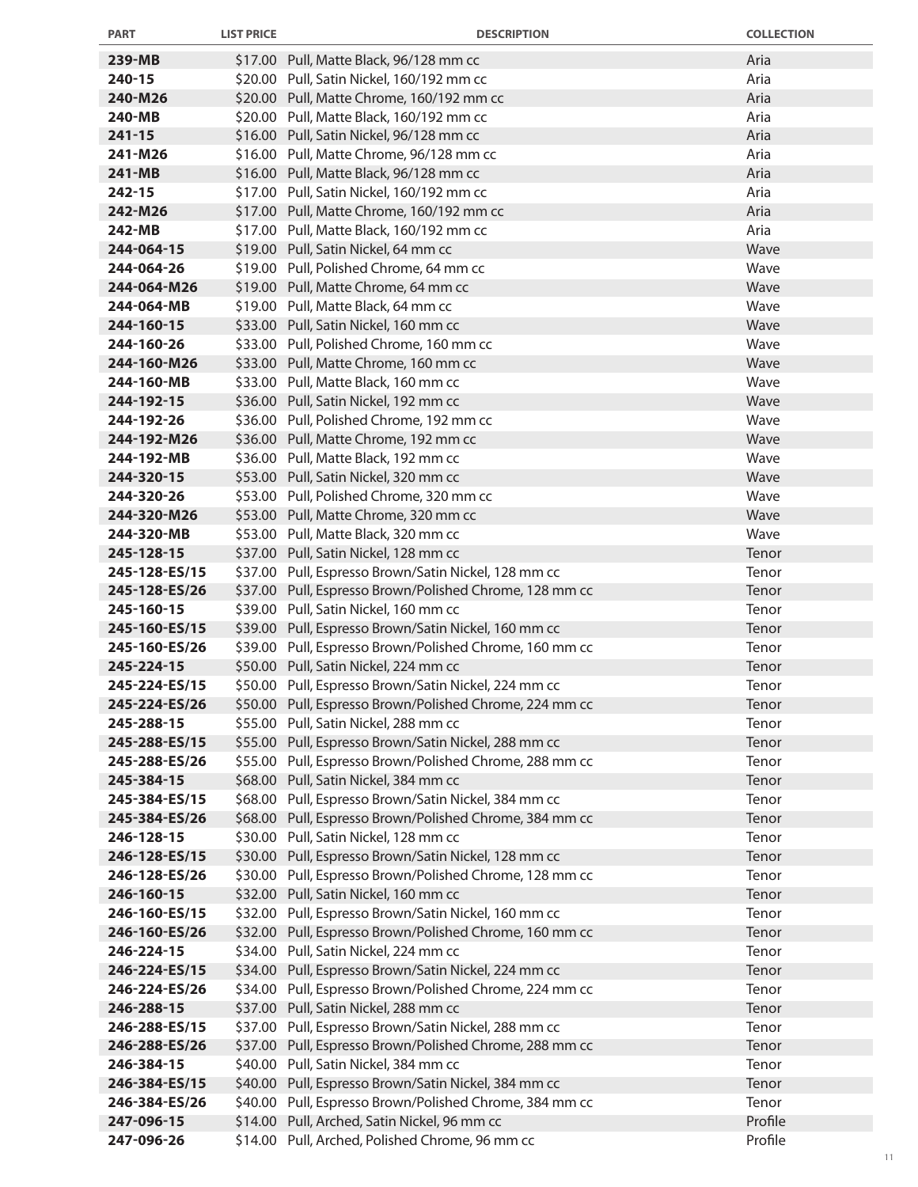| PART | LIST PRICE | DESCRIPTION | COLLECTION |
|---|---|---|---|
| **239-MB** | $17.00 | Pull, Matte Black, 96/128 mm cc | Aria |
| **240-15** | $20.00 | Pull, Satin Nickel, 160/192 mm cc | Aria |
| **240-M26** | $20.00 | Pull, Matte Chrome, 160/192 mm cc | Aria |
| **240-MB** | $20.00 | Pull, Matte Black, 160/192 mm cc | Aria |
| **241-15** | $16.00 | Pull, Satin Nickel, 96/128 mm cc | Aria |
| **241-M26** | $16.00 | Pull, Matte Chrome, 96/128 mm cc | Aria |
| **241-MB** | $16.00 | Pull, Matte Black, 96/128 mm cc | Aria |
| **242-15** | $17.00 | Pull, Satin Nickel, 160/192 mm cc | Aria |
| **242-M26** | $17.00 | Pull, Matte Chrome, 160/192 mm cc | Aria |
| **242-MB** | $17.00 | Pull, Matte Black, 160/192 mm cc | Aria |
| **244-064-15** | $19.00 | Pull, Satin Nickel, 64 mm cc | Wave |
| **244-064-26** | $19.00 | Pull, Polished Chrome, 64 mm cc | Wave |
| **244-064-M26** | $19.00 | Pull, Matte Chrome, 64 mm cc | Wave |
| **244-064-MB** | $19.00 | Pull, Matte Black, 64 mm cc | Wave |
| **244-160-15** | $33.00 | Pull, Satin Nickel, 160 mm cc | Wave |
| **244-160-26** | $33.00 | Pull, Polished Chrome, 160 mm cc | Wave |
| **244-160-M26** | $33.00 | Pull, Matte Chrome, 160 mm cc | Wave |
| **244-160-MB** | $33.00 | Pull, Matte Black, 160 mm cc | Wave |
| **244-192-15** | $36.00 | Pull, Satin Nickel, 192 mm cc | Wave |
| **244-192-26** | $36.00 | Pull, Polished Chrome, 192 mm cc | Wave |
| **244-192-M26** | $36.00 | Pull, Matte Chrome, 192 mm cc | Wave |
| **244-192-MB** | $36.00 | Pull, Matte Black, 192 mm cc | Wave |
| **244-320-15** | $53.00 | Pull, Satin Nickel, 320 mm cc | Wave |
| **244-320-26** | $53.00 | Pull, Polished Chrome, 320 mm cc | Wave |
| **244-320-M26** | $53.00 | Pull, Matte Chrome, 320 mm cc | Wave |
| **244-320-MB** | $53.00 | Pull, Matte Black, 320 mm cc | Wave |
| **245-128-15** | $37.00 | Pull, Satin Nickel, 128 mm cc | Tenor |
| **245-128-ES/15** | $37.00 | Pull, Espresso Brown/Satin Nickel, 128 mm cc | Tenor |
| **245-128-ES/26** | $37.00 | Pull, Espresso Brown/Polished Chrome, 128 mm cc | Tenor |
| **245-160-15** | $39.00 | Pull, Satin Nickel, 160 mm cc | Tenor |
| **245-160-ES/15** | $39.00 | Pull, Espresso Brown/Satin Nickel, 160 mm cc | Tenor |
| **245-160-ES/26** | $39.00 | Pull, Espresso Brown/Polished Chrome, 160 mm cc | Tenor |
| **245-224-15** | $50.00 | Pull, Satin Nickel, 224 mm cc | Tenor |
| **245-224-ES/15** | $50.00 | Pull, Espresso Brown/Satin Nickel, 224 mm cc | Tenor |
| **245-224-ES/26** | $50.00 | Pull, Espresso Brown/Polished Chrome, 224 mm cc | Tenor |
| **245-288-15** | $55.00 | Pull, Satin Nickel, 288 mm cc | Tenor |
| **245-288-ES/15** | $55.00 | Pull, Espresso Brown/Satin Nickel, 288 mm cc | Tenor |
| **245-288-ES/26** | $55.00 | Pull, Espresso Brown/Polished Chrome, 288 mm cc | Tenor |
| **245-384-15** | $68.00 | Pull, Satin Nickel, 384 mm cc | Tenor |
| **245-384-ES/15** | $68.00 | Pull, Espresso Brown/Satin Nickel, 384 mm cc | Tenor |
| **245-384-ES/26** | $68.00 | Pull, Espresso Brown/Polished Chrome, 384 mm cc | Tenor |
| **246-128-15** | $30.00 | Pull, Satin Nickel, 128 mm cc | Tenor |
| **246-128-ES/15** | $30.00 | Pull, Espresso Brown/Satin Nickel, 128 mm cc | Tenor |
| **246-128-ES/26** | $30.00 | Pull, Espresso Brown/Polished Chrome, 128 mm cc | Tenor |
| **246-160-15** | $32.00 | Pull, Satin Nickel, 160 mm cc | Tenor |
| **246-160-ES/15** | $32.00 | Pull, Espresso Brown/Satin Nickel, 160 mm cc | Tenor |
| **246-160-ES/26** | $32.00 | Pull, Espresso Brown/Polished Chrome, 160 mm cc | Tenor |
| **246-224-15** | $34.00 | Pull, Satin Nickel, 224 mm cc | Tenor |
| **246-224-ES/15** | $34.00 | Pull, Espresso Brown/Satin Nickel, 224 mm cc | Tenor |
| **246-224-ES/26** | $34.00 | Pull, Espresso Brown/Polished Chrome, 224 mm cc | Tenor |
| **246-288-15** | $37.00 | Pull, Satin Nickel, 288 mm cc | Tenor |
| **246-288-ES/15** | $37.00 | Pull, Espresso Brown/Satin Nickel, 288 mm cc | Tenor |
| **246-288-ES/26** | $37.00 | Pull, Espresso Brown/Polished Chrome, 288 mm cc | Tenor |
| **246-384-15** | $40.00 | Pull, Satin Nickel, 384 mm cc | Tenor |
| **246-384-ES/15** | $40.00 | Pull, Espresso Brown/Satin Nickel, 384 mm cc | Tenor |
| **246-384-ES/26** | $40.00 | Pull, Espresso Brown/Polished Chrome, 384 mm cc | Tenor |
| **247-096-15** | $14.00 | Pull, Arched, Satin Nickel, 96 mm cc | Profile |
| **247-096-26** | $14.00 | Pull, Arched, Polished Chrome, 96 mm cc | Profile |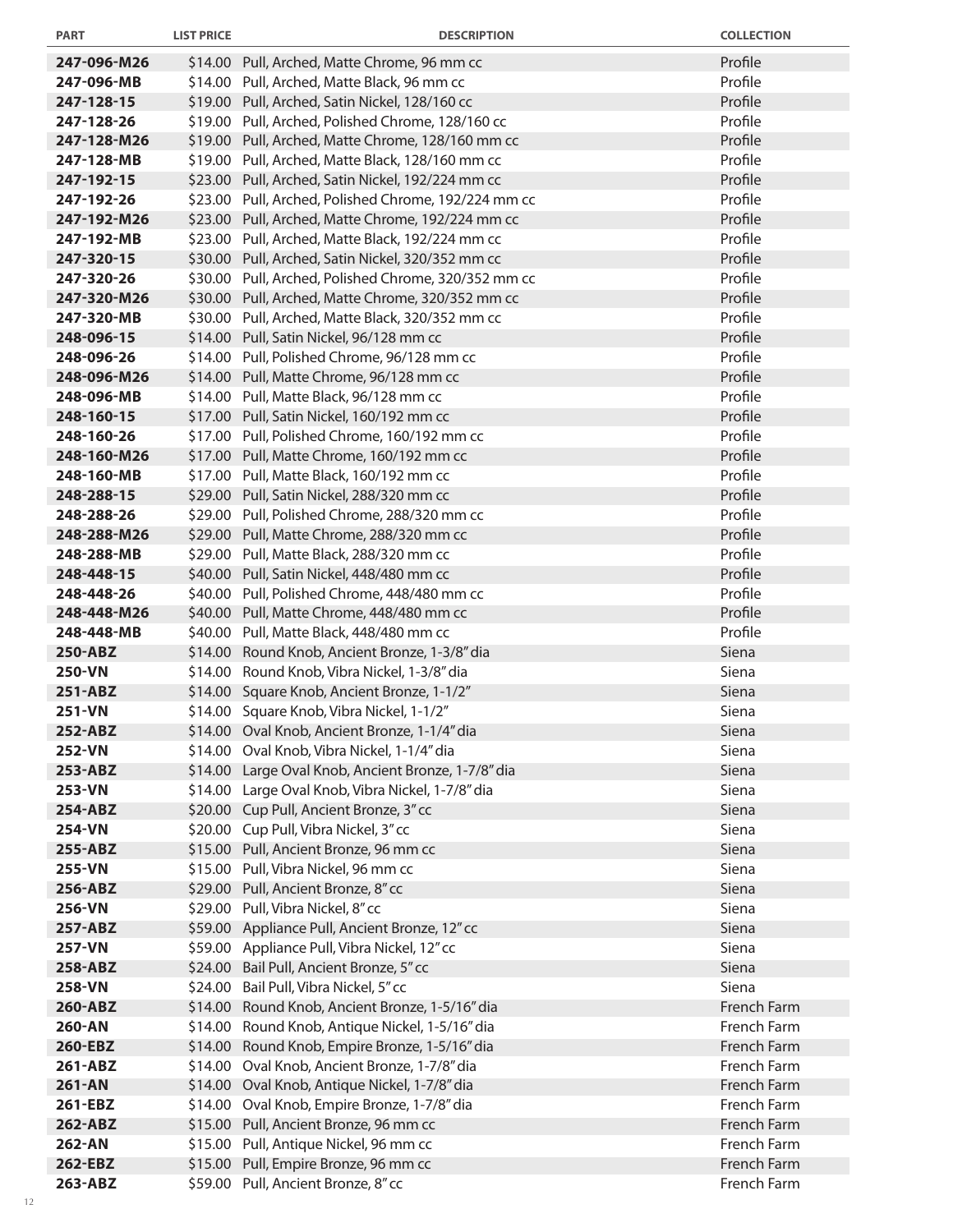| PART | LIST PRICE | DESCRIPTION | COLLECTION |
|---|---|---|---|
| **247-096-M26** | $14.00 | Pull, Arched, Matte Chrome, 96 mm cc | Profile |
| **247-096-MB** | $14.00 | Pull, Arched, Matte Black, 96 mm cc | Profile |
| **247-128-15** | $19.00 | Pull, Arched, Satin Nickel, 128/160 cc | Profile |
| **247-128-26** | $19.00 | Pull, Arched, Polished Chrome, 128/160 cc | Profile |
| **247-128-M26** | $19.00 | Pull, Arched, Matte Chrome, 128/160 mm cc | Profile |
| **247-128-MB** | $19.00 | Pull, Arched, Matte Black, 128/160 mm cc | Profile |
| **247-192-15** | $23.00 | Pull, Arched, Satin Nickel, 192/224 mm cc | Profile |
| **247-192-26** | $23.00 | Pull, Arched, Polished Chrome, 192/224 mm cc | Profile |
| **247-192-M26** | $23.00 | Pull, Arched, Matte Chrome, 192/224 mm cc | Profile |
| **247-192-MB** | $23.00 | Pull, Arched, Matte Black, 192/224 mm cc | Profile |
| **247-320-15** | $30.00 | Pull, Arched, Satin Nickel, 320/352 mm cc | Profile |
| **247-320-26** | $30.00 | Pull, Arched, Polished Chrome, 320/352 mm cc | Profile |
| **247-320-M26** | $30.00 | Pull, Arched, Matte Chrome, 320/352 mm cc | Profile |
| **247-320-MB** | $30.00 | Pull, Arched, Matte Black, 320/352 mm cc | Profile |
| **248-096-15** | $14.00 | Pull, Satin Nickel, 96/128 mm cc | Profile |
| **248-096-26** | $14.00 | Pull, Polished Chrome, 96/128 mm cc | Profile |
| **248-096-M26** | $14.00 | Pull, Matte Chrome, 96/128 mm cc | Profile |
| **248-096-MB** | $14.00 | Pull, Matte Black, 96/128 mm cc | Profile |
| **248-160-15** | $17.00 | Pull, Satin Nickel, 160/192 mm cc | Profile |
| **248-160-26** | $17.00 | Pull, Polished Chrome, 160/192 mm cc | Profile |
| **248-160-M26** | $17.00 | Pull, Matte Chrome, 160/192 mm cc | Profile |
| **248-160-MB** | $17.00 | Pull, Matte Black, 160/192 mm cc | Profile |
| **248-288-15** | $29.00 | Pull, Satin Nickel, 288/320 mm cc | Profile |
| **248-288-26** | $29.00 | Pull, Polished Chrome, 288/320 mm cc | Profile |
| **248-288-M26** | $29.00 | Pull, Matte Chrome, 288/320 mm cc | Profile |
| **248-288-MB** | $29.00 | Pull, Matte Black, 288/320 mm cc | Profile |
| **248-448-15** | $40.00 | Pull, Satin Nickel, 448/480 mm cc | Profile |
| **248-448-26** | $40.00 | Pull, Polished Chrome, 448/480 mm cc | Profile |
| **248-448-M26** | $40.00 | Pull, Matte Chrome, 448/480 mm cc | Profile |
| **248-448-MB** | $40.00 | Pull, Matte Black, 448/480 mm cc | Profile |
| **250-ABZ** | $14.00 | Round Knob, Ancient Bronze, 1-3/8" dia | Siena |
| **250-VN** | $14.00 | Round Knob, Vibra Nickel, 1-3/8" dia | Siena |
| **251-ABZ** | $14.00 | Square Knob, Ancient Bronze, 1-1/2" | Siena |
| **251-VN** | $14.00 | Square Knob, Vibra Nickel, 1-1/2" | Siena |
| **252-ABZ** | $14.00 | Oval Knob, Ancient Bronze, 1-1/4" dia | Siena |
| **252-VN** | $14.00 | Oval Knob, Vibra Nickel, 1-1/4" dia | Siena |
| **253-ABZ** | $14.00 | Large Oval Knob, Ancient Bronze, 1-7/8" dia | Siena |
| **253-VN** | $14.00 | Large Oval Knob, Vibra Nickel, 1-7/8" dia | Siena |
| **254-ABZ** | $20.00 | Cup Pull, Ancient Bronze, 3" cc | Siena |
| **254-VN** | $20.00 | Cup Pull, Vibra Nickel, 3" cc | Siena |
| **255-ABZ** | $15.00 | Pull, Ancient Bronze, 96 mm cc | Siena |
| **255-VN** | $15.00 | Pull, Vibra Nickel, 96 mm cc | Siena |
| **256-ABZ** | $29.00 | Pull, Ancient Bronze, 8" cc | Siena |
| **256-VN** | $29.00 | Pull, Vibra Nickel, 8" cc | Siena |
| **257-ABZ** | $59.00 | Appliance Pull, Ancient Bronze, 12" cc | Siena |
| **257-VN** | $59.00 | Appliance Pull, Vibra Nickel, 12" cc | Siena |
| **258-ABZ** | $24.00 | Bail Pull, Ancient Bronze, 5" cc | Siena |
| **258-VN** | $24.00 | Bail Pull, Vibra Nickel, 5" cc | Siena |
| **260-ABZ** | $14.00 | Round Knob, Ancient Bronze, 1-5/16" dia | French Farm |
| **260-AN** | $14.00 | Round Knob, Antique Nickel, 1-5/16" dia | French Farm |
| **260-EBZ** | $14.00 | Round Knob, Empire Bronze, 1-5/16" dia | French Farm |
| **261-ABZ** | $14.00 | Oval Knob, Ancient Bronze, 1-7/8" dia | French Farm |
| **261-AN** | $14.00 | Oval Knob, Antique Nickel, 1-7/8" dia | French Farm |
| **261-EBZ** | $14.00 | Oval Knob, Empire Bronze, 1-7/8" dia | French Farm |
| **262-ABZ** | $15.00 | Pull, Ancient Bronze, 96 mm cc | French Farm |
| **262-AN** | $15.00 | Pull, Antique Nickel, 96 mm cc | French Farm |
| **262-EBZ** | $15.00 | Pull, Empire Bronze, 96 mm cc | French Farm |
| **263-ABZ** | $59.00 | Pull, Ancient Bronze, 8" cc | French Farm |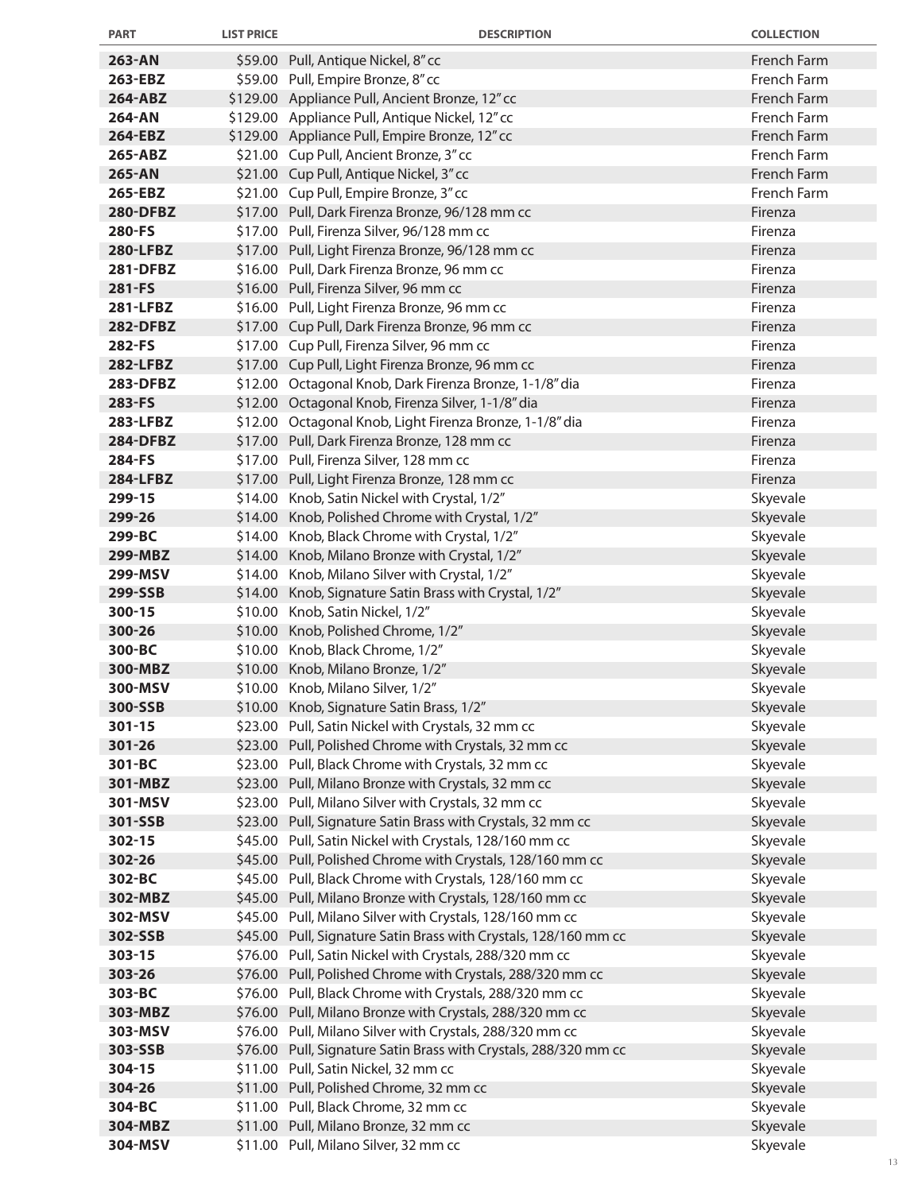| PART | LIST PRICE | DESCRIPTION | COLLECTION |
|---|---|---|---|
| **263-AN** | \$59.00 | Pull, Antique Nickel, 8" cc | French Farm |
| **263-EBZ** | \$59.00 | Pull, Empire Bronze, 8" cc | French Farm |
| **264-ABZ** | \$129.00 | Appliance Pull, Ancient Bronze, 12" cc | French Farm |
| **264-AN** | \$129.00 | Appliance Pull, Antique Nickel, 12" cc | French Farm |
| **264-EBZ** | \$129.00 | Appliance Pull, Empire Bronze, 12" cc | French Farm |
| **265-ABZ** | \$21.00 | Cup Pull, Ancient Bronze, 3" cc | French Farm |
| **265-AN** | \$21.00 | Cup Pull, Antique Nickel, 3" cc | French Farm |
| **265-EBZ** | \$21.00 | Cup Pull, Empire Bronze, 3" cc | French Farm |
| **280-DFBZ** | \$17.00 | Pull, Dark Firenza Bronze, 96/128 mm cc | Firenza |
| **280-FS** | \$17.00 | Pull, Firenza Silver, 96/128 mm cc | Firenza |
| **280-LFBZ** | \$17.00 | Pull, Light Firenza Bronze, 96/128 mm cc | Firenza |
| **281-DFBZ** | \$16.00 | Pull, Dark Firenza Bronze, 96 mm cc | Firenza |
| **281-FS** | \$16.00 | Pull, Firenza Silver, 96 mm cc | Firenza |
| **281-LFBZ** | \$16.00 | Pull, Light Firenza Bronze, 96 mm cc | Firenza |
| **282-DFBZ** | \$17.00 | Cup Pull, Dark Firenza Bronze, 96 mm cc | Firenza |
| **282-FS** | \$17.00 | Cup Pull, Firenza Silver, 96 mm cc | Firenza |
| **282-LFBZ** | \$17.00 | Cup Pull, Light Firenza Bronze, 96 mm cc | Firenza |
| **283-DFBZ** | \$12.00 | Octagonal Knob, Dark Firenza Bronze, 1-1/8" dia | Firenza |
| **283-FS** | \$12.00 | Octagonal Knob, Firenza Silver, 1-1/8" dia | Firenza |
| **283-LFBZ** | \$12.00 | Octagonal Knob, Light Firenza Bronze, 1-1/8" dia | Firenza |
| **284-DFBZ** | \$17.00 | Pull, Dark Firenza Bronze, 128 mm cc | Firenza |
| **284-FS** | \$17.00 | Pull, Firenza Silver, 128 mm cc | Firenza |
| **284-LFBZ** | \$17.00 | Pull, Light Firenza Bronze, 128 mm cc | Firenza |
| **299-15** | \$14.00 | Knob, Satin Nickel with Crystal, 1/2" | Skyevale |
| **299-26** | \$14.00 | Knob, Polished Chrome with Crystal, 1/2" | Skyevale |
| **299-BC** | \$14.00 | Knob, Black Chrome with Crystal, 1/2" | Skyevale |
| **299-MBZ** | \$14.00 | Knob, Milano Bronze with Crystal, 1/2" | Skyevale |
| **299-MSV** | \$14.00 | Knob, Milano Silver with Crystal, 1/2" | Skyevale |
| **299-SSB** | \$14.00 | Knob, Signature Satin Brass with Crystal, 1/2" | Skyevale |
| **300-15** | \$10.00 | Knob, Satin Nickel, 1/2" | Skyevale |
| **300-26** | \$10.00 | Knob, Polished Chrome, 1/2" | Skyevale |
| **300-BC** | \$10.00 | Knob, Black Chrome, 1/2" | Skyevale |
| **300-MBZ** | \$10.00 | Knob, Milano Bronze, 1/2" | Skyevale |
| **300-MSV** | \$10.00 | Knob, Milano Silver, 1/2" | Skyevale |
| **300-SSB** | \$10.00 | Knob, Signature Satin Brass, 1/2" | Skyevale |
| **301-15** | \$23.00 | Pull, Satin Nickel with Crystals, 32 mm cc | Skyevale |
| **301-26** | \$23.00 | Pull, Polished Chrome with Crystals, 32 mm cc | Skyevale |
| **301-BC** | \$23.00 | Pull, Black Chrome with Crystals, 32 mm cc | Skyevale |
| **301-MBZ** | \$23.00 | Pull, Milano Bronze with Crystals, 32 mm cc | Skyevale |
| **301-MSV** | \$23.00 | Pull, Milano Silver with Crystals, 32 mm cc | Skyevale |
| **301-SSB** | \$23.00 | Pull, Signature Satin Brass with Crystals, 32 mm cc | Skyevale |
| **302-15** | \$45.00 | Pull, Satin Nickel with Crystals, 128/160 mm cc | Skyevale |
| **302-26** | \$45.00 | Pull, Polished Chrome with Crystals, 128/160 mm cc | Skyevale |
| **302-BC** | \$45.00 | Pull, Black Chrome with Crystals, 128/160 mm cc | Skyevale |
| **302-MBZ** | \$45.00 | Pull, Milano Bronze with Crystals, 128/160 mm cc | Skyevale |
| **302-MSV** | \$45.00 | Pull, Milano Silver with Crystals, 128/160 mm cc | Skyevale |
| **302-SSB** | \$45.00 | Pull, Signature Satin Brass with Crystals, 128/160 mm cc | Skyevale |
| **303-15** | \$76.00 | Pull, Satin Nickel with Crystals, 288/320 mm cc | Skyevale |
| **303-26** | \$76.00 | Pull, Polished Chrome with Crystals, 288/320 mm cc | Skyevale |
| **303-BC** | \$76.00 | Pull, Black Chrome with Crystals, 288/320 mm cc | Skyevale |
| **303-MBZ** | \$76.00 | Pull, Milano Bronze with Crystals, 288/320 mm cc | Skyevale |
| **303-MSV** | \$76.00 | Pull, Milano Silver with Crystals, 288/320 mm cc | Skyevale |
| **303-SSB** | \$76.00 | Pull, Signature Satin Brass with Crystals, 288/320 mm cc | Skyevale |
| **304-15** | \$11.00 | Pull, Satin Nickel, 32 mm cc | Skyevale |
| **304-26** | \$11.00 | Pull, Polished Chrome, 32 mm cc | Skyevale |
| **304-BC** | \$11.00 | Pull, Black Chrome, 32 mm cc | Skyevale |
| **304-MBZ** | \$11.00 | Pull, Milano Bronze, 32 mm cc | Skyevale |
| **304-MSV** | \$11.00 | Pull, Milano Silver, 32 mm cc | Skyevale |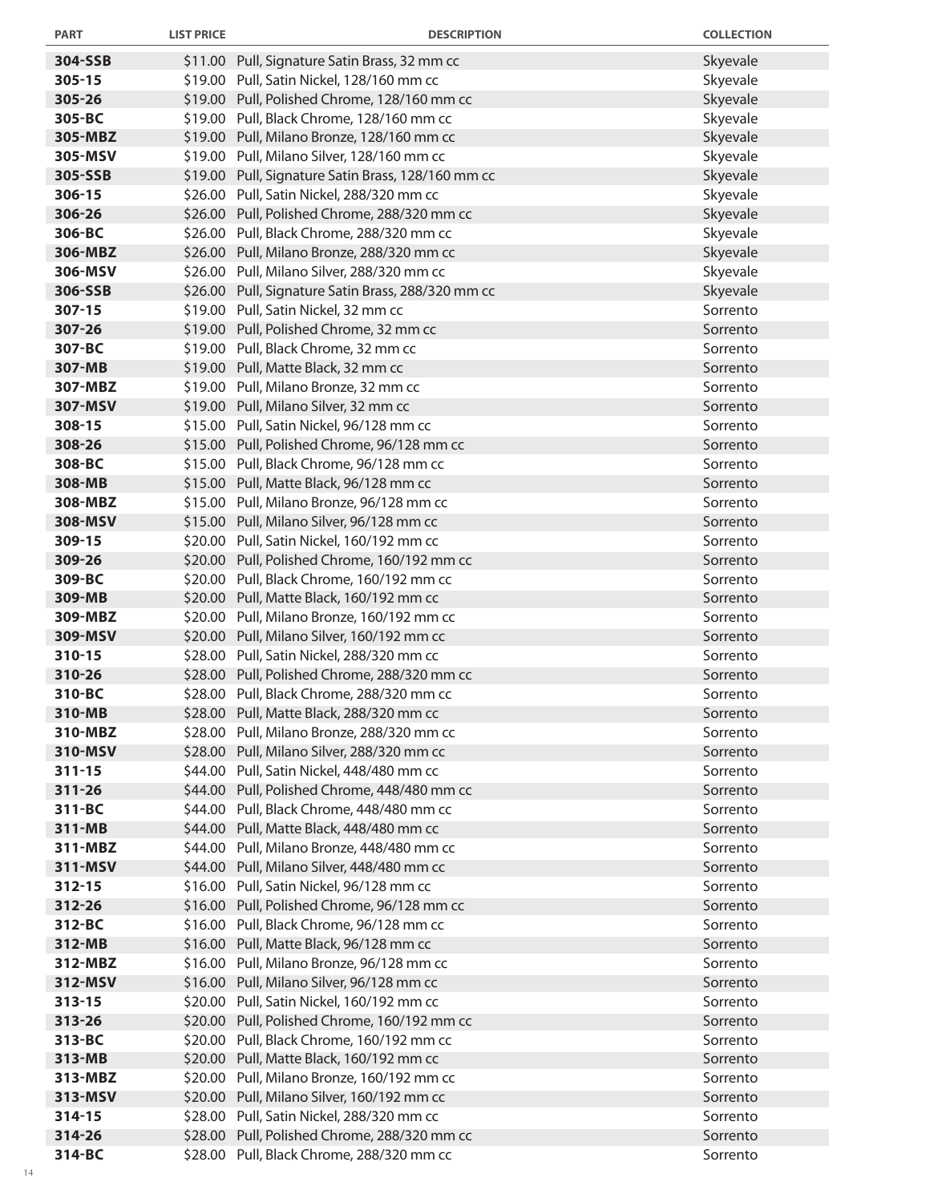| PART | LIST PRICE | DESCRIPTION | COLLECTION |
|---|---|---|---|
| **304-SSB** | $11.00 | Pull, Signature Satin Brass, 32 mm cc | Skyevale |
| **305-15** | $19.00 | Pull, Satin Nickel, 128/160 mm cc | Skyevale |
| **305-26** | $19.00 | Pull, Polished Chrome, 128/160 mm cc | Skyevale |
| **305-BC** | $19.00 | Pull, Black Chrome, 128/160 mm cc | Skyevale |
| **305-MBZ** | $19.00 | Pull, Milano Bronze, 128/160 mm cc | Skyevale |
| **305-MSV** | $19.00 | Pull, Milano Silver, 128/160 mm cc | Skyevale |
| **305-SSB** | $19.00 | Pull, Signature Satin Brass, 128/160 mm cc | Skyevale |
| **306-15** | $26.00 | Pull, Satin Nickel, 288/320 mm cc | Skyevale |
| **306-26** | $26.00 | Pull, Polished Chrome, 288/320 mm cc | Skyevale |
| **306-BC** | $26.00 | Pull, Black Chrome, 288/320 mm cc | Skyevale |
| **306-MBZ** | $26.00 | Pull, Milano Bronze, 288/320 mm cc | Skyevale |
| **306-MSV** | $26.00 | Pull, Milano Silver, 288/320 mm cc | Skyevale |
| **306-SSB** | $26.00 | Pull, Signature Satin Brass, 288/320 mm cc | Skyevale |
| **307-15** | $19.00 | Pull, Satin Nickel, 32 mm cc | Sorrento |
| **307-26** | $19.00 | Pull, Polished Chrome, 32 mm cc | Sorrento |
| **307-BC** | $19.00 | Pull, Black Chrome, 32 mm cc | Sorrento |
| **307-MB** | $19.00 | Pull, Matte Black, 32 mm cc | Sorrento |
| **307-MBZ** | $19.00 | Pull, Milano Bronze, 32 mm cc | Sorrento |
| **307-MSV** | $19.00 | Pull, Milano Silver, 32 mm cc | Sorrento |
| **308-15** | $15.00 | Pull, Satin Nickel, 96/128 mm cc | Sorrento |
| **308-26** | $15.00 | Pull, Polished Chrome, 96/128 mm cc | Sorrento |
| **308-BC** | $15.00 | Pull, Black Chrome, 96/128 mm cc | Sorrento |
| **308-MB** | $15.00 | Pull, Matte Black, 96/128 mm cc | Sorrento |
| **308-MBZ** | $15.00 | Pull, Milano Bronze, 96/128 mm cc | Sorrento |
| **308-MSV** | $15.00 | Pull, Milano Silver, 96/128 mm cc | Sorrento |
| **309-15** | $20.00 | Pull, Satin Nickel, 160/192 mm cc | Sorrento |
| **309-26** | $20.00 | Pull, Polished Chrome, 160/192 mm cc | Sorrento |
| **309-BC** | $20.00 | Pull, Black Chrome, 160/192 mm cc | Sorrento |
| **309-MB** | $20.00 | Pull, Matte Black, 160/192 mm cc | Sorrento |
| **309-MBZ** | $20.00 | Pull, Milano Bronze, 160/192 mm cc | Sorrento |
| **309-MSV** | $20.00 | Pull, Milano Silver, 160/192 mm cc | Sorrento |
| **310-15** | $28.00 | Pull, Satin Nickel, 288/320 mm cc | Sorrento |
| **310-26** | $28.00 | Pull, Polished Chrome, 288/320 mm cc | Sorrento |
| **310-BC** | $28.00 | Pull, Black Chrome, 288/320 mm cc | Sorrento |
| **310-MB** | $28.00 | Pull, Matte Black, 288/320 mm cc | Sorrento |
| **310-MBZ** | $28.00 | Pull, Milano Bronze, 288/320 mm cc | Sorrento |
| **310-MSV** | $28.00 | Pull, Milano Silver, 288/320 mm cc | Sorrento |
| **311-15** | $44.00 | Pull, Satin Nickel, 448/480 mm cc | Sorrento |
| **311-26** | $44.00 | Pull, Polished Chrome, 448/480 mm cc | Sorrento |
| **311-BC** | $44.00 | Pull, Black Chrome, 448/480 mm cc | Sorrento |
| **311-MB** | $44.00 | Pull, Matte Black, 448/480 mm cc | Sorrento |
| **311-MBZ** | $44.00 | Pull, Milano Bronze, 448/480 mm cc | Sorrento |
| **311-MSV** | $44.00 | Pull, Milano Silver, 448/480 mm cc | Sorrento |
| **312-15** | $16.00 | Pull, Satin Nickel, 96/128 mm cc | Sorrento |
| **312-26** | $16.00 | Pull, Polished Chrome, 96/128 mm cc | Sorrento |
| **312-BC** | $16.00 | Pull, Black Chrome, 96/128 mm cc | Sorrento |
| **312-MB** | $16.00 | Pull, Matte Black, 96/128 mm cc | Sorrento |
| **312-MBZ** | $16.00 | Pull, Milano Bronze, 96/128 mm cc | Sorrento |
| **312-MSV** | $16.00 | Pull, Milano Silver, 96/128 mm cc | Sorrento |
| **313-15** | $20.00 | Pull, Satin Nickel, 160/192 mm cc | Sorrento |
| **313-26** | $20.00 | Pull, Polished Chrome, 160/192 mm cc | Sorrento |
| **313-BC** | $20.00 | Pull, Black Chrome, 160/192 mm cc | Sorrento |
| **313-MB** | $20.00 | Pull, Matte Black, 160/192 mm cc | Sorrento |
| **313-MBZ** | $20.00 | Pull, Milano Bronze, 160/192 mm cc | Sorrento |
| **313-MSV** | $20.00 | Pull, Milano Silver, 160/192 mm cc | Sorrento |
| **314-15** | $28.00 | Pull, Satin Nickel, 288/320 mm cc | Sorrento |
| **314-26** | $28.00 | Pull, Polished Chrome, 288/320 mm cc | Sorrento |
| **314-BC** | $28.00 | Pull, Black Chrome, 288/320 mm cc | Sorrento |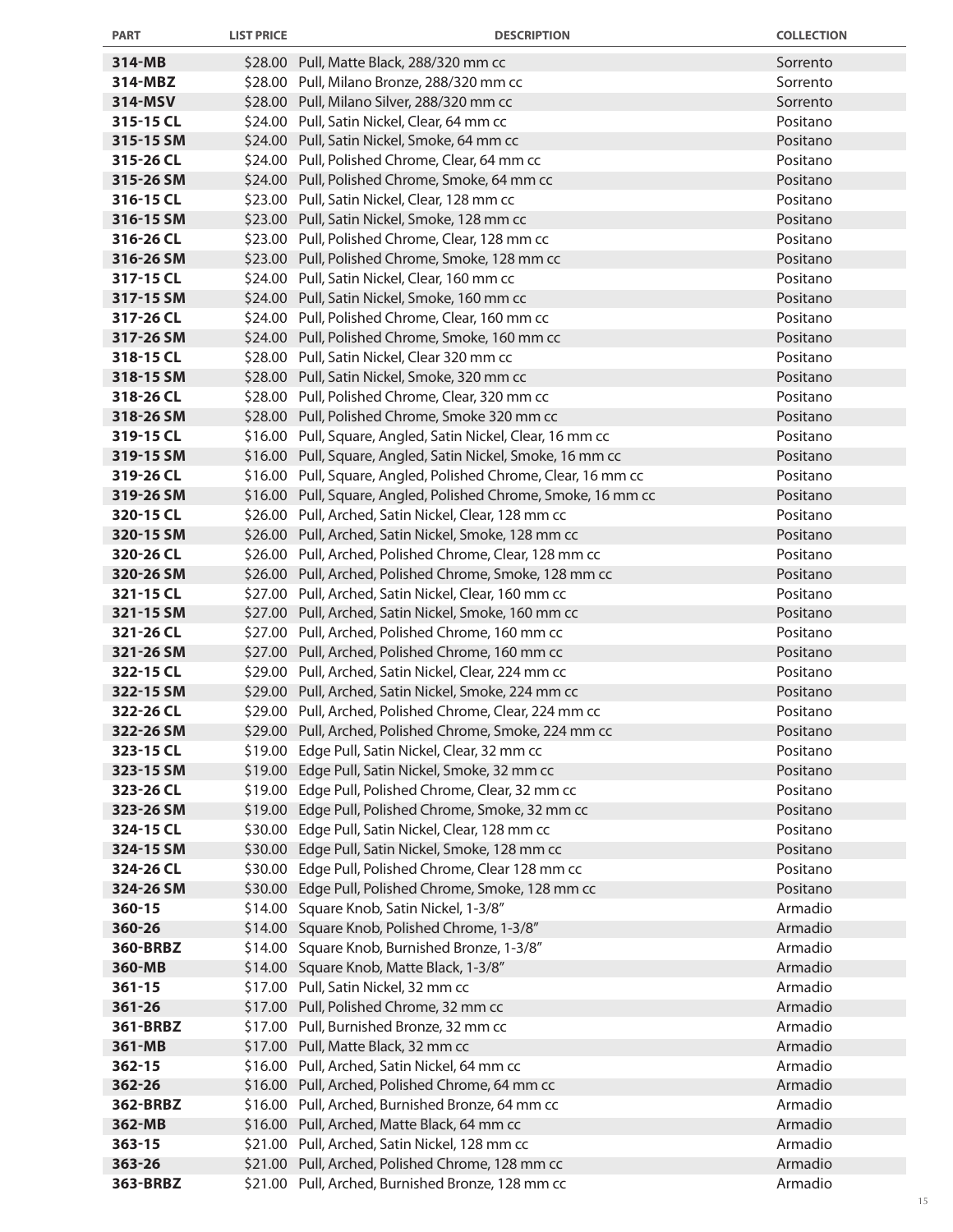| PART | LIST PRICE | DESCRIPTION | COLLECTION |
|---|---|---|---|
| **314-MB** | $28.00 | Pull, Matte Black, 288/320 mm cc | Sorrento |
| **314-MBZ** | $28.00 | Pull, Milano Bronze, 288/320 mm cc | Sorrento |
| **314-MSV** | $28.00 | Pull, Milano Silver, 288/320 mm cc | Sorrento |
| **315-15 CL** | $24.00 | Pull, Satin Nickel, Clear, 64 mm cc | Positano |
| **315-15 SM** | $24.00 | Pull, Satin Nickel, Smoke, 64 mm cc | Positano |
| **315-26 CL** | $24.00 | Pull, Polished Chrome, Clear, 64 mm cc | Positano |
| **315-26 SM** | $24.00 | Pull, Polished Chrome, Smoke, 64 mm cc | Positano |
| **316-15 CL** | $23.00 | Pull, Satin Nickel, Clear, 128 mm cc | Positano |
| **316-15 SM** | $23.00 | Pull, Satin Nickel, Smoke, 128 mm cc | Positano |
| **316-26 CL** | $23.00 | Pull, Polished Chrome, Clear, 128 mm cc | Positano |
| **316-26 SM** | $23.00 | Pull, Polished Chrome, Smoke, 128 mm cc | Positano |
| **317-15 CL** | $24.00 | Pull, Satin Nickel, Clear, 160 mm cc | Positano |
| **317-15 SM** | $24.00 | Pull, Satin Nickel, Smoke, 160 mm cc | Positano |
| **317-26 CL** | $24.00 | Pull, Polished Chrome, Clear, 160 mm cc | Positano |
| **317-26 SM** | $24.00 | Pull, Polished Chrome, Smoke, 160 mm cc | Positano |
| **318-15 CL** | $28.00 | Pull, Satin Nickel, Clear 320 mm cc | Positano |
| **318-15 SM** | $28.00 | Pull, Satin Nickel, Smoke, 320 mm cc | Positano |
| **318-26 CL** | $28.00 | Pull, Polished Chrome, Clear, 320 mm cc | Positano |
| **318-26 SM** | $28.00 | Pull, Polished Chrome, Smoke 320 mm cc | Positano |
| **319-15 CL** | $16.00 | Pull, Square, Angled, Satin Nickel, Clear, 16 mm cc | Positano |
| **319-15 SM** | $16.00 | Pull, Square, Angled, Satin Nickel, Smoke, 16 mm cc | Positano |
| **319-26 CL** | $16.00 | Pull, Square, Angled, Polished Chrome, Clear, 16 mm cc | Positano |
| **319-26 SM** | $16.00 | Pull, Square, Angled, Polished Chrome, Smoke, 16 mm cc | Positano |
| **320-15 CL** | $26.00 | Pull, Arched, Satin Nickel, Clear, 128 mm cc | Positano |
| **320-15 SM** | $26.00 | Pull, Arched, Satin Nickel, Smoke, 128 mm cc | Positano |
| **320-26 CL** | $26.00 | Pull, Arched, Polished Chrome, Clear, 128 mm cc | Positano |
| **320-26 SM** | $26.00 | Pull, Arched, Polished Chrome, Smoke, 128 mm cc | Positano |
| **321-15 CL** | $27.00 | Pull, Arched, Satin Nickel, Clear, 160 mm cc | Positano |
| **321-15 SM** | $27.00 | Pull, Arched, Satin Nickel, Smoke, 160 mm cc | Positano |
| **321-26 CL** | $27.00 | Pull, Arched, Polished Chrome, 160 mm cc | Positano |
| **321-26 SM** | $27.00 | Pull, Arched, Polished Chrome, 160 mm cc | Positano |
| **322-15 CL** | $29.00 | Pull, Arched, Satin Nickel, Clear, 224 mm cc | Positano |
| **322-15 SM** | $29.00 | Pull, Arched, Satin Nickel, Smoke, 224 mm cc | Positano |
| **322-26 CL** | $29.00 | Pull, Arched, Polished Chrome, Clear, 224 mm cc | Positano |
| **322-26 SM** | $29.00 | Pull, Arched, Polished Chrome, Smoke, 224 mm cc | Positano |
| **323-15 CL** | $19.00 | Edge Pull, Satin Nickel, Clear, 32 mm cc | Positano |
| **323-15 SM** | $19.00 | Edge Pull, Satin Nickel, Smoke, 32 mm cc | Positano |
| **323-26 CL** | $19.00 | Edge Pull, Polished Chrome, Clear, 32 mm cc | Positano |
| **323-26 SM** | $19.00 | Edge Pull, Polished Chrome, Smoke, 32 mm cc | Positano |
| **324-15 CL** | $30.00 | Edge Pull, Satin Nickel, Clear, 128 mm cc | Positano |
| **324-15 SM** | $30.00 | Edge Pull, Satin Nickel, Smoke, 128 mm cc | Positano |
| **324-26 CL** | $30.00 | Edge Pull, Polished Chrome, Clear 128 mm cc | Positano |
| **324-26 SM** | $30.00 | Edge Pull, Polished Chrome, Smoke, 128 mm cc | Positano |
| **360-15** | $14.00 | Square Knob, Satin Nickel, 1-3/8" | Armadio |
| **360-26** | $14.00 | Square Knob, Polished Chrome, 1-3/8" | Armadio |
| **360-BRBZ** | $14.00 | Square Knob, Burnished Bronze, 1-3/8" | Armadio |
| **360-MB** | $14.00 | Square Knob, Matte Black, 1-3/8" | Armadio |
| **361-15** | $17.00 | Pull, Satin Nickel, 32 mm cc | Armadio |
| **361-26** | $17.00 | Pull, Polished Chrome, 32 mm cc | Armadio |
| **361-BRBZ** | $17.00 | Pull, Burnished Bronze, 32 mm cc | Armadio |
| **361-MB** | $17.00 | Pull, Matte Black, 32 mm cc | Armadio |
| **362-15** | $16.00 | Pull, Arched, Satin Nickel, 64 mm cc | Armadio |
| **362-26** | $16.00 | Pull, Arched, Polished Chrome, 64 mm cc | Armadio |
| **362-BRBZ** | $16.00 | Pull, Arched, Burnished Bronze, 64 mm cc | Armadio |
| **362-MB** | $16.00 | Pull, Arched, Matte Black, 64 mm cc | Armadio |
| **363-15** | $21.00 | Pull, Arched, Satin Nickel, 128 mm cc | Armadio |
| **363-26** | $21.00 | Pull, Arched, Polished Chrome, 128 mm cc | Armadio |
| **363-BRBZ** | $21.00 | Pull, Arched, Burnished Bronze, 128 mm cc | Armadio |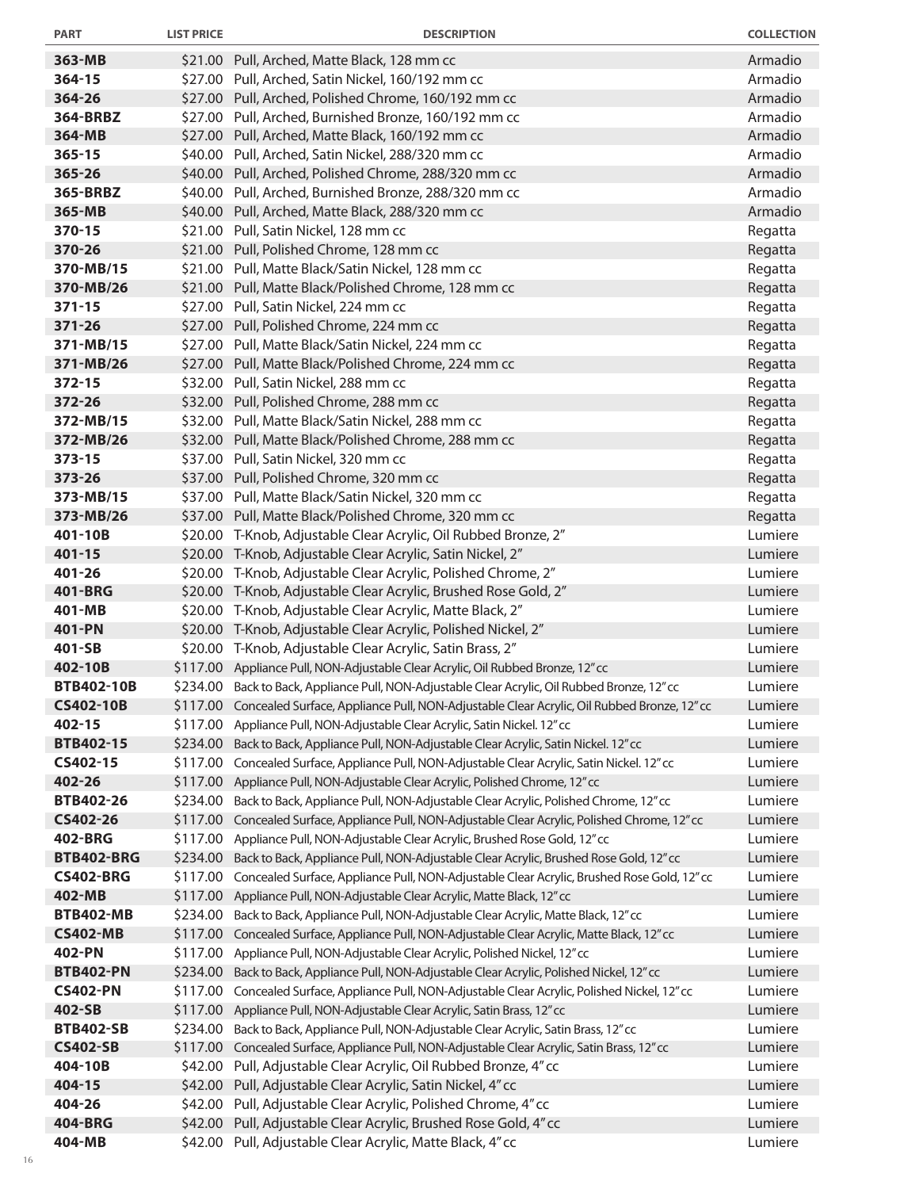| PART | LIST PRICE | DESCRIPTION | COLLECTION |
|---|---|---|---|
| **363-MB** | $21.00 | Pull, Arched, Matte Black, 128 mm cc | Armadio |
| **364-15** | $27.00 | Pull, Arched, Satin Nickel, 160/192 mm cc | Armadio |
| **364-26** | $27.00 | Pull, Arched, Polished Chrome, 160/192 mm cc | Armadio |
| **364-BRBZ** | $27.00 | Pull, Arched, Burnished Bronze, 160/192 mm cc | Armadio |
| **364-MB** | $27.00 | Pull, Arched, Matte Black, 160/192 mm cc | Armadio |
| **365-15** | $40.00 | Pull, Arched, Satin Nickel, 288/320 mm cc | Armadio |
| **365-26** | $40.00 | Pull, Arched, Polished Chrome, 288/320 mm cc | Armadio |
| **365-BRBZ** | $40.00 | Pull, Arched, Burnished Bronze, 288/320 mm cc | Armadio |
| **365-MB** | $40.00 | Pull, Arched, Matte Black, 288/320 mm cc | Armadio |
| **370-15** | $21.00 | Pull, Satin Nickel, 128 mm cc | Regatta |
| **370-26** | $21.00 | Pull, Polished Chrome, 128 mm cc | Regatta |
| **370-MB/15** | $21.00 | Pull, Matte Black/Satin Nickel, 128 mm cc | Regatta |
| **370-MB/26** | $21.00 | Pull, Matte Black/Polished Chrome, 128 mm cc | Regatta |
| **371-15** | $27.00 | Pull, Satin Nickel, 224 mm cc | Regatta |
| **371-26** | $27.00 | Pull, Polished Chrome, 224 mm cc | Regatta |
| **371-MB/15** | $27.00 | Pull, Matte Black/Satin Nickel, 224 mm cc | Regatta |
| **371-MB/26** | $27.00 | Pull, Matte Black/Polished Chrome, 224 mm cc | Regatta |
| **372-15** | $32.00 | Pull, Satin Nickel, 288 mm cc | Regatta |
| **372-26** | $32.00 | Pull, Polished Chrome, 288 mm cc | Regatta |
| **372-MB/15** | $32.00 | Pull, Matte Black/Satin Nickel, 288 mm cc | Regatta |
| **372-MB/26** | $32.00 | Pull, Matte Black/Polished Chrome, 288 mm cc | Regatta |
| **373-15** | $37.00 | Pull, Satin Nickel, 320 mm cc | Regatta |
| **373-26** | $37.00 | Pull, Polished Chrome, 320 mm cc | Regatta |
| **373-MB/15** | $37.00 | Pull, Matte Black/Satin Nickel, 320 mm cc | Regatta |
| **373-MB/26** | $37.00 | Pull, Matte Black/Polished Chrome, 320 mm cc | Regatta |
| **401-10B** | $20.00 | T-Knob, Adjustable Clear Acrylic, Oil Rubbed Bronze, 2" | Lumiere |
| **401-15** | $20.00 | T-Knob, Adjustable Clear Acrylic, Satin Nickel, 2" | Lumiere |
| **401-26** | $20.00 | T-Knob, Adjustable Clear Acrylic, Polished Chrome, 2" | Lumiere |
| **401-BRG** | $20.00 | T-Knob, Adjustable Clear Acrylic, Brushed Rose Gold, 2" | Lumiere |
| **401-MB** | $20.00 | T-Knob, Adjustable Clear Acrylic, Matte Black, 2" | Lumiere |
| **401-PN** | $20.00 | T-Knob, Adjustable Clear Acrylic, Polished Nickel, 2" | Lumiere |
| **401-SB** | $20.00 | T-Knob, Adjustable Clear Acrylic, Satin Brass, 2" | Lumiere |
| **402-10B** | $117.00 | Appliance Pull, NON-Adjustable Clear Acrylic, Oil Rubbed Bronze, 12" cc | Lumiere |
| **BTB402-10B** | $234.00 | Back to Back, Appliance Pull, NON-Adjustable Clear Acrylic, Oil Rubbed Bronze, 12" cc | Lumiere |
| **CS402-10B** | $117.00 | Concealed Surface, Appliance Pull, NON-Adjustable Clear Acrylic, Oil Rubbed Bronze, 12" cc | Lumiere |
| **402-15** | $117.00 | Appliance Pull, NON-Adjustable Clear Acrylic, Satin Nickel. 12" cc | Lumiere |
| **BTB402-15** | $234.00 | Back to Back, Appliance Pull, NON-Adjustable Clear Acrylic, Satin Nickel. 12" cc | Lumiere |
| **CS402-15** | $117.00 | Concealed Surface, Appliance Pull, NON-Adjustable Clear Acrylic, Satin Nickel. 12" cc | Lumiere |
| **402-26** | $117.00 | Appliance Pull, NON-Adjustable Clear Acrylic, Polished Chrome, 12" cc | Lumiere |
| **BTB402-26** | $234.00 | Back to Back, Appliance Pull, NON-Adjustable Clear Acrylic, Polished Chrome, 12" cc | Lumiere |
| **CS402-26** | $117.00 | Concealed Surface, Appliance Pull, NON-Adjustable Clear Acrylic, Polished Chrome, 12" cc | Lumiere |
| **402-BRG** | $117.00 | Appliance Pull, NON-Adjustable Clear Acrylic, Brushed Rose Gold, 12" cc | Lumiere |
| **BTB402-BRG** | $234.00 | Back to Back, Appliance Pull, NON-Adjustable Clear Acrylic, Brushed Rose Gold, 12" cc | Lumiere |
| **CS402-BRG** | $117.00 | Concealed Surface, Appliance Pull, NON-Adjustable Clear Acrylic, Brushed Rose Gold, 12" cc | Lumiere |
| **402-MB** | $117.00 | Appliance Pull, NON-Adjustable Clear Acrylic, Matte Black, 12" cc | Lumiere |
| **BTB402-MB** | $234.00 | Back to Back, Appliance Pull, NON-Adjustable Clear Acrylic, Matte Black, 12" cc | Lumiere |
| **CS402-MB** | $117.00 | Concealed Surface, Appliance Pull, NON-Adjustable Clear Acrylic, Matte Black, 12" cc | Lumiere |
| **402-PN** | $117.00 | Appliance Pull, NON-Adjustable Clear Acrylic, Polished Nickel, 12" cc | Lumiere |
| **BTB402-PN** | $234.00 | Back to Back, Appliance Pull, NON-Adjustable Clear Acrylic, Polished Nickel, 12" cc | Lumiere |
| **CS402-PN** | $117.00 | Concealed Surface, Appliance Pull, NON-Adjustable Clear Acrylic, Polished Nickel, 12" cc | Lumiere |
| **402-SB** | $117.00 | Appliance Pull, NON-Adjustable Clear Acrylic, Satin Brass, 12" cc | Lumiere |
| **BTB402-SB** | $234.00 | Back to Back, Appliance Pull, NON-Adjustable Clear Acrylic, Satin Brass, 12" cc | Lumiere |
| **CS402-SB** | $117.00 | Concealed Surface, Appliance Pull, NON-Adjustable Clear Acrylic, Satin Brass, 12" cc | Lumiere |
| **404-10B** | $42.00 | Pull, Adjustable Clear Acrylic, Oil Rubbed Bronze, 4" cc | Lumiere |
| **404-15** | $42.00 | Pull, Adjustable Clear Acrylic, Satin Nickel, 4" cc | Lumiere |
| **404-26** | $42.00 | Pull, Adjustable Clear Acrylic, Polished Chrome, 4" cc | Lumiere |
| **404-BRG** | $42.00 | Pull, Adjustable Clear Acrylic, Brushed Rose Gold, 4" cc | Lumiere |
| **404-MB** | $42.00 | Pull, Adjustable Clear Acrylic, Matte Black, 4" cc | Lumiere |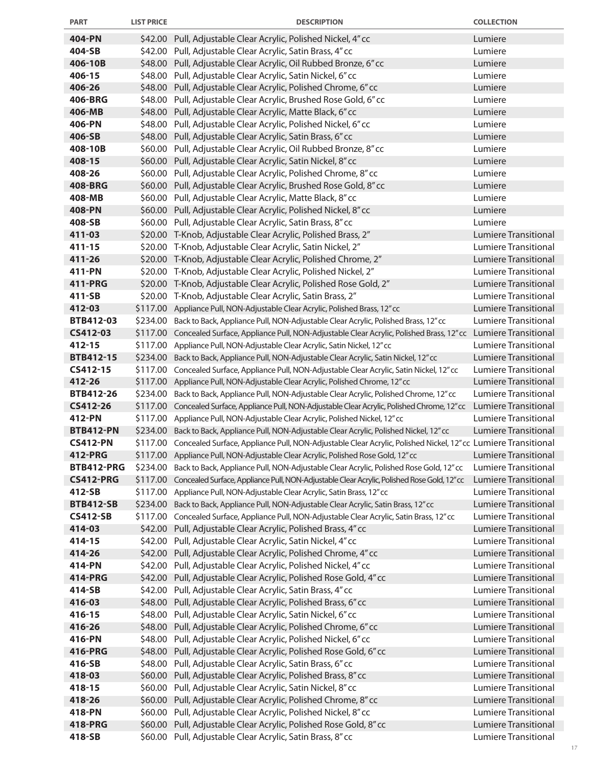| PART | LIST PRICE | DESCRIPTION | COLLECTION |
|---|---|---|---|
| **404-PN** | $42.00 | Pull, Adjustable Clear Acrylic, Polished Nickel, 4" cc | Lumiere |
| **404-SB** | $42.00 | Pull, Adjustable Clear Acrylic, Satin Brass, 4" cc | Lumiere |
| **406-10B** | $48.00 | Pull, Adjustable Clear Acrylic, Oil Rubbed Bronze, 6" cc | Lumiere |
| **406-15** | $48.00 | Pull, Adjustable Clear Acrylic, Satin Nickel, 6" cc | Lumiere |
| **406-26** | $48.00 | Pull, Adjustable Clear Acrylic, Polished Chrome, 6" cc | Lumiere |
| **406-BRG** | $48.00 | Pull, Adjustable Clear Acrylic, Brushed Rose Gold, 6" cc | Lumiere |
| **406-MB** | $48.00 | Pull, Adjustable Clear Acrylic, Matte Black, 6" cc | Lumiere |
| **406-PN** | $48.00 | Pull, Adjustable Clear Acrylic, Polished Nickel, 6" cc | Lumiere |
| **406-SB** | $48.00 | Pull, Adjustable Clear Acrylic, Satin Brass, 6" cc | Lumiere |
| **408-10B** | $60.00 | Pull, Adjustable Clear Acrylic, Oil Rubbed Bronze, 8" cc | Lumiere |
| **408-15** | $60.00 | Pull, Adjustable Clear Acrylic, Satin Nickel, 8" cc | Lumiere |
| **408-26** | $60.00 | Pull, Adjustable Clear Acrylic, Polished Chrome, 8" cc | Lumiere |
| **408-BRG** | $60.00 | Pull, Adjustable Clear Acrylic, Brushed Rose Gold, 8" cc | Lumiere |
| **408-MB** | $60.00 | Pull, Adjustable Clear Acrylic, Matte Black, 8" cc | Lumiere |
| **408-PN** | $60.00 | Pull, Adjustable Clear Acrylic, Polished Nickel, 8" cc | Lumiere |
| **408-SB** | $60.00 | Pull, Adjustable Clear Acrylic, Satin Brass, 8" cc | Lumiere |
| **411-03** | $20.00 | T-Knob, Adjustable Clear Acrylic, Polished Brass, 2" | Lumiere Transitional |
| **411-15** | $20.00 | T-Knob, Adjustable Clear Acrylic, Satin Nickel, 2" | Lumiere Transitional |
| **411-26** | $20.00 | T-Knob, Adjustable Clear Acrylic, Polished Chrome, 2" | Lumiere Transitional |
| **411-PN** | $20.00 | T-Knob, Adjustable Clear Acrylic, Polished Nickel, 2" | Lumiere Transitional |
| **411-PRG** | $20.00 | T-Knob, Adjustable Clear Acrylic, Polished Rose Gold, 2" | Lumiere Transitional |
| **411-SB** | $20.00 | T-Knob, Adjustable Clear Acrylic, Satin Brass, 2" | Lumiere Transitional |
| **412-03** | $117.00 | Appliance Pull, NON-Adjustable Clear Acrylic, Polished Brass, 12" cc | Lumiere Transitional |
| **BTB412-03** | $234.00 | Back to Back, Appliance Pull, NON-Adjustable Clear Acrylic, Polished Brass, 12" cc | Lumiere Transitional |
| **CS412-03** | $117.00 | Concealed Surface, Appliance Pull, NON-Adjustable Clear Acrylic, Polished Brass, 12" cc | Lumiere Transitional |
| **412-15** | $117.00 | Appliance Pull, NON-Adjustable Clear Acrylic, Satin Nickel, 12" cc | Lumiere Transitional |
| **BTB412-15** | $234.00 | Back to Back, Appliance Pull, NON-Adjustable Clear Acrylic, Satin Nickel, 12" cc | Lumiere Transitional |
| **CS412-15** | $117.00 | Concealed Surface, Appliance Pull, NON-Adjustable Clear Acrylic, Satin Nickel, 12" cc | Lumiere Transitional |
| **412-26** | $117.00 | Appliance Pull, NON-Adjustable Clear Acrylic, Polished Chrome, 12" cc | Lumiere Transitional |
| **BTB412-26** | $234.00 | Back to Back, Appliance Pull, NON-Adjustable Clear Acrylic, Polished Chrome, 12" cc | Lumiere Transitional |
| **CS412-26** | $117.00 | Concealed Surface, Appliance Pull, NON-Adjustable Clear Acrylic, Polished Chrome, 12" cc | Lumiere Transitional |
| **412-PN** | $117.00 | Appliance Pull, NON-Adjustable Clear Acrylic, Polished Nickel, 12" cc | Lumiere Transitional |
| **BTB412-PN** | $234.00 | Back to Back, Appliance Pull, NON-Adjustable Clear Acrylic, Polished Nickel, 12" cc | Lumiere Transitional |
| **CS412-PN** | $117.00 | Concealed Surface, Appliance Pull, NON-Adjustable Clear Acrylic, Polished Nickel, 12" cc | Lumiere Transitional |
| **412-PRG** | $117.00 | Appliance Pull, NON-Adjustable Clear Acrylic, Polished Rose Gold, 12" cc | Lumiere Transitional |
| **BTB412-PRG** | $234.00 | Back to Back, Appliance Pull, NON-Adjustable Clear Acrylic, Polished Rose Gold, 12" cc | Lumiere Transitional |
| **CS412-PRG** | $117.00 | Concealed Surface, Appliance Pull, NON-Adjustable Clear Acrylic, Polished Rose Gold, 12" cc | Lumiere Transitional |
| **412-SB** | $117.00 | Appliance Pull, NON-Adjustable Clear Acrylic, Satin Brass, 12" cc | Lumiere Transitional |
| **BTB412-SB** | $234.00 | Back to Back, Appliance Pull, NON-Adjustable Clear Acrylic, Satin Brass, 12" cc | Lumiere Transitional |
| **CS412-SB** | $117.00 | Concealed Surface, Appliance Pull, NON-Adjustable Clear Acrylic, Satin Brass, 12" cc | Lumiere Transitional |
| **414-03** | $42.00 | Pull, Adjustable Clear Acrylic, Polished Brass, 4" cc | Lumiere Transitional |
| **414-15** | $42.00 | Pull, Adjustable Clear Acrylic, Satin Nickel, 4" cc | Lumiere Transitional |
| **414-26** | $42.00 | Pull, Adjustable Clear Acrylic, Polished Chrome, 4" cc | Lumiere Transitional |
| **414-PN** | $42.00 | Pull, Adjustable Clear Acrylic, Polished Nickel, 4" cc | Lumiere Transitional |
| **414-PRG** | $42.00 | Pull, Adjustable Clear Acrylic, Polished Rose Gold, 4" cc | Lumiere Transitional |
| **414-SB** | $42.00 | Pull, Adjustable Clear Acrylic, Satin Brass, 4" cc | Lumiere Transitional |
| **416-03** | $48.00 | Pull, Adjustable Clear Acrylic, Polished Brass, 6" cc | Lumiere Transitional |
| **416-15** | $48.00 | Pull, Adjustable Clear Acrylic, Satin Nickel, 6" cc | Lumiere Transitional |
| **416-26** | $48.00 | Pull, Adjustable Clear Acrylic, Polished Chrome, 6" cc | Lumiere Transitional |
| **416-PN** | $48.00 | Pull, Adjustable Clear Acrylic, Polished Nickel, 6" cc | Lumiere Transitional |
| **416-PRG** | $48.00 | Pull, Adjustable Clear Acrylic, Polished Rose Gold, 6" cc | Lumiere Transitional |
| **416-SB** | $48.00 | Pull, Adjustable Clear Acrylic, Satin Brass, 6" cc | Lumiere Transitional |
| **418-03** | $60.00 | Pull, Adjustable Clear Acrylic, Polished Brass, 8" cc | Lumiere Transitional |
| **418-15** | $60.00 | Pull, Adjustable Clear Acrylic, Satin Nickel, 8" cc | Lumiere Transitional |
| **418-26** | $60.00 | Pull, Adjustable Clear Acrylic, Polished Chrome, 8" cc | Lumiere Transitional |
| **418-PN** | $60.00 | Pull, Adjustable Clear Acrylic, Polished Nickel, 8" cc | Lumiere Transitional |
| **418-PRG** | $60.00 | Pull, Adjustable Clear Acrylic, Polished Rose Gold, 8" cc | Lumiere Transitional |
| **418-SB** | $60.00 | Pull, Adjustable Clear Acrylic, Satin Brass, 8" cc | Lumiere Transitional |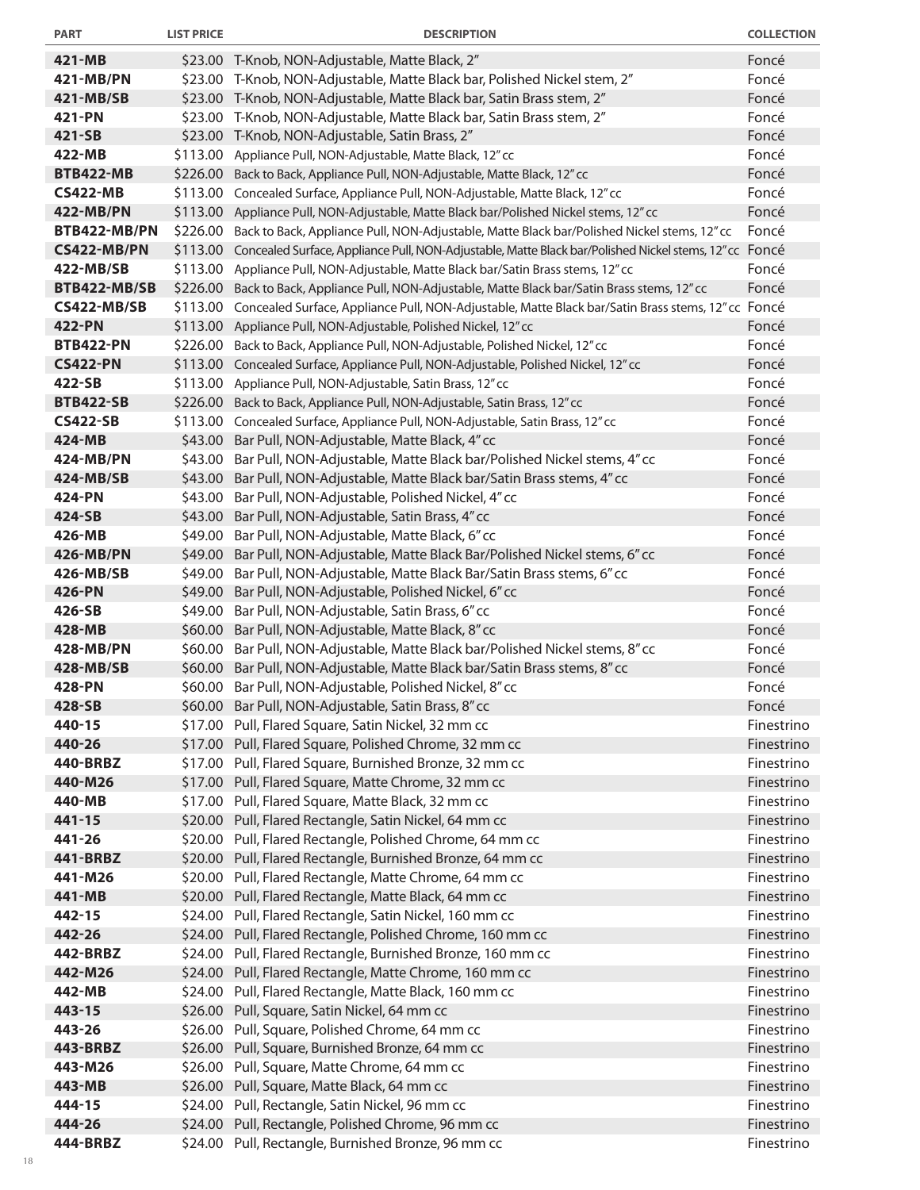| PART | LIST PRICE | DESCRIPTION | COLLECTION |
|---|---|---|---|
| 421-MB | $23.00 | T-Knob, NON-Adjustable, Matte Black, 2" | Foncé |
| 421-MB/PN | $23.00 | T-Knob, NON-Adjustable, Matte Black bar, Polished Nickel stem, 2" | Foncé |
| 421-MB/SB | $23.00 | T-Knob, NON-Adjustable, Matte Black bar, Satin Brass stem, 2" | Foncé |
| 421-PN | $23.00 | T-Knob, NON-Adjustable, Matte Black bar, Satin Brass stem, 2" | Foncé |
| 421-SB | $23.00 | T-Knob, NON-Adjustable, Satin Brass, 2" | Foncé |
| 422-MB | $113.00 | Appliance Pull, NON-Adjustable, Matte Black, 12" cc | Foncé |
| BTB422-MB | $226.00 | Back to Back, Appliance Pull, NON-Adjustable, Matte Black, 12" cc | Foncé |
| CS422-MB | $113.00 | Concealed Surface, Appliance Pull, NON-Adjustable, Matte Black, 12" cc | Foncé |
| 422-MB/PN | $113.00 | Appliance Pull, NON-Adjustable, Matte Black bar/Polished Nickel stems, 12" cc | Foncé |
| BTB422-MB/PN | $226.00 | Back to Back, Appliance Pull, NON-Adjustable, Matte Black bar/Polished Nickel stems, 12" cc | Foncé |
| CS422-MB/PN | $113.00 | Concealed Surface, Appliance Pull, NON-Adjustable, Matte Black bar/Polished Nickel stems, 12" cc | Foncé |
| 422-MB/SB | $113.00 | Appliance Pull, NON-Adjustable, Matte Black bar/Satin Brass stems, 12" cc | Foncé |
| BTB422-MB/SB | $226.00 | Back to Back, Appliance Pull, NON-Adjustable, Matte Black bar/Satin Brass stems, 12" cc | Foncé |
| CS422-MB/SB | $113.00 | Concealed Surface, Appliance Pull, NON-Adjustable, Matte Black bar/Satin Brass stems, 12" cc | Foncé |
| 422-PN | $113.00 | Appliance Pull, NON-Adjustable, Polished Nickel, 12" cc | Foncé |
| BTB422-PN | $226.00 | Back to Back, Appliance Pull, NON-Adjustable, Polished Nickel, 12" cc | Foncé |
| CS422-PN | $113.00 | Concealed Surface, Appliance Pull, NON-Adjustable, Polished Nickel, 12" cc | Foncé |
| 422-SB | $113.00 | Appliance Pull, NON-Adjustable, Satin Brass, 12" cc | Foncé |
| BTB422-SB | $226.00 | Back to Back, Appliance Pull, NON-Adjustable, Satin Brass, 12" cc | Foncé |
| CS422-SB | $113.00 | Concealed Surface, Appliance Pull, NON-Adjustable, Satin Brass, 12" cc | Foncé |
| 424-MB | $43.00 | Bar Pull, NON-Adjustable, Matte Black, 4" cc | Foncé |
| 424-MB/PN | $43.00 | Bar Pull, NON-Adjustable, Matte Black bar/Polished Nickel stems, 4" cc | Foncé |
| 424-MB/SB | $43.00 | Bar Pull, NON-Adjustable, Matte Black bar/Satin Brass stems, 4" cc | Foncé |
| 424-PN | $43.00 | Bar Pull, NON-Adjustable, Polished Nickel, 4" cc | Foncé |
| 424-SB | $43.00 | Bar Pull, NON-Adjustable, Satin Brass, 4" cc | Foncé |
| 426-MB | $49.00 | Bar Pull, NON-Adjustable, Matte Black, 6" cc | Foncé |
| 426-MB/PN | $49.00 | Bar Pull, NON-Adjustable, Matte Black Bar/Polished Nickel stems, 6" cc | Foncé |
| 426-MB/SB | $49.00 | Bar Pull, NON-Adjustable, Matte Black Bar/Satin Brass stems, 6" cc | Foncé |
| 426-PN | $49.00 | Bar Pull, NON-Adjustable, Polished Nickel, 6" cc | Foncé |
| 426-SB | $49.00 | Bar Pull, NON-Adjustable, Satin Brass, 6" cc | Foncé |
| 428-MB | $60.00 | Bar Pull, NON-Adjustable, Matte Black, 8" cc | Foncé |
| 428-MB/PN | $60.00 | Bar Pull, NON-Adjustable, Matte Black bar/Polished Nickel stems, 8" cc | Foncé |
| 428-MB/SB | $60.00 | Bar Pull, NON-Adjustable, Matte Black bar/Satin Brass stems, 8" cc | Foncé |
| 428-PN | $60.00 | Bar Pull, NON-Adjustable, Polished Nickel, 8" cc | Foncé |
| 428-SB | $60.00 | Bar Pull, NON-Adjustable, Satin Brass, 8" cc | Foncé |
| 440-15 | $17.00 | Pull, Flared Square, Satin Nickel, 32 mm cc | Finestrino |
| 440-26 | $17.00 | Pull, Flared Square, Polished Chrome, 32 mm cc | Finestrino |
| 440-BRBZ | $17.00 | Pull, Flared Square, Burnished Bronze, 32 mm cc | Finestrino |
| 440-M26 | $17.00 | Pull, Flared Square, Matte Chrome, 32 mm cc | Finestrino |
| 440-MB | $17.00 | Pull, Flared Square, Matte Black, 32 mm cc | Finestrino |
| 441-15 | $20.00 | Pull, Flared Rectangle, Satin Nickel, 64 mm cc | Finestrino |
| 441-26 | $20.00 | Pull, Flared Rectangle, Polished Chrome, 64 mm cc | Finestrino |
| 441-BRBZ | $20.00 | Pull, Flared Rectangle, Burnished Bronze, 64 mm cc | Finestrino |
| 441-M26 | $20.00 | Pull, Flared Rectangle, Matte Chrome, 64 mm cc | Finestrino |
| 441-MB | $20.00 | Pull, Flared Rectangle, Matte Black, 64 mm cc | Finestrino |
| 442-15 | $24.00 | Pull, Flared Rectangle, Satin Nickel, 160 mm cc | Finestrino |
| 442-26 | $24.00 | Pull, Flared Rectangle, Polished Chrome, 160 mm cc | Finestrino |
| 442-BRBZ | $24.00 | Pull, Flared Rectangle, Burnished Bronze, 160 mm cc | Finestrino |
| 442-M26 | $24.00 | Pull, Flared Rectangle, Matte Chrome, 160 mm cc | Finestrino |
| 442-MB | $24.00 | Pull, Flared Rectangle, Matte Black, 160 mm cc | Finestrino |
| 443-15 | $26.00 | Pull, Square, Satin Nickel, 64 mm cc | Finestrino |
| 443-26 | $26.00 | Pull, Square, Polished Chrome, 64 mm cc | Finestrino |
| 443-BRBZ | $26.00 | Pull, Square, Burnished Bronze, 64 mm cc | Finestrino |
| 443-M26 | $26.00 | Pull, Square, Matte Chrome, 64 mm cc | Finestrino |
| 443-MB | $26.00 | Pull, Square, Matte Black, 64 mm cc | Finestrino |
| 444-15 | $24.00 | Pull, Rectangle, Satin Nickel, 96 mm cc | Finestrino |
| 444-26 | $24.00 | Pull, Rectangle, Polished Chrome, 96 mm cc | Finestrino |
| 444-BRBZ | $24.00 | Pull, Rectangle, Burnished Bronze, 96 mm cc | Finestrino |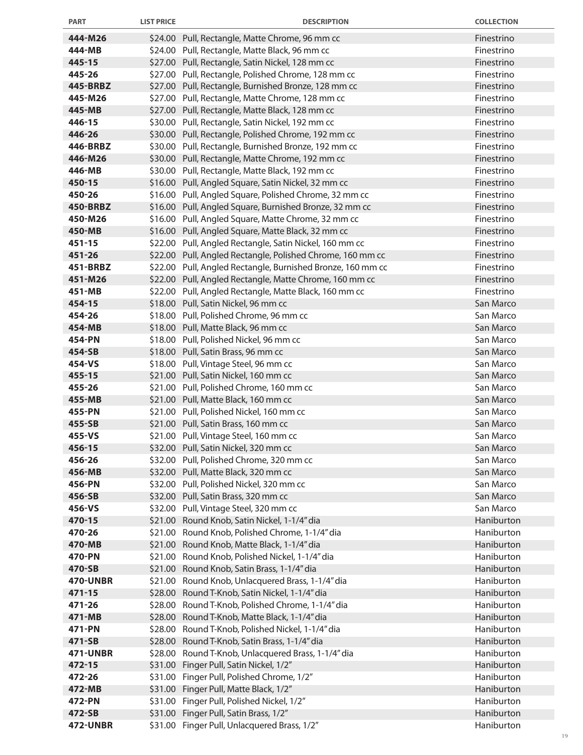| PART | LIST PRICE | DESCRIPTION | COLLECTION |
|---|---|---|---|
| 444-M26 | $24.00 | Pull, Rectangle, Matte Chrome, 96 mm cc | Finestrino |
| 444-MB | $24.00 | Pull, Rectangle, Matte Black, 96 mm cc | Finestrino |
| 445-15 | $27.00 | Pull, Rectangle, Satin Nickel, 128 mm cc | Finestrino |
| 445-26 | $27.00 | Pull, Rectangle, Polished Chrome, 128 mm cc | Finestrino |
| 445-BRBZ | $27.00 | Pull, Rectangle, Burnished Bronze, 128 mm cc | Finestrino |
| 445-M26 | $27.00 | Pull, Rectangle, Matte Chrome, 128 mm cc | Finestrino |
| 445-MB | $27.00 | Pull, Rectangle, Matte Black, 128 mm cc | Finestrino |
| 446-15 | $30.00 | Pull, Rectangle, Satin Nickel, 192 mm cc | Finestrino |
| 446-26 | $30.00 | Pull, Rectangle, Polished Chrome, 192 mm cc | Finestrino |
| 446-BRBZ | $30.00 | Pull, Rectangle, Burnished Bronze, 192 mm cc | Finestrino |
| 446-M26 | $30.00 | Pull, Rectangle, Matte Chrome, 192 mm cc | Finestrino |
| 446-MB | $30.00 | Pull, Rectangle, Matte Black, 192 mm cc | Finestrino |
| 450-15 | $16.00 | Pull, Angled Square, Satin Nickel, 32 mm cc | Finestrino |
| 450-26 | $16.00 | Pull, Angled Square, Polished Chrome, 32 mm cc | Finestrino |
| 450-BRBZ | $16.00 | Pull, Angled Square, Burnished Bronze, 32 mm cc | Finestrino |
| 450-M26 | $16.00 | Pull, Angled Square, Matte Chrome, 32 mm cc | Finestrino |
| 450-MB | $16.00 | Pull, Angled Square, Matte Black, 32 mm cc | Finestrino |
| 451-15 | $22.00 | Pull, Angled Rectangle, Satin Nickel, 160 mm cc | Finestrino |
| 451-26 | $22.00 | Pull, Angled Rectangle, Polished Chrome, 160 mm cc | Finestrino |
| 451-BRBZ | $22.00 | Pull, Angled Rectangle, Burnished Bronze, 160 mm cc | Finestrino |
| 451-M26 | $22.00 | Pull, Angled Rectangle, Matte Chrome, 160 mm cc | Finestrino |
| 451-MB | $22.00 | Pull, Angled Rectangle, Matte Black, 160 mm cc | Finestrino |
| 454-15 | $18.00 | Pull, Satin Nickel, 96 mm cc | San Marco |
| 454-26 | $18.00 | Pull, Polished Chrome, 96 mm cc | San Marco |
| 454-MB | $18.00 | Pull, Matte Black, 96 mm cc | San Marco |
| 454-PN | $18.00 | Pull, Polished Nickel, 96 mm cc | San Marco |
| 454-SB | $18.00 | Pull, Satin Brass, 96 mm cc | San Marco |
| 454-VS | $18.00 | Pull, Vintage Steel, 96 mm cc | San Marco |
| 455-15 | $21.00 | Pull, Satin Nickel, 160 mm cc | San Marco |
| 455-26 | $21.00 | Pull, Polished Chrome, 160 mm cc | San Marco |
| 455-MB | $21.00 | Pull, Matte Black, 160 mm cc | San Marco |
| 455-PN | $21.00 | Pull, Polished Nickel, 160 mm cc | San Marco |
| 455-SB | $21.00 | Pull, Satin Brass, 160 mm cc | San Marco |
| 455-VS | $21.00 | Pull, Vintage Steel, 160 mm cc | San Marco |
| 456-15 | $32.00 | Pull, Satin Nickel, 320 mm cc | San Marco |
| 456-26 | $32.00 | Pull, Polished Chrome, 320 mm cc | San Marco |
| 456-MB | $32.00 | Pull, Matte Black, 320 mm cc | San Marco |
| 456-PN | $32.00 | Pull, Polished Nickel, 320 mm cc | San Marco |
| 456-SB | $32.00 | Pull, Satin Brass, 320 mm cc | San Marco |
| 456-VS | $32.00 | Pull, Vintage Steel, 320 mm cc | San Marco |
| 470-15 | $21.00 | Round Knob, Satin Nickel, 1-1/4" dia | Haniburton |
| 470-26 | $21.00 | Round Knob, Polished Chrome, 1-1/4" dia | Haniburton |
| 470-MB | $21.00 | Round Knob, Matte Black, 1-1/4" dia | Haniburton |
| 470-PN | $21.00 | Round Knob, Polished Nickel, 1-1/4" dia | Haniburton |
| 470-SB | $21.00 | Round Knob, Satin Brass, 1-1/4" dia | Haniburton |
| 470-UNBR | $21.00 | Round Knob, Unlacquered Brass, 1-1/4" dia | Haniburton |
| 471-15 | $28.00 | Round T-Knob, Satin Nickel, 1-1/4" dia | Haniburton |
| 471-26 | $28.00 | Round T-Knob, Polished Chrome, 1-1/4" dia | Haniburton |
| 471-MB | $28.00 | Round T-Knob, Matte Black, 1-1/4" dia | Haniburton |
| 471-PN | $28.00 | Round T-Knob, Polished Nickel, 1-1/4" dia | Haniburton |
| 471-SB | $28.00 | Round T-Knob, Satin Brass, 1-1/4" dia | Haniburton |
| 471-UNBR | $28.00 | Round T-Knob, Unlacquered Brass, 1-1/4" dia | Haniburton |
| 472-15 | $31.00 | Finger Pull, Satin Nickel, 1/2" | Haniburton |
| 472-26 | $31.00 | Finger Pull, Polished Chrome, 1/2" | Haniburton |
| 472-MB | $31.00 | Finger Pull, Matte Black, 1/2" | Haniburton |
| 472-PN | $31.00 | Finger Pull, Polished Nickel, 1/2" | Haniburton |
| 472-SB | $31.00 | Finger Pull, Satin Brass, 1/2" | Haniburton |
| 472-UNBR | $31.00 | Finger Pull, Unlacquered Brass, 1/2" | Haniburton |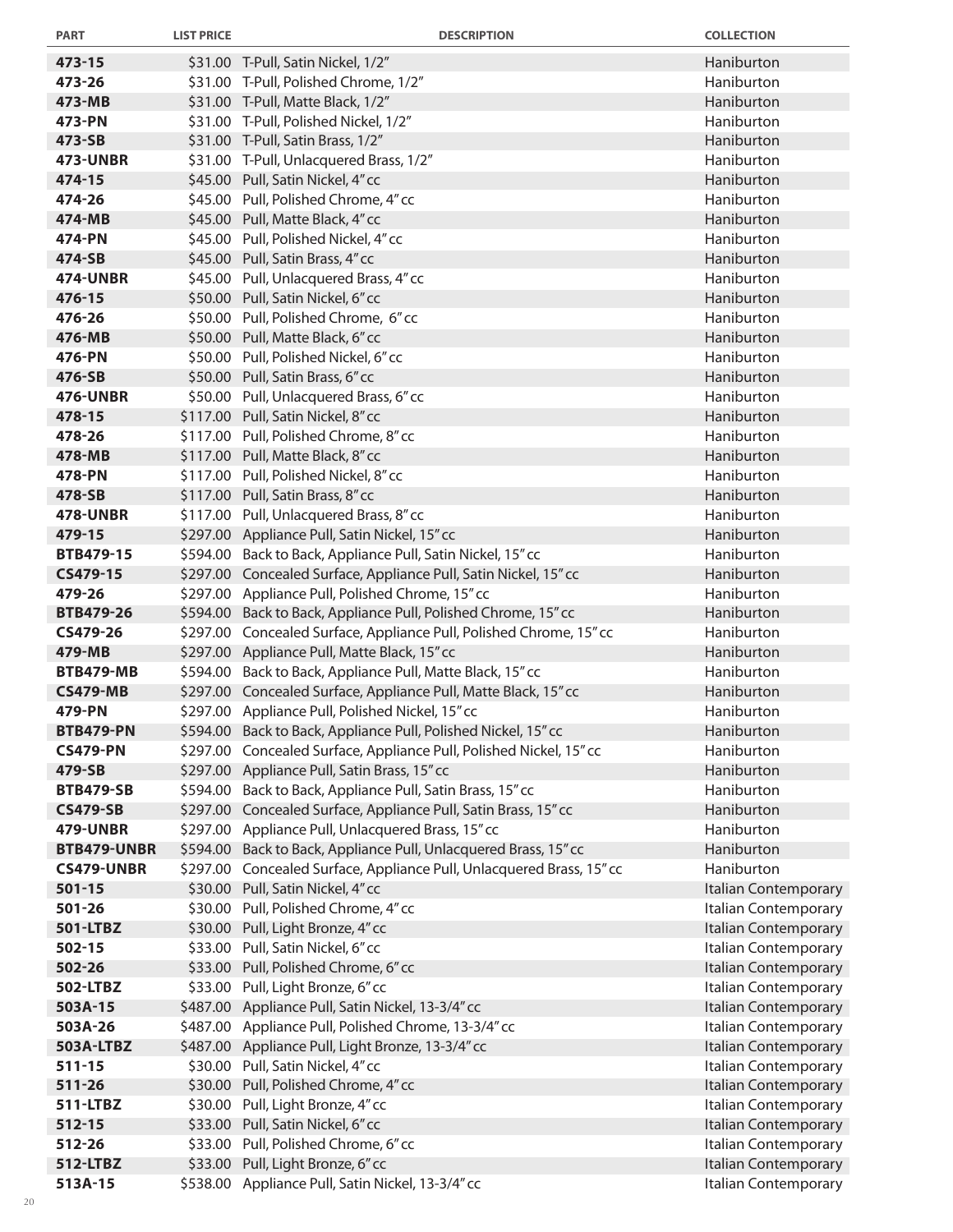| PART | LIST PRICE | DESCRIPTION | COLLECTION |
|---|---|---|---|
| **473-15** | $31.00 | T-Pull, Satin Nickel, 1/2" | Haniburton |
| **473-26** | $31.00 | T-Pull, Polished Chrome, 1/2" | Haniburton |
| **473-MB** | $31.00 | T-Pull, Matte Black, 1/2" | Haniburton |
| **473-PN** | $31.00 | T-Pull, Polished Nickel, 1/2" | Haniburton |
| **473-SB** | $31.00 | T-Pull, Satin Brass, 1/2" | Haniburton |
| **473-UNBR** | $31.00 | T-Pull, Unlacquered Brass, 1/2" | Haniburton |
| **474-15** | $45.00 | Pull, Satin Nickel, 4" cc | Haniburton |
| **474-26** | $45.00 | Pull, Polished Chrome, 4" cc | Haniburton |
| **474-MB** | $45.00 | Pull, Matte Black, 4" cc | Haniburton |
| **474-PN** | $45.00 | Pull, Polished Nickel, 4" cc | Haniburton |
| **474-SB** | $45.00 | Pull, Satin Brass, 4" cc | Haniburton |
| **474-UNBR** | $45.00 | Pull, Unlacquered Brass, 4" cc | Haniburton |
| **476-15** | $50.00 | Pull, Satin Nickel, 6" cc | Haniburton |
| **476-26** | $50.00 | Pull, Polished Chrome, 6" cc | Haniburton |
| **476-MB** | $50.00 | Pull, Matte Black, 6" cc | Haniburton |
| **476-PN** | $50.00 | Pull, Polished Nickel, 6" cc | Haniburton |
| **476-SB** | $50.00 | Pull, Satin Brass, 6" cc | Haniburton |
| **476-UNBR** | $50.00 | Pull, Unlacquered Brass, 6" cc | Haniburton |
| **478-15** | $117.00 | Pull, Satin Nickel, 8" cc | Haniburton |
| **478-26** | $117.00 | Pull, Polished Chrome, 8" cc | Haniburton |
| **478-MB** | $117.00 | Pull, Matte Black, 8" cc | Haniburton |
| **478-PN** | $117.00 | Pull, Polished Nickel, 8" cc | Haniburton |
| **478-SB** | $117.00 | Pull, Satin Brass, 8" cc | Haniburton |
| **478-UNBR** | $117.00 | Pull, Unlacquered Brass, 8" cc | Haniburton |
| **479-15** | $297.00 | Appliance Pull, Satin Nickel, 15" cc | Haniburton |
| **BTB479-15** | $594.00 | Back to Back, Appliance Pull, Satin Nickel, 15" cc | Haniburton |
| **CS479-15** | $297.00 | Concealed Surface, Appliance Pull, Satin Nickel, 15" cc | Haniburton |
| **479-26** | $297.00 | Appliance Pull, Polished Chrome, 15" cc | Haniburton |
| **BTB479-26** | $594.00 | Back to Back, Appliance Pull, Polished Chrome, 15" cc | Haniburton |
| **CS479-26** | $297.00 | Concealed Surface, Appliance Pull, Polished Chrome, 15" cc | Haniburton |
| **479-MB** | $297.00 | Appliance Pull, Matte Black, 15" cc | Haniburton |
| **BTB479-MB** | $594.00 | Back to Back, Appliance Pull, Matte Black, 15" cc | Haniburton |
| **CS479-MB** | $297.00 | Concealed Surface, Appliance Pull, Matte Black, 15" cc | Haniburton |
| **479-PN** | $297.00 | Appliance Pull, Polished Nickel, 15" cc | Haniburton |
| **BTB479-PN** | $594.00 | Back to Back, Appliance Pull, Polished Nickel, 15" cc | Haniburton |
| **CS479-PN** | $297.00 | Concealed Surface, Appliance Pull, Polished Nickel, 15" cc | Haniburton |
| **479-SB** | $297.00 | Appliance Pull, Satin Brass, 15" cc | Haniburton |
| **BTB479-SB** | $594.00 | Back to Back, Appliance Pull, Satin Brass, 15" cc | Haniburton |
| **CS479-SB** | $297.00 | Concealed Surface, Appliance Pull, Satin Brass, 15" cc | Haniburton |
| **479-UNBR** | $297.00 | Appliance Pull, Unlacquered Brass, 15" cc | Haniburton |
| **BTB479-UNBR** | $594.00 | Back to Back, Appliance Pull, Unlacquered Brass, 15" cc | Haniburton |
| **CS479-UNBR** | $297.00 | Concealed Surface, Appliance Pull, Unlacquered Brass, 15" cc | Haniburton |
| **501-15** | $30.00 | Pull, Satin Nickel, 4" cc | Italian Contemporary |
| **501-26** | $30.00 | Pull, Polished Chrome, 4" cc | Italian Contemporary |
| **501-LTBZ** | $30.00 | Pull, Light Bronze, 4" cc | Italian Contemporary |
| **502-15** | $33.00 | Pull, Satin Nickel, 6" cc | Italian Contemporary |
| **502-26** | $33.00 | Pull, Polished Chrome, 6" cc | Italian Contemporary |
| **502-LTBZ** | $33.00 | Pull, Light Bronze, 6" cc | Italian Contemporary |
| **503A-15** | $487.00 | Appliance Pull, Satin Nickel, 13-3/4" cc | Italian Contemporary |
| **503A-26** | $487.00 | Appliance Pull, Polished Chrome, 13-3/4" cc | Italian Contemporary |
| **503A-LTBZ** | $487.00 | Appliance Pull, Light Bronze, 13-3/4" cc | Italian Contemporary |
| **511-15** | $30.00 | Pull, Satin Nickel, 4" cc | Italian Contemporary |
| **511-26** | $30.00 | Pull, Polished Chrome, 4" cc | Italian Contemporary |
| **511-LTBZ** | $30.00 | Pull, Light Bronze, 4" cc | Italian Contemporary |
| **512-15** | $33.00 | Pull, Satin Nickel, 6" cc | Italian Contemporary |
| **512-26** | $33.00 | Pull, Polished Chrome, 6" cc | Italian Contemporary |
| **512-LTBZ** | $33.00 | Pull, Light Bronze, 6" cc | Italian Contemporary |
| **513A-15** | $538.00 | Appliance Pull, Satin Nickel, 13-3/4" cc | Italian Contemporary |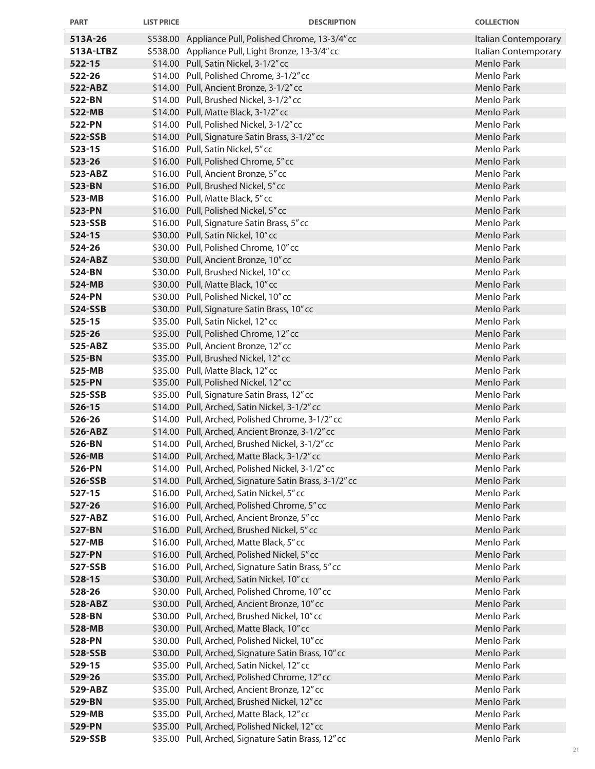| PART | LIST PRICE | DESCRIPTION | COLLECTION |
|---|---|---|---|
| 513A-26 | $538.00 | Appliance Pull, Polished Chrome, 13-3/4" cc | Italian Contemporary |
| 513A-LTBZ | $538.00 | Appliance Pull, Light Bronze, 13-3/4" cc | Italian Contemporary |
| 522-15 | $14.00 | Pull, Satin Nickel, 3-1/2" cc | Menlo Park |
| 522-26 | $14.00 | Pull, Polished Chrome, 3-1/2" cc | Menlo Park |
| 522-ABZ | $14.00 | Pull, Ancient Bronze, 3-1/2" cc | Menlo Park |
| 522-BN | $14.00 | Pull, Brushed Nickel, 3-1/2" cc | Menlo Park |
| 522-MB | $14.00 | Pull, Matte Black, 3-1/2" cc | Menlo Park |
| 522-PN | $14.00 | Pull, Polished Nickel, 3-1/2" cc | Menlo Park |
| 522-SSB | $14.00 | Pull, Signature Satin Brass, 3-1/2" cc | Menlo Park |
| 523-15 | $16.00 | Pull, Satin Nickel, 5" cc | Menlo Park |
| 523-26 | $16.00 | Pull, Polished Chrome, 5" cc | Menlo Park |
| 523-ABZ | $16.00 | Pull, Ancient Bronze, 5" cc | Menlo Park |
| 523-BN | $16.00 | Pull, Brushed Nickel, 5" cc | Menlo Park |
| 523-MB | $16.00 | Pull, Matte Black, 5" cc | Menlo Park |
| 523-PN | $16.00 | Pull, Polished Nickel, 5" cc | Menlo Park |
| 523-SSB | $16.00 | Pull, Signature Satin Brass, 5" cc | Menlo Park |
| 524-15 | $30.00 | Pull, Satin Nickel, 10" cc | Menlo Park |
| 524-26 | $30.00 | Pull, Polished Chrome, 10" cc | Menlo Park |
| 524-ABZ | $30.00 | Pull, Ancient Bronze, 10" cc | Menlo Park |
| 524-BN | $30.00 | Pull, Brushed Nickel, 10" cc | Menlo Park |
| 524-MB | $30.00 | Pull, Matte Black, 10" cc | Menlo Park |
| 524-PN | $30.00 | Pull, Polished Nickel, 10" cc | Menlo Park |
| 524-SSB | $30.00 | Pull, Signature Satin Brass, 10" cc | Menlo Park |
| 525-15 | $35.00 | Pull, Satin Nickel, 12" cc | Menlo Park |
| 525-26 | $35.00 | Pull, Polished Chrome, 12" cc | Menlo Park |
| 525-ABZ | $35.00 | Pull, Ancient Bronze, 12" cc | Menlo Park |
| 525-BN | $35.00 | Pull, Brushed Nickel, 12" cc | Menlo Park |
| 525-MB | $35.00 | Pull, Matte Black, 12" cc | Menlo Park |
| 525-PN | $35.00 | Pull, Polished Nickel, 12" cc | Menlo Park |
| 525-SSB | $35.00 | Pull, Signature Satin Brass, 12" cc | Menlo Park |
| 526-15 | $14.00 | Pull, Arched, Satin Nickel, 3-1/2" cc | Menlo Park |
| 526-26 | $14.00 | Pull, Arched, Polished Chrome, 3-1/2" cc | Menlo Park |
| 526-ABZ | $14.00 | Pull, Arched, Ancient Bronze, 3-1/2" cc | Menlo Park |
| 526-BN | $14.00 | Pull, Arched, Brushed Nickel, 3-1/2" cc | Menlo Park |
| 526-MB | $14.00 | Pull, Arched, Matte Black, 3-1/2" cc | Menlo Park |
| 526-PN | $14.00 | Pull, Arched, Polished Nickel, 3-1/2" cc | Menlo Park |
| 526-SSB | $14.00 | Pull, Arched, Signature Satin Brass, 3-1/2" cc | Menlo Park |
| 527-15 | $16.00 | Pull, Arched, Satin Nickel, 5" cc | Menlo Park |
| 527-26 | $16.00 | Pull, Arched, Polished Chrome, 5" cc | Menlo Park |
| 527-ABZ | $16.00 | Pull, Arched, Ancient Bronze, 5" cc | Menlo Park |
| 527-BN | $16.00 | Pull, Arched, Brushed Nickel, 5" cc | Menlo Park |
| 527-MB | $16.00 | Pull, Arched, Matte Black, 5" cc | Menlo Park |
| 527-PN | $16.00 | Pull, Arched, Polished Nickel, 5" cc | Menlo Park |
| 527-SSB | $16.00 | Pull, Arched, Signature Satin Brass, 5" cc | Menlo Park |
| 528-15 | $30.00 | Pull, Arched, Satin Nickel, 10" cc | Menlo Park |
| 528-26 | $30.00 | Pull, Arched, Polished Chrome, 10" cc | Menlo Park |
| 528-ABZ | $30.00 | Pull, Arched, Ancient Bronze, 10" cc | Menlo Park |
| 528-BN | $30.00 | Pull, Arched, Brushed Nickel, 10" cc | Menlo Park |
| 528-MB | $30.00 | Pull, Arched, Matte Black, 10" cc | Menlo Park |
| 528-PN | $30.00 | Pull, Arched, Polished Nickel, 10" cc | Menlo Park |
| 528-SSB | $30.00 | Pull, Arched, Signature Satin Brass, 10" cc | Menlo Park |
| 529-15 | $35.00 | Pull, Arched, Satin Nickel, 12" cc | Menlo Park |
| 529-26 | $35.00 | Pull, Arched, Polished Chrome, 12" cc | Menlo Park |
| 529-ABZ | $35.00 | Pull, Arched, Ancient Bronze, 12" cc | Menlo Park |
| 529-BN | $35.00 | Pull, Arched, Brushed Nickel, 12" cc | Menlo Park |
| 529-MB | $35.00 | Pull, Arched, Matte Black, 12" cc | Menlo Park |
| 529-PN | $35.00 | Pull, Arched, Polished Nickel, 12" cc | Menlo Park |
| 529-SSB | $35.00 | Pull, Arched, Signature Satin Brass, 12" cc | Menlo Park |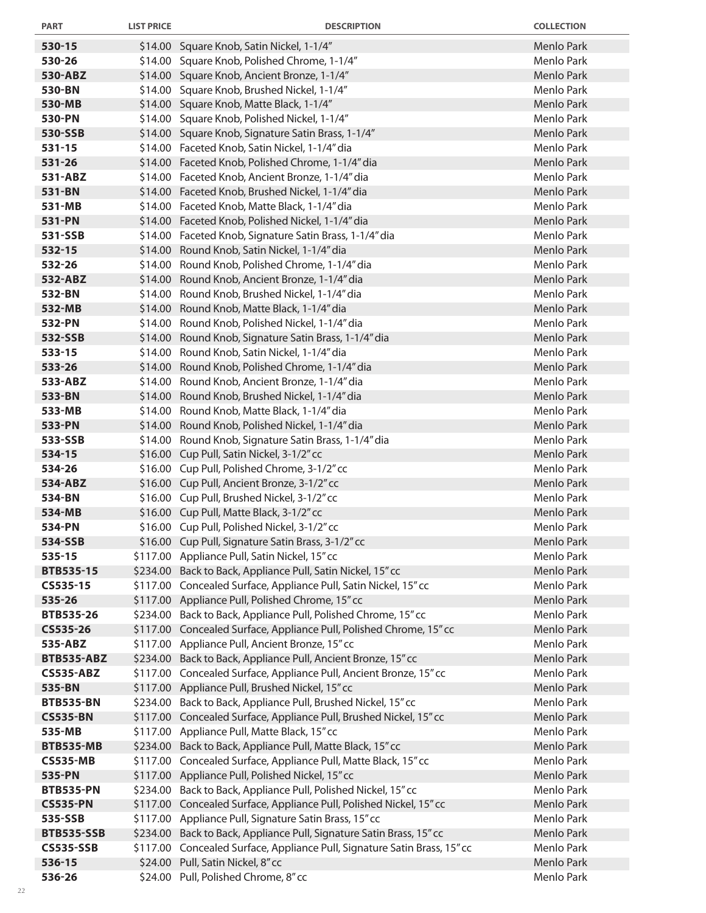| PART | LIST PRICE | DESCRIPTION | COLLECTION |
|---|---|---|---|
| **530-15** | $14.00 | Square Knob, Satin Nickel, 1-1/4" | Menlo Park |
| **530-26** | $14.00 | Square Knob, Polished Chrome, 1-1/4" | Menlo Park |
| **530-ABZ** | $14.00 | Square Knob, Ancient Bronze, 1-1/4" | Menlo Park |
| **530-BN** | $14.00 | Square Knob, Brushed Nickel, 1-1/4" | Menlo Park |
| **530-MB** | $14.00 | Square Knob, Matte Black, 1-1/4" | Menlo Park |
| **530-PN** | $14.00 | Square Knob, Polished Nickel, 1-1/4" | Menlo Park |
| **530-SSB** | $14.00 | Square Knob, Signature Satin Brass, 1-1/4" | Menlo Park |
| **531-15** | $14.00 | Faceted Knob, Satin Nickel, 1-1/4" dia | Menlo Park |
| **531-26** | $14.00 | Faceted Knob, Polished Chrome, 1-1/4" dia | Menlo Park |
| **531-ABZ** | $14.00 | Faceted Knob, Ancient Bronze, 1-1/4" dia | Menlo Park |
| **531-BN** | $14.00 | Faceted Knob, Brushed Nickel, 1-1/4" dia | Menlo Park |
| **531-MB** | $14.00 | Faceted Knob, Matte Black, 1-1/4" dia | Menlo Park |
| **531-PN** | $14.00 | Faceted Knob, Polished Nickel, 1-1/4" dia | Menlo Park |
| **531-SSB** | $14.00 | Faceted Knob, Signature Satin Brass, 1-1/4" dia | Menlo Park |
| **532-15** | $14.00 | Round Knob, Satin Nickel, 1-1/4" dia | Menlo Park |
| **532-26** | $14.00 | Round Knob, Polished Chrome, 1-1/4" dia | Menlo Park |
| **532-ABZ** | $14.00 | Round Knob, Ancient Bronze, 1-1/4" dia | Menlo Park |
| **532-BN** | $14.00 | Round Knob, Brushed Nickel, 1-1/4" dia | Menlo Park |
| **532-MB** | $14.00 | Round Knob, Matte Black, 1-1/4" dia | Menlo Park |
| **532-PN** | $14.00 | Round Knob, Polished Nickel, 1-1/4" dia | Menlo Park |
| **532-SSB** | $14.00 | Round Knob, Signature Satin Brass, 1-1/4" dia | Menlo Park |
| **533-15** | $14.00 | Round Knob, Satin Nickel, 1-1/4" dia | Menlo Park |
| **533-26** | $14.00 | Round Knob, Polished Chrome, 1-1/4" dia | Menlo Park |
| **533-ABZ** | $14.00 | Round Knob, Ancient Bronze, 1-1/4" dia | Menlo Park |
| **533-BN** | $14.00 | Round Knob, Brushed Nickel, 1-1/4" dia | Menlo Park |
| **533-MB** | $14.00 | Round Knob, Matte Black, 1-1/4" dia | Menlo Park |
| **533-PN** | $14.00 | Round Knob, Polished Nickel, 1-1/4" dia | Menlo Park |
| **533-SSB** | $14.00 | Round Knob, Signature Satin Brass, 1-1/4" dia | Menlo Park |
| **534-15** | $16.00 | Cup Pull, Satin Nickel, 3-1/2" cc | Menlo Park |
| **534-26** | $16.00 | Cup Pull, Polished Chrome, 3-1/2" cc | Menlo Park |
| **534-ABZ** | $16.00 | Cup Pull, Ancient Bronze, 3-1/2" cc | Menlo Park |
| **534-BN** | $16.00 | Cup Pull, Brushed Nickel, 3-1/2" cc | Menlo Park |
| **534-MB** | $16.00 | Cup Pull, Matte Black, 3-1/2" cc | Menlo Park |
| **534-PN** | $16.00 | Cup Pull, Polished Nickel, 3-1/2" cc | Menlo Park |
| **534-SSB** | $16.00 | Cup Pull, Signature Satin Brass, 3-1/2" cc | Menlo Park |
| **535-15** | $117.00 | Appliance Pull, Satin Nickel, 15" cc | Menlo Park |
| **BTB535-15** | $234.00 | Back to Back, Appliance Pull, Satin Nickel, 15" cc | Menlo Park |
| **CS535-15** | $117.00 | Concealed Surface, Appliance Pull, Satin Nickel, 15" cc | Menlo Park |
| **535-26** | $117.00 | Appliance Pull, Polished Chrome, 15" cc | Menlo Park |
| **BTB535-26** | $234.00 | Back to Back, Appliance Pull, Polished Chrome, 15" cc | Menlo Park |
| **CS535-26** | $117.00 | Concealed Surface, Appliance Pull, Polished Chrome, 15" cc | Menlo Park |
| **535-ABZ** | $117.00 | Appliance Pull, Ancient Bronze, 15" cc | Menlo Park |
| **BTB535-ABZ** | $234.00 | Back to Back, Appliance Pull, Ancient Bronze, 15" cc | Menlo Park |
| **CS535-ABZ** | $117.00 | Concealed Surface, Appliance Pull, Ancient Bronze, 15" cc | Menlo Park |
| **535-BN** | $117.00 | Appliance Pull, Brushed Nickel, 15" cc | Menlo Park |
| **BTB535-BN** | $234.00 | Back to Back, Appliance Pull, Brushed Nickel, 15" cc | Menlo Park |
| **CS535-BN** | $117.00 | Concealed Surface, Appliance Pull, Brushed Nickel, 15" cc | Menlo Park |
| **535-MB** | $117.00 | Appliance Pull, Matte Black, 15" cc | Menlo Park |
| **BTB535-MB** | $234.00 | Back to Back, Appliance Pull, Matte Black, 15" cc | Menlo Park |
| **CS535-MB** | $117.00 | Concealed Surface, Appliance Pull, Matte Black, 15" cc | Menlo Park |
| **535-PN** | $117.00 | Appliance Pull, Polished Nickel, 15" cc | Menlo Park |
| **BTB535-PN** | $234.00 | Back to Back, Appliance Pull, Polished Nickel, 15" cc | Menlo Park |
| **CS535-PN** | $117.00 | Concealed Surface, Appliance Pull, Polished Nickel, 15" cc | Menlo Park |
| **535-SSB** | $117.00 | Appliance Pull, Signature Satin Brass, 15" cc | Menlo Park |
| **BTB535-SSB** | $234.00 | Back to Back, Appliance Pull, Signature Satin Brass, 15" cc | Menlo Park |
| **CS535-SSB** | $117.00 | Concealed Surface, Appliance Pull, Signature Satin Brass, 15" cc | Menlo Park |
| **536-15** | $24.00 | Pull, Satin Nickel, 8" cc | Menlo Park |
| **536-26** | $24.00 | Pull, Polished Chrome, 8" cc | Menlo Park |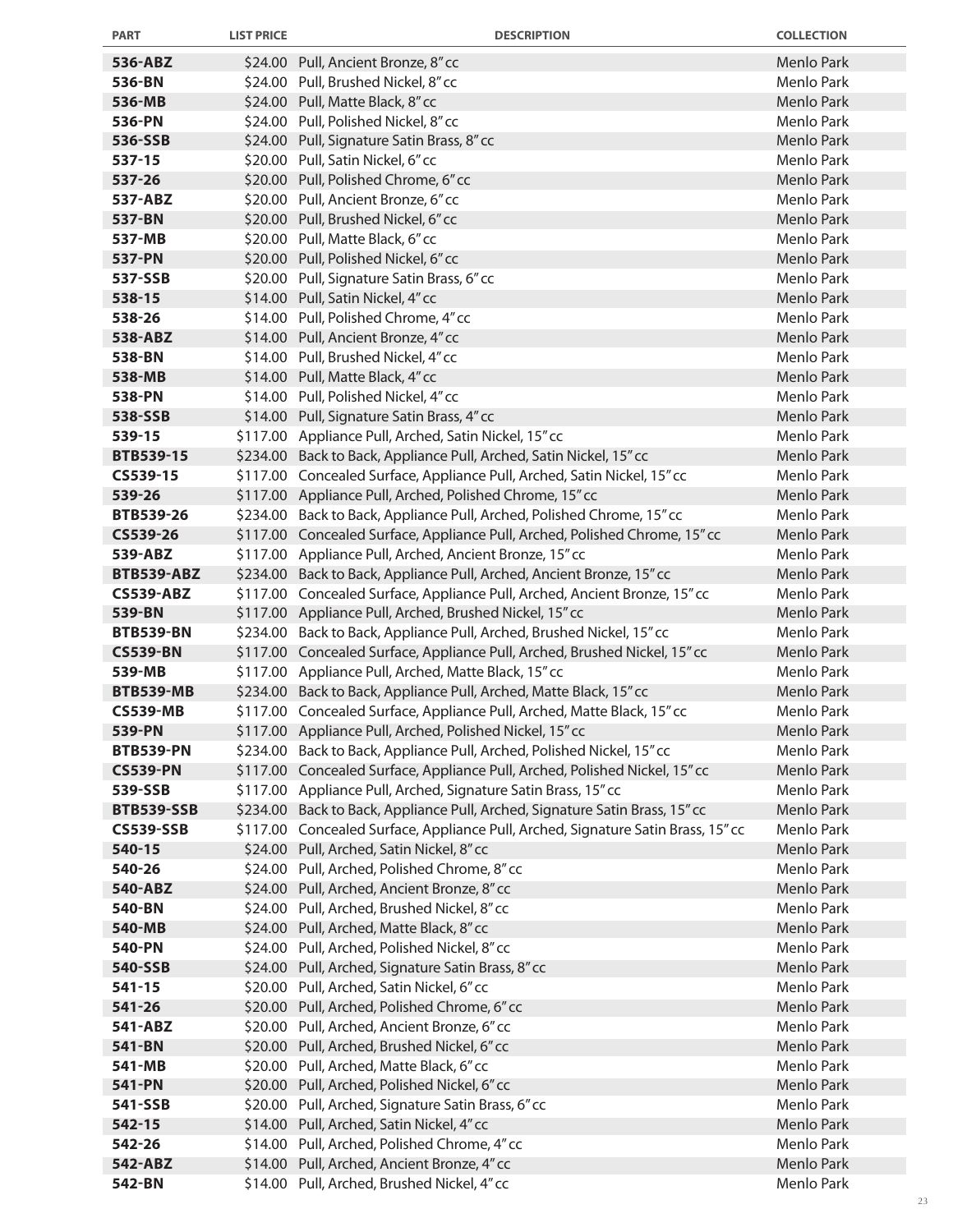| PART | LIST PRICE | DESCRIPTION | COLLECTION |
|---|---|---|---|
| **536-ABZ** | $24.00 | Pull, Ancient Bronze, 8" cc | Menlo Park |
| **536-BN** | $24.00 | Pull, Brushed Nickel, 8" cc | Menlo Park |
| **536-MB** | $24.00 | Pull, Matte Black, 8" cc | Menlo Park |
| **536-PN** | $24.00 | Pull, Polished Nickel, 8" cc | Menlo Park |
| **536-SSB** | $24.00 | Pull, Signature Satin Brass, 8" cc | Menlo Park |
| **537-15** | $20.00 | Pull, Satin Nickel, 6" cc | Menlo Park |
| **537-26** | $20.00 | Pull, Polished Chrome, 6" cc | Menlo Park |
| **537-ABZ** | $20.00 | Pull, Ancient Bronze, 6" cc | Menlo Park |
| **537-BN** | $20.00 | Pull, Brushed Nickel, 6" cc | Menlo Park |
| **537-MB** | $20.00 | Pull, Matte Black, 6" cc | Menlo Park |
| **537-PN** | $20.00 | Pull, Polished Nickel, 6" cc | Menlo Park |
| **537-SSB** | $20.00 | Pull, Signature Satin Brass, 6" cc | Menlo Park |
| **538-15** | $14.00 | Pull, Satin Nickel, 4" cc | Menlo Park |
| **538-26** | $14.00 | Pull, Polished Chrome, 4" cc | Menlo Park |
| **538-ABZ** | $14.00 | Pull, Ancient Bronze, 4" cc | Menlo Park |
| **538-BN** | $14.00 | Pull, Brushed Nickel, 4" cc | Menlo Park |
| **538-MB** | $14.00 | Pull, Matte Black, 4" cc | Menlo Park |
| **538-PN** | $14.00 | Pull, Polished Nickel, 4" cc | Menlo Park |
| **538-SSB** | $14.00 | Pull, Signature Satin Brass, 4" cc | Menlo Park |
| **539-15** | $117.00 | Appliance Pull, Arched, Satin Nickel, 15" cc | Menlo Park |
| **BTB539-15** | $234.00 | Back to Back, Appliance Pull, Arched, Satin Nickel, 15" cc | Menlo Park |
| **CS539-15** | $117.00 | Concealed Surface, Appliance Pull, Arched, Satin Nickel, 15" cc | Menlo Park |
| **539-26** | $117.00 | Appliance Pull, Arched, Polished Chrome, 15" cc | Menlo Park |
| **BTB539-26** | $234.00 | Back to Back, Appliance Pull, Arched, Polished Chrome, 15" cc | Menlo Park |
| **CS539-26** | $117.00 | Concealed Surface, Appliance Pull, Arched, Polished Chrome, 15" cc | Menlo Park |
| **539-ABZ** | $117.00 | Appliance Pull, Arched, Ancient Bronze, 15" cc | Menlo Park |
| **BTB539-ABZ** | $234.00 | Back to Back, Appliance Pull, Arched, Ancient Bronze, 15" cc | Menlo Park |
| **CS539-ABZ** | $117.00 | Concealed Surface, Appliance Pull, Arched, Ancient Bronze, 15" cc | Menlo Park |
| **539-BN** | $117.00 | Appliance Pull, Arched, Brushed Nickel, 15" cc | Menlo Park |
| **BTB539-BN** | $234.00 | Back to Back, Appliance Pull, Arched, Brushed Nickel, 15" cc | Menlo Park |
| **CS539-BN** | $117.00 | Concealed Surface, Appliance Pull, Arched, Brushed Nickel, 15" cc | Menlo Park |
| **539-MB** | $117.00 | Appliance Pull, Arched, Matte Black, 15" cc | Menlo Park |
| **BTB539-MB** | $234.00 | Back to Back, Appliance Pull, Arched, Matte Black, 15" cc | Menlo Park |
| **CS539-MB** | $117.00 | Concealed Surface, Appliance Pull, Arched, Matte Black, 15" cc | Menlo Park |
| **539-PN** | $117.00 | Appliance Pull, Arched, Polished Nickel, 15" cc | Menlo Park |
| **BTB539-PN** | $234.00 | Back to Back, Appliance Pull, Arched, Polished Nickel, 15" cc | Menlo Park |
| **CS539-PN** | $117.00 | Concealed Surface, Appliance Pull, Arched, Polished Nickel, 15" cc | Menlo Park |
| **539-SSB** | $117.00 | Appliance Pull, Arched, Signature Satin Brass, 15" cc | Menlo Park |
| **BTB539-SSB** | $234.00 | Back to Back, Appliance Pull, Arched, Signature Satin Brass, 15" cc | Menlo Park |
| **CS539-SSB** | $117.00 | Concealed Surface, Appliance Pull, Arched, Signature Satin Brass, 15" cc | Menlo Park |
| **540-15** | $24.00 | Pull, Arched, Satin Nickel, 8" cc | Menlo Park |
| **540-26** | $24.00 | Pull, Arched, Polished Chrome, 8" cc | Menlo Park |
| **540-ABZ** | $24.00 | Pull, Arched, Ancient Bronze, 8" cc | Menlo Park |
| **540-BN** | $24.00 | Pull, Arched, Brushed Nickel, 8" cc | Menlo Park |
| **540-MB** | $24.00 | Pull, Arched, Matte Black, 8" cc | Menlo Park |
| **540-PN** | $24.00 | Pull, Arched, Polished Nickel, 8" cc | Menlo Park |
| **540-SSB** | $24.00 | Pull, Arched, Signature Satin Brass, 8" cc | Menlo Park |
| **541-15** | $20.00 | Pull, Arched, Satin Nickel, 6" cc | Menlo Park |
| **541-26** | $20.00 | Pull, Arched, Polished Chrome, 6" cc | Menlo Park |
| **541-ABZ** | $20.00 | Pull, Arched, Ancient Bronze, 6" cc | Menlo Park |
| **541-BN** | $20.00 | Pull, Arched, Brushed Nickel, 6" cc | Menlo Park |
| **541-MB** | $20.00 | Pull, Arched, Matte Black, 6" cc | Menlo Park |
| **541-PN** | $20.00 | Pull, Arched, Polished Nickel, 6" cc | Menlo Park |
| **541-SSB** | $20.00 | Pull, Arched, Signature Satin Brass, 6" cc | Menlo Park |
| **542-15** | $14.00 | Pull, Arched, Satin Nickel, 4" cc | Menlo Park |
| **542-26** | $14.00 | Pull, Arched, Polished Chrome, 4" cc | Menlo Park |
| **542-ABZ** | $14.00 | Pull, Arched, Ancient Bronze, 4" cc | Menlo Park |
| **542-BN** | $14.00 | Pull, Arched, Brushed Nickel, 4" cc | Menlo Park |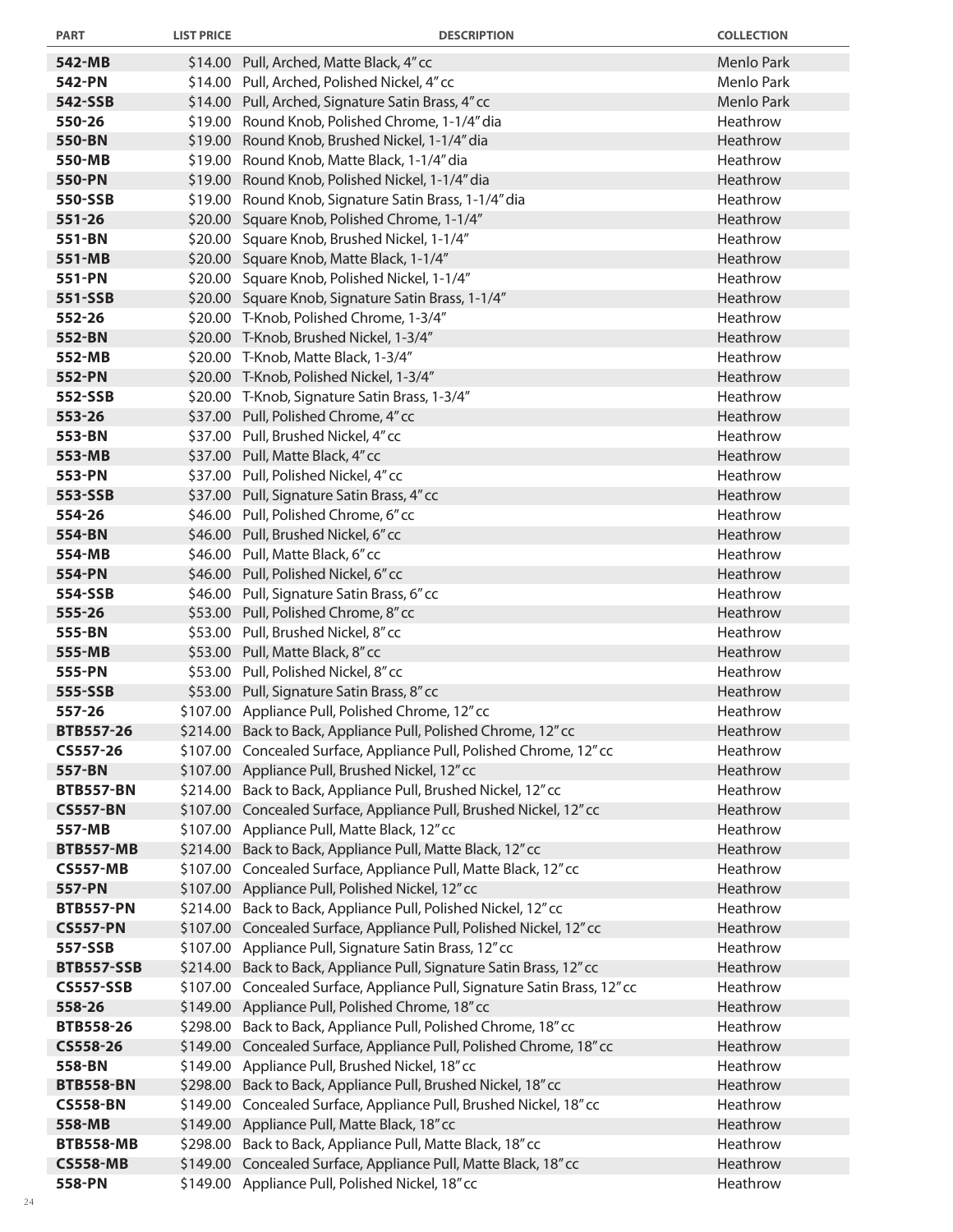| PART | LIST PRICE | DESCRIPTION | COLLECTION |
|---|---|---|---|
| **542-MB** | $14.00 | Pull, Arched, Matte Black, 4" cc | Menlo Park |
| **542-PN** | $14.00 | Pull, Arched, Polished Nickel, 4" cc | Menlo Park |
| **542-SSB** | $14.00 | Pull, Arched, Signature Satin Brass, 4" cc | Menlo Park |
| **550-26** | $19.00 | Round Knob, Polished Chrome, 1-1/4" dia | Heathrow |
| **550-BN** | $19.00 | Round Knob, Brushed Nickel, 1-1/4" dia | Heathrow |
| **550-MB** | $19.00 | Round Knob, Matte Black, 1-1/4" dia | Heathrow |
| **550-PN** | $19.00 | Round Knob, Polished Nickel, 1-1/4" dia | Heathrow |
| **550-SSB** | $19.00 | Round Knob, Signature Satin Brass, 1-1/4" dia | Heathrow |
| **551-26** | $20.00 | Square Knob, Polished Chrome, 1-1/4" | Heathrow |
| **551-BN** | $20.00 | Square Knob, Brushed Nickel, 1-1/4" | Heathrow |
| **551-MB** | $20.00 | Square Knob, Matte Black, 1-1/4" | Heathrow |
| **551-PN** | $20.00 | Square Knob, Polished Nickel, 1-1/4" | Heathrow |
| **551-SSB** | $20.00 | Square Knob, Signature Satin Brass, 1-1/4" | Heathrow |
| **552-26** | $20.00 | T-Knob, Polished Chrome, 1-3/4" | Heathrow |
| **552-BN** | $20.00 | T-Knob, Brushed Nickel, 1-3/4" | Heathrow |
| **552-MB** | $20.00 | T-Knob, Matte Black, 1-3/4" | Heathrow |
| **552-PN** | $20.00 | T-Knob, Polished Nickel, 1-3/4" | Heathrow |
| **552-SSB** | $20.00 | T-Knob, Signature Satin Brass, 1-3/4" | Heathrow |
| **553-26** | $37.00 | Pull, Polished Chrome, 4" cc | Heathrow |
| **553-BN** | $37.00 | Pull, Brushed Nickel, 4" cc | Heathrow |
| **553-MB** | $37.00 | Pull, Matte Black, 4" cc | Heathrow |
| **553-PN** | $37.00 | Pull, Polished Nickel, 4" cc | Heathrow |
| **553-SSB** | $37.00 | Pull, Signature Satin Brass, 4" cc | Heathrow |
| **554-26** | $46.00 | Pull, Polished Chrome, 6" cc | Heathrow |
| **554-BN** | $46.00 | Pull, Brushed Nickel, 6" cc | Heathrow |
| **554-MB** | $46.00 | Pull, Matte Black, 6" cc | Heathrow |
| **554-PN** | $46.00 | Pull, Polished Nickel, 6" cc | Heathrow |
| **554-SSB** | $46.00 | Pull, Signature Satin Brass, 6" cc | Heathrow |
| **555-26** | $53.00 | Pull, Polished Chrome, 8" cc | Heathrow |
| **555-BN** | $53.00 | Pull, Brushed Nickel, 8" cc | Heathrow |
| **555-MB** | $53.00 | Pull, Matte Black, 8" cc | Heathrow |
| **555-PN** | $53.00 | Pull, Polished Nickel, 8" cc | Heathrow |
| **555-SSB** | $53.00 | Pull, Signature Satin Brass, 8" cc | Heathrow |
| **557-26** | $107.00 | Appliance Pull, Polished Chrome, 12" cc | Heathrow |
| **BTB557-26** | $214.00 | Back to Back, Appliance Pull, Polished Chrome, 12" cc | Heathrow |
| **CS557-26** | $107.00 | Concealed Surface, Appliance Pull, Polished Chrome, 12" cc | Heathrow |
| **557-BN** | $107.00 | Appliance Pull, Brushed Nickel, 12" cc | Heathrow |
| **BTB557-BN** | $214.00 | Back to Back, Appliance Pull, Brushed Nickel, 12" cc | Heathrow |
| **CS557-BN** | $107.00 | Concealed Surface, Appliance Pull, Brushed Nickel, 12" cc | Heathrow |
| **557-MB** | $107.00 | Appliance Pull, Matte Black, 12" cc | Heathrow |
| **BTB557-MB** | $214.00 | Back to Back, Appliance Pull, Matte Black, 12" cc | Heathrow |
| **CS557-MB** | $107.00 | Concealed Surface, Appliance Pull, Matte Black, 12" cc | Heathrow |
| **557-PN** | $107.00 | Appliance Pull, Polished Nickel, 12" cc | Heathrow |
| **BTB557-PN** | $214.00 | Back to Back, Appliance Pull, Polished Nickel, 12" cc | Heathrow |
| **CS557-PN** | $107.00 | Concealed Surface, Appliance Pull, Polished Nickel, 12" cc | Heathrow |
| **557-SSB** | $107.00 | Appliance Pull, Signature Satin Brass, 12" cc | Heathrow |
| **BTB557-SSB** | $214.00 | Back to Back, Appliance Pull, Signature Satin Brass, 12" cc | Heathrow |
| **CS557-SSB** | $107.00 | Concealed Surface, Appliance Pull, Signature Satin Brass, 12" cc | Heathrow |
| **558-26** | $149.00 | Appliance Pull, Polished Chrome, 18" cc | Heathrow |
| **BTB558-26** | $298.00 | Back to Back, Appliance Pull, Polished Chrome, 18" cc | Heathrow |
| **CS558-26** | $149.00 | Concealed Surface, Appliance Pull, Polished Chrome, 18" cc | Heathrow |
| **558-BN** | $149.00 | Appliance Pull, Brushed Nickel, 18" cc | Heathrow |
| **BTB558-BN** | $298.00 | Back to Back, Appliance Pull, Brushed Nickel, 18" cc | Heathrow |
| **CS558-BN** | $149.00 | Concealed Surface, Appliance Pull, Brushed Nickel, 18" cc | Heathrow |
| **558-MB** | $149.00 | Appliance Pull, Matte Black, 18" cc | Heathrow |
| **BTB558-MB** | $298.00 | Back to Back, Appliance Pull, Matte Black, 18" cc | Heathrow |
| **CS558-MB** | $149.00 | Concealed Surface, Appliance Pull, Matte Black, 18" cc | Heathrow |
| **558-PN** | $149.00 | Appliance Pull, Polished Nickel, 18" cc | Heathrow |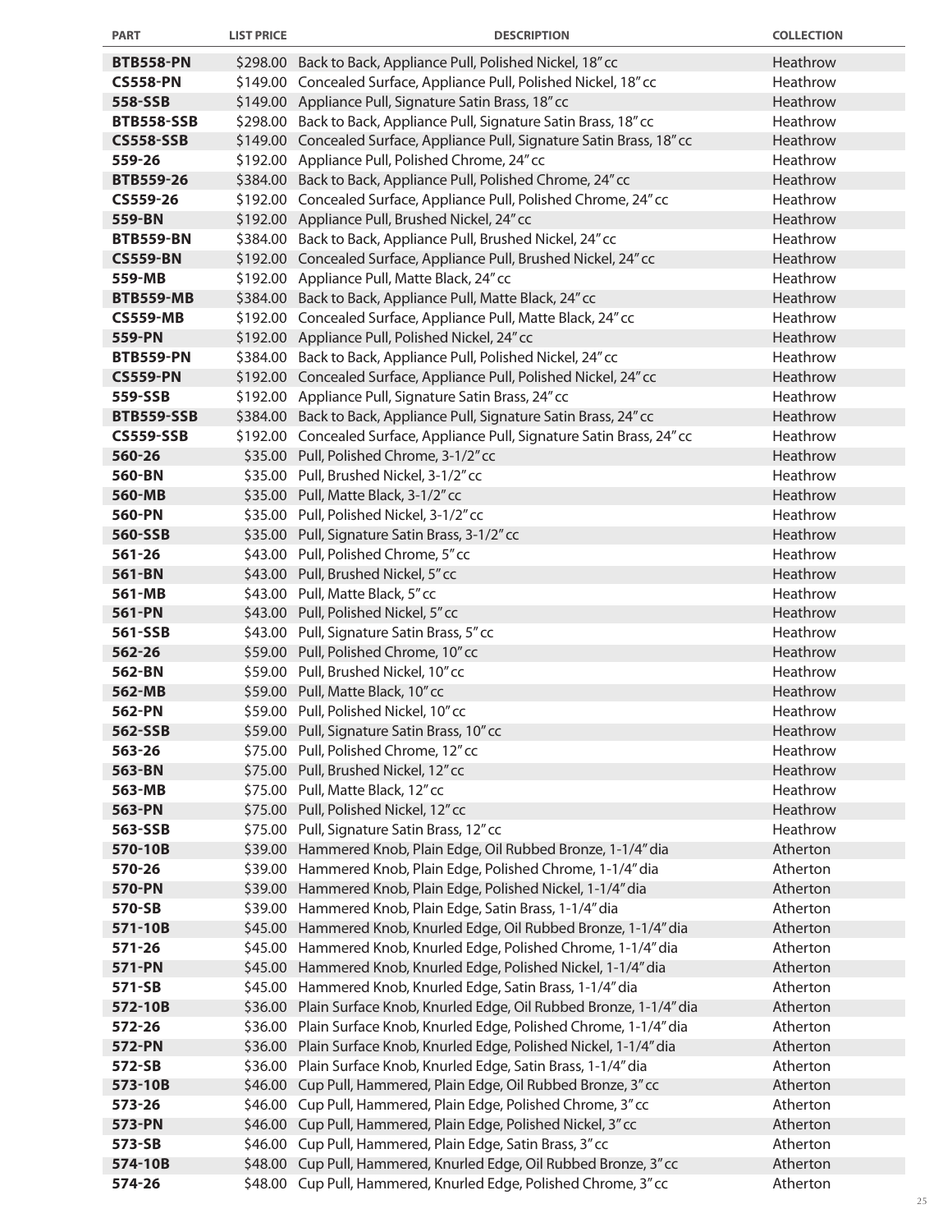| PART | LIST PRICE | DESCRIPTION | COLLECTION |
|---|---|---|---|
| **BTB558-PN** | $298.00 | Back to Back, Appliance Pull, Polished Nickel, 18" cc | Heathrow |
| **CS558-PN** | $149.00 | Concealed Surface, Appliance Pull, Polished Nickel, 18" cc | Heathrow |
| **558-SSB** | $149.00 | Appliance Pull, Signature Satin Brass, 18" cc | Heathrow |
| **BTB558-SSB** | $298.00 | Back to Back, Appliance Pull, Signature Satin Brass, 18" cc | Heathrow |
| **CS558-SSB** | $149.00 | Concealed Surface, Appliance Pull, Signature Satin Brass, 18" cc | Heathrow |
| **559-26** | $192.00 | Appliance Pull, Polished Chrome, 24" cc | Heathrow |
| **BTB559-26** | $384.00 | Back to Back, Appliance Pull, Polished Chrome, 24" cc | Heathrow |
| **CS559-26** | $192.00 | Concealed Surface, Appliance Pull, Polished Chrome, 24" cc | Heathrow |
| **559-BN** | $192.00 | Appliance Pull, Brushed Nickel, 24" cc | Heathrow |
| **BTB559-BN** | $384.00 | Back to Back, Appliance Pull, Brushed Nickel, 24" cc | Heathrow |
| **CS559-BN** | $192.00 | Concealed Surface, Appliance Pull, Brushed Nickel, 24" cc | Heathrow |
| **559-MB** | $192.00 | Appliance Pull, Matte Black, 24" cc | Heathrow |
| **BTB559-MB** | $384.00 | Back to Back, Appliance Pull, Matte Black, 24" cc | Heathrow |
| **CS559-MB** | $192.00 | Concealed Surface, Appliance Pull, Matte Black, 24" cc | Heathrow |
| **559-PN** | $192.00 | Appliance Pull, Polished Nickel, 24" cc | Heathrow |
| **BTB559-PN** | $384.00 | Back to Back, Appliance Pull, Polished Nickel, 24" cc | Heathrow |
| **CS559-PN** | $192.00 | Concealed Surface, Appliance Pull, Polished Nickel, 24" cc | Heathrow |
| **559-SSB** | $192.00 | Appliance Pull, Signature Satin Brass, 24" cc | Heathrow |
| **BTB559-SSB** | $384.00 | Back to Back, Appliance Pull, Signature Satin Brass, 24" cc | Heathrow |
| **CS559-SSB** | $192.00 | Concealed Surface, Appliance Pull, Signature Satin Brass, 24" cc | Heathrow |
| **560-26** | $35.00 | Pull, Polished Chrome, 3-1/2" cc | Heathrow |
| **560-BN** | $35.00 | Pull, Brushed Nickel, 3-1/2" cc | Heathrow |
| **560-MB** | $35.00 | Pull, Matte Black, 3-1/2" cc | Heathrow |
| **560-PN** | $35.00 | Pull, Polished Nickel, 3-1/2" cc | Heathrow |
| **560-SSB** | $35.00 | Pull, Signature Satin Brass, 3-1/2" cc | Heathrow |
| **561-26** | $43.00 | Pull, Polished Chrome, 5" cc | Heathrow |
| **561-BN** | $43.00 | Pull, Brushed Nickel, 5" cc | Heathrow |
| **561-MB** | $43.00 | Pull, Matte Black, 5" cc | Heathrow |
| **561-PN** | $43.00 | Pull, Polished Nickel, 5" cc | Heathrow |
| **561-SSB** | $43.00 | Pull, Signature Satin Brass, 5" cc | Heathrow |
| **562-26** | $59.00 | Pull, Polished Chrome, 10" cc | Heathrow |
| **562-BN** | $59.00 | Pull, Brushed Nickel, 10" cc | Heathrow |
| **562-MB** | $59.00 | Pull, Matte Black, 10" cc | Heathrow |
| **562-PN** | $59.00 | Pull, Polished Nickel, 10" cc | Heathrow |
| **562-SSB** | $59.00 | Pull, Signature Satin Brass, 10" cc | Heathrow |
| **563-26** | $75.00 | Pull, Polished Chrome, 12" cc | Heathrow |
| **563-BN** | $75.00 | Pull, Brushed Nickel, 12" cc | Heathrow |
| **563-MB** | $75.00 | Pull, Matte Black, 12" cc | Heathrow |
| **563-PN** | $75.00 | Pull, Polished Nickel, 12" cc | Heathrow |
| **563-SSB** | $75.00 | Pull, Signature Satin Brass, 12" cc | Heathrow |
| **570-10B** | $39.00 | Hammered Knob, Plain Edge, Oil Rubbed Bronze, 1-1/4" dia | Atherton |
| **570-26** | $39.00 | Hammered Knob, Plain Edge, Polished Chrome, 1-1/4" dia | Atherton |
| **570-PN** | $39.00 | Hammered Knob, Plain Edge, Polished Nickel, 1-1/4" dia | Atherton |
| **570-SB** | $39.00 | Hammered Knob, Plain Edge, Satin Brass, 1-1/4" dia | Atherton |
| **571-10B** | $45.00 | Hammered Knob, Knurled Edge, Oil Rubbed Bronze, 1-1/4" dia | Atherton |
| **571-26** | $45.00 | Hammered Knob, Knurled Edge, Polished Chrome, 1-1/4" dia | Atherton |
| **571-PN** | $45.00 | Hammered Knob, Knurled Edge, Polished Nickel, 1-1/4" dia | Atherton |
| **571-SB** | $45.00 | Hammered Knob, Knurled Edge, Satin Brass, 1-1/4" dia | Atherton |
| **572-10B** | $36.00 | Plain Surface Knob, Knurled Edge, Oil Rubbed Bronze, 1-1/4" dia | Atherton |
| **572-26** | $36.00 | Plain Surface Knob, Knurled Edge, Polished Chrome, 1-1/4" dia | Atherton |
| **572-PN** | $36.00 | Plain Surface Knob, Knurled Edge, Polished Nickel, 1-1/4" dia | Atherton |
| **572-SB** | $36.00 | Plain Surface Knob, Knurled Edge, Satin Brass, 1-1/4" dia | Atherton |
| **573-10B** | $46.00 | Cup Pull, Hammered, Plain Edge, Oil Rubbed Bronze, 3" cc | Atherton |
| **573-26** | $46.00 | Cup Pull, Hammered, Plain Edge, Polished Chrome, 3" cc | Atherton |
| **573-PN** | $46.00 | Cup Pull, Hammered, Plain Edge, Polished Nickel, 3" cc | Atherton |
| **573-SB** | $46.00 | Cup Pull, Hammered, Plain Edge, Satin Brass, 3" cc | Atherton |
| **574-10B** | $48.00 | Cup Pull, Hammered, Knurled Edge, Oil Rubbed Bronze, 3" cc | Atherton |
| **574-26** | $48.00 | Cup Pull, Hammered, Knurled Edge, Polished Chrome, 3" cc | Atherton |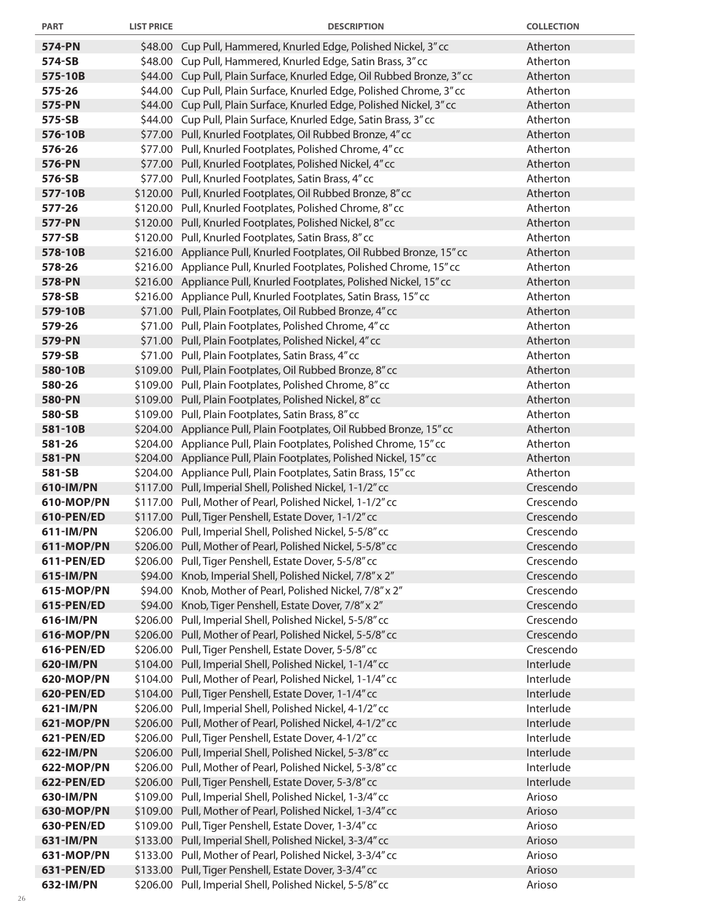| PART | LIST PRICE | DESCRIPTION | COLLECTION |
|---|---|---|---|
| **574-PN** | $48.00 | Cup Pull, Hammered, Knurled Edge, Polished Nickel, 3" cc | Atherton |
| **574-SB** | $48.00 | Cup Pull, Hammered, Knurled Edge, Satin Brass, 3" cc | Atherton |
| **575-10B** | $44.00 | Cup Pull, Plain Surface, Knurled Edge, Oil Rubbed Bronze, 3" cc | Atherton |
| **575-26** | $44.00 | Cup Pull, Plain Surface, Knurled Edge, Polished Chrome, 3" cc | Atherton |
| **575-PN** | $44.00 | Cup Pull, Plain Surface, Knurled Edge, Polished Nickel, 3" cc | Atherton |
| **575-SB** | $44.00 | Cup Pull, Plain Surface, Knurled Edge, Satin Brass, 3" cc | Atherton |
| **576-10B** | $77.00 | Pull, Knurled Footplates, Oil Rubbed Bronze, 4" cc | Atherton |
| **576-26** | $77.00 | Pull, Knurled Footplates, Polished Chrome, 4" cc | Atherton |
| **576-PN** | $77.00 | Pull, Knurled Footplates, Polished Nickel, 4" cc | Atherton |
| **576-SB** | $77.00 | Pull, Knurled Footplates, Satin Brass, 4" cc | Atherton |
| **577-10B** | $120.00 | Pull, Knurled Footplates, Oil Rubbed Bronze, 8" cc | Atherton |
| **577-26** | $120.00 | Pull, Knurled Footplates, Polished Chrome, 8" cc | Atherton |
| **577-PN** | $120.00 | Pull, Knurled Footplates, Polished Nickel, 8" cc | Atherton |
| **577-SB** | $120.00 | Pull, Knurled Footplates, Satin Brass, 8" cc | Atherton |
| **578-10B** | $216.00 | Appliance Pull, Knurled Footplates, Oil Rubbed Bronze, 15" cc | Atherton |
| **578-26** | $216.00 | Appliance Pull, Knurled Footplates, Polished Chrome, 15" cc | Atherton |
| **578-PN** | $216.00 | Appliance Pull, Knurled Footplates, Polished Nickel, 15" cc | Atherton |
| **578-SB** | $216.00 | Appliance Pull, Knurled Footplates, Satin Brass, 15" cc | Atherton |
| **579-10B** | $71.00 | Pull, Plain Footplates, Oil Rubbed Bronze, 4" cc | Atherton |
| **579-26** | $71.00 | Pull, Plain Footplates, Polished Chrome, 4" cc | Atherton |
| **579-PN** | $71.00 | Pull, Plain Footplates, Polished Nickel, 4" cc | Atherton |
| **579-SB** | $71.00 | Pull, Plain Footplates, Satin Brass, 4" cc | Atherton |
| **580-10B** | $109.00 | Pull, Plain Footplates, Oil Rubbed Bronze, 8" cc | Atherton |
| **580-26** | $109.00 | Pull, Plain Footplates, Polished Chrome, 8" cc | Atherton |
| **580-PN** | $109.00 | Pull, Plain Footplates, Polished Nickel, 8" cc | Atherton |
| **580-SB** | $109.00 | Pull, Plain Footplates, Satin Brass, 8" cc | Atherton |
| **581-10B** | $204.00 | Appliance Pull, Plain Footplates, Oil Rubbed Bronze, 15" cc | Atherton |
| **581-26** | $204.00 | Appliance Pull, Plain Footplates, Polished Chrome, 15" cc | Atherton |
| **581-PN** | $204.00 | Appliance Pull, Plain Footplates, Polished Nickel, 15" cc | Atherton |
| **581-SB** | $204.00 | Appliance Pull, Plain Footplates, Satin Brass, 15" cc | Atherton |
| **610-IM/PN** | $117.00 | Pull, Imperial Shell, Polished Nickel, 1-1/2" cc | Crescendo |
| **610-MOP/PN** | $117.00 | Pull, Mother of Pearl, Polished Nickel, 1-1/2" cc | Crescendo |
| **610-PEN/ED** | $117.00 | Pull, Tiger Penshell, Estate Dover, 1-1/2" cc | Crescendo |
| **611-IM/PN** | $206.00 | Pull, Imperial Shell, Polished Nickel, 5-5/8" cc | Crescendo |
| **611-MOP/PN** | $206.00 | Pull, Mother of Pearl, Polished Nickel, 5-5/8" cc | Crescendo |
| **611-PEN/ED** | $206.00 | Pull, Tiger Penshell, Estate Dover, 5-5/8" cc | Crescendo |
| **615-IM/PN** | $94.00 | Knob, Imperial Shell, Polished Nickel, 7/8" x 2" | Crescendo |
| **615-MOP/PN** | $94.00 | Knob, Mother of Pearl, Polished Nickel, 7/8" x 2" | Crescendo |
| **615-PEN/ED** | $94.00 | Knob, Tiger Penshell, Estate Dover, 7/8" x 2" | Crescendo |
| **616-IM/PN** | $206.00 | Pull, Imperial Shell, Polished Nickel, 5-5/8" cc | Crescendo |
| **616-MOP/PN** | $206.00 | Pull, Mother of Pearl, Polished Nickel, 5-5/8" cc | Crescendo |
| **616-PEN/ED** | $206.00 | Pull, Tiger Penshell, Estate Dover, 5-5/8" cc | Crescendo |
| **620-IM/PN** | $104.00 | Pull, Imperial Shell, Polished Nickel, 1-1/4" cc | Interlude |
| **620-MOP/PN** | $104.00 | Pull, Mother of Pearl, Polished Nickel, 1-1/4" cc | Interlude |
| **620-PEN/ED** | $104.00 | Pull, Tiger Penshell, Estate Dover, 1-1/4" cc | Interlude |
| **621-IM/PN** | $206.00 | Pull, Imperial Shell, Polished Nickel, 4-1/2" cc | Interlude |
| **621-MOP/PN** | $206.00 | Pull, Mother of Pearl, Polished Nickel, 4-1/2" cc | Interlude |
| **621-PEN/ED** | $206.00 | Pull, Tiger Penshell, Estate Dover, 4-1/2" cc | Interlude |
| **622-IM/PN** | $206.00 | Pull, Imperial Shell, Polished Nickel, 5-3/8" cc | Interlude |
| **622-MOP/PN** | $206.00 | Pull, Mother of Pearl, Polished Nickel, 5-3/8" cc | Interlude |
| **622-PEN/ED** | $206.00 | Pull, Tiger Penshell, Estate Dover, 5-3/8" cc | Interlude |
| **630-IM/PN** | $109.00 | Pull, Imperial Shell, Polished Nickel, 1-3/4" cc | Arioso |
| **630-MOP/PN** | $109.00 | Pull, Mother of Pearl, Polished Nickel, 1-3/4" cc | Arioso |
| **630-PEN/ED** | $109.00 | Pull, Tiger Penshell, Estate Dover, 1-3/4" cc | Arioso |
| **631-IM/PN** | $133.00 | Pull, Imperial Shell, Polished Nickel, 3-3/4" cc | Arioso |
| **631-MOP/PN** | $133.00 | Pull, Mother of Pearl, Polished Nickel, 3-3/4" cc | Arioso |
| **631-PEN/ED** | $133.00 | Pull, Tiger Penshell, Estate Dover, 3-3/4" cc | Arioso |
| **632-IM/PN** | $206.00 | Pull, Imperial Shell, Polished Nickel, 5-5/8" cc | Arioso |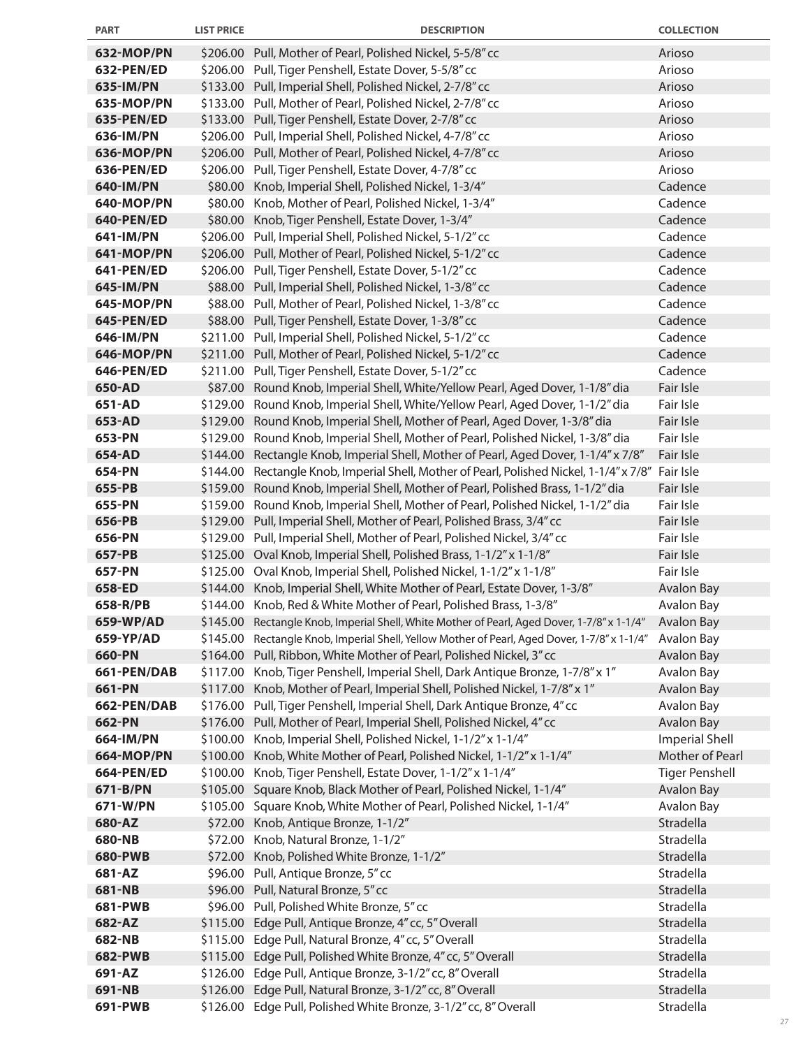| PART | LIST PRICE | DESCRIPTION | COLLECTION |
|---|---|---|---|
| **632-MOP/PN** | $206.00 | Pull, Mother of Pearl, Polished Nickel, 5-5/8" cc | Arioso |
| **632-PEN/ED** | $206.00 | Pull, Tiger Penshell, Estate Dover, 5-5/8" cc | Arioso |
| **635-IM/PN** | $133.00 | Pull, Imperial Shell, Polished Nickel, 2-7/8" cc | Arioso |
| **635-MOP/PN** | $133.00 | Pull, Mother of Pearl, Polished Nickel, 2-7/8" cc | Arioso |
| **635-PEN/ED** | $133.00 | Pull, Tiger Penshell, Estate Dover, 2-7/8" cc | Arioso |
| **636-IM/PN** | $206.00 | Pull, Imperial Shell, Polished Nickel, 4-7/8" cc | Arioso |
| **636-MOP/PN** | $206.00 | Pull, Mother of Pearl, Polished Nickel, 4-7/8" cc | Arioso |
| **636-PEN/ED** | $206.00 | Pull, Tiger Penshell, Estate Dover, 4-7/8" cc | Arioso |
| **640-IM/PN** | $80.00 | Knob, Imperial Shell, Polished Nickel, 1-3/4" | Cadence |
| **640-MOP/PN** | $80.00 | Knob, Mother of Pearl, Polished Nickel, 1-3/4" | Cadence |
| **640-PEN/ED** | $80.00 | Knob, Tiger Penshell, Estate Dover, 1-3/4" | Cadence |
| **641-IM/PN** | $206.00 | Pull, Imperial Shell, Polished Nickel, 5-1/2" cc | Cadence |
| **641-MOP/PN** | $206.00 | Pull, Mother of Pearl, Polished Nickel, 5-1/2" cc | Cadence |
| **641-PEN/ED** | $206.00 | Pull, Tiger Penshell, Estate Dover, 5-1/2" cc | Cadence |
| **645-IM/PN** | $88.00 | Pull, Imperial Shell, Polished Nickel, 1-3/8" cc | Cadence |
| **645-MOP/PN** | $88.00 | Pull, Mother of Pearl, Polished Nickel, 1-3/8" cc | Cadence |
| **645-PEN/ED** | $88.00 | Pull, Tiger Penshell, Estate Dover, 1-3/8" cc | Cadence |
| **646-IM/PN** | $211.00 | Pull, Imperial Shell, Polished Nickel, 5-1/2" cc | Cadence |
| **646-MOP/PN** | $211.00 | Pull, Mother of Pearl, Polished Nickel, 5-1/2" cc | Cadence |
| **646-PEN/ED** | $211.00 | Pull, Tiger Penshell, Estate Dover, 5-1/2" cc | Cadence |
| **650-AD** | $87.00 | Round Knob, Imperial Shell, White/Yellow Pearl, Aged Dover, 1-1/8" dia | Fair Isle |
| **651-AD** | $129.00 | Round Knob, Imperial Shell, White/Yellow Pearl, Aged Dover, 1-1/2" dia | Fair Isle |
| **653-AD** | $129.00 | Round Knob, Imperial Shell, Mother of Pearl, Aged Dover, 1-3/8" dia | Fair Isle |
| **653-PN** | $129.00 | Round Knob, Imperial Shell, Mother of Pearl, Polished Nickel, 1-3/8" dia | Fair Isle |
| **654-AD** | $144.00 | Rectangle Knob, Imperial Shell, Mother of Pearl, Aged Dover, 1-1/4" x 7/8" | Fair Isle |
| **654-PN** | $144.00 | Rectangle Knob, Imperial Shell, Mother of Pearl, Polished Nickel, 1-1/4" x 7/8" | Fair Isle |
| **655-PB** | $159.00 | Round Knob, Imperial Shell, Mother of Pearl, Polished Brass, 1-1/2" dia | Fair Isle |
| **655-PN** | $159.00 | Round Knob, Imperial Shell, Mother of Pearl, Polished Nickel, 1-1/2" dia | Fair Isle |
| **656-PB** | $129.00 | Pull, Imperial Shell, Mother of Pearl, Polished Brass, 3/4" cc | Fair Isle |
| **656-PN** | $129.00 | Pull, Imperial Shell, Mother of Pearl, Polished Nickel, 3/4" cc | Fair Isle |
| **657-PB** | $125.00 | Oval Knob, Imperial Shell, Polished Brass, 1-1/2" x 1-1/8" | Fair Isle |
| **657-PN** | $125.00 | Oval Knob, Imperial Shell, Polished Nickel, 1-1/2" x 1-1/8" | Fair Isle |
| **658-ED** | $144.00 | Knob, Imperial Shell, White Mother of Pearl, Estate Dover, 1-3/8" | Avalon Bay |
| **658-R/PB** | $144.00 | Knob, Red & White Mother of Pearl, Polished Brass, 1-3/8" | Avalon Bay |
| **659-WP/AD** | $145.00 | Rectangle Knob, Imperial Shell, White Mother of Pearl, Aged Dover, 1-7/8" x 1-1/4" | Avalon Bay |
| **659-YP/AD** | $145.00 | Rectangle Knob, Imperial Shell, Yellow Mother of Pearl, Aged Dover, 1-7/8" x 1-1/4" | Avalon Bay |
| **660-PN** | $164.00 | Pull, Ribbon, White Mother of Pearl, Polished Nickel, 3" cc | Avalon Bay |
| **661-PEN/DAB** | $117.00 | Knob, Tiger Penshell, Imperial Shell, Dark Antique Bronze, 1-7/8" x 1" | Avalon Bay |
| **661-PN** | $117.00 | Knob, Mother of Pearl, Imperial Shell, Polished Nickel, 1-7/8" x 1" | Avalon Bay |
| **662-PEN/DAB** | $176.00 | Pull, Tiger Penshell, Imperial Shell, Dark Antique Bronze, 4" cc | Avalon Bay |
| **662-PN** | $176.00 | Pull, Mother of Pearl, Imperial Shell, Polished Nickel, 4" cc | Avalon Bay |
| **664-IM/PN** | $100.00 | Knob, Imperial Shell, Polished Nickel, 1-1/2" x 1-1/4" | Imperial Shell |
| **664-MOP/PN** | $100.00 | Knob, White Mother of Pearl, Polished Nickel, 1-1/2" x 1-1/4" | Mother of Pearl |
| **664-PEN/ED** | $100.00 | Knob, Tiger Penshell, Estate Dover, 1-1/2" x 1-1/4" | Tiger Penshell |
| **671-B/PN** | $105.00 | Square Knob, Black Mother of Pearl, Polished Nickel, 1-1/4" | Avalon Bay |
| **671-W/PN** | $105.00 | Square Knob, White Mother of Pearl, Polished Nickel, 1-1/4" | Avalon Bay |
| **680-AZ** | $72.00 | Knob, Antique Bronze, 1-1/2" | Stradella |
| **680-NB** | $72.00 | Knob, Natural Bronze, 1-1/2" | Stradella |
| **680-PWB** | $72.00 | Knob, Polished White Bronze, 1-1/2" | Stradella |
| **681-AZ** | $96.00 | Pull, Antique Bronze, 5" cc | Stradella |
| **681-NB** | $96.00 | Pull, Natural Bronze, 5" cc | Stradella |
| **681-PWB** | $96.00 | Pull, Polished White Bronze, 5" cc | Stradella |
| **682-AZ** | $115.00 | Edge Pull, Antique Bronze, 4" cc, 5" Overall | Stradella |
| **682-NB** | $115.00 | Edge Pull, Natural Bronze, 4" cc, 5" Overall | Stradella |
| **682-PWB** | $115.00 | Edge Pull, Polished White Bronze, 4" cc, 5" Overall | Stradella |
| **691-AZ** | $126.00 | Edge Pull, Antique Bronze, 3-1/2" cc, 8" Overall | Stradella |
| **691-NB** | $126.00 | Edge Pull, Natural Bronze, 3-1/2" cc, 8" Overall | Stradella |
| **691-PWB** | $126.00 | Edge Pull, Polished White Bronze, 3-1/2" cc, 8" Overall | Stradella |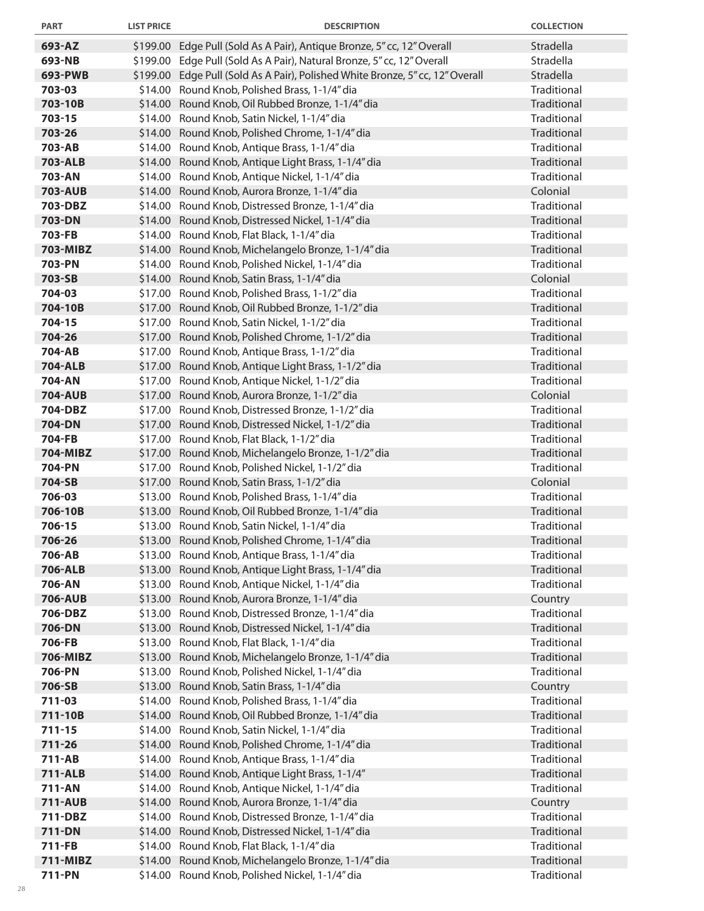| PART | LIST PRICE | DESCRIPTION | COLLECTION |
|---|---|---|---|
| **693-AZ** | $199.00 | Edge Pull (Sold As A Pair), Antique Bronze, 5" cc, 12" Overall | Stradella |
| **693-NB** | $199.00 | Edge Pull (Sold As A Pair), Natural Bronze, 5" cc, 12" Overall | Stradella |
| **693-PWB** | $199.00 | Edge Pull (Sold As A Pair), Polished White Bronze, 5" cc, 12" Overall | Stradella |
| **703-03** | $14.00 | Round Knob, Polished Brass, 1-1/4" dia | Traditional |
| **703-10B** | $14.00 | Round Knob, Oil Rubbed Bronze, 1-1/4" dia | Traditional |
| **703-15** | $14.00 | Round Knob, Satin Nickel, 1-1/4" dia | Traditional |
| **703-26** | $14.00 | Round Knob, Polished Chrome, 1-1/4" dia | Traditional |
| **703-AB** | $14.00 | Round Knob, Antique Brass, 1-1/4" dia | Traditional |
| **703-ALB** | $14.00 | Round Knob, Antique Light Brass, 1-1/4" dia | Traditional |
| **703-AN** | $14.00 | Round Knob, Antique Nickel, 1-1/4" dia | Traditional |
| **703-AUB** | $14.00 | Round Knob, Aurora Bronze, 1-1/4" dia | Colonial |
| **703-DBZ** | $14.00 | Round Knob, Distressed Bronze, 1-1/4" dia | Traditional |
| **703-DN** | $14.00 | Round Knob, Distressed Nickel, 1-1/4" dia | Traditional |
| **703-FB** | $14.00 | Round Knob, Flat Black, 1-1/4" dia | Traditional |
| **703-MIBZ** | $14.00 | Round Knob, Michelangelo Bronze, 1-1/4" dia | Traditional |
| **703-PN** | $14.00 | Round Knob, Polished Nickel, 1-1/4" dia | Traditional |
| **703-SB** | $14.00 | Round Knob, Satin Brass, 1-1/4" dia | Colonial |
| **704-03** | $17.00 | Round Knob, Polished Brass, 1-1/2" dia | Traditional |
| **704-10B** | $17.00 | Round Knob, Oil Rubbed Bronze, 1-1/2" dia | Traditional |
| **704-15** | $17.00 | Round Knob, Satin Nickel, 1-1/2" dia | Traditional |
| **704-26** | $17.00 | Round Knob, Polished Chrome, 1-1/2" dia | Traditional |
| **704-AB** | $17.00 | Round Knob, Antique Brass, 1-1/2" dia | Traditional |
| **704-ALB** | $17.00 | Round Knob, Antique Light Brass, 1-1/2" dia | Traditional |
| **704-AN** | $17.00 | Round Knob, Antique Nickel, 1-1/2" dia | Traditional |
| **704-AUB** | $17.00 | Round Knob, Aurora Bronze, 1-1/2" dia | Colonial |
| **704-DBZ** | $17.00 | Round Knob, Distressed Bronze, 1-1/2" dia | Traditional |
| **704-DN** | $17.00 | Round Knob, Distressed Nickel, 1-1/2" dia | Traditional |
| **704-FB** | $17.00 | Round Knob, Flat Black, 1-1/2" dia | Traditional |
| **704-MIBZ** | $17.00 | Round Knob, Michelangelo Bronze, 1-1/2" dia | Traditional |
| **704-PN** | $17.00 | Round Knob, Polished Nickel, 1-1/2" dia | Traditional |
| **704-SB** | $17.00 | Round Knob, Satin Brass, 1-1/2" dia | Colonial |
| **706-03** | $13.00 | Round Knob, Polished Brass, 1-1/4" dia | Traditional |
| **706-10B** | $13.00 | Round Knob, Oil Rubbed Bronze, 1-1/4" dia | Traditional |
| **706-15** | $13.00 | Round Knob, Satin Nickel, 1-1/4" dia | Traditional |
| **706-26** | $13.00 | Round Knob, Polished Chrome, 1-1/4" dia | Traditional |
| **706-AB** | $13.00 | Round Knob, Antique Brass, 1-1/4" dia | Traditional |
| **706-ALB** | $13.00 | Round Knob, Antique Light Brass, 1-1/4" dia | Traditional |
| **706-AN** | $13.00 | Round Knob, Antique Nickel, 1-1/4" dia | Traditional |
| **706-AUB** | $13.00 | Round Knob, Aurora Bronze, 1-1/4" dia | Country |
| **706-DBZ** | $13.00 | Round Knob, Distressed Bronze, 1-1/4" dia | Traditional |
| **706-DN** | $13.00 | Round Knob, Distressed Nickel, 1-1/4" dia | Traditional |
| **706-FB** | $13.00 | Round Knob, Flat Black, 1-1/4" dia | Traditional |
| **706-MIBZ** | $13.00 | Round Knob, Michelangelo Bronze, 1-1/4" dia | Traditional |
| **706-PN** | $13.00 | Round Knob, Polished Nickel, 1-1/4" dia | Traditional |
| **706-SB** | $13.00 | Round Knob, Satin Brass, 1-1/4" dia | Country |
| **711-03** | $14.00 | Round Knob, Polished Brass, 1-1/4" dia | Traditional |
| **711-10B** | $14.00 | Round Knob, Oil Rubbed Bronze, 1-1/4" dia | Traditional |
| **711-15** | $14.00 | Round Knob, Satin Nickel, 1-1/4" dia | Traditional |
| **711-26** | $14.00 | Round Knob, Polished Chrome, 1-1/4" dia | Traditional |
| **711-AB** | $14.00 | Round Knob, Antique Brass, 1-1/4" dia | Traditional |
| **711-ALB** | $14.00 | Round Knob, Antique Light Brass, 1-1/4" | Traditional |
| **711-AN** | $14.00 | Round Knob, Antique Nickel, 1-1/4" dia | Traditional |
| **711-AUB** | $14.00 | Round Knob, Aurora Bronze, 1-1/4" dia | Country |
| **711-DBZ** | $14.00 | Round Knob, Distressed Bronze, 1-1/4" dia | Traditional |
| **711-DN** | $14.00 | Round Knob, Distressed Nickel, 1-1/4" dia | Traditional |
| **711-FB** | $14.00 | Round Knob, Flat Black, 1-1/4" dia | Traditional |
| **711-MIBZ** | $14.00 | Round Knob, Michelangelo Bronze, 1-1/4" dia | Traditional |
| **711-PN** | $14.00 | Round Knob, Polished Nickel, 1-1/4" dia | Traditional |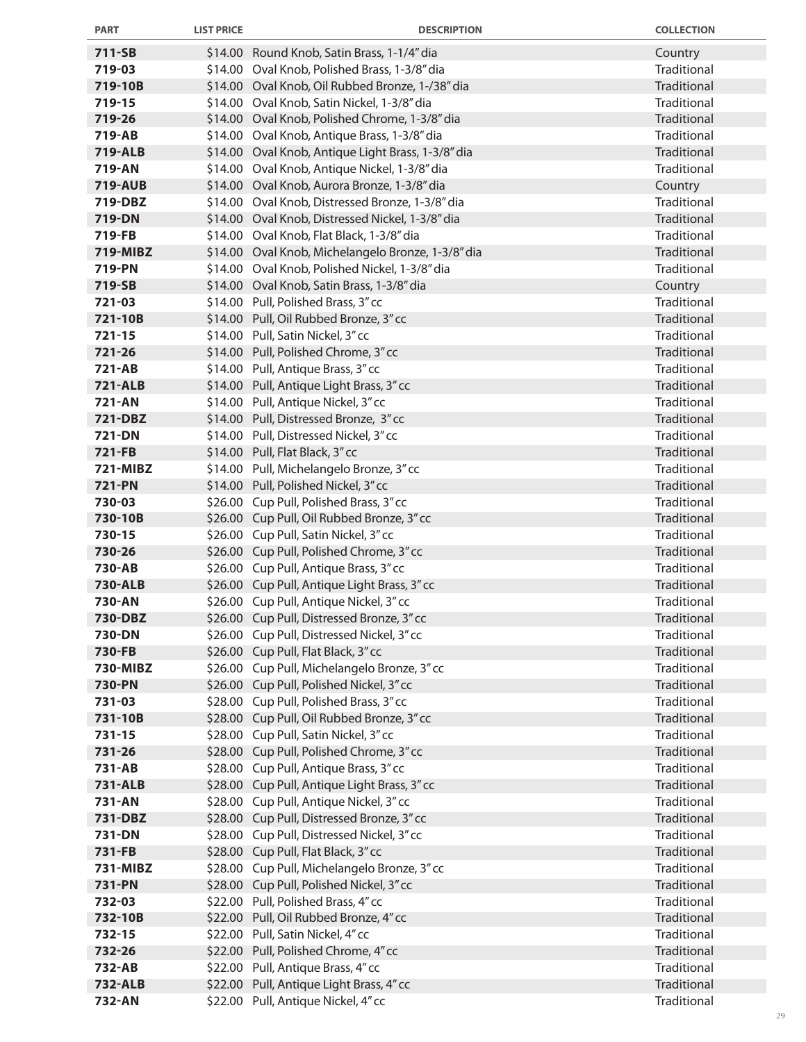| PART | LIST PRICE | DESCRIPTION | COLLECTION |
|---|---|---|---|
| **711-SB** | $14.00 | Round Knob, Satin Brass, 1-1/4" dia | Country |
| **719-03** | $14.00 | Oval Knob, Polished Brass, 1-3/8" dia | Traditional |
| **719-10B** | $14.00 | Oval Knob, Oil Rubbed Bronze, 1-/38" dia | Traditional |
| **719-15** | $14.00 | Oval Knob, Satin Nickel, 1-3/8" dia | Traditional |
| **719-26** | $14.00 | Oval Knob, Polished Chrome, 1-3/8" dia | Traditional |
| **719-AB** | $14.00 | Oval Knob, Antique Brass, 1-3/8" dia | Traditional |
| **719-ALB** | $14.00 | Oval Knob, Antique Light Brass, 1-3/8" dia | Traditional |
| **719-AN** | $14.00 | Oval Knob, Antique Nickel, 1-3/8" dia | Traditional |
| **719-AUB** | $14.00 | Oval Knob, Aurora Bronze, 1-3/8" dia | Country |
| **719-DBZ** | $14.00 | Oval Knob, Distressed Bronze, 1-3/8" dia | Traditional |
| **719-DN** | $14.00 | Oval Knob, Distressed Nickel, 1-3/8" dia | Traditional |
| **719-FB** | $14.00 | Oval Knob, Flat Black, 1-3/8" dia | Traditional |
| **719-MIBZ** | $14.00 | Oval Knob, Michelangelo Bronze, 1-3/8" dia | Traditional |
| **719-PN** | $14.00 | Oval Knob, Polished Nickel, 1-3/8" dia | Traditional |
| **719-SB** | $14.00 | Oval Knob, Satin Brass, 1-3/8" dia | Country |
| **721-03** | $14.00 | Pull, Polished Brass, 3" cc | Traditional |
| **721-10B** | $14.00 | Pull, Oil Rubbed Bronze, 3" cc | Traditional |
| **721-15** | $14.00 | Pull, Satin Nickel, 3" cc | Traditional |
| **721-26** | $14.00 | Pull, Polished Chrome, 3" cc | Traditional |
| **721-AB** | $14.00 | Pull, Antique Brass, 3" cc | Traditional |
| **721-ALB** | $14.00 | Pull, Antique Light Brass, 3" cc | Traditional |
| **721-AN** | $14.00 | Pull, Antique Nickel, 3" cc | Traditional |
| **721-DBZ** | $14.00 | Pull, Distressed Bronze, 3" cc | Traditional |
| **721-DN** | $14.00 | Pull, Distressed Nickel, 3" cc | Traditional |
| **721-FB** | $14.00 | Pull, Flat Black, 3" cc | Traditional |
| **721-MIBZ** | $14.00 | Pull, Michelangelo Bronze, 3" cc | Traditional |
| **721-PN** | $14.00 | Pull, Polished Nickel, 3" cc | Traditional |
| **730-03** | $26.00 | Cup Pull, Polished Brass, 3" cc | Traditional |
| **730-10B** | $26.00 | Cup Pull, Oil Rubbed Bronze, 3" cc | Traditional |
| **730-15** | $26.00 | Cup Pull, Satin Nickel, 3" cc | Traditional |
| **730-26** | $26.00 | Cup Pull, Polished Chrome, 3" cc | Traditional |
| **730-AB** | $26.00 | Cup Pull, Antique Brass, 3" cc | Traditional |
| **730-ALB** | $26.00 | Cup Pull, Antique Light Brass, 3" cc | Traditional |
| **730-AN** | $26.00 | Cup Pull, Antique Nickel, 3" cc | Traditional |
| **730-DBZ** | $26.00 | Cup Pull, Distressed Bronze, 3" cc | Traditional |
| **730-DN** | $26.00 | Cup Pull, Distressed Nickel, 3" cc | Traditional |
| **730-FB** | $26.00 | Cup Pull, Flat Black, 3" cc | Traditional |
| **730-MIBZ** | $26.00 | Cup Pull, Michelangelo Bronze, 3" cc | Traditional |
| **730-PN** | $26.00 | Cup Pull, Polished Nickel, 3" cc | Traditional |
| **731-03** | $28.00 | Cup Pull, Polished Brass, 3" cc | Traditional |
| **731-10B** | $28.00 | Cup Pull, Oil Rubbed Bronze, 3" cc | Traditional |
| **731-15** | $28.00 | Cup Pull, Satin Nickel, 3" cc | Traditional |
| **731-26** | $28.00 | Cup Pull, Polished Chrome, 3" cc | Traditional |
| **731-AB** | $28.00 | Cup Pull, Antique Brass, 3" cc | Traditional |
| **731-ALB** | $28.00 | Cup Pull, Antique Light Brass, 3" cc | Traditional |
| **731-AN** | $28.00 | Cup Pull, Antique Nickel, 3" cc | Traditional |
| **731-DBZ** | $28.00 | Cup Pull, Distressed Bronze, 3" cc | Traditional |
| **731-DN** | $28.00 | Cup Pull, Distressed Nickel, 3" cc | Traditional |
| **731-FB** | $28.00 | Cup Pull, Flat Black, 3" cc | Traditional |
| **731-MIBZ** | $28.00 | Cup Pull, Michelangelo Bronze, 3" cc | Traditional |
| **731-PN** | $28.00 | Cup Pull, Polished Nickel, 3" cc | Traditional |
| **732-03** | $22.00 | Pull, Polished Brass, 4" cc | Traditional |
| **732-10B** | $22.00 | Pull, Oil Rubbed Bronze, 4" cc | Traditional |
| **732-15** | $22.00 | Pull, Satin Nickel, 4" cc | Traditional |
| **732-26** | $22.00 | Pull, Polished Chrome, 4" cc | Traditional |
| **732-AB** | $22.00 | Pull, Antique Brass, 4" cc | Traditional |
| **732-ALB** | $22.00 | Pull, Antique Light Brass, 4" cc | Traditional |
| **732-AN** | $22.00 | Pull, Antique Nickel, 4" cc | Traditional |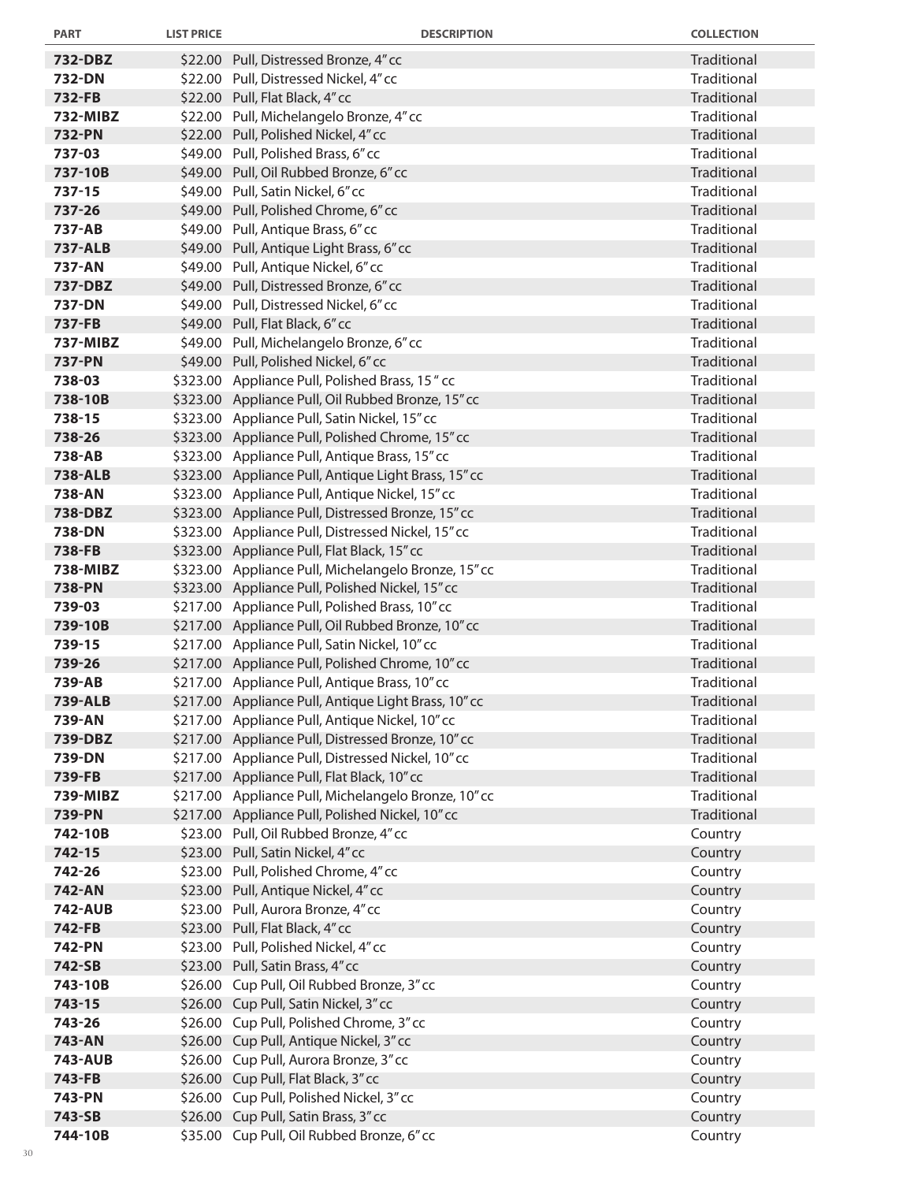| PART | LIST PRICE | DESCRIPTION | COLLECTION |
|---|---|---|---|
| **732-DBZ** | $22.00 | Pull, Distressed Bronze, 4" cc | Traditional |
| **732-DN** | $22.00 | Pull, Distressed Nickel, 4" cc | Traditional |
| **732-FB** | $22.00 | Pull, Flat Black, 4" cc | Traditional |
| **732-MIBZ** | $22.00 | Pull, Michelangelo Bronze, 4" cc | Traditional |
| **732-PN** | $22.00 | Pull, Polished Nickel, 4" cc | Traditional |
| **737-03** | $49.00 | Pull, Polished Brass, 6" cc | Traditional |
| **737-10B** | $49.00 | Pull, Oil Rubbed Bronze, 6" cc | Traditional |
| **737-15** | $49.00 | Pull, Satin Nickel, 6" cc | Traditional |
| **737-26** | $49.00 | Pull, Polished Chrome, 6" cc | Traditional |
| **737-AB** | $49.00 | Pull, Antique Brass, 6" cc | Traditional |
| **737-ALB** | $49.00 | Pull, Antique Light Brass, 6" cc | Traditional |
| **737-AN** | $49.00 | Pull, Antique Nickel, 6" cc | Traditional |
| **737-DBZ** | $49.00 | Pull, Distressed Bronze, 6" cc | Traditional |
| **737-DN** | $49.00 | Pull, Distressed Nickel, 6" cc | Traditional |
| **737-FB** | $49.00 | Pull, Flat Black, 6" cc | Traditional |
| **737-MIBZ** | $49.00 | Pull, Michelangelo Bronze, 6" cc | Traditional |
| **737-PN** | $49.00 | Pull, Polished Nickel, 6" cc | Traditional |
| **738-03** | $323.00 | Appliance Pull, Polished Brass, 15 " cc | Traditional |
| **738-10B** | $323.00 | Appliance Pull, Oil Rubbed Bronze, 15" cc | Traditional |
| **738-15** | $323.00 | Appliance Pull, Satin Nickel, 15" cc | Traditional |
| **738-26** | $323.00 | Appliance Pull, Polished Chrome, 15" cc | Traditional |
| **738-AB** | $323.00 | Appliance Pull, Antique Brass, 15" cc | Traditional |
| **738-ALB** | $323.00 | Appliance Pull, Antique Light Brass, 15" cc | Traditional |
| **738-AN** | $323.00 | Appliance Pull, Antique Nickel, 15" cc | Traditional |
| **738-DBZ** | $323.00 | Appliance Pull, Distressed Bronze, 15" cc | Traditional |
| **738-DN** | $323.00 | Appliance Pull, Distressed Nickel, 15" cc | Traditional |
| **738-FB** | $323.00 | Appliance Pull, Flat Black, 15" cc | Traditional |
| **738-MIBZ** | $323.00 | Appliance Pull, Michelangelo Bronze, 15" cc | Traditional |
| **738-PN** | $323.00 | Appliance Pull, Polished Nickel, 15" cc | Traditional |
| **739-03** | $217.00 | Appliance Pull, Polished Brass, 10" cc | Traditional |
| **739-10B** | $217.00 | Appliance Pull, Oil Rubbed Bronze, 10" cc | Traditional |
| **739-15** | $217.00 | Appliance Pull, Satin Nickel, 10" cc | Traditional |
| **739-26** | $217.00 | Appliance Pull, Polished Chrome, 10" cc | Traditional |
| **739-AB** | $217.00 | Appliance Pull, Antique Brass, 10" cc | Traditional |
| **739-ALB** | $217.00 | Appliance Pull, Antique Light Brass, 10" cc | Traditional |
| **739-AN** | $217.00 | Appliance Pull, Antique Nickel, 10" cc | Traditional |
| **739-DBZ** | $217.00 | Appliance Pull, Distressed Bronze, 10" cc | Traditional |
| **739-DN** | $217.00 | Appliance Pull, Distressed Nickel, 10" cc | Traditional |
| **739-FB** | $217.00 | Appliance Pull, Flat Black, 10" cc | Traditional |
| **739-MIBZ** | $217.00 | Appliance Pull, Michelangelo Bronze, 10" cc | Traditional |
| **739-PN** | $217.00 | Appliance Pull, Polished Nickel, 10" cc | Traditional |
| **742-10B** | $23.00 | Pull, Oil Rubbed Bronze, 4" cc | Country |
| **742-15** | $23.00 | Pull, Satin Nickel, 4" cc | Country |
| **742-26** | $23.00 | Pull, Polished Chrome, 4" cc | Country |
| **742-AN** | $23.00 | Pull, Antique Nickel, 4" cc | Country |
| **742-AUB** | $23.00 | Pull, Aurora Bronze, 4" cc | Country |
| **742-FB** | $23.00 | Pull, Flat Black, 4" cc | Country |
| **742-PN** | $23.00 | Pull, Polished Nickel, 4" cc | Country |
| **742-SB** | $23.00 | Pull, Satin Brass, 4" cc | Country |
| **743-10B** | $26.00 | Cup Pull, Oil Rubbed Bronze, 3" cc | Country |
| **743-15** | $26.00 | Cup Pull, Satin Nickel, 3" cc | Country |
| **743-26** | $26.00 | Cup Pull, Polished Chrome, 3" cc | Country |
| **743-AN** | $26.00 | Cup Pull, Antique Nickel, 3" cc | Country |
| **743-AUB** | $26.00 | Cup Pull, Aurora Bronze, 3" cc | Country |
| **743-FB** | $26.00 | Cup Pull, Flat Black, 3" cc | Country |
| **743-PN** | $26.00 | Cup Pull, Polished Nickel, 3" cc | Country |
| **743-SB** | $26.00 | Cup Pull, Satin Brass, 3" cc | Country |
| **744-10B** | $35.00 | Cup Pull, Oil Rubbed Bronze, 6" cc | Country |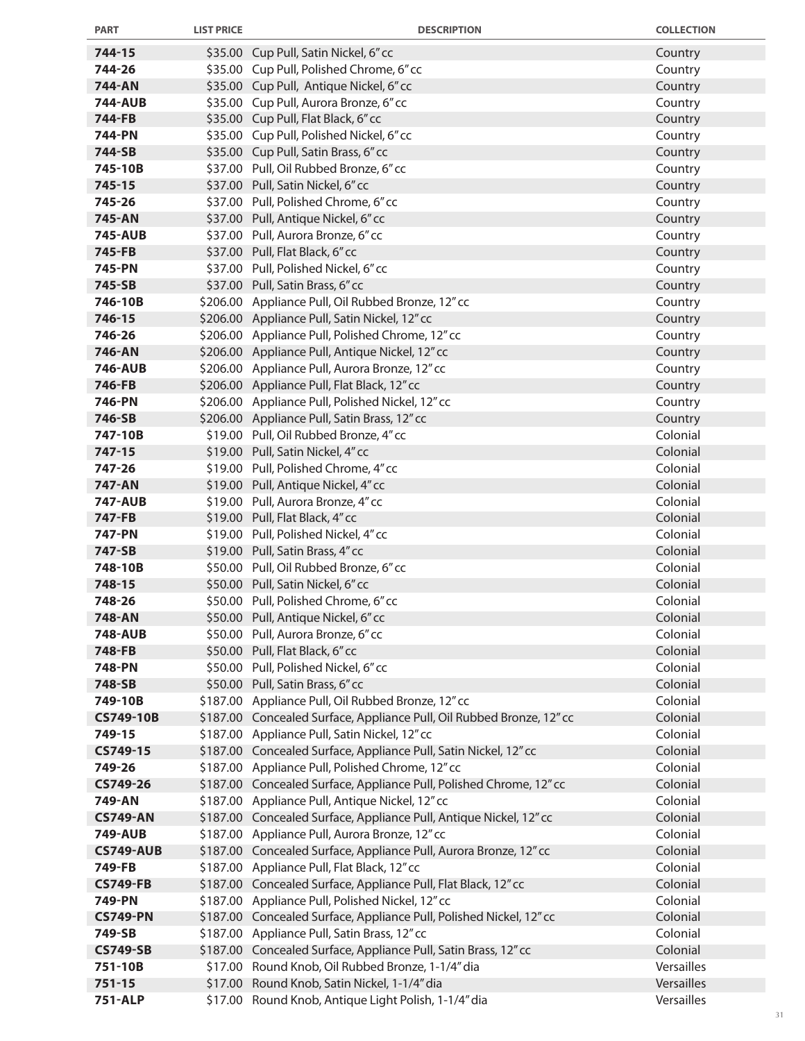| PART | LIST PRICE | DESCRIPTION | COLLECTION |
|---|---|---|---|
| **744-15** | $35.00 | Cup Pull, Satin Nickel, 6" cc | Country |
| **744-26** | $35.00 | Cup Pull, Polished Chrome, 6" cc | Country |
| **744-AN** | $35.00 | Cup Pull, Antique Nickel, 6" cc | Country |
| **744-AUB** | $35.00 | Cup Pull, Aurora Bronze, 6" cc | Country |
| **744-FB** | $35.00 | Cup Pull, Flat Black, 6" cc | Country |
| **744-PN** | $35.00 | Cup Pull, Polished Nickel, 6" cc | Country |
| **744-SB** | $35.00 | Cup Pull, Satin Brass, 6" cc | Country |
| **745-10B** | $37.00 | Pull, Oil Rubbed Bronze, 6" cc | Country |
| **745-15** | $37.00 | Pull, Satin Nickel, 6" cc | Country |
| **745-26** | $37.00 | Pull, Polished Chrome, 6" cc | Country |
| **745-AN** | $37.00 | Pull, Antique Nickel, 6" cc | Country |
| **745-AUB** | $37.00 | Pull, Aurora Bronze, 6" cc | Country |
| **745-FB** | $37.00 | Pull, Flat Black, 6" cc | Country |
| **745-PN** | $37.00 | Pull, Polished Nickel, 6" cc | Country |
| **745-SB** | $37.00 | Pull, Satin Brass, 6" cc | Country |
| **746-10B** | $206.00 | Appliance Pull, Oil Rubbed Bronze, 12" cc | Country |
| **746-15** | $206.00 | Appliance Pull, Satin Nickel, 12" cc | Country |
| **746-26** | $206.00 | Appliance Pull, Polished Chrome, 12" cc | Country |
| **746-AN** | $206.00 | Appliance Pull, Antique Nickel, 12" cc | Country |
| **746-AUB** | $206.00 | Appliance Pull, Aurora Bronze, 12" cc | Country |
| **746-FB** | $206.00 | Appliance Pull, Flat Black, 12" cc | Country |
| **746-PN** | $206.00 | Appliance Pull, Polished Nickel, 12" cc | Country |
| **746-SB** | $206.00 | Appliance Pull, Satin Brass, 12" cc | Country |
| **747-10B** | $19.00 | Pull, Oil Rubbed Bronze, 4" cc | Colonial |
| **747-15** | $19.00 | Pull, Satin Nickel, 4" cc | Colonial |
| **747-26** | $19.00 | Pull, Polished Chrome, 4" cc | Colonial |
| **747-AN** | $19.00 | Pull, Antique Nickel, 4" cc | Colonial |
| **747-AUB** | $19.00 | Pull, Aurora Bronze, 4" cc | Colonial |
| **747-FB** | $19.00 | Pull, Flat Black, 4" cc | Colonial |
| **747-PN** | $19.00 | Pull, Polished Nickel, 4" cc | Colonial |
| **747-SB** | $19.00 | Pull, Satin Brass, 4" cc | Colonial |
| **748-10B** | $50.00 | Pull, Oil Rubbed Bronze, 6" cc | Colonial |
| **748-15** | $50.00 | Pull, Satin Nickel, 6" cc | Colonial |
| **748-26** | $50.00 | Pull, Polished Chrome, 6" cc | Colonial |
| **748-AN** | $50.00 | Pull, Antique Nickel, 6" cc | Colonial |
| **748-AUB** | $50.00 | Pull, Aurora Bronze, 6" cc | Colonial |
| **748-FB** | $50.00 | Pull, Flat Black, 6" cc | Colonial |
| **748-PN** | $50.00 | Pull, Polished Nickel, 6" cc | Colonial |
| **748-SB** | $50.00 | Pull, Satin Brass, 6" cc | Colonial |
| **749-10B** | $187.00 | Appliance Pull, Oil Rubbed Bronze, 12" cc | Colonial |
| **CS749-10B** | $187.00 | Concealed Surface, Appliance Pull, Oil Rubbed Bronze, 12" cc | Colonial |
| **749-15** | $187.00 | Appliance Pull, Satin Nickel, 12" cc | Colonial |
| **CS749-15** | $187.00 | Concealed Surface, Appliance Pull, Satin Nickel, 12" cc | Colonial |
| **749-26** | $187.00 | Appliance Pull, Polished Chrome, 12" cc | Colonial |
| **CS749-26** | $187.00 | Concealed Surface, Appliance Pull, Polished Chrome, 12" cc | Colonial |
| **749-AN** | $187.00 | Appliance Pull, Antique Nickel, 12" cc | Colonial |
| **CS749-AN** | $187.00 | Concealed Surface, Appliance Pull, Antique Nickel, 12" cc | Colonial |
| **749-AUB** | $187.00 | Appliance Pull, Aurora Bronze, 12" cc | Colonial |
| **CS749-AUB** | $187.00 | Concealed Surface, Appliance Pull, Aurora Bronze, 12" cc | Colonial |
| **749-FB** | $187.00 | Appliance Pull, Flat Black, 12" cc | Colonial |
| **CS749-FB** | $187.00 | Concealed Surface, Appliance Pull, Flat Black, 12" cc | Colonial |
| **749-PN** | $187.00 | Appliance Pull, Polished Nickel, 12" cc | Colonial |
| **CS749-PN** | $187.00 | Concealed Surface, Appliance Pull, Polished Nickel, 12" cc | Colonial |
| **749-SB** | $187.00 | Appliance Pull, Satin Brass, 12" cc | Colonial |
| **CS749-SB** | $187.00 | Concealed Surface, Appliance Pull, Satin Brass, 12" cc | Colonial |
| **751-10B** | $17.00 | Round Knob, Oil Rubbed Bronze, 1-1/4" dia | Versailles |
| **751-15** | $17.00 | Round Knob, Satin Nickel, 1-1/4" dia | Versailles |
| **751-ALP** | $17.00 | Round Knob, Antique Light Polish, 1-1/4" dia | Versailles |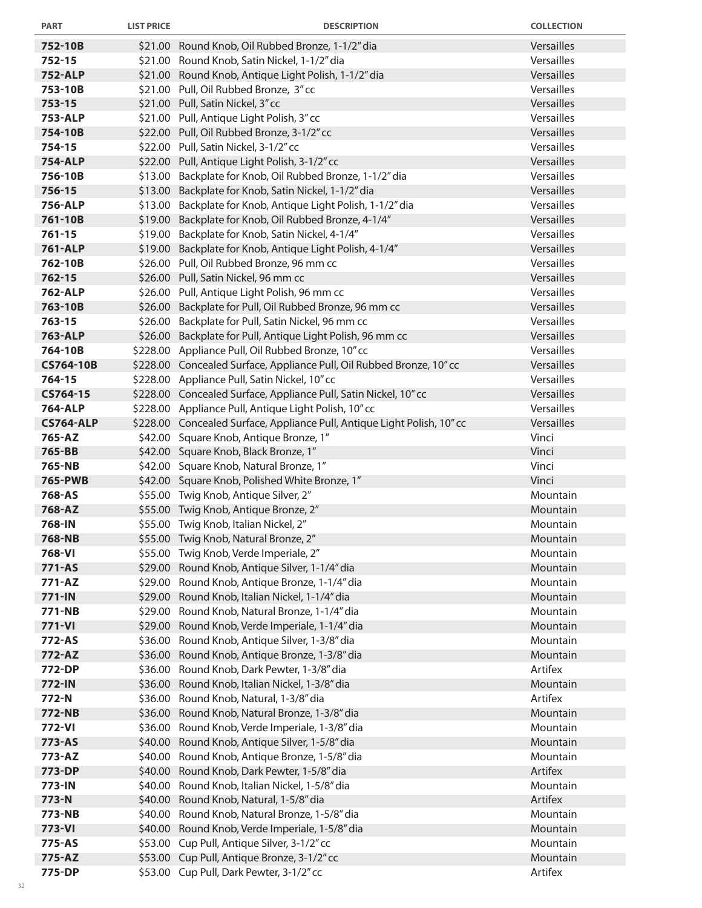| PART | LIST PRICE | DESCRIPTION | COLLECTION |
|---|---|---|---|
| **752-10B** | $21.00 | Round Knob, Oil Rubbed Bronze, 1-1/2" dia | Versailles |
| **752-15** | $21.00 | Round Knob, Satin Nickel, 1-1/2" dia | Versailles |
| **752-ALP** | $21.00 | Round Knob, Antique Light Polish, 1-1/2" dia | Versailles |
| **753-10B** | $21.00 | Pull, Oil Rubbed Bronze, 3" cc | Versailles |
| **753-15** | $21.00 | Pull, Satin Nickel, 3" cc | Versailles |
| **753-ALP** | $21.00 | Pull, Antique Light Polish, 3" cc | Versailles |
| **754-10B** | $22.00 | Pull, Oil Rubbed Bronze, 3-1/2" cc | Versailles |
| **754-15** | $22.00 | Pull, Satin Nickel, 3-1/2" cc | Versailles |
| **754-ALP** | $22.00 | Pull, Antique Light Polish, 3-1/2" cc | Versailles |
| **756-10B** | $13.00 | Backplate for Knob, Oil Rubbed Bronze, 1-1/2" dia | Versailles |
| **756-15** | $13.00 | Backplate for Knob, Satin Nickel, 1-1/2" dia | Versailles |
| **756-ALP** | $13.00 | Backplate for Knob, Antique Light Polish, 1-1/2" dia | Versailles |
| **761-10B** | $19.00 | Backplate for Knob, Oil Rubbed Bronze, 4-1/4" | Versailles |
| **761-15** | $19.00 | Backplate for Knob, Satin Nickel, 4-1/4" | Versailles |
| **761-ALP** | $19.00 | Backplate for Knob, Antique Light Polish, 4-1/4" | Versailles |
| **762-10B** | $26.00 | Pull, Oil Rubbed Bronze, 96 mm cc | Versailles |
| **762-15** | $26.00 | Pull, Satin Nickel, 96 mm cc | Versailles |
| **762-ALP** | $26.00 | Pull, Antique Light Polish, 96 mm cc | Versailles |
| **763-10B** | $26.00 | Backplate for Pull, Oil Rubbed Bronze, 96 mm cc | Versailles |
| **763-15** | $26.00 | Backplate for Pull, Satin Nickel, 96 mm cc | Versailles |
| **763-ALP** | $26.00 | Backplate for Pull, Antique Light Polish, 96 mm cc | Versailles |
| **764-10B** | $228.00 | Appliance Pull, Oil Rubbed Bronze, 10" cc | Versailles |
| **CS764-10B** | $228.00 | Concealed Surface, Appliance Pull, Oil Rubbed Bronze, 10" cc | Versailles |
| **764-15** | $228.00 | Appliance Pull, Satin Nickel, 10" cc | Versailles |
| **CS764-15** | $228.00 | Concealed Surface, Appliance Pull, Satin Nickel, 10" cc | Versailles |
| **764-ALP** | $228.00 | Appliance Pull, Antique Light Polish, 10" cc | Versailles |
| **CS764-ALP** | $228.00 | Concealed Surface, Appliance Pull, Antique Light Polish, 10" cc | Versailles |
| **765-AZ** | $42.00 | Square Knob, Antique Bronze, 1" | Vinci |
| **765-BB** | $42.00 | Square Knob, Black Bronze, 1" | Vinci |
| **765-NB** | $42.00 | Square Knob, Natural Bronze, 1" | Vinci |
| **765-PWB** | $42.00 | Square Knob, Polished White Bronze, 1" | Vinci |
| **768-AS** | $55.00 | Twig Knob, Antique Silver, 2" | Mountain |
| **768-AZ** | $55.00 | Twig Knob, Antique Bronze, 2" | Mountain |
| **768-IN** | $55.00 | Twig Knob, Italian Nickel, 2" | Mountain |
| **768-NB** | $55.00 | Twig Knob, Natural Bronze, 2" | Mountain |
| **768-VI** | $55.00 | Twig Knob, Verde Imperiale, 2" | Mountain |
| **771-AS** | $29.00 | Round Knob, Antique Silver, 1-1/4" dia | Mountain |
| **771-AZ** | $29.00 | Round Knob, Antique Bronze, 1-1/4" dia | Mountain |
| **771-IN** | $29.00 | Round Knob, Italian Nickel, 1-1/4" dia | Mountain |
| **771-NB** | $29.00 | Round Knob, Natural Bronze, 1-1/4" dia | Mountain |
| **771-VI** | $29.00 | Round Knob, Verde Imperiale, 1-1/4" dia | Mountain |
| **772-AS** | $36.00 | Round Knob, Antique Silver, 1-3/8" dia | Mountain |
| **772-AZ** | $36.00 | Round Knob, Antique Bronze, 1-3/8" dia | Mountain |
| **772-DP** | $36.00 | Round Knob, Dark Pewter, 1-3/8" dia | Artifex |
| **772-IN** | $36.00 | Round Knob, Italian Nickel, 1-3/8" dia | Mountain |
| **772-N** | $36.00 | Round Knob, Natural, 1-3/8" dia | Artifex |
| **772-NB** | $36.00 | Round Knob, Natural Bronze, 1-3/8" dia | Mountain |
| **772-VI** | $36.00 | Round Knob, Verde Imperiale, 1-3/8" dia | Mountain |
| **773-AS** | $40.00 | Round Knob, Antique Silver, 1-5/8" dia | Mountain |
| **773-AZ** | $40.00 | Round Knob, Antique Bronze, 1-5/8" dia | Mountain |
| **773-DP** | $40.00 | Round Knob, Dark Pewter, 1-5/8" dia | Artifex |
| **773-IN** | $40.00 | Round Knob, Italian Nickel, 1-5/8" dia | Mountain |
| **773-N** | $40.00 | Round Knob, Natural, 1-5/8" dia | Artifex |
| **773-NB** | $40.00 | Round Knob, Natural Bronze, 1-5/8" dia | Mountain |
| **773-VI** | $40.00 | Round Knob, Verde Imperiale, 1-5/8" dia | Mountain |
| **775-AS** | $53.00 | Cup Pull, Antique Silver, 3-1/2" cc | Mountain |
| **775-AZ** | $53.00 | Cup Pull, Antique Bronze, 3-1/2" cc | Mountain |
| **775-DP** | $53.00 | Cup Pull, Dark Pewter, 3-1/2" cc | Artifex |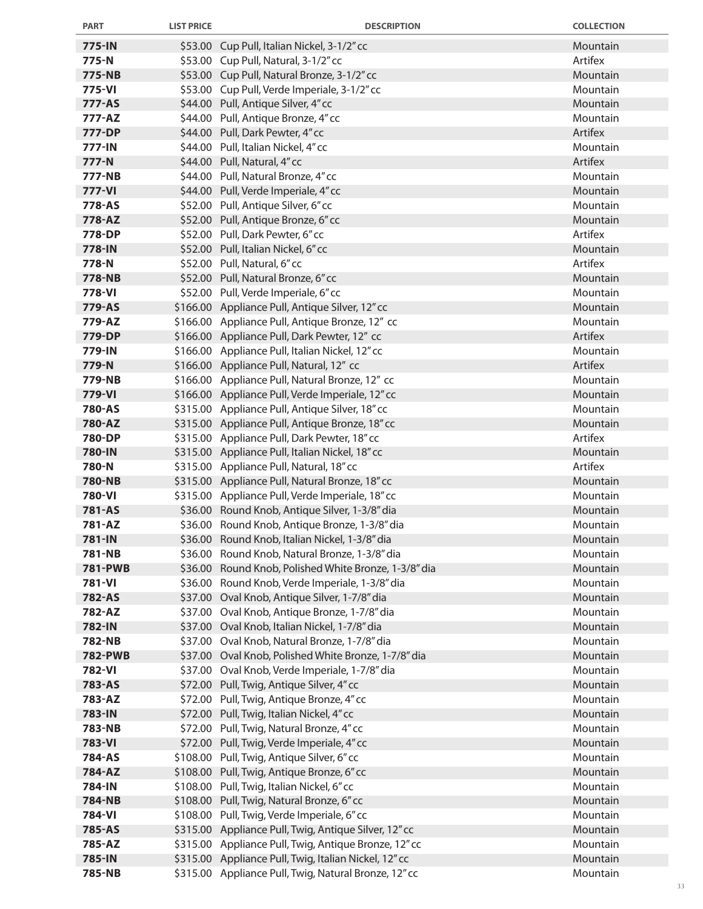| PART | LIST PRICE | DESCRIPTION | COLLECTION |
|---|---|---|---|
| 775-IN | $53.00 | Cup Pull, Italian Nickel, 3-1/2" cc | Mountain |
| 775-N | $53.00 | Cup Pull, Natural, 3-1/2" cc | Artifex |
| 775-NB | $53.00 | Cup Pull, Natural Bronze, 3-1/2" cc | Mountain |
| 775-VI | $53.00 | Cup Pull, Verde Imperiale, 3-1/2" cc | Mountain |
| 777-AS | $44.00 | Pull, Antique Silver, 4" cc | Mountain |
| 777-AZ | $44.00 | Pull, Antique Bronze, 4" cc | Mountain |
| 777-DP | $44.00 | Pull, Dark Pewter, 4" cc | Artifex |
| 777-IN | $44.00 | Pull, Italian Nickel, 4" cc | Mountain |
| 777-N | $44.00 | Pull, Natural, 4" cc | Artifex |
| 777-NB | $44.00 | Pull, Natural Bronze, 4" cc | Mountain |
| 777-VI | $44.00 | Pull, Verde Imperiale, 4" cc | Mountain |
| 778-AS | $52.00 | Pull, Antique Silver, 6" cc | Mountain |
| 778-AZ | $52.00 | Pull, Antique Bronze, 6" cc | Mountain |
| 778-DP | $52.00 | Pull, Dark Pewter, 6" cc | Artifex |
| 778-IN | $52.00 | Pull, Italian Nickel, 6" cc | Mountain |
| 778-N | $52.00 | Pull, Natural, 6" cc | Artifex |
| 778-NB | $52.00 | Pull, Natural Bronze, 6" cc | Mountain |
| 778-VI | $52.00 | Pull, Verde Imperiale, 6" cc | Mountain |
| 779-AS | $166.00 | Appliance Pull, Antique Silver, 12" cc | Mountain |
| 779-AZ | $166.00 | Appliance Pull, Antique Bronze, 12" cc | Mountain |
| 779-DP | $166.00 | Appliance Pull, Dark Pewter, 12" cc | Artifex |
| 779-IN | $166.00 | Appliance Pull, Italian Nickel, 12" cc | Mountain |
| 779-N | $166.00 | Appliance Pull, Natural, 12" cc | Artifex |
| 779-NB | $166.00 | Appliance Pull, Natural Bronze, 12" cc | Mountain |
| 779-VI | $166.00 | Appliance Pull, Verde Imperiale, 12" cc | Mountain |
| 780-AS | $315.00 | Appliance Pull, Antique Silver, 18" cc | Mountain |
| 780-AZ | $315.00 | Appliance Pull, Antique Bronze, 18" cc | Mountain |
| 780-DP | $315.00 | Appliance Pull, Dark Pewter, 18" cc | Artifex |
| 780-IN | $315.00 | Appliance Pull, Italian Nickel, 18" cc | Mountain |
| 780-N | $315.00 | Appliance Pull, Natural, 18" cc | Artifex |
| 780-NB | $315.00 | Appliance Pull, Natural Bronze, 18" cc | Mountain |
| 780-VI | $315.00 | Appliance Pull, Verde Imperiale, 18" cc | Mountain |
| 781-AS | $36.00 | Round Knob, Antique Silver, 1-3/8" dia | Mountain |
| 781-AZ | $36.00 | Round Knob, Antique Bronze, 1-3/8" dia | Mountain |
| 781-IN | $36.00 | Round Knob, Italian Nickel, 1-3/8" dia | Mountain |
| 781-NB | $36.00 | Round Knob, Natural Bronze, 1-3/8" dia | Mountain |
| 781-PWB | $36.00 | Round Knob, Polished White Bronze, 1-3/8" dia | Mountain |
| 781-VI | $36.00 | Round Knob, Verde Imperiale, 1-3/8" dia | Mountain |
| 782-AS | $37.00 | Oval Knob, Antique Silver, 1-7/8" dia | Mountain |
| 782-AZ | $37.00 | Oval Knob, Antique Bronze, 1-7/8" dia | Mountain |
| 782-IN | $37.00 | Oval Knob, Italian Nickel, 1-7/8" dia | Mountain |
| 782-NB | $37.00 | Oval Knob, Natural Bronze, 1-7/8" dia | Mountain |
| 782-PWB | $37.00 | Oval Knob, Polished White Bronze, 1-7/8" dia | Mountain |
| 782-VI | $37.00 | Oval Knob, Verde Imperiale, 1-7/8" dia | Mountain |
| 783-AS | $72.00 | Pull, Twig, Antique Silver, 4" cc | Mountain |
| 783-AZ | $72.00 | Pull, Twig, Antique Bronze, 4" cc | Mountain |
| 783-IN | $72.00 | Pull, Twig, Italian Nickel, 4" cc | Mountain |
| 783-NB | $72.00 | Pull, Twig, Natural Bronze, 4" cc | Mountain |
| 783-VI | $72.00 | Pull, Twig, Verde Imperiale, 4" cc | Mountain |
| 784-AS | $108.00 | Pull, Twig, Antique Silver, 6" cc | Mountain |
| 784-AZ | $108.00 | Pull, Twig, Antique Bronze, 6" cc | Mountain |
| 784-IN | $108.00 | Pull, Twig, Italian Nickel, 6" cc | Mountain |
| 784-NB | $108.00 | Pull, Twig, Natural Bronze, 6" cc | Mountain |
| 784-VI | $108.00 | Pull, Twig, Verde Imperiale, 6" cc | Mountain |
| 785-AS | $315.00 | Appliance Pull, Twig, Antique Silver, 12" cc | Mountain |
| 785-AZ | $315.00 | Appliance Pull, Twig, Antique Bronze, 12" cc | Mountain |
| 785-IN | $315.00 | Appliance Pull, Twig, Italian Nickel, 12" cc | Mountain |
| 785-NB | $315.00 | Appliance Pull, Twig, Natural Bronze, 12" cc | Mountain |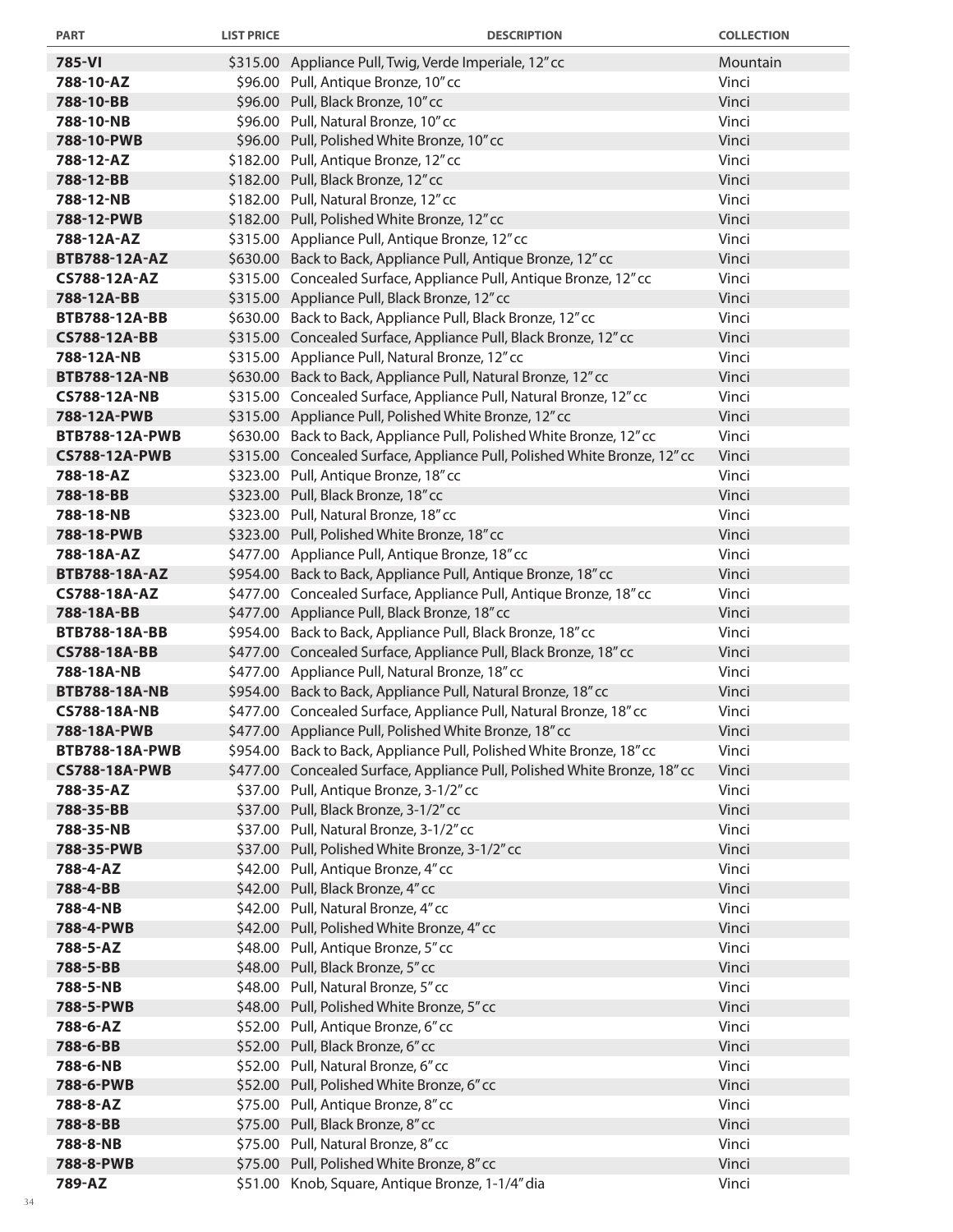| PART | LIST PRICE | DESCRIPTION | COLLECTION |
|---|---|---|---|
| **785-VI** | $315.00 | Appliance Pull, Twig, Verde Imperiale, 12" cc | Mountain |
| **788-10-AZ** | $96.00 | Pull, Antique Bronze, 10" cc | Vinci |
| **788-10-BB** | $96.00 | Pull, Black Bronze, 10" cc | Vinci |
| **788-10-NB** | $96.00 | Pull, Natural Bronze, 10" cc | Vinci |
| **788-10-PWB** | $96.00 | Pull, Polished White Bronze, 10" cc | Vinci |
| **788-12-AZ** | $182.00 | Pull, Antique Bronze, 12" cc | Vinci |
| **788-12-BB** | $182.00 | Pull, Black Bronze, 12" cc | Vinci |
| **788-12-NB** | $182.00 | Pull, Natural Bronze, 12" cc | Vinci |
| **788-12-PWB** | $182.00 | Pull, Polished White Bronze, 12" cc | Vinci |
| **788-12A-AZ** | $315.00 | Appliance Pull, Antique Bronze, 12" cc | Vinci |
| **BTB788-12A-AZ** | $630.00 | Back to Back, Appliance Pull, Antique Bronze, 12" cc | Vinci |
| **CS788-12A-AZ** | $315.00 | Concealed Surface, Appliance Pull, Antique Bronze, 12" cc | Vinci |
| **788-12A-BB** | $315.00 | Appliance Pull, Black Bronze, 12" cc | Vinci |
| **BTB788-12A-BB** | $630.00 | Back to Back, Appliance Pull, Black Bronze, 12" cc | Vinci |
| **CS788-12A-BB** | $315.00 | Concealed Surface, Appliance Pull, Black Bronze, 12" cc | Vinci |
| **788-12A-NB** | $315.00 | Appliance Pull, Natural Bronze, 12" cc | Vinci |
| **BTB788-12A-NB** | $630.00 | Back to Back, Appliance Pull, Natural Bronze, 12" cc | Vinci |
| **CS788-12A-NB** | $315.00 | Concealed Surface, Appliance Pull, Natural Bronze, 12" cc | Vinci |
| **788-12A-PWB** | $315.00 | Appliance Pull, Polished White Bronze, 12" cc | Vinci |
| **BTB788-12A-PWB** | $630.00 | Back to Back, Appliance Pull, Polished White Bronze, 12" cc | Vinci |
| **CS788-12A-PWB** | $315.00 | Concealed Surface, Appliance Pull, Polished White Bronze, 12" cc | Vinci |
| **788-18-AZ** | $323.00 | Pull, Antique Bronze, 18" cc | Vinci |
| **788-18-BB** | $323.00 | Pull, Black Bronze, 18" cc | Vinci |
| **788-18-NB** | $323.00 | Pull, Natural Bronze, 18" cc | Vinci |
| **788-18-PWB** | $323.00 | Pull, Polished White Bronze, 18" cc | Vinci |
| **788-18A-AZ** | $477.00 | Appliance Pull, Antique Bronze, 18" cc | Vinci |
| **BTB788-18A-AZ** | $954.00 | Back to Back, Appliance Pull, Antique Bronze, 18" cc | Vinci |
| **CS788-18A-AZ** | $477.00 | Concealed Surface, Appliance Pull, Antique Bronze, 18" cc | Vinci |
| **788-18A-BB** | $477.00 | Appliance Pull, Black Bronze, 18" cc | Vinci |
| **BTB788-18A-BB** | $954.00 | Back to Back, Appliance Pull, Black Bronze, 18" cc | Vinci |
| **CS788-18A-BB** | $477.00 | Concealed Surface, Appliance Pull, Black Bronze, 18" cc | Vinci |
| **788-18A-NB** | $477.00 | Appliance Pull, Natural Bronze, 18" cc | Vinci |
| **BTB788-18A-NB** | $954.00 | Back to Back, Appliance Pull, Natural Bronze, 18" cc | Vinci |
| **CS788-18A-NB** | $477.00 | Concealed Surface, Appliance Pull, Natural Bronze, 18" cc | Vinci |
| **788-18A-PWB** | $477.00 | Appliance Pull, Polished White Bronze, 18" cc | Vinci |
| **BTB788-18A-PWB** | $954.00 | Back to Back, Appliance Pull, Polished White Bronze, 18" cc | Vinci |
| **CS788-18A-PWB** | $477.00 | Concealed Surface, Appliance Pull, Polished White Bronze, 18" cc | Vinci |
| **788-35-AZ** | $37.00 | Pull, Antique Bronze, 3-1/2" cc | Vinci |
| **788-35-BB** | $37.00 | Pull, Black Bronze, 3-1/2" cc | Vinci |
| **788-35-NB** | $37.00 | Pull, Natural Bronze, 3-1/2" cc | Vinci |
| **788-35-PWB** | $37.00 | Pull, Polished White Bronze, 3-1/2" cc | Vinci |
| **788-4-AZ** | $42.00 | Pull, Antique Bronze, 4" cc | Vinci |
| **788-4-BB** | $42.00 | Pull, Black Bronze, 4" cc | Vinci |
| **788-4-NB** | $42.00 | Pull, Natural Bronze, 4" cc | Vinci |
| **788-4-PWB** | $42.00 | Pull, Polished White Bronze, 4" cc | Vinci |
| **788-5-AZ** | $48.00 | Pull, Antique Bronze, 5" cc | Vinci |
| **788-5-BB** | $48.00 | Pull, Black Bronze, 5" cc | Vinci |
| **788-5-NB** | $48.00 | Pull, Natural Bronze, 5" cc | Vinci |
| **788-5-PWB** | $48.00 | Pull, Polished White Bronze, 5" cc | Vinci |
| **788-6-AZ** | $52.00 | Pull, Antique Bronze, 6" cc | Vinci |
| **788-6-BB** | $52.00 | Pull, Black Bronze, 6" cc | Vinci |
| **788-6-NB** | $52.00 | Pull, Natural Bronze, 6" cc | Vinci |
| **788-6-PWB** | $52.00 | Pull, Polished White Bronze, 6" cc | Vinci |
| **788-8-AZ** | $75.00 | Pull, Antique Bronze, 8" cc | Vinci |
| **788-8-BB** | $75.00 | Pull, Black Bronze, 8" cc | Vinci |
| **788-8-NB** | $75.00 | Pull, Natural Bronze, 8" cc | Vinci |
| **788-8-PWB** | $75.00 | Pull, Polished White Bronze, 8" cc | Vinci |
| **789-AZ** | $51.00 | Knob, Square, Antique Bronze, 1-1/4" dia | Vinci |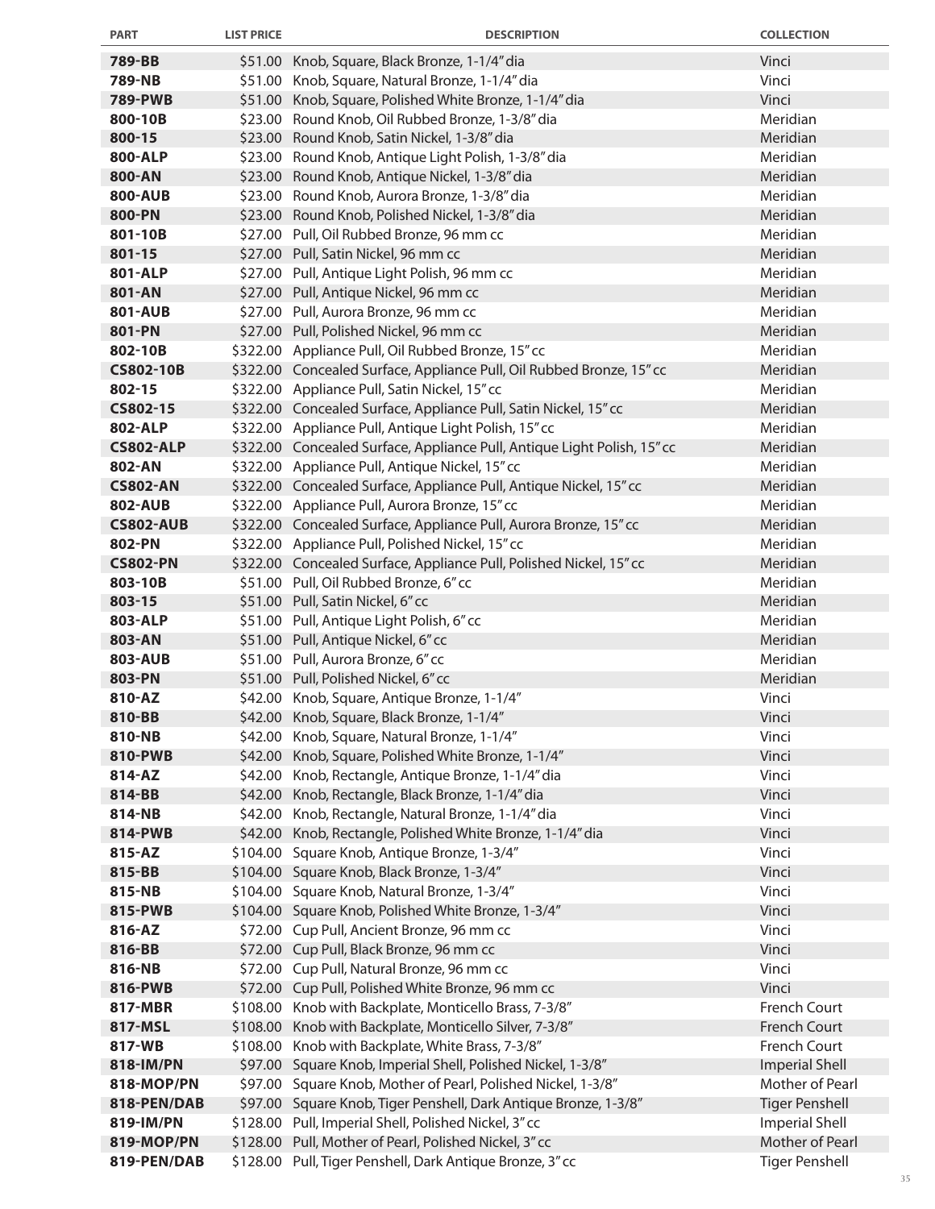| PART | LIST PRICE | DESCRIPTION | COLLECTION |
|---|---|---|---|
| **789-BB** | $51.00 | Knob, Square, Black Bronze, 1-1/4" dia | Vinci |
| **789-NB** | $51.00 | Knob, Square, Natural Bronze, 1-1/4" dia | Vinci |
| **789-PWB** | $51.00 | Knob, Square, Polished White Bronze, 1-1/4" dia | Vinci |
| **800-10B** | $23.00 | Round Knob, Oil Rubbed Bronze, 1-3/8" dia | Meridian |
| **800-15** | $23.00 | Round Knob, Satin Nickel, 1-3/8" dia | Meridian |
| **800-ALP** | $23.00 | Round Knob, Antique Light Polish, 1-3/8" dia | Meridian |
| **800-AN** | $23.00 | Round Knob, Antique Nickel, 1-3/8" dia | Meridian |
| **800-AUB** | $23.00 | Round Knob, Aurora Bronze, 1-3/8" dia | Meridian |
| **800-PN** | $23.00 | Round Knob, Polished Nickel, 1-3/8" dia | Meridian |
| **801-10B** | $27.00 | Pull, Oil Rubbed Bronze, 96 mm cc | Meridian |
| **801-15** | $27.00 | Pull, Satin Nickel, 96 mm cc | Meridian |
| **801-ALP** | $27.00 | Pull, Antique Light Polish, 96 mm cc | Meridian |
| **801-AN** | $27.00 | Pull, Antique Nickel, 96 mm cc | Meridian |
| **801-AUB** | $27.00 | Pull, Aurora Bronze, 96 mm cc | Meridian |
| **801-PN** | $27.00 | Pull, Polished Nickel, 96 mm cc | Meridian |
| **802-10B** | $322.00 | Appliance Pull, Oil Rubbed Bronze, 15" cc | Meridian |
| **CS802-10B** | $322.00 | Concealed Surface, Appliance Pull, Oil Rubbed Bronze, 15" cc | Meridian |
| **802-15** | $322.00 | Appliance Pull, Satin Nickel, 15" cc | Meridian |
| **CS802-15** | $322.00 | Concealed Surface, Appliance Pull, Satin Nickel, 15" cc | Meridian |
| **802-ALP** | $322.00 | Appliance Pull, Antique Light Polish, 15" cc | Meridian |
| **CS802-ALP** | $322.00 | Concealed Surface, Appliance Pull, Antique Light Polish, 15" cc | Meridian |
| **802-AN** | $322.00 | Appliance Pull, Antique Nickel, 15" cc | Meridian |
| **CS802-AN** | $322.00 | Concealed Surface, Appliance Pull, Antique Nickel, 15" cc | Meridian |
| **802-AUB** | $322.00 | Appliance Pull, Aurora Bronze, 15" cc | Meridian |
| **CS802-AUB** | $322.00 | Concealed Surface, Appliance Pull, Aurora Bronze, 15" cc | Meridian |
| **802-PN** | $322.00 | Appliance Pull, Polished Nickel, 15" cc | Meridian |
| **CS802-PN** | $322.00 | Concealed Surface, Appliance Pull, Polished Nickel, 15" cc | Meridian |
| **803-10B** | $51.00 | Pull, Oil Rubbed Bronze, 6" cc | Meridian |
| **803-15** | $51.00 | Pull, Satin Nickel, 6" cc | Meridian |
| **803-ALP** | $51.00 | Pull, Antique Light Polish, 6" cc | Meridian |
| **803-AN** | $51.00 | Pull, Antique Nickel, 6" cc | Meridian |
| **803-AUB** | $51.00 | Pull, Aurora Bronze, 6" cc | Meridian |
| **803-PN** | $51.00 | Pull, Polished Nickel, 6" cc | Meridian |
| **810-AZ** | $42.00 | Knob, Square, Antique Bronze, 1-1/4" | Vinci |
| **810-BB** | $42.00 | Knob, Square, Black Bronze, 1-1/4" | Vinci |
| **810-NB** | $42.00 | Knob, Square, Natural Bronze, 1-1/4" | Vinci |
| **810-PWB** | $42.00 | Knob, Square, Polished White Bronze, 1-1/4" | Vinci |
| **814-AZ** | $42.00 | Knob, Rectangle, Antique Bronze, 1-1/4" dia | Vinci |
| **814-BB** | $42.00 | Knob, Rectangle, Black Bronze, 1-1/4" dia | Vinci |
| **814-NB** | $42.00 | Knob, Rectangle, Natural Bronze, 1-1/4" dia | Vinci |
| **814-PWB** | $42.00 | Knob, Rectangle, Polished White Bronze, 1-1/4" dia | Vinci |
| **815-AZ** | $104.00 | Square Knob, Antique Bronze, 1-3/4" | Vinci |
| **815-BB** | $104.00 | Square Knob, Black Bronze, 1-3/4" | Vinci |
| **815-NB** | $104.00 | Square Knob, Natural Bronze, 1-3/4" | Vinci |
| **815-PWB** | $104.00 | Square Knob, Polished White Bronze, 1-3/4" | Vinci |
| **816-AZ** | $72.00 | Cup Pull, Ancient Bronze, 96 mm cc | Vinci |
| **816-BB** | $72.00 | Cup Pull, Black Bronze, 96 mm cc | Vinci |
| **816-NB** | $72.00 | Cup Pull, Natural Bronze, 96 mm cc | Vinci |
| **816-PWB** | $72.00 | Cup Pull, Polished White Bronze, 96 mm cc | Vinci |
| **817-MBR** | $108.00 | Knob with Backplate, Monticello Brass, 7-3/8" | French Court |
| **817-MSL** | $108.00 | Knob with Backplate, Monticello Silver, 7-3/8" | French Court |
| **817-WB** | $108.00 | Knob with Backplate, White Brass, 7-3/8" | French Court |
| **818-IM/PN** | $97.00 | Square Knob, Imperial Shell, Polished Nickel, 1-3/8" | Imperial Shell |
| **818-MOP/PN** | $97.00 | Square Knob, Mother of Pearl, Polished Nickel, 1-3/8" | Mother of Pearl |
| **818-PEN/DAB** | $97.00 | Square Knob, Tiger Penshell, Dark Antique Bronze, 1-3/8" | Tiger Penshell |
| **819-IM/PN** | $128.00 | Pull, Imperial Shell, Polished Nickel, 3" cc | Imperial Shell |
| **819-MOP/PN** | $128.00 | Pull, Mother of Pearl, Polished Nickel, 3" cc | Mother of Pearl |
| **819-PEN/DAB** | $128.00 | Pull, Tiger Penshell, Dark Antique Bronze, 3" cc | Tiger Penshell |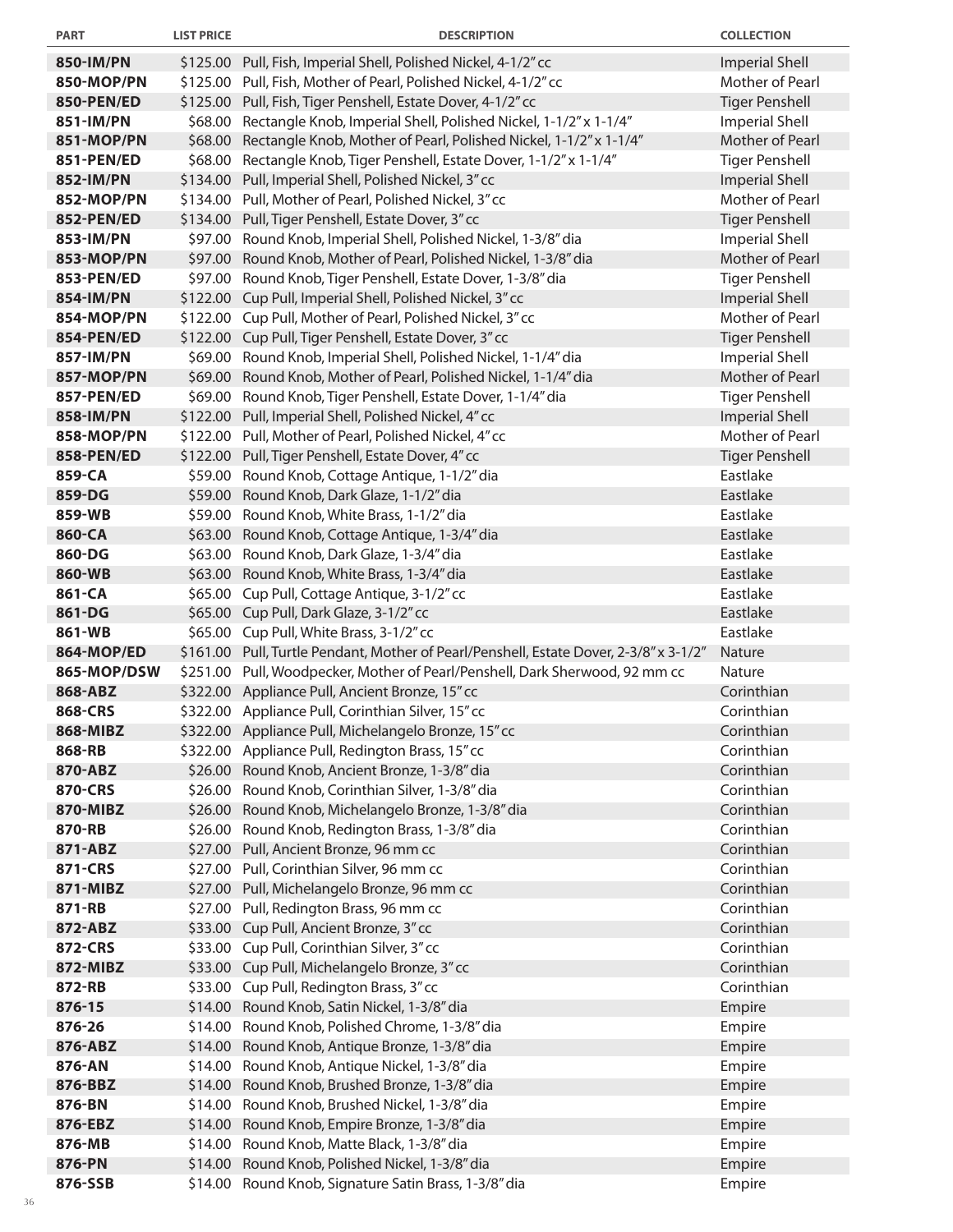| PART | LIST PRICE | DESCRIPTION | COLLECTION |
|---|---|---|---|
| **850-IM/PN** | $125.00 | Pull, Fish, Imperial Shell, Polished Nickel, 4-1/2" cc | Imperial Shell |
| **850-MOP/PN** | $125.00 | Pull, Fish, Mother of Pearl, Polished Nickel, 4-1/2" cc | Mother of Pearl |
| **850-PEN/ED** | $125.00 | Pull, Fish, Tiger Penshell, Estate Dover, 4-1/2" cc | Tiger Penshell |
| **851-IM/PN** | $68.00 | Rectangle Knob, Imperial Shell, Polished Nickel, 1-1/2" x 1-1/4" | Imperial Shell |
| **851-MOP/PN** | $68.00 | Rectangle Knob, Mother of Pearl, Polished Nickel, 1-1/2" x 1-1/4" | Mother of Pearl |
| **851-PEN/ED** | $68.00 | Rectangle Knob, Tiger Penshell, Estate Dover, 1-1/2" x 1-1/4" | Tiger Penshell |
| **852-IM/PN** | $134.00 | Pull, Imperial Shell, Polished Nickel, 3" cc | Imperial Shell |
| **852-MOP/PN** | $134.00 | Pull, Mother of Pearl, Polished Nickel, 3" cc | Mother of Pearl |
| **852-PEN/ED** | $134.00 | Pull, Tiger Penshell, Estate Dover, 3" cc | Tiger Penshell |
| **853-IM/PN** | $97.00 | Round Knob, Imperial Shell, Polished Nickel, 1-3/8" dia | Imperial Shell |
| **853-MOP/PN** | $97.00 | Round Knob, Mother of Pearl, Polished Nickel, 1-3/8" dia | Mother of Pearl |
| **853-PEN/ED** | $97.00 | Round Knob, Tiger Penshell, Estate Dover, 1-3/8" dia | Tiger Penshell |
| **854-IM/PN** | $122.00 | Cup Pull, Imperial Shell, Polished Nickel, 3" cc | Imperial Shell |
| **854-MOP/PN** | $122.00 | Cup Pull, Mother of Pearl, Polished Nickel, 3" cc | Mother of Pearl |
| **854-PEN/ED** | $122.00 | Cup Pull, Tiger Penshell, Estate Dover, 3" cc | Tiger Penshell |
| **857-IM/PN** | $69.00 | Round Knob, Imperial Shell, Polished Nickel, 1-1/4" dia | Imperial Shell |
| **857-MOP/PN** | $69.00 | Round Knob, Mother of Pearl, Polished Nickel, 1-1/4" dia | Mother of Pearl |
| **857-PEN/ED** | $69.00 | Round Knob, Tiger Penshell, Estate Dover, 1-1/4" dia | Tiger Penshell |
| **858-IM/PN** | $122.00 | Pull, Imperial Shell, Polished Nickel, 4" cc | Imperial Shell |
| **858-MOP/PN** | $122.00 | Pull, Mother of Pearl, Polished Nickel, 4" cc | Mother of Pearl |
| **858-PEN/ED** | $122.00 | Pull, Tiger Penshell, Estate Dover, 4" cc | Tiger Penshell |
| **859-CA** | $59.00 | Round Knob, Cottage Antique, 1-1/2" dia | Eastlake |
| **859-DG** | $59.00 | Round Knob, Dark Glaze, 1-1/2" dia | Eastlake |
| **859-WB** | $59.00 | Round Knob, White Brass, 1-1/2" dia | Eastlake |
| **860-CA** | $63.00 | Round Knob, Cottage Antique, 1-3/4" dia | Eastlake |
| **860-DG** | $63.00 | Round Knob, Dark Glaze, 1-3/4" dia | Eastlake |
| **860-WB** | $63.00 | Round Knob, White Brass, 1-3/4" dia | Eastlake |
| **861-CA** | $65.00 | Cup Pull, Cottage Antique, 3-1/2" cc | Eastlake |
| **861-DG** | $65.00 | Cup Pull, Dark Glaze, 3-1/2" cc | Eastlake |
| **861-WB** | $65.00 | Cup Pull, White Brass, 3-1/2" cc | Eastlake |
| **864-MOP/ED** | $161.00 | Pull, Turtle Pendant, Mother of Pearl/Penshell, Estate Dover, 2-3/8" x 3-1/2" | Nature |
| **865-MOP/DSW** | $251.00 | Pull, Woodpecker, Mother of Pearl/Penshell, Dark Sherwood, 92 mm cc | Nature |
| **868-ABZ** | $322.00 | Appliance Pull, Ancient Bronze, 15" cc | Corinthian |
| **868-CRS** | $322.00 | Appliance Pull, Corinthian Silver, 15" cc | Corinthian |
| **868-MIBZ** | $322.00 | Appliance Pull, Michelangelo Bronze, 15" cc | Corinthian |
| **868-RB** | $322.00 | Appliance Pull, Redington Brass, 15" cc | Corinthian |
| **870-ABZ** | $26.00 | Round Knob, Ancient Bronze, 1-3/8" dia | Corinthian |
| **870-CRS** | $26.00 | Round Knob, Corinthian Silver, 1-3/8" dia | Corinthian |
| **870-MIBZ** | $26.00 | Round Knob, Michelangelo Bronze, 1-3/8" dia | Corinthian |
| **870-RB** | $26.00 | Round Knob, Redington Brass, 1-3/8" dia | Corinthian |
| **871-ABZ** | $27.00 | Pull, Ancient Bronze, 96 mm cc | Corinthian |
| **871-CRS** | $27.00 | Pull, Corinthian Silver, 96 mm cc | Corinthian |
| **871-MIBZ** | $27.00 | Pull, Michelangelo Bronze, 96 mm cc | Corinthian |
| **871-RB** | $27.00 | Pull, Redington Brass, 96 mm cc | Corinthian |
| **872-ABZ** | $33.00 | Cup Pull, Ancient Bronze, 3" cc | Corinthian |
| **872-CRS** | $33.00 | Cup Pull, Corinthian Silver, 3" cc | Corinthian |
| **872-MIBZ** | $33.00 | Cup Pull, Michelangelo Bronze, 3" cc | Corinthian |
| **872-RB** | $33.00 | Cup Pull, Redington Brass, 3" cc | Corinthian |
| **876-15** | $14.00 | Round Knob, Satin Nickel, 1-3/8" dia | Empire |
| **876-26** | $14.00 | Round Knob, Polished Chrome, 1-3/8" dia | Empire |
| **876-ABZ** | $14.00 | Round Knob, Antique Bronze, 1-3/8" dia | Empire |
| **876-AN** | $14.00 | Round Knob, Antique Nickel, 1-3/8" dia | Empire |
| **876-BBZ** | $14.00 | Round Knob, Brushed Bronze, 1-3/8" dia | Empire |
| **876-BN** | $14.00 | Round Knob, Brushed Nickel, 1-3/8" dia | Empire |
| **876-EBZ** | $14.00 | Round Knob, Empire Bronze, 1-3/8" dia | Empire |
| **876-MB** | $14.00 | Round Knob, Matte Black, 1-3/8" dia | Empire |
| **876-PN** | $14.00 | Round Knob, Polished Nickel, 1-3/8" dia | Empire |
| **876-SSB** | $14.00 | Round Knob, Signature Satin Brass, 1-3/8" dia | Empire |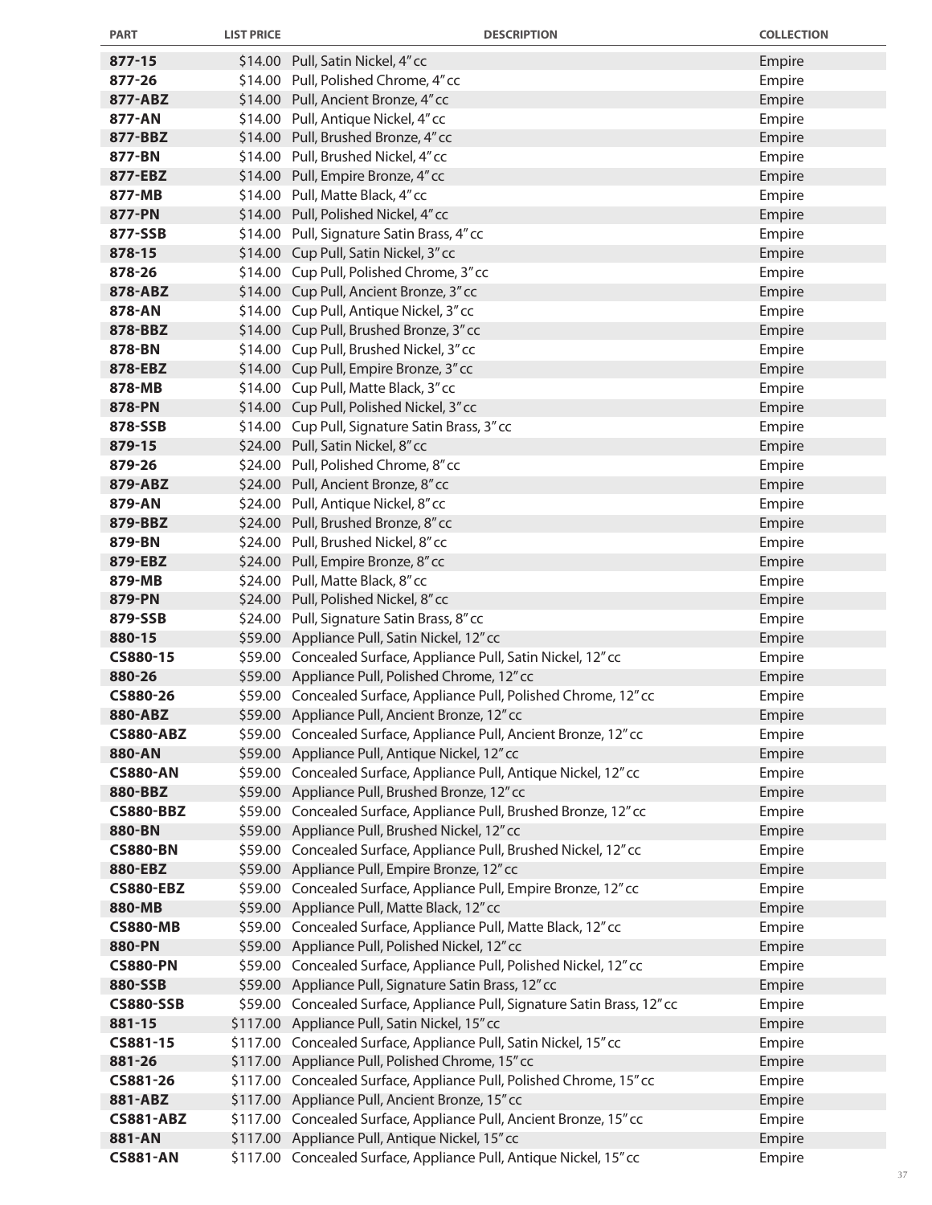| PART | LIST PRICE | DESCRIPTION | COLLECTION |
|---|---|---|---|
| **877-15** | $14.00 | Pull, Satin Nickel, 4" cc | Empire |
| **877-26** | $14.00 | Pull, Polished Chrome, 4" cc | Empire |
| **877-ABZ** | $14.00 | Pull, Ancient Bronze, 4" cc | Empire |
| **877-AN** | $14.00 | Pull, Antique Nickel, 4" cc | Empire |
| **877-BBZ** | $14.00 | Pull, Brushed Bronze, 4" cc | Empire |
| **877-BN** | $14.00 | Pull, Brushed Nickel, 4" cc | Empire |
| **877-EBZ** | $14.00 | Pull, Empire Bronze, 4" cc | Empire |
| **877-MB** | $14.00 | Pull, Matte Black, 4" cc | Empire |
| **877-PN** | $14.00 | Pull, Polished Nickel, 4" cc | Empire |
| **877-SSB** | $14.00 | Pull, Signature Satin Brass, 4" cc | Empire |
| **878-15** | $14.00 | Cup Pull, Satin Nickel, 3" cc | Empire |
| **878-26** | $14.00 | Cup Pull, Polished Chrome, 3" cc | Empire |
| **878-ABZ** | $14.00 | Cup Pull, Ancient Bronze, 3" cc | Empire |
| **878-AN** | $14.00 | Cup Pull, Antique Nickel, 3" cc | Empire |
| **878-BBZ** | $14.00 | Cup Pull, Brushed Bronze, 3" cc | Empire |
| **878-BN** | $14.00 | Cup Pull, Brushed Nickel, 3" cc | Empire |
| **878-EBZ** | $14.00 | Cup Pull, Empire Bronze, 3" cc | Empire |
| **878-MB** | $14.00 | Cup Pull, Matte Black, 3" cc | Empire |
| **878-PN** | $14.00 | Cup Pull, Polished Nickel, 3" cc | Empire |
| **878-SSB** | $14.00 | Cup Pull, Signature Satin Brass, 3" cc | Empire |
| **879-15** | $24.00 | Pull, Satin Nickel, 8" cc | Empire |
| **879-26** | $24.00 | Pull, Polished Chrome, 8" cc | Empire |
| **879-ABZ** | $24.00 | Pull, Ancient Bronze, 8" cc | Empire |
| **879-AN** | $24.00 | Pull, Antique Nickel, 8" cc | Empire |
| **879-BBZ** | $24.00 | Pull, Brushed Bronze, 8" cc | Empire |
| **879-BN** | $24.00 | Pull, Brushed Nickel, 8" cc | Empire |
| **879-EBZ** | $24.00 | Pull, Empire Bronze, 8" cc | Empire |
| **879-MB** | $24.00 | Pull, Matte Black, 8" cc | Empire |
| **879-PN** | $24.00 | Pull, Polished Nickel, 8" cc | Empire |
| **879-SSB** | $24.00 | Pull, Signature Satin Brass, 8" cc | Empire |
| **880-15** | $59.00 | Appliance Pull, Satin Nickel, 12" cc | Empire |
| **CS880-15** | $59.00 | Concealed Surface, Appliance Pull, Satin Nickel, 12" cc | Empire |
| **880-26** | $59.00 | Appliance Pull, Polished Chrome, 12" cc | Empire |
| **CS880-26** | $59.00 | Concealed Surface, Appliance Pull, Polished Chrome, 12" cc | Empire |
| **880-ABZ** | $59.00 | Appliance Pull, Ancient Bronze, 12" cc | Empire |
| **CS880-ABZ** | $59.00 | Concealed Surface, Appliance Pull, Ancient Bronze, 12" cc | Empire |
| **880-AN** | $59.00 | Appliance Pull, Antique Nickel, 12" cc | Empire |
| **CS880-AN** | $59.00 | Concealed Surface, Appliance Pull, Antique Nickel, 12" cc | Empire |
| **880-BBZ** | $59.00 | Appliance Pull, Brushed Bronze, 12" cc | Empire |
| **CS880-BBZ** | $59.00 | Concealed Surface, Appliance Pull, Brushed Bronze, 12" cc | Empire |
| **880-BN** | $59.00 | Appliance Pull, Brushed Nickel, 12" cc | Empire |
| **CS880-BN** | $59.00 | Concealed Surface, Appliance Pull, Brushed Nickel, 12" cc | Empire |
| **880-EBZ** | $59.00 | Appliance Pull, Empire Bronze, 12" cc | Empire |
| **CS880-EBZ** | $59.00 | Concealed Surface, Appliance Pull, Empire Bronze, 12" cc | Empire |
| **880-MB** | $59.00 | Appliance Pull, Matte Black, 12" cc | Empire |
| **CS880-MB** | $59.00 | Concealed Surface, Appliance Pull, Matte Black, 12" cc | Empire |
| **880-PN** | $59.00 | Appliance Pull, Polished Nickel, 12" cc | Empire |
| **CS880-PN** | $59.00 | Concealed Surface, Appliance Pull, Polished Nickel, 12" cc | Empire |
| **880-SSB** | $59.00 | Appliance Pull, Signature Satin Brass, 12" cc | Empire |
| **CS880-SSB** | $59.00 | Concealed Surface, Appliance Pull, Signature Satin Brass, 12" cc | Empire |
| **881-15** | $117.00 | Appliance Pull, Satin Nickel, 15" cc | Empire |
| **CS881-15** | $117.00 | Concealed Surface, Appliance Pull, Satin Nickel, 15" cc | Empire |
| **881-26** | $117.00 | Appliance Pull, Polished Chrome, 15" cc | Empire |
| **CS881-26** | $117.00 | Concealed Surface, Appliance Pull, Polished Chrome, 15" cc | Empire |
| **881-ABZ** | $117.00 | Appliance Pull, Ancient Bronze, 15" cc | Empire |
| **CS881-ABZ** | $117.00 | Concealed Surface, Appliance Pull, Ancient Bronze, 15" cc | Empire |
| **881-AN** | $117.00 | Appliance Pull, Antique Nickel, 15" cc | Empire |
| **CS881-AN** | $117.00 | Concealed Surface, Appliance Pull, Antique Nickel, 15" cc | Empire |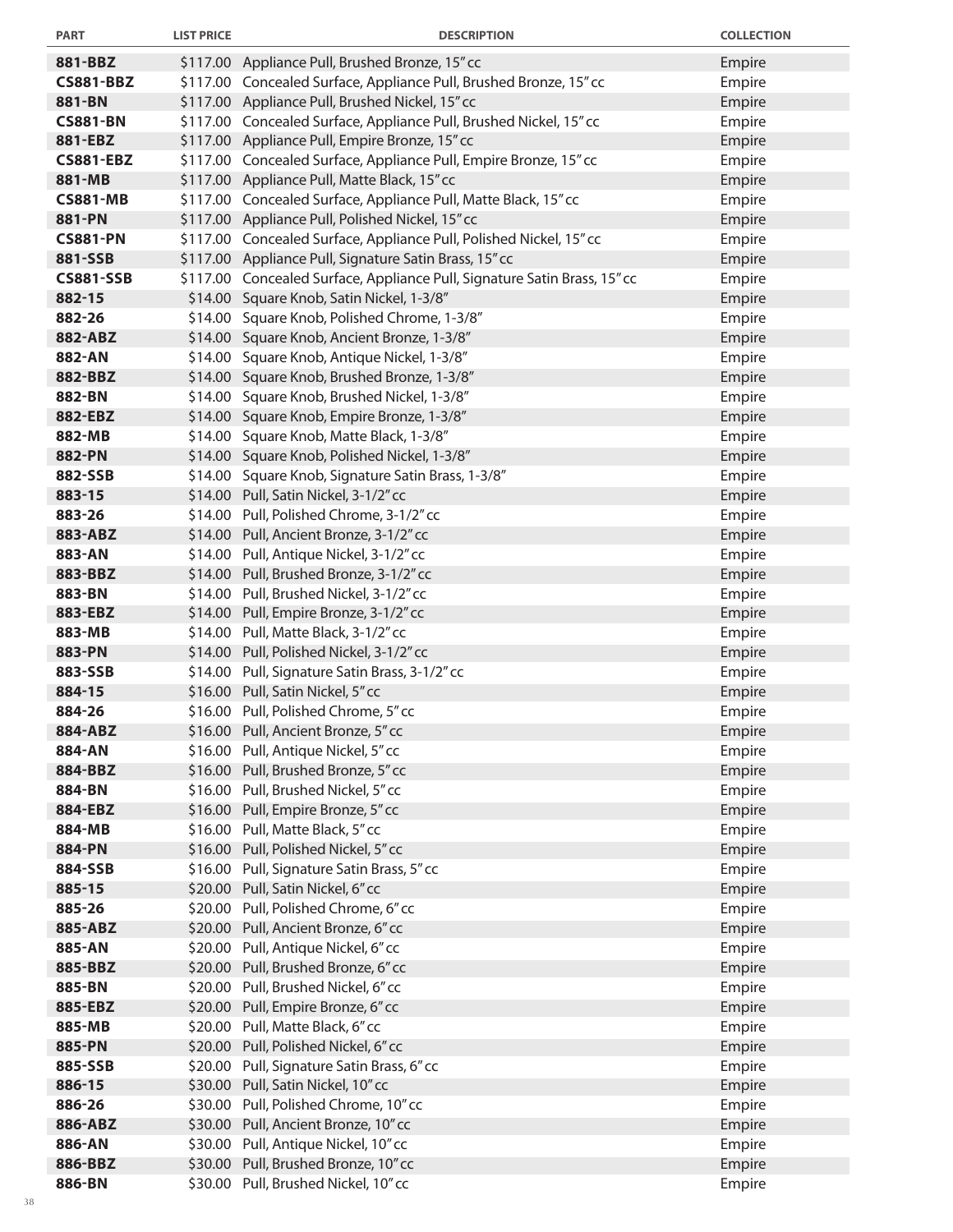| PART | LIST PRICE | DESCRIPTION | COLLECTION |
|---|---|---|---|
| **881-BBZ** | $117.00 | Appliance Pull, Brushed Bronze, 15" cc | Empire |
| **CS881-BBZ** | $117.00 | Concealed Surface, Appliance Pull, Brushed Bronze, 15" cc | Empire |
| **881-BN** | $117.00 | Appliance Pull, Brushed Nickel, 15" cc | Empire |
| **CS881-BN** | $117.00 | Concealed Surface, Appliance Pull, Brushed Nickel, 15" cc | Empire |
| **881-EBZ** | $117.00 | Appliance Pull, Empire Bronze, 15" cc | Empire |
| **CS881-EBZ** | $117.00 | Concealed Surface, Appliance Pull, Empire Bronze, 15" cc | Empire |
| **881-MB** | $117.00 | Appliance Pull, Matte Black, 15" cc | Empire |
| **CS881-MB** | $117.00 | Concealed Surface, Appliance Pull, Matte Black, 15" cc | Empire |
| **881-PN** | $117.00 | Appliance Pull, Polished Nickel, 15" cc | Empire |
| **CS881-PN** | $117.00 | Concealed Surface, Appliance Pull, Polished Nickel, 15" cc | Empire |
| **881-SSB** | $117.00 | Appliance Pull, Signature Satin Brass, 15" cc | Empire |
| **CS881-SSB** | $117.00 | Concealed Surface, Appliance Pull, Signature Satin Brass, 15" cc | Empire |
| **882-15** | $14.00 | Square Knob, Satin Nickel, 1-3/8" | Empire |
| **882-26** | $14.00 | Square Knob, Polished Chrome, 1-3/8" | Empire |
| **882-ABZ** | $14.00 | Square Knob, Ancient Bronze, 1-3/8" | Empire |
| **882-AN** | $14.00 | Square Knob, Antique Nickel, 1-3/8" | Empire |
| **882-BBZ** | $14.00 | Square Knob, Brushed Bronze, 1-3/8" | Empire |
| **882-BN** | $14.00 | Square Knob, Brushed Nickel, 1-3/8" | Empire |
| **882-EBZ** | $14.00 | Square Knob, Empire Bronze, 1-3/8" | Empire |
| **882-MB** | $14.00 | Square Knob, Matte Black, 1-3/8" | Empire |
| **882-PN** | $14.00 | Square Knob, Polished Nickel, 1-3/8" | Empire |
| **882-SSB** | $14.00 | Square Knob, Signature Satin Brass, 1-3/8" | Empire |
| **883-15** | $14.00 | Pull, Satin Nickel, 3-1/2" cc | Empire |
| **883-26** | $14.00 | Pull, Polished Chrome, 3-1/2" cc | Empire |
| **883-ABZ** | $14.00 | Pull, Ancient Bronze, 3-1/2" cc | Empire |
| **883-AN** | $14.00 | Pull, Antique Nickel, 3-1/2" cc | Empire |
| **883-BBZ** | $14.00 | Pull, Brushed Bronze, 3-1/2" cc | Empire |
| **883-BN** | $14.00 | Pull, Brushed Nickel, 3-1/2" cc | Empire |
| **883-EBZ** | $14.00 | Pull, Empire Bronze, 3-1/2" cc | Empire |
| **883-MB** | $14.00 | Pull, Matte Black, 3-1/2" cc | Empire |
| **883-PN** | $14.00 | Pull, Polished Nickel, 3-1/2" cc | Empire |
| **883-SSB** | $14.00 | Pull, Signature Satin Brass, 3-1/2" cc | Empire |
| **884-15** | $16.00 | Pull, Satin Nickel, 5" cc | Empire |
| **884-26** | $16.00 | Pull, Polished Chrome, 5" cc | Empire |
| **884-ABZ** | $16.00 | Pull, Ancient Bronze, 5" cc | Empire |
| **884-AN** | $16.00 | Pull, Antique Nickel, 5" cc | Empire |
| **884-BBZ** | $16.00 | Pull, Brushed Bronze, 5" cc | Empire |
| **884-BN** | $16.00 | Pull, Brushed Nickel, 5" cc | Empire |
| **884-EBZ** | $16.00 | Pull, Empire Bronze, 5" cc | Empire |
| **884-MB** | $16.00 | Pull, Matte Black, 5" cc | Empire |
| **884-PN** | $16.00 | Pull, Polished Nickel, 5" cc | Empire |
| **884-SSB** | $16.00 | Pull, Signature Satin Brass, 5" cc | Empire |
| **885-15** | $20.00 | Pull, Satin Nickel, 6" cc | Empire |
| **885-26** | $20.00 | Pull, Polished Chrome, 6" cc | Empire |
| **885-ABZ** | $20.00 | Pull, Ancient Bronze, 6" cc | Empire |
| **885-AN** | $20.00 | Pull, Antique Nickel, 6" cc | Empire |
| **885-BBZ** | $20.00 | Pull, Brushed Bronze, 6" cc | Empire |
| **885-BN** | $20.00 | Pull, Brushed Nickel, 6" cc | Empire |
| **885-EBZ** | $20.00 | Pull, Empire Bronze, 6" cc | Empire |
| **885-MB** | $20.00 | Pull, Matte Black, 6" cc | Empire |
| **885-PN** | $20.00 | Pull, Polished Nickel, 6" cc | Empire |
| **885-SSB** | $20.00 | Pull, Signature Satin Brass, 6" cc | Empire |
| **886-15** | $30.00 | Pull, Satin Nickel, 10" cc | Empire |
| **886-26** | $30.00 | Pull, Polished Chrome, 10" cc | Empire |
| **886-ABZ** | $30.00 | Pull, Ancient Bronze, 10" cc | Empire |
| **886-AN** | $30.00 | Pull, Antique Nickel, 10" cc | Empire |
| **886-BBZ** | $30.00 | Pull, Brushed Bronze, 10" cc | Empire |
| **886-BN** | $30.00 | Pull, Brushed Nickel, 10" cc | Empire |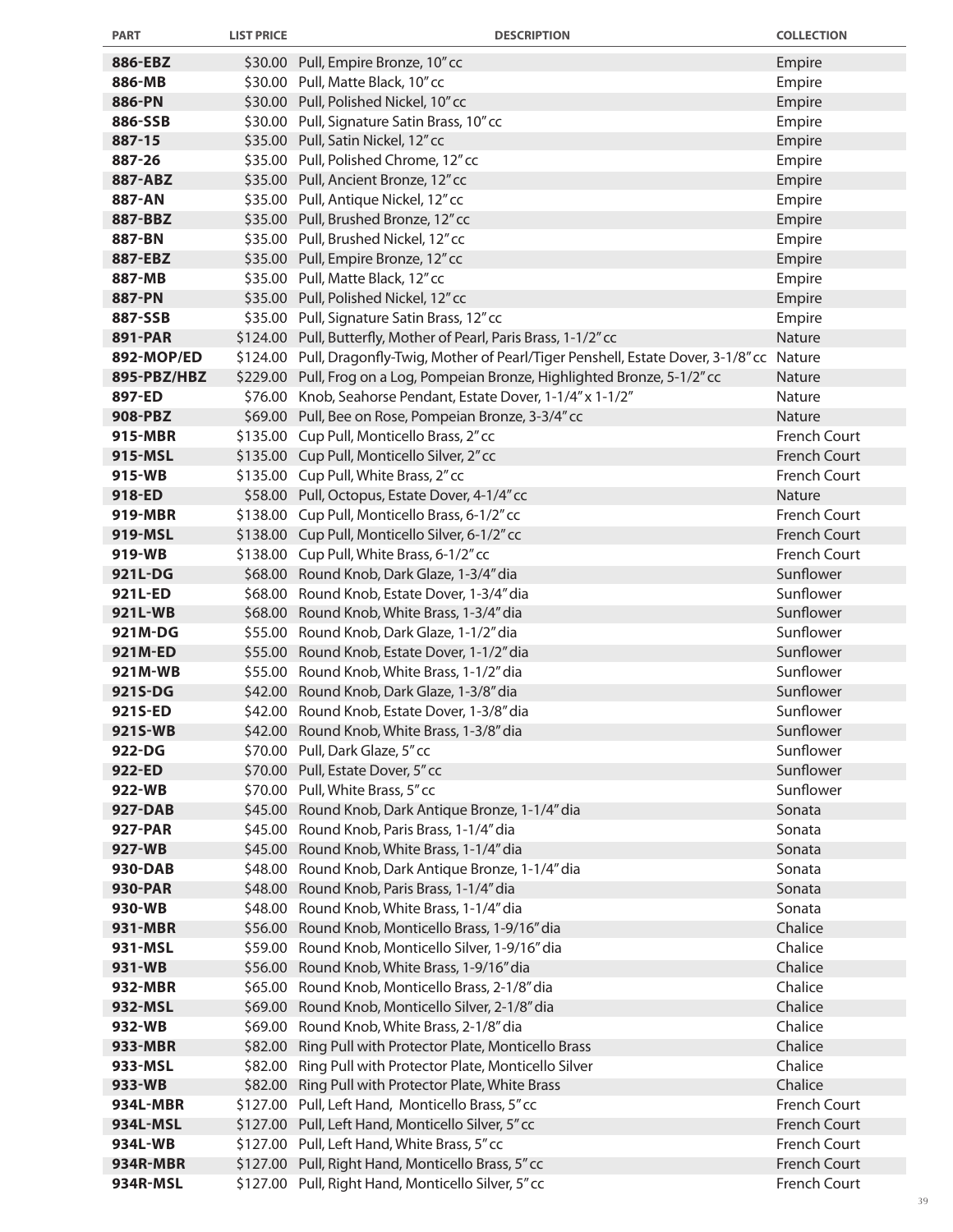| PART | LIST PRICE | DESCRIPTION | COLLECTION |
|---|---|---|---|
| **886-EBZ** | $30.00 | Pull, Empire Bronze, 10" cc | Empire |
| **886-MB** | $30.00 | Pull, Matte Black, 10" cc | Empire |
| **886-PN** | $30.00 | Pull, Polished Nickel, 10" cc | Empire |
| **886-SSB** | $30.00 | Pull, Signature Satin Brass, 10" cc | Empire |
| **887-15** | $35.00 | Pull, Satin Nickel, 12" cc | Empire |
| **887-26** | $35.00 | Pull, Polished Chrome, 12" cc | Empire |
| **887-ABZ** | $35.00 | Pull, Ancient Bronze, 12" cc | Empire |
| **887-AN** | $35.00 | Pull, Antique Nickel, 12" cc | Empire |
| **887-BBZ** | $35.00 | Pull, Brushed Bronze, 12" cc | Empire |
| **887-BN** | $35.00 | Pull, Brushed Nickel, 12" cc | Empire |
| **887-EBZ** | $35.00 | Pull, Empire Bronze, 12" cc | Empire |
| **887-MB** | $35.00 | Pull, Matte Black, 12" cc | Empire |
| **887-PN** | $35.00 | Pull, Polished Nickel, 12" cc | Empire |
| **887-SSB** | $35.00 | Pull, Signature Satin Brass, 12" cc | Empire |
| **891-PAR** | $124.00 | Pull, Butterfly, Mother of Pearl, Paris Brass, 1-1/2" cc | Nature |
| **892-MOP/ED** | $124.00 | Pull, Dragonfly-Twig, Mother of Pearl/Tiger Penshell, Estate Dover, 3-1/8" cc | Nature |
| **895-PBZ/HBZ** | $229.00 | Pull, Frog on a Log, Pompeian Bronze, Highlighted Bronze, 5-1/2" cc | Nature |
| **897-ED** | $76.00 | Knob, Seahorse Pendant, Estate Dover, 1-1/4" x 1-1/2" | Nature |
| **908-PBZ** | $69.00 | Pull, Bee on Rose, Pompeian Bronze, 3-3/4" cc | Nature |
| **915-MBR** | $135.00 | Cup Pull, Monticello Brass, 2" cc | French Court |
| **915-MSL** | $135.00 | Cup Pull, Monticello Silver, 2" cc | French Court |
| **915-WB** | $135.00 | Cup Pull, White Brass, 2" cc | French Court |
| **918-ED** | $58.00 | Pull, Octopus, Estate Dover, 4-1/4" cc | Nature |
| **919-MBR** | $138.00 | Cup Pull, Monticello Brass, 6-1/2" cc | French Court |
| **919-MSL** | $138.00 | Cup Pull, Monticello Silver, 6-1/2" cc | French Court |
| **919-WB** | $138.00 | Cup Pull, White Brass, 6-1/2" cc | French Court |
| **921L-DG** | $68.00 | Round Knob, Dark Glaze, 1-3/4" dia | Sunflower |
| **921L-ED** | $68.00 | Round Knob, Estate Dover, 1-3/4" dia | Sunflower |
| **921L-WB** | $68.00 | Round Knob, White Brass, 1-3/4" dia | Sunflower |
| **921M-DG** | $55.00 | Round Knob, Dark Glaze, 1-1/2" dia | Sunflower |
| **921M-ED** | $55.00 | Round Knob, Estate Dover, 1-1/2" dia | Sunflower |
| **921M-WB** | $55.00 | Round Knob, White Brass, 1-1/2" dia | Sunflower |
| **921S-DG** | $42.00 | Round Knob, Dark Glaze, 1-3/8" dia | Sunflower |
| **921S-ED** | $42.00 | Round Knob, Estate Dover, 1-3/8" dia | Sunflower |
| **921S-WB** | $42.00 | Round Knob, White Brass, 1-3/8" dia | Sunflower |
| **922-DG** | $70.00 | Pull, Dark Glaze, 5" cc | Sunflower |
| **922-ED** | $70.00 | Pull, Estate Dover, 5" cc | Sunflower |
| **922-WB** | $70.00 | Pull, White Brass, 5" cc | Sunflower |
| **927-DAB** | $45.00 | Round Knob, Dark Antique Bronze, 1-1/4" dia | Sonata |
| **927-PAR** | $45.00 | Round Knob, Paris Brass, 1-1/4" dia | Sonata |
| **927-WB** | $45.00 | Round Knob, White Brass, 1-1/4" dia | Sonata |
| **930-DAB** | $48.00 | Round Knob, Dark Antique Bronze, 1-1/4" dia | Sonata |
| **930-PAR** | $48.00 | Round Knob, Paris Brass, 1-1/4" dia | Sonata |
| **930-WB** | $48.00 | Round Knob, White Brass, 1-1/4" dia | Sonata |
| **931-MBR** | $56.00 | Round Knob, Monticello Brass, 1-9/16" dia | Chalice |
| **931-MSL** | $59.00 | Round Knob, Monticello Silver, 1-9/16" dia | Chalice |
| **931-WB** | $56.00 | Round Knob, White Brass, 1-9/16" dia | Chalice |
| **932-MBR** | $65.00 | Round Knob, Monticello Brass, 2-1/8" dia | Chalice |
| **932-MSL** | $69.00 | Round Knob, Monticello Silver, 2-1/8" dia | Chalice |
| **932-WB** | $69.00 | Round Knob, White Brass, 2-1/8" dia | Chalice |
| **933-MBR** | $82.00 | Ring Pull with Protector Plate, Monticello Brass | Chalice |
| **933-MSL** | $82.00 | Ring Pull with Protector Plate, Monticello Silver | Chalice |
| **933-WB** | $82.00 | Ring Pull with Protector Plate, White Brass | Chalice |
| **934L-MBR** | $127.00 | Pull, Left Hand, Monticello Brass, 5" cc | French Court |
| **934L-MSL** | $127.00 | Pull, Left Hand, Monticello Silver, 5" cc | French Court |
| **934L-WB** | $127.00 | Pull, Left Hand, White Brass, 5" cc | French Court |
| **934R-MBR** | $127.00 | Pull, Right Hand, Monticello Brass, 5" cc | French Court |
| **934R-MSL** | $127.00 | Pull, Right Hand, Monticello Silver, 5" cc | French Court |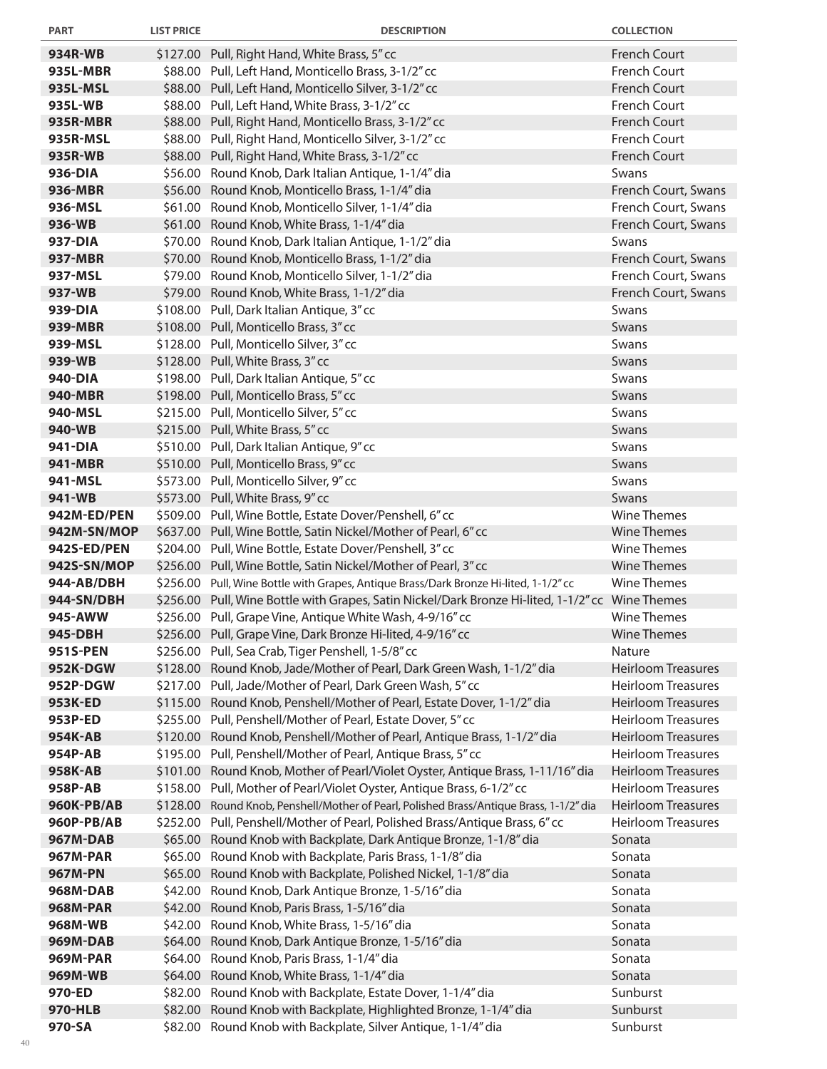| PART | LIST PRICE | DESCRIPTION | COLLECTION |
|---|---|---|---|
| **934R-WB** | $127.00 | Pull, Right Hand, White Brass, 5" cc | French Court |
| **935L-MBR** | $88.00 | Pull, Left Hand, Monticello Brass, 3-1/2" cc | French Court |
| **935L-MSL** | $88.00 | Pull, Left Hand, Monticello Silver, 3-1/2" cc | French Court |
| **935L-WB** | $88.00 | Pull, Left Hand, White Brass, 3-1/2" cc | French Court |
| **935R-MBR** | $88.00 | Pull, Right Hand, Monticello Brass, 3-1/2" cc | French Court |
| **935R-MSL** | $88.00 | Pull, Right Hand, Monticello Silver, 3-1/2" cc | French Court |
| **935R-WB** | $88.00 | Pull, Right Hand, White Brass, 3-1/2" cc | French Court |
| **936-DIA** | $56.00 | Round Knob, Dark Italian Antique, 1-1/4" dia | Swans |
| **936-MBR** | $56.00 | Round Knob, Monticello Brass, 1-1/4" dia | French Court, Swans |
| **936-MSL** | $61.00 | Round Knob, Monticello Silver, 1-1/4" dia | French Court, Swans |
| **936-WB** | $61.00 | Round Knob, White Brass, 1-1/4" dia | French Court, Swans |
| **937-DIA** | $70.00 | Round Knob, Dark Italian Antique, 1-1/2" dia | Swans |
| **937-MBR** | $70.00 | Round Knob, Monticello Brass, 1-1/2" dia | French Court, Swans |
| **937-MSL** | $79.00 | Round Knob, Monticello Silver, 1-1/2" dia | French Court, Swans |
| **937-WB** | $79.00 | Round Knob, White Brass, 1-1/2" dia | French Court, Swans |
| **939-DIA** | $108.00 | Pull, Dark Italian Antique, 3" cc | Swans |
| **939-MBR** | $108.00 | Pull, Monticello Brass, 3" cc | Swans |
| **939-MSL** | $128.00 | Pull, Monticello Silver, 3" cc | Swans |
| **939-WB** | $128.00 | Pull, White Brass, 3" cc | Swans |
| **940-DIA** | $198.00 | Pull, Dark Italian Antique, 5" cc | Swans |
| **940-MBR** | $198.00 | Pull, Monticello Brass, 5" cc | Swans |
| **940-MSL** | $215.00 | Pull, Monticello Silver, 5" cc | Swans |
| **940-WB** | $215.00 | Pull, White Brass, 5" cc | Swans |
| **941-DIA** | $510.00 | Pull, Dark Italian Antique, 9" cc | Swans |
| **941-MBR** | $510.00 | Pull, Monticello Brass, 9" cc | Swans |
| **941-MSL** | $573.00 | Pull, Monticello Silver, 9" cc | Swans |
| **941-WB** | $573.00 | Pull, White Brass, 9" cc | Swans |
| **942M-ED/PEN** | $509.00 | Pull, Wine Bottle, Estate Dover/Penshell, 6" cc | Wine Themes |
| **942M-SN/MOP** | $637.00 | Pull, Wine Bottle, Satin Nickel/Mother of Pearl, 6" cc | Wine Themes |
| **942S-ED/PEN** | $204.00 | Pull, Wine Bottle, Estate Dover/Penshell, 3" cc | Wine Themes |
| **942S-SN/MOP** | $256.00 | Pull, Wine Bottle, Satin Nickel/Mother of Pearl, 3" cc | Wine Themes |
| **944-AB/DBH** | $256.00 | Pull, Wine Bottle with Grapes, Antique Brass/Dark Bronze Hi-lited, 1-1/2" cc | Wine Themes |
| **944-SN/DBH** | $256.00 | Pull, Wine Bottle with Grapes, Satin Nickel/Dark Bronze Hi-lited, 1-1/2" cc | Wine Themes |
| **945-AWW** | $256.00 | Pull, Grape Vine, Antique White Wash, 4-9/16" cc | Wine Themes |
| **945-DBH** | $256.00 | Pull, Grape Vine, Dark Bronze Hi-lited, 4-9/16" cc | Wine Themes |
| **951S-PEN** | $256.00 | Pull, Sea Crab, Tiger Penshell, 1-5/8" cc | Nature |
| **952K-DGW** | $128.00 | Round Knob, Jade/Mother of Pearl, Dark Green Wash, 1-1/2" dia | Heirloom Treasures |
| **952P-DGW** | $217.00 | Pull, Jade/Mother of Pearl, Dark Green Wash, 5" cc | Heirloom Treasures |
| **953K-ED** | $115.00 | Round Knob, Penshell/Mother of Pearl, Estate Dover, 1-1/2" dia | Heirloom Treasures |
| **953P-ED** | $255.00 | Pull, Penshell/Mother of Pearl, Estate Dover, 5" cc | Heirloom Treasures |
| **954K-AB** | $120.00 | Round Knob, Penshell/Mother of Pearl, Antique Brass, 1-1/2" dia | Heirloom Treasures |
| **954P-AB** | $195.00 | Pull, Penshell/Mother of Pearl, Antique Brass, 5" cc | Heirloom Treasures |
| **958K-AB** | $101.00 | Round Knob, Mother of Pearl/Violet Oyster, Antique Brass, 1-11/16" dia | Heirloom Treasures |
| **958P-AB** | $158.00 | Pull, Mother of Pearl/Violet Oyster, Antique Brass, 6-1/2" cc | Heirloom Treasures |
| **960K-PB/AB** | $128.00 | Round Knob, Penshell/Mother of Pearl, Polished Brass/Antique Brass, 1-1/2" dia | Heirloom Treasures |
| **960P-PB/AB** | $252.00 | Pull, Penshell/Mother of Pearl, Polished Brass/Antique Brass, 6" cc | Heirloom Treasures |
| **967M-DAB** | $65.00 | Round Knob with Backplate, Dark Antique Bronze, 1-1/8" dia | Sonata |
| **967M-PAR** | $65.00 | Round Knob with Backplate, Paris Brass, 1-1/8" dia | Sonata |
| **967M-PN** | $65.00 | Round Knob with Backplate, Polished Nickel, 1-1/8" dia | Sonata |
| **968M-DAB** | $42.00 | Round Knob, Dark Antique Bronze, 1-5/16" dia | Sonata |
| **968M-PAR** | $42.00 | Round Knob, Paris Brass, 1-5/16" dia | Sonata |
| **968M-WB** | $42.00 | Round Knob, White Brass, 1-5/16" dia | Sonata |
| **969M-DAB** | $64.00 | Round Knob, Dark Antique Bronze, 1-5/16" dia | Sonata |
| **969M-PAR** | $64.00 | Round Knob, Paris Brass, 1-1/4" dia | Sonata |
| **969M-WB** | $64.00 | Round Knob, White Brass, 1-1/4" dia | Sonata |
| **970-ED** | $82.00 | Round Knob with Backplate, Estate Dover, 1-1/4" dia | Sunburst |
| **970-HLB** | $82.00 | Round Knob with Backplate, Highlighted Bronze, 1-1/4" dia | Sunburst |
| **970-SA** | $82.00 | Round Knob with Backplate, Silver Antique, 1-1/4" dia | Sunburst |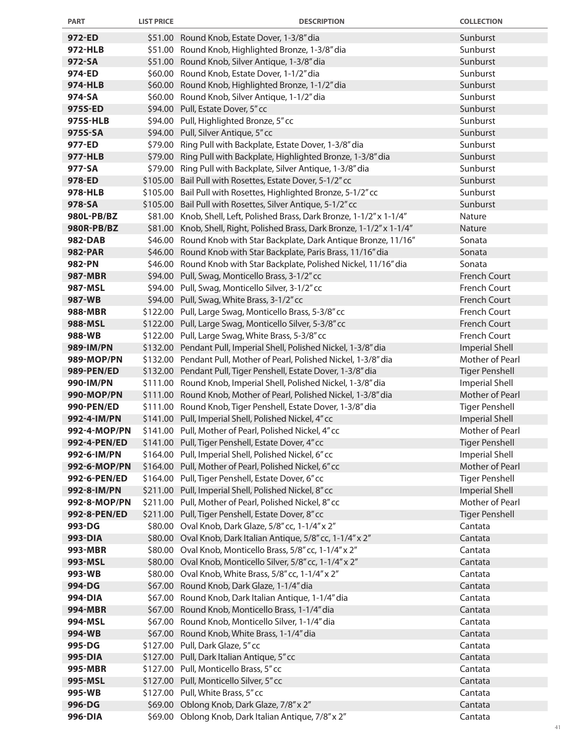| PART | LIST PRICE | DESCRIPTION | COLLECTION |
|---|---|---|---|
| **972-ED** | $51.00 | Round Knob, Estate Dover, 1-3/8" dia | Sunburst |
| **972-HLB** | $51.00 | Round Knob, Highlighted Bronze, 1-3/8" dia | Sunburst |
| **972-SA** | $51.00 | Round Knob, Silver Antique, 1-3/8" dia | Sunburst |
| **974-ED** | $60.00 | Round Knob, Estate Dover, 1-1/2" dia | Sunburst |
| **974-HLB** | $60.00 | Round Knob, Highlighted Bronze, 1-1/2" dia | Sunburst |
| **974-SA** | $60.00 | Round Knob, Silver Antique, 1-1/2" dia | Sunburst |
| **975S-ED** | $94.00 | Pull, Estate Dover, 5" cc | Sunburst |
| **975S-HLB** | $94.00 | Pull, Highlighted Bronze, 5" cc | Sunburst |
| **975S-SA** | $94.00 | Pull, Silver Antique, 5" cc | Sunburst |
| **977-ED** | $79.00 | Ring Pull with Backplate, Estate Dover, 1-3/8" dia | Sunburst |
| **977-HLB** | $79.00 | Ring Pull with Backplate, Highlighted Bronze, 1-3/8" dia | Sunburst |
| **977-SA** | $79.00 | Ring Pull with Backplate, Silver Antique, 1-3/8" dia | Sunburst |
| **978-ED** | $105.00 | Bail Pull with Rosettes, Estate Dover, 5-1/2" cc | Sunburst |
| **978-HLB** | $105.00 | Bail Pull with Rosettes, Highlighted Bronze, 5-1/2" cc | Sunburst |
| **978-SA** | $105.00 | Bail Pull with Rosettes, Silver Antique, 5-1/2" cc | Sunburst |
| **980L-PB/BZ** | $81.00 | Knob, Shell, Left, Polished Brass, Dark Bronze, 1-1/2" x 1-1/4" | Nature |
| **980R-PB/BZ** | $81.00 | Knob, Shell, Right, Polished Brass, Dark Bronze, 1-1/2" x 1-1/4" | Nature |
| **982-DAB** | $46.00 | Round Knob with Star Backplate, Dark Antique Bronze, 11/16" | Sonata |
| **982-PAR** | $46.00 | Round Knob with Star Backplate, Paris Brass, 11/16" dia | Sonata |
| **982-PN** | $46.00 | Round Knob with Star Backplate, Polished Nickel, 11/16" dia | Sonata |
| **987-MBR** | $94.00 | Pull, Swag, Monticello Brass, 3-1/2" cc | French Court |
| **987-MSL** | $94.00 | Pull, Swag, Monticello Silver, 3-1/2" cc | French Court |
| **987-WB** | $94.00 | Pull, Swag, White Brass, 3-1/2" cc | French Court |
| **988-MBR** | $122.00 | Pull, Large Swag, Monticello Brass, 5-3/8" cc | French Court |
| **988-MSL** | $122.00 | Pull, Large Swag, Monticello Silver, 5-3/8" cc | French Court |
| **988-WB** | $122.00 | Pull, Large Swag, White Brass, 5-3/8" cc | French Court |
| **989-IM/PN** | $132.00 | Pendant Pull, Imperial Shell, Polished Nickel, 1-3/8" dia | Imperial Shell |
| **989-MOP/PN** | $132.00 | Pendant Pull, Mother of Pearl, Polished Nickel, 1-3/8" dia | Mother of Pearl |
| **989-PEN/ED** | $132.00 | Pendant Pull, Tiger Penshell, Estate Dover, 1-3/8" dia | Tiger Penshell |
| **990-IM/PN** | $111.00 | Round Knob, Imperial Shell, Polished Nickel, 1-3/8" dia | Imperial Shell |
| **990-MOP/PN** | $111.00 | Round Knob, Mother of Pearl, Polished Nickel, 1-3/8" dia | Mother of Pearl |
| **990-PEN/ED** | $111.00 | Round Knob, Tiger Penshell, Estate Dover, 1-3/8" dia | Tiger Penshell |
| **992-4-IM/PN** | $141.00 | Pull, Imperial Shell, Polished Nickel, 4" cc | Imperial Shell |
| **992-4-MOP/PN** | $141.00 | Pull, Mother of Pearl, Polished Nickel, 4" cc | Mother of Pearl |
| **992-4-PEN/ED** | $141.00 | Pull, Tiger Penshell, Estate Dover, 4" cc | Tiger Penshell |
| **992-6-IM/PN** | $164.00 | Pull, Imperial Shell, Polished Nickel, 6" cc | Imperial Shell |
| **992-6-MOP/PN** | $164.00 | Pull, Mother of Pearl, Polished Nickel, 6" cc | Mother of Pearl |
| **992-6-PEN/ED** | $164.00 | Pull, Tiger Penshell, Estate Dover, 6" cc | Tiger Penshell |
| **992-8-IM/PN** | $211.00 | Pull, Imperial Shell, Polished Nickel, 8" cc | Imperial Shell |
| **992-8-MOP/PN** | $211.00 | Pull, Mother of Pearl, Polished Nickel, 8" cc | Mother of Pearl |
| **992-8-PEN/ED** | $211.00 | Pull, Tiger Penshell, Estate Dover, 8" cc | Tiger Penshell |
| **993-DG** | $80.00 | Oval Knob, Dark Glaze, 5/8" cc, 1-1/4" x 2" | Cantata |
| **993-DIA** | $80.00 | Oval Knob, Dark Italian Antique, 5/8" cc, 1-1/4" x 2" | Cantata |
| **993-MBR** | $80.00 | Oval Knob, Monticello Brass, 5/8" cc, 1-1/4" x 2" | Cantata |
| **993-MSL** | $80.00 | Oval Knob, Monticello Silver, 5/8" cc, 1-1/4" x 2" | Cantata |
| **993-WB** | $80.00 | Oval Knob, White Brass, 5/8" cc, 1-1/4" x 2" | Cantata |
| **994-DG** | $67.00 | Round Knob, Dark Glaze, 1-1/4" dia | Cantata |
| **994-DIA** | $67.00 | Round Knob, Dark Italian Antique, 1-1/4" dia | Cantata |
| **994-MBR** | $67.00 | Round Knob, Monticello Brass, 1-1/4" dia | Cantata |
| **994-MSL** | $67.00 | Round Knob, Monticello Silver, 1-1/4" dia | Cantata |
| **994-WB** | $67.00 | Round Knob, White Brass, 1-1/4" dia | Cantata |
| **995-DG** | $127.00 | Pull, Dark Glaze, 5" cc | Cantata |
| **995-DIA** | $127.00 | Pull, Dark Italian Antique, 5" cc | Cantata |
| **995-MBR** | $127.00 | Pull, Monticello Brass, 5" cc | Cantata |
| **995-MSL** | $127.00 | Pull, Monticello Silver, 5" cc | Cantata |
| **995-WB** | $127.00 | Pull, White Brass, 5" cc | Cantata |
| **996-DG** | $69.00 | Oblong Knob, Dark Glaze, 7/8" x 2" | Cantata |
| **996-DIA** | $69.00 | Oblong Knob, Dark Italian Antique, 7/8" x 2" | Cantata |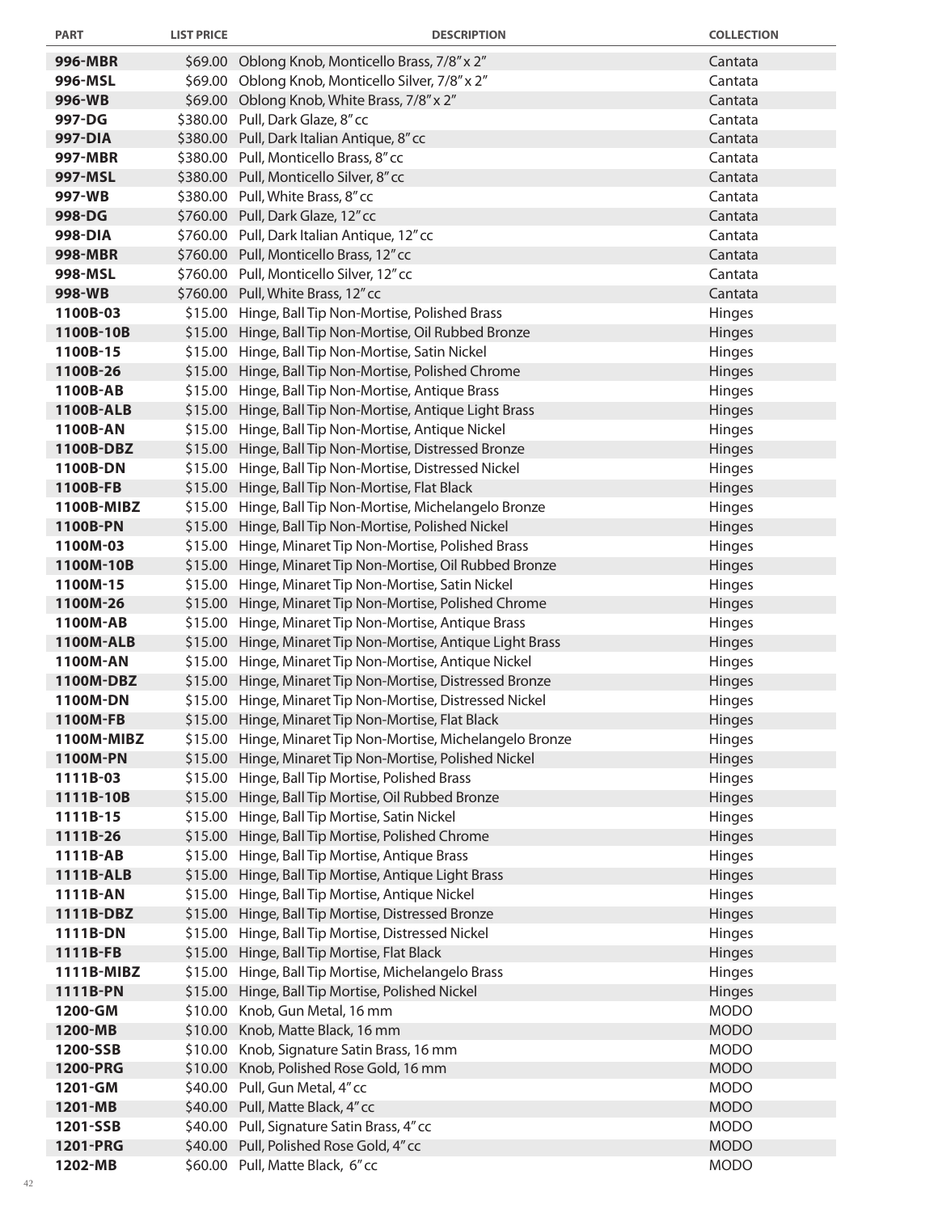| PART | LIST PRICE | DESCRIPTION | COLLECTION |
|---|---|---|---|
| **996-MBR** | $69.00 | Oblong Knob, Monticello Brass, 7/8" x 2" | Cantata |
| **996-MSL** | $69.00 | Oblong Knob, Monticello Silver, 7/8" x 2" | Cantata |
| **996-WB** | $69.00 | Oblong Knob, White Brass, 7/8" x 2" | Cantata |
| **997-DG** | $380.00 | Pull, Dark Glaze, 8" cc | Cantata |
| **997-DIA** | $380.00 | Pull, Dark Italian Antique, 8" cc | Cantata |
| **997-MBR** | $380.00 | Pull, Monticello Brass, 8" cc | Cantata |
| **997-MSL** | $380.00 | Pull, Monticello Silver, 8" cc | Cantata |
| **997-WB** | $380.00 | Pull, White Brass, 8" cc | Cantata |
| **998-DG** | $760.00 | Pull, Dark Glaze, 12" cc | Cantata |
| **998-DIA** | $760.00 | Pull, Dark Italian Antique, 12" cc | Cantata |
| **998-MBR** | $760.00 | Pull, Monticello Brass, 12" cc | Cantata |
| **998-MSL** | $760.00 | Pull, Monticello Silver, 12" cc | Cantata |
| **998-WB** | $760.00 | Pull, White Brass, 12" cc | Cantata |
| **1100B-03** | $15.00 | Hinge, Ball Tip Non-Mortise, Polished Brass | Hinges |
| **1100B-10B** | $15.00 | Hinge, Ball Tip Non-Mortise, Oil Rubbed Bronze | Hinges |
| **1100B-15** | $15.00 | Hinge, Ball Tip Non-Mortise, Satin Nickel | Hinges |
| **1100B-26** | $15.00 | Hinge, Ball Tip Non-Mortise, Polished Chrome | Hinges |
| **1100B-AB** | $15.00 | Hinge, Ball Tip Non-Mortise, Antique Brass | Hinges |
| **1100B-ALB** | $15.00 | Hinge, Ball Tip Non-Mortise, Antique Light Brass | Hinges |
| **1100B-AN** | $15.00 | Hinge, Ball Tip Non-Mortise, Antique Nickel | Hinges |
| **1100B-DBZ** | $15.00 | Hinge, Ball Tip Non-Mortise, Distressed Bronze | Hinges |
| **1100B-DN** | $15.00 | Hinge, Ball Tip Non-Mortise, Distressed Nickel | Hinges |
| **1100B-FB** | $15.00 | Hinge, Ball Tip Non-Mortise, Flat Black | Hinges |
| **1100B-MIBZ** | $15.00 | Hinge, Ball Tip Non-Mortise, Michelangelo Bronze | Hinges |
| **1100B-PN** | $15.00 | Hinge, Ball Tip Non-Mortise, Polished Nickel | Hinges |
| **1100M-03** | $15.00 | Hinge, Minaret Tip Non-Mortise, Polished Brass | Hinges |
| **1100M-10B** | $15.00 | Hinge, Minaret Tip Non-Mortise, Oil Rubbed Bronze | Hinges |
| **1100M-15** | $15.00 | Hinge, Minaret Tip Non-Mortise, Satin Nickel | Hinges |
| **1100M-26** | $15.00 | Hinge, Minaret Tip Non-Mortise, Polished Chrome | Hinges |
| **1100M-AB** | $15.00 | Hinge, Minaret Tip Non-Mortise, Antique Brass | Hinges |
| **1100M-ALB** | $15.00 | Hinge, Minaret Tip Non-Mortise, Antique Light Brass | Hinges |
| **1100M-AN** | $15.00 | Hinge, Minaret Tip Non-Mortise, Antique Nickel | Hinges |
| **1100M-DBZ** | $15.00 | Hinge, Minaret Tip Non-Mortise, Distressed Bronze | Hinges |
| **1100M-DN** | $15.00 | Hinge, Minaret Tip Non-Mortise, Distressed Nickel | Hinges |
| **1100M-FB** | $15.00 | Hinge, Minaret Tip Non-Mortise, Flat Black | Hinges |
| **1100M-MIBZ** | $15.00 | Hinge, Minaret Tip Non-Mortise, Michelangelo Bronze | Hinges |
| **1100M-PN** | $15.00 | Hinge, Minaret Tip Non-Mortise, Polished Nickel | Hinges |
| **1111B-03** | $15.00 | Hinge, Ball Tip Mortise, Polished Brass | Hinges |
| **1111B-10B** | $15.00 | Hinge, Ball Tip Mortise, Oil Rubbed Bronze | Hinges |
| **1111B-15** | $15.00 | Hinge, Ball Tip Mortise, Satin Nickel | Hinges |
| **1111B-26** | $15.00 | Hinge, Ball Tip Mortise, Polished Chrome | Hinges |
| **1111B-AB** | $15.00 | Hinge, Ball Tip Mortise, Antique Brass | Hinges |
| **1111B-ALB** | $15.00 | Hinge, Ball Tip Mortise, Antique Light Brass | Hinges |
| **1111B-AN** | $15.00 | Hinge, Ball Tip Mortise, Antique Nickel | Hinges |
| **1111B-DBZ** | $15.00 | Hinge, Ball Tip Mortise, Distressed Bronze | Hinges |
| **1111B-DN** | $15.00 | Hinge, Ball Tip Mortise, Distressed Nickel | Hinges |
| **1111B-FB** | $15.00 | Hinge, Ball Tip Mortise, Flat Black | Hinges |
| **1111B-MIBZ** | $15.00 | Hinge, Ball Tip Mortise, Michelangelo Brass | Hinges |
| **1111B-PN** | $15.00 | Hinge, Ball Tip Mortise, Polished Nickel | Hinges |
| **1200-GM** | $10.00 | Knob, Gun Metal, 16 mm | MODO |
| **1200-MB** | $10.00 | Knob, Matte Black, 16 mm | MODO |
| **1200-SSB** | $10.00 | Knob, Signature Satin Brass, 16 mm | MODO |
| **1200-PRG** | $10.00 | Knob, Polished Rose Gold, 16 mm | MODO |
| **1201-GM** | $40.00 | Pull, Gun Metal, 4" cc | MODO |
| **1201-MB** | $40.00 | Pull, Matte Black, 4" cc | MODO |
| **1201-SSB** | $40.00 | Pull, Signature Satin Brass, 4" cc | MODO |
| **1201-PRG** | $40.00 | Pull, Polished Rose Gold, 4" cc | MODO |
| **1202-MB** | $60.00 | Pull, Matte Black, 6" cc | MODO |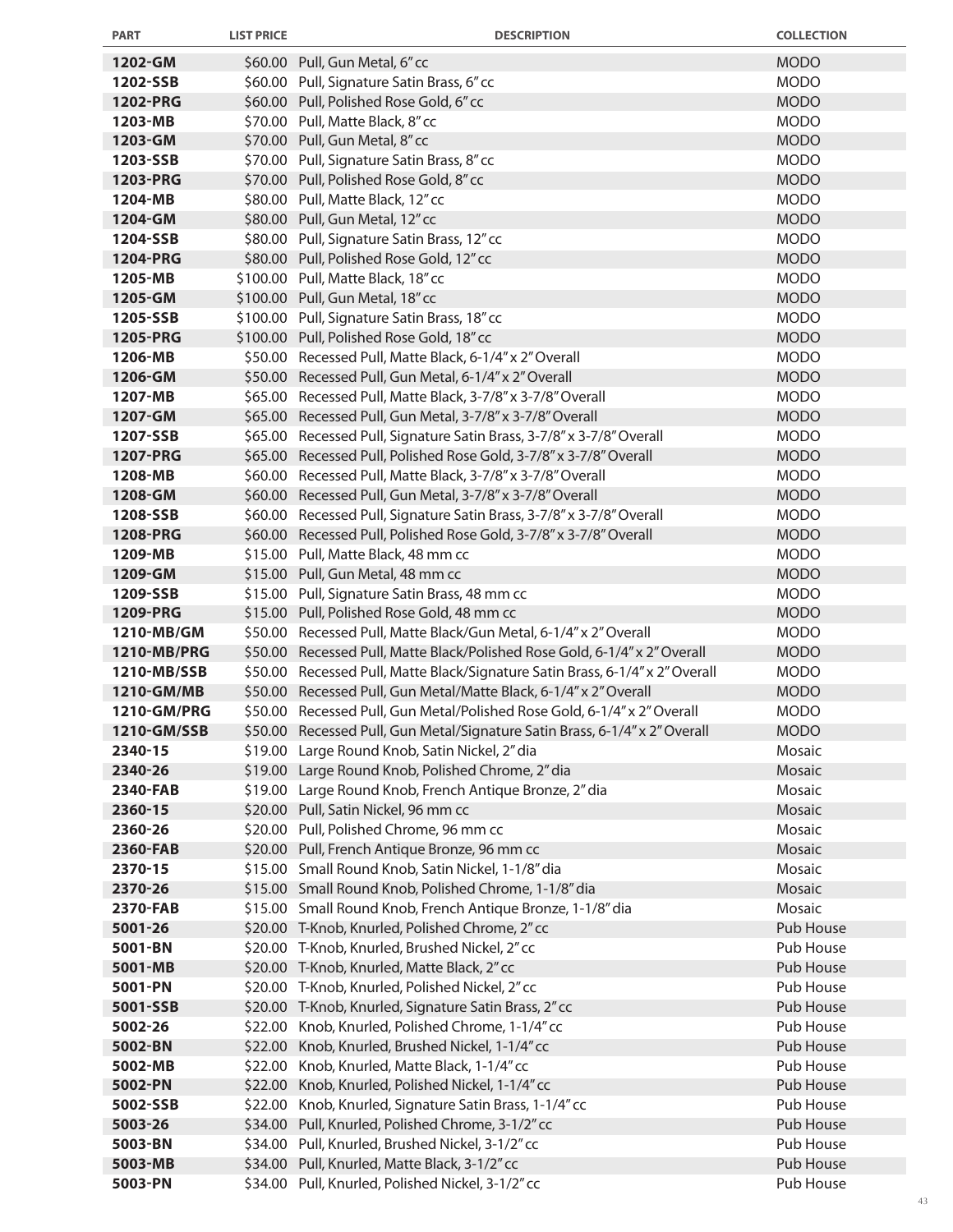| PART | LIST PRICE | DESCRIPTION | COLLECTION |
|---|---|---|---|
| **1202-GM** | $60.00 | Pull, Gun Metal, 6" cc | MODO |
| **1202-SSB** | $60.00 | Pull, Signature Satin Brass, 6" cc | MODO |
| **1202-PRG** | $60.00 | Pull, Polished Rose Gold, 6" cc | MODO |
| **1203-MB** | $70.00 | Pull, Matte Black, 8" cc | MODO |
| **1203-GM** | $70.00 | Pull, Gun Metal, 8" cc | MODO |
| **1203-SSB** | $70.00 | Pull, Signature Satin Brass, 8" cc | MODO |
| **1203-PRG** | $70.00 | Pull, Polished Rose Gold, 8" cc | MODO |
| **1204-MB** | $80.00 | Pull, Matte Black, 12" cc | MODO |
| **1204-GM** | $80.00 | Pull, Gun Metal, 12" cc | MODO |
| **1204-SSB** | $80.00 | Pull, Signature Satin Brass, 12" cc | MODO |
| **1204-PRG** | $80.00 | Pull, Polished Rose Gold, 12" cc | MODO |
| **1205-MB** | $100.00 | Pull, Matte Black, 18" cc | MODO |
| **1205-GM** | $100.00 | Pull, Gun Metal, 18" cc | MODO |
| **1205-SSB** | $100.00 | Pull, Signature Satin Brass, 18" cc | MODO |
| **1205-PRG** | $100.00 | Pull, Polished Rose Gold, 18" cc | MODO |
| **1206-MB** | $50.00 | Recessed Pull, Matte Black, 6-1/4" x 2" Overall | MODO |
| **1206-GM** | $50.00 | Recessed Pull, Gun Metal, 6-1/4" x 2" Overall | MODO |
| **1207-MB** | $65.00 | Recessed Pull, Matte Black, 3-7/8" x 3-7/8" Overall | MODO |
| **1207-GM** | $65.00 | Recessed Pull, Gun Metal, 3-7/8" x 3-7/8" Overall | MODO |
| **1207-SSB** | $65.00 | Recessed Pull, Signature Satin Brass, 3-7/8" x 3-7/8" Overall | MODO |
| **1207-PRG** | $65.00 | Recessed Pull, Polished Rose Gold, 3-7/8" x 3-7/8" Overall | MODO |
| **1208-MB** | $60.00 | Recessed Pull, Matte Black, 3-7/8" x 3-7/8" Overall | MODO |
| **1208-GM** | $60.00 | Recessed Pull, Gun Metal, 3-7/8" x 3-7/8" Overall | MODO |
| **1208-SSB** | $60.00 | Recessed Pull, Signature Satin Brass, 3-7/8" x 3-7/8" Overall | MODO |
| **1208-PRG** | $60.00 | Recessed Pull, Polished Rose Gold, 3-7/8" x 3-7/8" Overall | MODO |
| **1209-MB** | $15.00 | Pull, Matte Black, 48 mm cc | MODO |
| **1209-GM** | $15.00 | Pull, Gun Metal, 48 mm cc | MODO |
| **1209-SSB** | $15.00 | Pull, Signature Satin Brass, 48 mm cc | MODO |
| **1209-PRG** | $15.00 | Pull, Polished Rose Gold, 48 mm cc | MODO |
| **1210-MB/GM** | $50.00 | Recessed Pull, Matte Black/Gun Metal, 6-1/4" x 2" Overall | MODO |
| **1210-MB/PRG** | $50.00 | Recessed Pull, Matte Black/Polished Rose Gold, 6-1/4" x 2" Overall | MODO |
| **1210-MB/SSB** | $50.00 | Recessed Pull, Matte Black/Signature Satin Brass, 6-1/4" x 2" Overall | MODO |
| **1210-GM/MB** | $50.00 | Recessed Pull, Gun Metal/Matte Black, 6-1/4" x 2" Overall | MODO |
| **1210-GM/PRG** | $50.00 | Recessed Pull, Gun Metal/Polished Rose Gold, 6-1/4" x 2" Overall | MODO |
| **1210-GM/SSB** | $50.00 | Recessed Pull, Gun Metal/Signature Satin Brass, 6-1/4" x 2" Overall | MODO |
| **2340-15** | $19.00 | Large Round Knob, Satin Nickel, 2" dia | Mosaic |
| **2340-26** | $19.00 | Large Round Knob, Polished Chrome, 2" dia | Mosaic |
| **2340-FAB** | $19.00 | Large Round Knob, French Antique Bronze, 2" dia | Mosaic |
| **2360-15** | $20.00 | Pull, Satin Nickel, 96 mm cc | Mosaic |
| **2360-26** | $20.00 | Pull, Polished Chrome, 96 mm cc | Mosaic |
| **2360-FAB** | $20.00 | Pull, French Antique Bronze, 96 mm cc | Mosaic |
| **2370-15** | $15.00 | Small Round Knob, Satin Nickel, 1-1/8" dia | Mosaic |
| **2370-26** | $15.00 | Small Round Knob, Polished Chrome, 1-1/8" dia | Mosaic |
| **2370-FAB** | $15.00 | Small Round Knob, French Antique Bronze, 1-1/8" dia | Mosaic |
| **5001-26** | $20.00 | T-Knob, Knurled, Polished Chrome, 2" cc | Pub House |
| **5001-BN** | $20.00 | T-Knob, Knurled, Brushed Nickel, 2" cc | Pub House |
| **5001-MB** | $20.00 | T-Knob, Knurled, Matte Black, 2" cc | Pub House |
| **5001-PN** | $20.00 | T-Knob, Knurled, Polished Nickel, 2" cc | Pub House |
| **5001-SSB** | $20.00 | T-Knob, Knurled, Signature Satin Brass, 2" cc | Pub House |
| **5002-26** | $22.00 | Knob, Knurled, Polished Chrome, 1-1/4" cc | Pub House |
| **5002-BN** | $22.00 | Knob, Knurled, Brushed Nickel, 1-1/4" cc | Pub House |
| **5002-MB** | $22.00 | Knob, Knurled, Matte Black, 1-1/4" cc | Pub House |
| **5002-PN** | $22.00 | Knob, Knurled, Polished Nickel, 1-1/4" cc | Pub House |
| **5002-SSB** | $22.00 | Knob, Knurled, Signature Satin Brass, 1-1/4" cc | Pub House |
| **5003-26** | $34.00 | Pull, Knurled, Polished Chrome, 3-1/2" cc | Pub House |
| **5003-BN** | $34.00 | Pull, Knurled, Brushed Nickel, 3-1/2" cc | Pub House |
| **5003-MB** | $34.00 | Pull, Knurled, Matte Black, 3-1/2" cc | Pub House |
| **5003-PN** | $34.00 | Pull, Knurled, Polished Nickel, 3-1/2" cc | Pub House |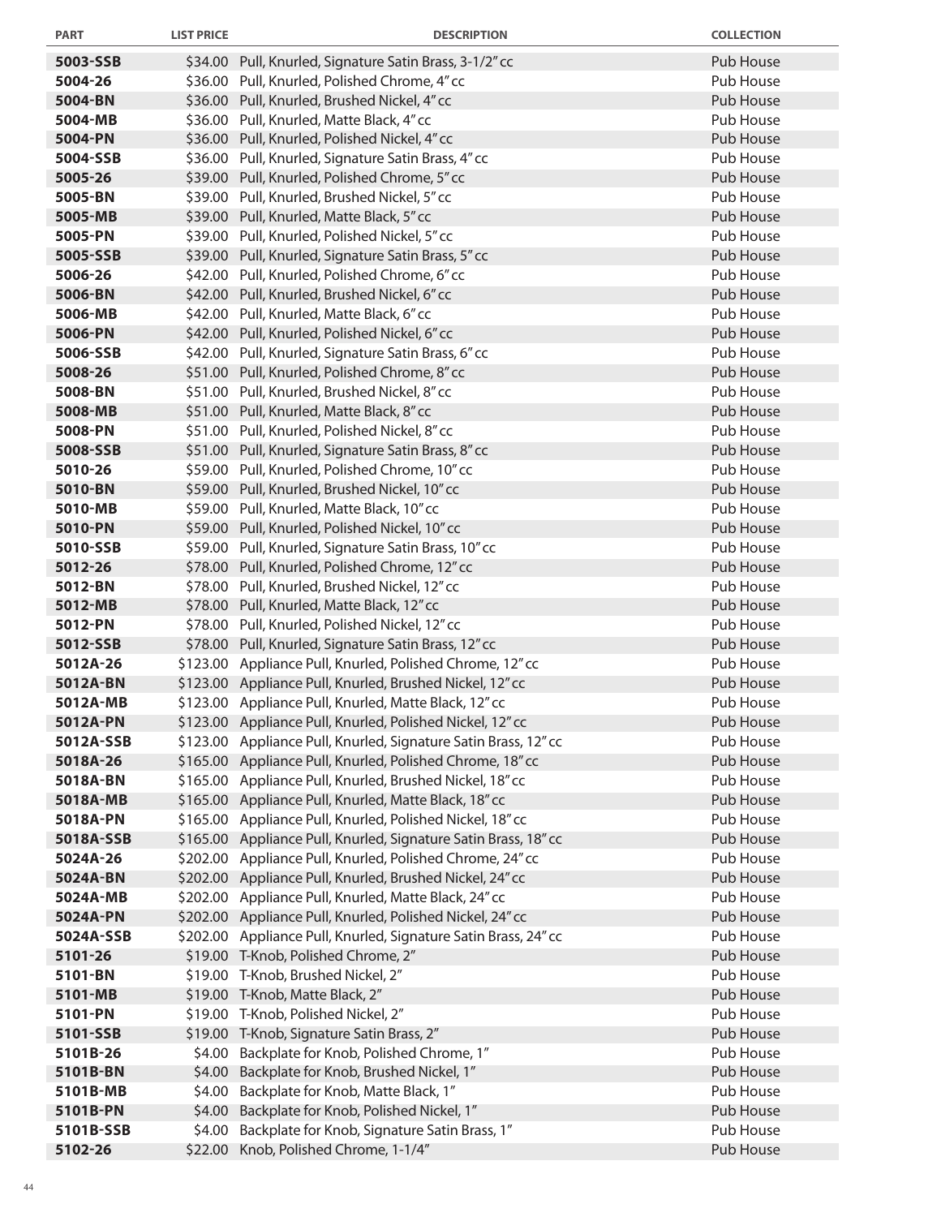| PART | LIST PRICE | DESCRIPTION | COLLECTION |
|---|---|---|---|
| 5003-SSB | $34.00 | Pull, Knurled, Signature Satin Brass, 3-1/2" cc | Pub House |
| 5004-26 | $36.00 | Pull, Knurled, Polished Chrome, 4" cc | Pub House |
| 5004-BN | $36.00 | Pull, Knurled, Brushed Nickel, 4" cc | Pub House |
| 5004-MB | $36.00 | Pull, Knurled, Matte Black, 4" cc | Pub House |
| 5004-PN | $36.00 | Pull, Knurled, Polished Nickel, 4" cc | Pub House |
| 5004-SSB | $36.00 | Pull, Knurled, Signature Satin Brass, 4" cc | Pub House |
| 5005-26 | $39.00 | Pull, Knurled, Polished Chrome, 5" cc | Pub House |
| 5005-BN | $39.00 | Pull, Knurled, Brushed Nickel, 5" cc | Pub House |
| 5005-MB | $39.00 | Pull, Knurled, Matte Black, 5" cc | Pub House |
| 5005-PN | $39.00 | Pull, Knurled, Polished Nickel, 5" cc | Pub House |
| 5005-SSB | $39.00 | Pull, Knurled, Signature Satin Brass, 5" cc | Pub House |
| 5006-26 | $42.00 | Pull, Knurled, Polished Chrome, 6" cc | Pub House |
| 5006-BN | $42.00 | Pull, Knurled, Brushed Nickel, 6" cc | Pub House |
| 5006-MB | $42.00 | Pull, Knurled, Matte Black, 6" cc | Pub House |
| 5006-PN | $42.00 | Pull, Knurled, Polished Nickel, 6" cc | Pub House |
| 5006-SSB | $42.00 | Pull, Knurled, Signature Satin Brass, 6" cc | Pub House |
| 5008-26 | $51.00 | Pull, Knurled, Polished Chrome, 8" cc | Pub House |
| 5008-BN | $51.00 | Pull, Knurled, Brushed Nickel, 8" cc | Pub House |
| 5008-MB | $51.00 | Pull, Knurled, Matte Black, 8" cc | Pub House |
| 5008-PN | $51.00 | Pull, Knurled, Polished Nickel, 8" cc | Pub House |
| 5008-SSB | $51.00 | Pull, Knurled, Signature Satin Brass, 8" cc | Pub House |
| 5010-26 | $59.00 | Pull, Knurled, Polished Chrome, 10" cc | Pub House |
| 5010-BN | $59.00 | Pull, Knurled, Brushed Nickel, 10" cc | Pub House |
| 5010-MB | $59.00 | Pull, Knurled, Matte Black, 10" cc | Pub House |
| 5010-PN | $59.00 | Pull, Knurled, Polished Nickel, 10" cc | Pub House |
| 5010-SSB | $59.00 | Pull, Knurled, Signature Satin Brass, 10" cc | Pub House |
| 5012-26 | $78.00 | Pull, Knurled, Polished Chrome, 12" cc | Pub House |
| 5012-BN | $78.00 | Pull, Knurled, Brushed Nickel, 12" cc | Pub House |
| 5012-MB | $78.00 | Pull, Knurled, Matte Black, 12" cc | Pub House |
| 5012-PN | $78.00 | Pull, Knurled, Polished Nickel, 12" cc | Pub House |
| 5012-SSB | $78.00 | Pull, Knurled, Signature Satin Brass, 12" cc | Pub House |
| 5012A-26 | $123.00 | Appliance Pull, Knurled, Polished Chrome, 12" cc | Pub House |
| 5012A-BN | $123.00 | Appliance Pull, Knurled, Brushed Nickel, 12" cc | Pub House |
| 5012A-MB | $123.00 | Appliance Pull, Knurled, Matte Black, 12" cc | Pub House |
| 5012A-PN | $123.00 | Appliance Pull, Knurled, Polished Nickel, 12" cc | Pub House |
| 5012A-SSB | $123.00 | Appliance Pull, Knurled, Signature Satin Brass, 12" cc | Pub House |
| 5018A-26 | $165.00 | Appliance Pull, Knurled, Polished Chrome, 18" cc | Pub House |
| 5018A-BN | $165.00 | Appliance Pull, Knurled, Brushed Nickel, 18" cc | Pub House |
| 5018A-MB | $165.00 | Appliance Pull, Knurled, Matte Black, 18" cc | Pub House |
| 5018A-PN | $165.00 | Appliance Pull, Knurled, Polished Nickel, 18" cc | Pub House |
| 5018A-SSB | $165.00 | Appliance Pull, Knurled, Signature Satin Brass, 18" cc | Pub House |
| 5024A-26 | $202.00 | Appliance Pull, Knurled, Polished Chrome, 24" cc | Pub House |
| 5024A-BN | $202.00 | Appliance Pull, Knurled, Brushed Nickel, 24" cc | Pub House |
| 5024A-MB | $202.00 | Appliance Pull, Knurled, Matte Black, 24" cc | Pub House |
| 5024A-PN | $202.00 | Appliance Pull, Knurled, Polished Nickel, 24" cc | Pub House |
| 5024A-SSB | $202.00 | Appliance Pull, Knurled, Signature Satin Brass, 24" cc | Pub House |
| 5101-26 | $19.00 | T-Knob, Polished Chrome, 2" | Pub House |
| 5101-BN | $19.00 | T-Knob, Brushed Nickel, 2" | Pub House |
| 5101-MB | $19.00 | T-Knob, Matte Black, 2" | Pub House |
| 5101-PN | $19.00 | T-Knob, Polished Nickel, 2" | Pub House |
| 5101-SSB | $19.00 | T-Knob, Signature Satin Brass, 2" | Pub House |
| 5101B-26 | $4.00 | Backplate for Knob, Polished Chrome, 1" | Pub House |
| 5101B-BN | $4.00 | Backplate for Knob, Brushed Nickel, 1" | Pub House |
| 5101B-MB | $4.00 | Backplate for Knob, Matte Black, 1" | Pub House |
| 5101B-PN | $4.00 | Backplate for Knob, Polished Nickel, 1" | Pub House |
| 5101B-SSB | $4.00 | Backplate for Knob, Signature Satin Brass, 1" | Pub House |
| 5102-26 | $22.00 | Knob, Polished Chrome, 1-1/4" | Pub House |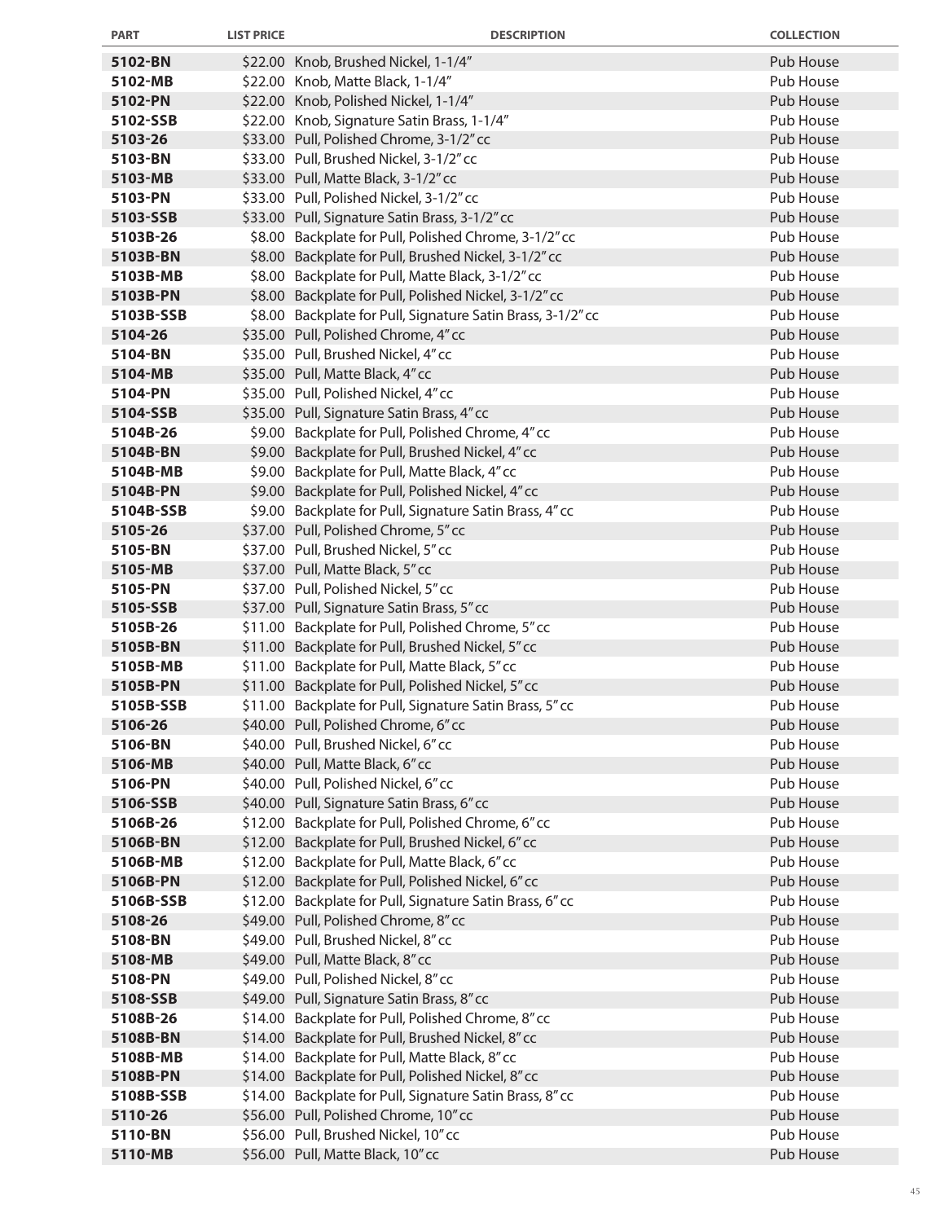| PART | LIST PRICE | DESCRIPTION | COLLECTION |
|---|---|---|---|
| **5102-BN** | $22.00 | Knob, Brushed Nickel, 1-1/4" | Pub House |
| **5102-MB** | $22.00 | Knob, Matte Black, 1-1/4" | Pub House |
| **5102-PN** | $22.00 | Knob, Polished Nickel, 1-1/4" | Pub House |
| **5102-SSB** | $22.00 | Knob, Signature Satin Brass, 1-1/4" | Pub House |
| **5103-26** | $33.00 | Pull, Polished Chrome, 3-1/2" cc | Pub House |
| **5103-BN** | $33.00 | Pull, Brushed Nickel, 3-1/2" cc | Pub House |
| **5103-MB** | $33.00 | Pull, Matte Black, 3-1/2" cc | Pub House |
| **5103-PN** | $33.00 | Pull, Polished Nickel, 3-1/2" cc | Pub House |
| **5103-SSB** | $33.00 | Pull, Signature Satin Brass, 3-1/2" cc | Pub House |
| **5103B-26** | $8.00 | Backplate for Pull, Polished Chrome, 3-1/2" cc | Pub House |
| **5103B-BN** | $8.00 | Backplate for Pull, Brushed Nickel, 3-1/2" cc | Pub House |
| **5103B-MB** | $8.00 | Backplate for Pull, Matte Black, 3-1/2" cc | Pub House |
| **5103B-PN** | $8.00 | Backplate for Pull, Polished Nickel, 3-1/2" cc | Pub House |
| **5103B-SSB** | $8.00 | Backplate for Pull, Signature Satin Brass, 3-1/2" cc | Pub House |
| **5104-26** | $35.00 | Pull, Polished Chrome, 4" cc | Pub House |
| **5104-BN** | $35.00 | Pull, Brushed Nickel, 4" cc | Pub House |
| **5104-MB** | $35.00 | Pull, Matte Black, 4" cc | Pub House |
| **5104-PN** | $35.00 | Pull, Polished Nickel, 4" cc | Pub House |
| **5104-SSB** | $35.00 | Pull, Signature Satin Brass, 4" cc | Pub House |
| **5104B-26** | $9.00 | Backplate for Pull, Polished Chrome, 4" cc | Pub House |
| **5104B-BN** | $9.00 | Backplate for Pull, Brushed Nickel, 4" cc | Pub House |
| **5104B-MB** | $9.00 | Backplate for Pull, Matte Black, 4" cc | Pub House |
| **5104B-PN** | $9.00 | Backplate for Pull, Polished Nickel, 4" cc | Pub House |
| **5104B-SSB** | $9.00 | Backplate for Pull, Signature Satin Brass, 4" cc | Pub House |
| **5105-26** | $37.00 | Pull, Polished Chrome, 5" cc | Pub House |
| **5105-BN** | $37.00 | Pull, Brushed Nickel, 5" cc | Pub House |
| **5105-MB** | $37.00 | Pull, Matte Black, 5" cc | Pub House |
| **5105-PN** | $37.00 | Pull, Polished Nickel, 5" cc | Pub House |
| **5105-SSB** | $37.00 | Pull, Signature Satin Brass, 5" cc | Pub House |
| **5105B-26** | $11.00 | Backplate for Pull, Polished Chrome, 5" cc | Pub House |
| **5105B-BN** | $11.00 | Backplate for Pull, Brushed Nickel, 5" cc | Pub House |
| **5105B-MB** | $11.00 | Backplate for Pull, Matte Black, 5" cc | Pub House |
| **5105B-PN** | $11.00 | Backplate for Pull, Polished Nickel, 5" cc | Pub House |
| **5105B-SSB** | $11.00 | Backplate for Pull, Signature Satin Brass, 5" cc | Pub House |
| **5106-26** | $40.00 | Pull, Polished Chrome, 6" cc | Pub House |
| **5106-BN** | $40.00 | Pull, Brushed Nickel, 6" cc | Pub House |
| **5106-MB** | $40.00 | Pull, Matte Black, 6" cc | Pub House |
| **5106-PN** | $40.00 | Pull, Polished Nickel, 6" cc | Pub House |
| **5106-SSB** | $40.00 | Pull, Signature Satin Brass, 6" cc | Pub House |
| **5106B-26** | $12.00 | Backplate for Pull, Polished Chrome, 6" cc | Pub House |
| **5106B-BN** | $12.00 | Backplate for Pull, Brushed Nickel, 6" cc | Pub House |
| **5106B-MB** | $12.00 | Backplate for Pull, Matte Black, 6" cc | Pub House |
| **5106B-PN** | $12.00 | Backplate for Pull, Polished Nickel, 6" cc | Pub House |
| **5106B-SSB** | $12.00 | Backplate for Pull, Signature Satin Brass, 6" cc | Pub House |
| **5108-26** | $49.00 | Pull, Polished Chrome, 8" cc | Pub House |
| **5108-BN** | $49.00 | Pull, Brushed Nickel, 8" cc | Pub House |
| **5108-MB** | $49.00 | Pull, Matte Black, 8" cc | Pub House |
| **5108-PN** | $49.00 | Pull, Polished Nickel, 8" cc | Pub House |
| **5108-SSB** | $49.00 | Pull, Signature Satin Brass, 8" cc | Pub House |
| **5108B-26** | $14.00 | Backplate for Pull, Polished Chrome, 8" cc | Pub House |
| **5108B-BN** | $14.00 | Backplate for Pull, Brushed Nickel, 8" cc | Pub House |
| **5108B-MB** | $14.00 | Backplate for Pull, Matte Black, 8" cc | Pub House |
| **5108B-PN** | $14.00 | Backplate for Pull, Polished Nickel, 8" cc | Pub House |
| **5108B-SSB** | $14.00 | Backplate for Pull, Signature Satin Brass, 8" cc | Pub House |
| **5110-26** | $56.00 | Pull, Polished Chrome, 10" cc | Pub House |
| **5110-BN** | $56.00 | Pull, Brushed Nickel, 10" cc | Pub House |
| **5110-MB** | $56.00 | Pull, Matte Black, 10" cc | Pub House |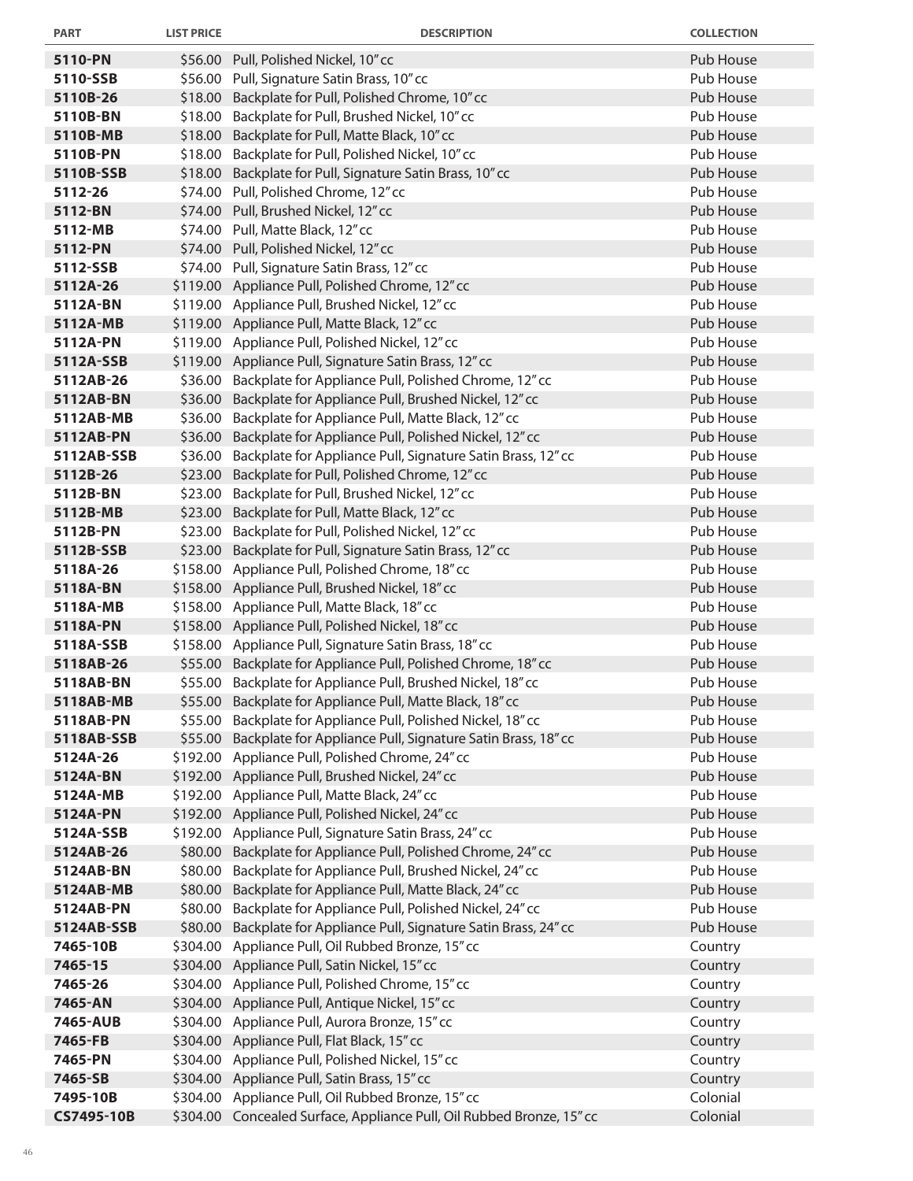| PART | LIST PRICE | DESCRIPTION | COLLECTION |
|---|---|---|---|
| 5110-PN | $56.00 | Pull, Polished Nickel, 10" cc | Pub House |
| 5110-SSB | $56.00 | Pull, Signature Satin Brass, 10" cc | Pub House |
| 5110B-26 | $18.00 | Backplate for Pull, Polished Chrome, 10" cc | Pub House |
| 5110B-BN | $18.00 | Backplate for Pull, Brushed Nickel, 10" cc | Pub House |
| 5110B-MB | $18.00 | Backplate for Pull, Matte Black, 10" cc | Pub House |
| 5110B-PN | $18.00 | Backplate for Pull, Polished Nickel, 10" cc | Pub House |
| 5110B-SSB | $18.00 | Backplate for Pull, Signature Satin Brass, 10" cc | Pub House |
| 5112-26 | $74.00 | Pull, Polished Chrome, 12" cc | Pub House |
| 5112-BN | $74.00 | Pull, Brushed Nickel, 12" cc | Pub House |
| 5112-MB | $74.00 | Pull, Matte Black, 12" cc | Pub House |
| 5112-PN | $74.00 | Pull, Polished Nickel, 12" cc | Pub House |
| 5112-SSB | $74.00 | Pull, Signature Satin Brass, 12" cc | Pub House |
| 5112A-26 | $119.00 | Appliance Pull, Polished Chrome, 12" cc | Pub House |
| 5112A-BN | $119.00 | Appliance Pull, Brushed Nickel, 12" cc | Pub House |
| 5112A-MB | $119.00 | Appliance Pull, Matte Black, 12" cc | Pub House |
| 5112A-PN | $119.00 | Appliance Pull, Polished Nickel, 12" cc | Pub House |
| 5112A-SSB | $119.00 | Appliance Pull, Signature Satin Brass, 12" cc | Pub House |
| 5112AB-26 | $36.00 | Backplate for Appliance Pull, Polished Chrome, 12" cc | Pub House |
| 5112AB-BN | $36.00 | Backplate for Appliance Pull, Brushed Nickel, 12" cc | Pub House |
| 5112AB-MB | $36.00 | Backplate for Appliance Pull, Matte Black, 12" cc | Pub House |
| 5112AB-PN | $36.00 | Backplate for Appliance Pull, Polished Nickel, 12" cc | Pub House |
| 5112AB-SSB | $36.00 | Backplate for Appliance Pull, Signature Satin Brass, 12" cc | Pub House |
| 5112B-26 | $23.00 | Backplate for Pull, Polished Chrome, 12" cc | Pub House |
| 5112B-BN | $23.00 | Backplate for Pull, Brushed Nickel, 12" cc | Pub House |
| 5112B-MB | $23.00 | Backplate for Pull, Matte Black, 12" cc | Pub House |
| 5112B-PN | $23.00 | Backplate for Pull, Polished Nickel, 12" cc | Pub House |
| 5112B-SSB | $23.00 | Backplate for Pull, Signature Satin Brass, 12" cc | Pub House |
| 5118A-26 | $158.00 | Appliance Pull, Polished Chrome, 18" cc | Pub House |
| 5118A-BN | $158.00 | Appliance Pull, Brushed Nickel, 18" cc | Pub House |
| 5118A-MB | $158.00 | Appliance Pull, Matte Black, 18" cc | Pub House |
| 5118A-PN | $158.00 | Appliance Pull, Polished Nickel, 18" cc | Pub House |
| 5118A-SSB | $158.00 | Appliance Pull, Signature Satin Brass, 18" cc | Pub House |
| 5118AB-26 | $55.00 | Backplate for Appliance Pull, Polished Chrome, 18" cc | Pub House |
| 5118AB-BN | $55.00 | Backplate for Appliance Pull, Brushed Nickel, 18" cc | Pub House |
| 5118AB-MB | $55.00 | Backplate for Appliance Pull, Matte Black, 18" cc | Pub House |
| 5118AB-PN | $55.00 | Backplate for Appliance Pull, Polished Nickel, 18" cc | Pub House |
| 5118AB-SSB | $55.00 | Backplate for Appliance Pull, Signature Satin Brass, 18" cc | Pub House |
| 5124A-26 | $192.00 | Appliance Pull, Polished Chrome, 24" cc | Pub House |
| 5124A-BN | $192.00 | Appliance Pull, Brushed Nickel, 24" cc | Pub House |
| 5124A-MB | $192.00 | Appliance Pull, Matte Black, 24" cc | Pub House |
| 5124A-PN | $192.00 | Appliance Pull, Polished Nickel, 24" cc | Pub House |
| 5124A-SSB | $192.00 | Appliance Pull, Signature Satin Brass, 24" cc | Pub House |
| 5124AB-26 | $80.00 | Backplate for Appliance Pull, Polished Chrome, 24" cc | Pub House |
| 5124AB-BN | $80.00 | Backplate for Appliance Pull, Brushed Nickel, 24" cc | Pub House |
| 5124AB-MB | $80.00 | Backplate for Appliance Pull, Matte Black, 24" cc | Pub House |
| 5124AB-PN | $80.00 | Backplate for Appliance Pull, Polished Nickel, 24" cc | Pub House |
| 5124AB-SSB | $80.00 | Backplate for Appliance Pull, Signature Satin Brass, 24" cc | Pub House |
| 7465-10B | $304.00 | Appliance Pull, Oil Rubbed Bronze, 15" cc | Country |
| 7465-15 | $304.00 | Appliance Pull, Satin Nickel, 15" cc | Country |
| 7465-26 | $304.00 | Appliance Pull, Polished Chrome, 15" cc | Country |
| 7465-AN | $304.00 | Appliance Pull, Antique Nickel, 15" cc | Country |
| 7465-AUB | $304.00 | Appliance Pull, Aurora Bronze, 15" cc | Country |
| 7465-FB | $304.00 | Appliance Pull, Flat Black, 15" cc | Country |
| 7465-PN | $304.00 | Appliance Pull, Polished Nickel, 15" cc | Country |
| 7465-SB | $304.00 | Appliance Pull, Satin Brass, 15" cc | Country |
| 7495-10B | $304.00 | Appliance Pull, Oil Rubbed Bronze, 15" cc | Colonial |
| CS7495-10B | $304.00 | Concealed Surface, Appliance Pull, Oil Rubbed Bronze, 15" cc | Colonial |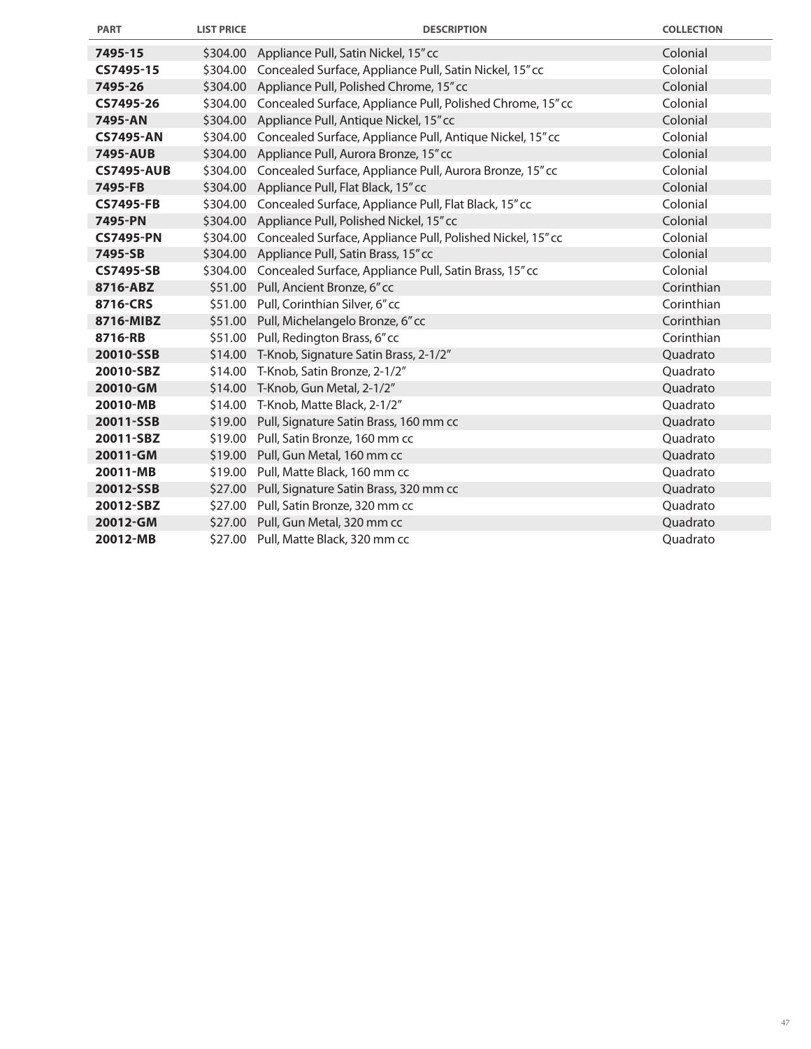| PART | LIST PRICE | DESCRIPTION | COLLECTION |
|---|---|---|---|
| **7495-15** | $304.00 | Appliance Pull, Satin Nickel, 15" cc | Colonial |
| **CS7495-15** | $304.00 | Concealed Surface, Appliance Pull, Satin Nickel, 15" cc | Colonial |
| **7495-26** | $304.00 | Appliance Pull, Polished Chrome, 15" cc | Colonial |
| **CS7495-26** | $304.00 | Concealed Surface, Appliance Pull, Polished Chrome, 15" cc | Colonial |
| **7495-AN** | $304.00 | Appliance Pull, Antique Nickel, 15" cc | Colonial |
| **CS7495-AN** | $304.00 | Concealed Surface, Appliance Pull, Antique Nickel, 15" cc | Colonial |
| **7495-AUB** | $304.00 | Appliance Pull, Aurora Bronze, 15" cc | Colonial |
| **CS7495-AUB** | $304.00 | Concealed Surface, Appliance Pull, Aurora Bronze, 15" cc | Colonial |
| **7495-FB** | $304.00 | Appliance Pull, Flat Black, 15" cc | Colonial |
| **CS7495-FB** | $304.00 | Concealed Surface, Appliance Pull, Flat Black, 15" cc | Colonial |
| **7495-PN** | $304.00 | Appliance Pull, Polished Nickel, 15" cc | Colonial |
| **CS7495-PN** | $304.00 | Concealed Surface, Appliance Pull, Polished Nickel, 15" cc | Colonial |
| **7495-SB** | $304.00 | Appliance Pull, Satin Brass, 15" cc | Colonial |
| **CS7495-SB** | $304.00 | Concealed Surface, Appliance Pull, Satin Brass, 15" cc | Colonial |
| **8716-ABZ** | $51.00 | Pull, Ancient Bronze, 6" cc | Corinthian |
| **8716-CRS** | $51.00 | Pull, Corinthian Silver, 6" cc | Corinthian |
| **8716-MIBZ** | $51.00 | Pull, Michelangelo Bronze, 6" cc | Corinthian |
| **8716-RB** | $51.00 | Pull, Redington Brass, 6" cc | Corinthian |
| **20010-SSB** | $14.00 | T-Knob, Signature Satin Brass, 2-1/2" | Quadrato |
| **20010-SBZ** | $14.00 | T-Knob, Satin Bronze, 2-1/2" | Quadrato |
| **20010-GM** | $14.00 | T-Knob, Gun Metal, 2-1/2" | Quadrato |
| **20010-MB** | $14.00 | T-Knob, Matte Black, 2-1/2" | Quadrato |
| **20011-SSB** | $19.00 | Pull, Signature Satin Brass, 160 mm cc | Quadrato |
| **20011-SBZ** | $19.00 | Pull, Satin Bronze, 160 mm cc | Quadrato |
| **20011-GM** | $19.00 | Pull, Gun Metal, 160 mm cc | Quadrato |
| **20011-MB** | $19.00 | Pull, Matte Black, 160 mm cc | Quadrato |
| **20012-SSB** | $27.00 | Pull, Signature Satin Brass, 320 mm cc | Quadrato |
| **20012-SBZ** | $27.00 | Pull, Satin Bronze, 320 mm cc | Quadrato |
| **20012-GM** | $27.00 | Pull, Gun Metal, 320 mm cc | Quadrato |
| **20012-MB** | $27.00 | Pull, Matte Black, 320 mm cc | Quadrato |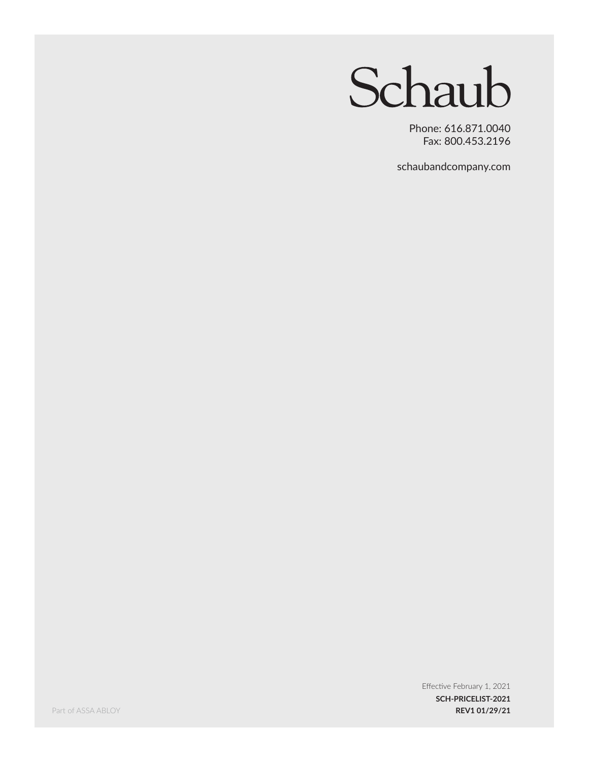# Schaub

Phone: 616.871.0040
Fax: 800.453.2196

schaubandcompany.com

Effective February 1, 2021
**SCH-PRICELIST-2021**
**REV1 01/29/21**

Part of ASSA ABLOY